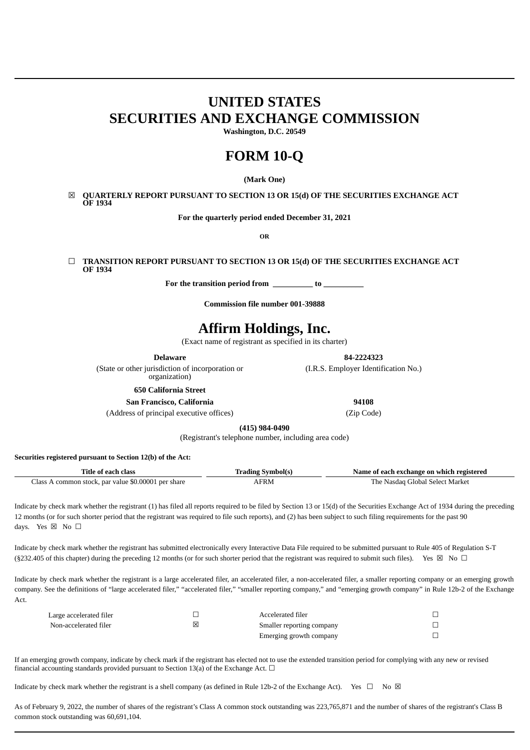# UNITED STATES
# SECURITIES AND EXCHANGE COMMISSION

**Washington, D.C. 20549**

# FORM 10-Q

**(Mark One)**

☒ **QUARTERLY REPORT PURSUANT TO SECTION 13 OR 15(d) OF THE SECURITIES EXCHANGE ACT OF 1934**

**For the quarterly period ended December 31, 2021**

**OR**

☐ **TRANSITION REPORT PURSUANT TO SECTION 13 OR 15(d) OF THE SECURITIES EXCHANGE ACT OF 1934**

**For the transition period from __________ to __________**

**Commission file number 001-39888**

# Affirm Holdings, Inc.

(Exact name of registrant as specified in its charter)

| **Delaware** | **84-2224323** |
|---|---|
| (State or other jurisdiction of incorporation or organization) | (I.R.S. Employer Identification No.) |
| **650 California Street** | |
| **San Francisco, California** | **94108** |
| (Address of principal executive offices) | (Zip Code) |

**(415) 984-0490**

(Registrant's telephone number, including area code)

**Securities registered pursuant to Section 12(b) of the Act:**

| Title of each class | Trading Symbol(s) | Name of each exchange on which registered |
|---|---|---|
| Class A common stock, par value $0.00001 per share | AFRM | The Nasdaq Global Select Market |

Indicate by check mark whether the registrant (1) has filed all reports required to be filed by Section 13 or 15(d) of the Securities Exchange Act of 1934 during the preceding 12 months (or for such shorter period that the registrant was required to file such reports), and (2) has been subject to such filing requirements for the past 90 days. Yes ☒ No ☐

Indicate by check mark whether the registrant has submitted electronically every Interactive Data File required to be submitted pursuant to Rule 405 of Regulation S-T (§232.405 of this chapter) during the preceding 12 months (or for such shorter period that the registrant was required to submit such files). Yes ☒ No ☐

Indicate by check mark whether the registrant is a large accelerated filer, an accelerated filer, a non-accelerated filer, a smaller reporting company or an emerging growth company. See the definitions of "large accelerated filer," "accelerated filer," "smaller reporting company," and "emerging growth company" in Rule 12b-2 of the Exchange Act.

| | | | |
|---|---|---|---|
| Large accelerated filer | ☐ | Accelerated filer | ☐ |
| Non-accelerated filer | ☒ | Smaller reporting company | ☐ |
| | | Emerging growth company | ☐ |

If an emerging growth company, indicate by check mark if the registrant has elected not to use the extended transition period for complying with any new or revised financial accounting standards provided pursuant to Section 13(a) of the Exchange Act. ☐

Indicate by check mark whether the registrant is a shell company (as defined in Rule 12b-2 of the Exchange Act). Yes ☐ No ☒

As of February 9, 2022, the number of shares of the registrant's Class A common stock outstanding was 223,765,871 and the number of shares of the registrant's Class B common stock outstanding was 60,691,104.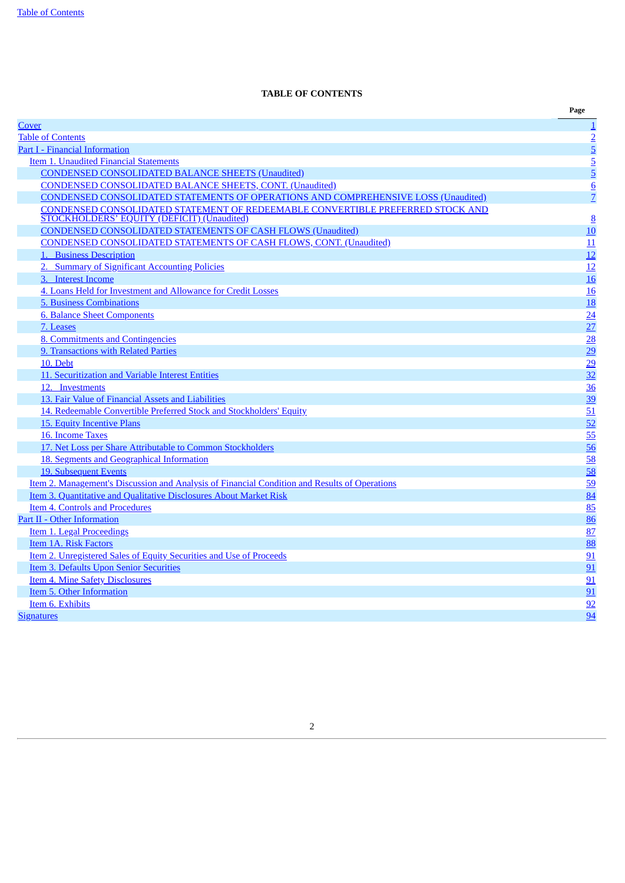Table of Contents

**TABLE OF CONTENTS**

| | Page |
|---|---|
| Cover | 1 |
| Table of Contents | 2 |
| Part I - Financial Information | 5 |
| Item 1. Unaudited Financial Statements | 5 |
| CONDENSED CONSOLIDATED BALANCE SHEETS (Unaudited) | 5 |
| CONDENSED CONSOLIDATED BALANCE SHEETS, CONT. (Unaudited) | 6 |
| CONDENSED CONSOLIDATED STATEMENTS OF OPERATIONS AND COMPREHENSIVE LOSS (Unaudited) | 7 |
| CONDENSED CONSOLIDATED STATEMENT OF REDEEMABLE CONVERTIBLE PREFERRED STOCK AND STOCKHOLDERS' EQUITY (DEFICIT) (Unaudited) | 8 |
| CONDENSED CONSOLIDATED STATEMENTS OF CASH FLOWS (Unaudited) | 10 |
| CONDENSED CONSOLIDATED STATEMENTS OF CASH FLOWS, CONT. (Unaudited) | 11 |
| 1. Business Description | 12 |
| 2. Summary of Significant Accounting Policies | 12 |
| 3. Interest Income | 16 |
| 4. Loans Held for Investment and Allowance for Credit Losses | 16 |
| 5. Business Combinations | 18 |
| 6. Balance Sheet Components | 24 |
| 7. Leases | 27 |
| 8. Commitments and Contingencies | 28 |
| 9. Transactions with Related Parties | 29 |
| 10. Debt | 29 |
| 11. Securitization and Variable Interest Entities | 32 |
| 12. Investments | 36 |
| 13. Fair Value of Financial Assets and Liabilities | 39 |
| 14. Redeemable Convertible Preferred Stock and Stockholders' Equity | 51 |
| 15. Equity Incentive Plans | 52 |
| 16. Income Taxes | 55 |
| 17. Net Loss per Share Attributable to Common Stockholders | 56 |
| 18. Segments and Geographical Information | 58 |
| 19. Subsequent Events | 58 |
| Item 2. Management's Discussion and Analysis of Financial Condition and Results of Operations | 59 |
| Item 3. Quantitative and Qualitative Disclosures About Market Risk | 84 |
| Item 4. Controls and Procedures | 85 |
| Part II - Other Information | 86 |
| Item 1. Legal Proceedings | 87 |
| Item 1A. Risk Factors | 88 |
| Item 2. Unregistered Sales of Equity Securities and Use of Proceeds | 91 |
| Item 3. Defaults Upon Senior Securities | 91 |
| Item 4. Mine Safety Disclosures | 91 |
| Item 5. Other Information | 91 |
| Item 6. Exhibits | 92 |
| Signatures | 94 |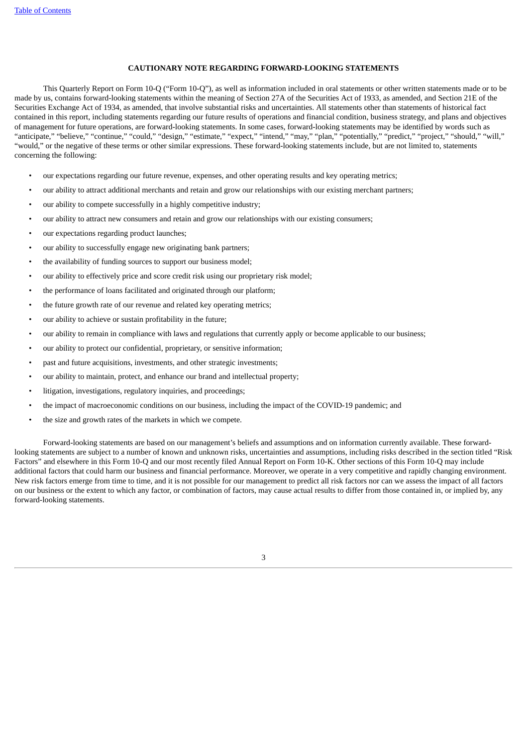## CAUTIONARY NOTE REGARDING FORWARD-LOOKING STATEMENTS

This Quarterly Report on Form 10-Q ("Form 10-Q"), as well as information included in oral statements or other written statements made or to be made by us, contains forward-looking statements within the meaning of Section 27A of the Securities Act of 1933, as amended, and Section 21E of the Securities Exchange Act of 1934, as amended, that involve substantial risks and uncertainties. All statements other than statements of historical fact contained in this report, including statements regarding our future results of operations and financial condition, business strategy, and plans and objectives of management for future operations, are forward-looking statements. In some cases, forward-looking statements may be identified by words such as "anticipate," "believe," "continue," "could," "design," "estimate," "expect," "intend," "may," "plan," "potentially," "predict," "project," "should," "will," "would," or the negative of these terms or other similar expressions. These forward-looking statements include, but are not limited to, statements concerning the following:

- our expectations regarding our future revenue, expenses, and other operating results and key operating metrics;
- our ability to attract additional merchants and retain and grow our relationships with our existing merchant partners;
- our ability to compete successfully in a highly competitive industry;
- our ability to attract new consumers and retain and grow our relationships with our existing consumers;
- our expectations regarding product launches;
- our ability to successfully engage new originating bank partners;
- the availability of funding sources to support our business model;
- our ability to effectively price and score credit risk using our proprietary risk model;
- the performance of loans facilitated and originated through our platform;
- the future growth rate of our revenue and related key operating metrics;
- our ability to achieve or sustain profitability in the future;
- our ability to remain in compliance with laws and regulations that currently apply or become applicable to our business;
- our ability to protect our confidential, proprietary, or sensitive information;
- past and future acquisitions, investments, and other strategic investments;
- our ability to maintain, protect, and enhance our brand and intellectual property;
- litigation, investigations, regulatory inquiries, and proceedings;
- the impact of macroeconomic conditions on our business, including the impact of the COVID-19 pandemic; and
- the size and growth rates of the markets in which we compete.

Forward-looking statements are based on our management's beliefs and assumptions and on information currently available. These forward-looking statements are subject to a number of known and unknown risks, uncertainties and assumptions, including risks described in the section titled "Risk Factors" and elsewhere in this Form 10-Q and our most recently filed Annual Report on Form 10-K. Other sections of this Form 10-Q may include additional factors that could harm our business and financial performance. Moreover, we operate in a very competitive and rapidly changing environment. New risk factors emerge from time to time, and it is not possible for our management to predict all risk factors nor can we assess the impact of all factors on our business or the extent to which any factor, or combination of factors, may cause actual results to differ from those contained in, or implied by, any forward-looking statements.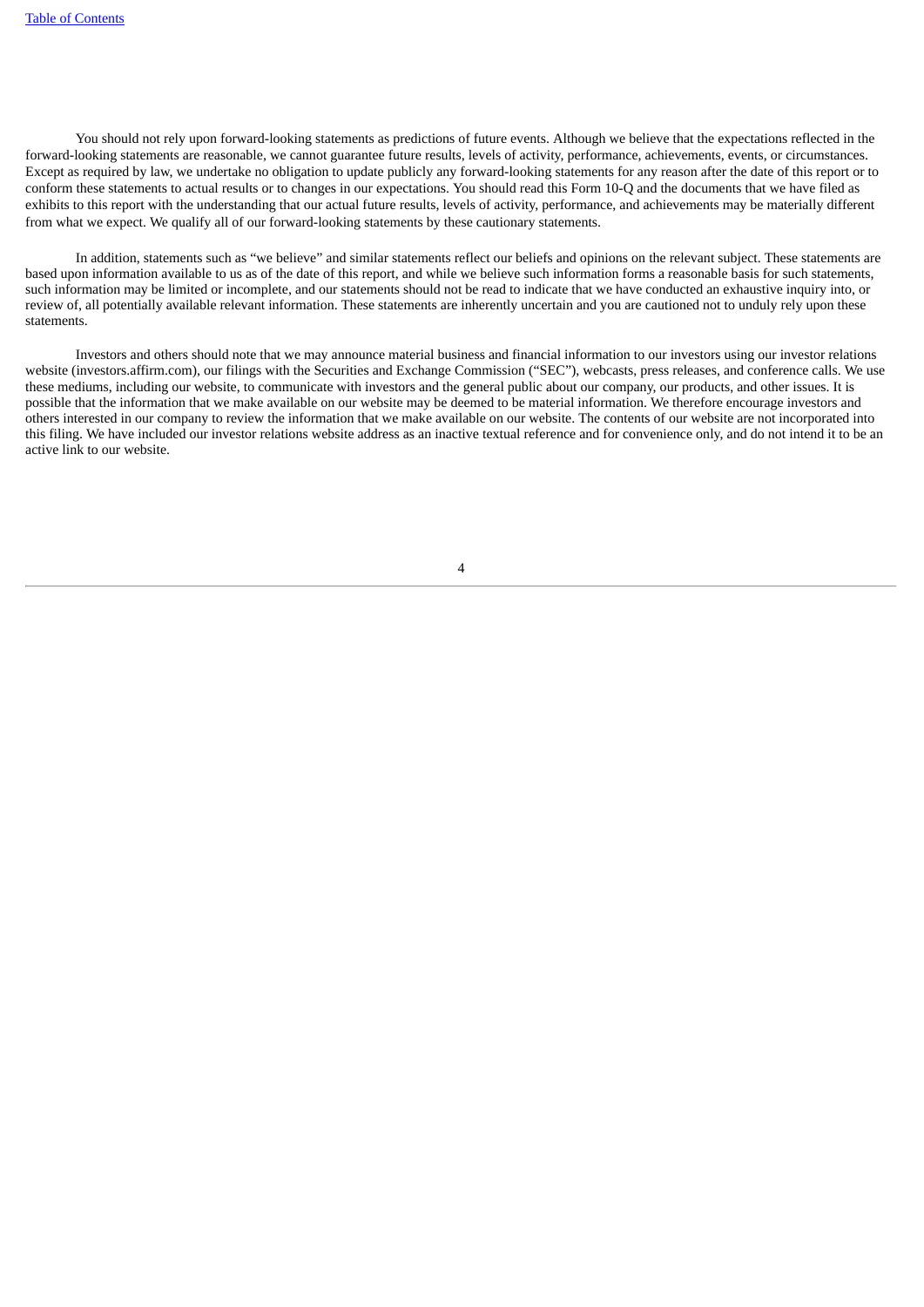You should not rely upon forward-looking statements as predictions of future events. Although we believe that the expectations reflected in the forward-looking statements are reasonable, we cannot guarantee future results, levels of activity, performance, achievements, events, or circumstances. Except as required by law, we undertake no obligation to update publicly any forward-looking statements for any reason after the date of this report or to conform these statements to actual results or to changes in our expectations. You should read this Form 10-Q and the documents that we have filed as exhibits to this report with the understanding that our actual future results, levels of activity, performance, and achievements may be materially different from what we expect. We qualify all of our forward-looking statements by these cautionary statements.

In addition, statements such as "we believe" and similar statements reflect our beliefs and opinions on the relevant subject. These statements are based upon information available to us as of the date of this report, and while we believe such information forms a reasonable basis for such statements, such information may be limited or incomplete, and our statements should not be read to indicate that we have conducted an exhaustive inquiry into, or review of, all potentially available relevant information. These statements are inherently uncertain and you are cautioned not to unduly rely upon these statements.

Investors and others should note that we may announce material business and financial information to our investors using our investor relations website (investors.affirm.com), our filings with the Securities and Exchange Commission ("SEC"), webcasts, press releases, and conference calls. We use these mediums, including our website, to communicate with investors and the general public about our company, our products, and other issues. It is possible that the information that we make available on our website may be deemed to be material information. We therefore encourage investors and others interested in our company to review the information that we make available on our website. The contents of our website are not incorporated into this filing. We have included our investor relations website address as an inactive textual reference and for convenience only, and do not intend it to be an active link to our website.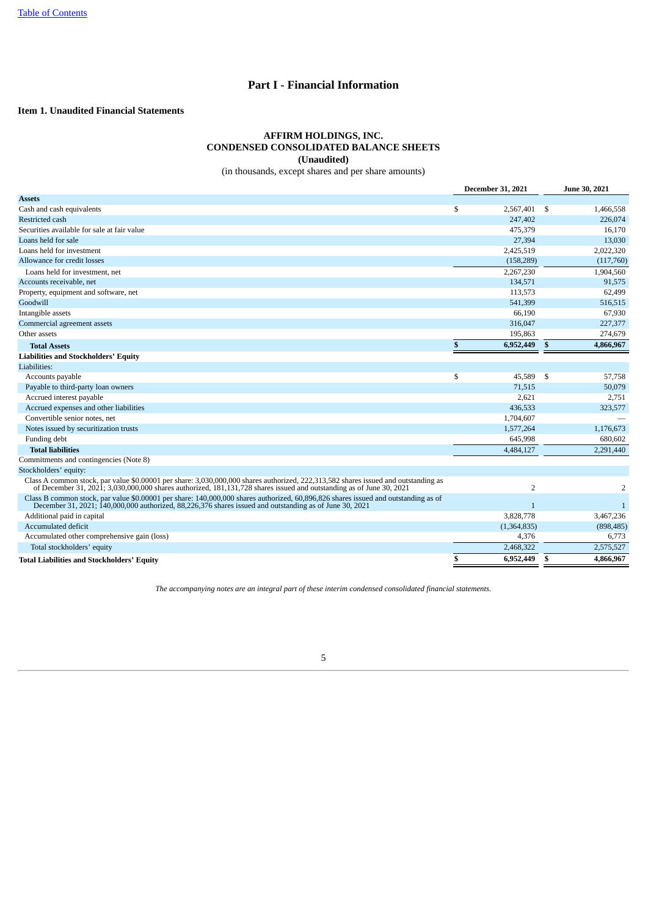# Part I - Financial Information

## Item 1. Unaudited Financial Statements

### AFFIRM HOLDINGS, INC.
### CONDENSED CONSOLIDATED BALANCE SHEETS
### (Unaudited)

(in thousands, except shares and per share amounts)

| | December 31, 2021 | June 30, 2021 |
|---|---|---|
| **Assets** | | |
| Cash and cash equivalents | $ 2,567,401 | $ 1,466,558 |
| Restricted cash | 247,402 | 226,074 |
| Securities available for sale at fair value | 475,379 | 16,170 |
| Loans held for sale | 27,394 | 13,030 |
| Loans held for investment | 2,425,519 | 2,022,320 |
| Allowance for credit losses | (158,289) | (117,760) |
| Loans held for investment, net | 2,267,230 | 1,904,560 |
| Accounts receivable, net | 134,571 | 91,575 |
| Property, equipment and software, net | 113,573 | 62,499 |
| Goodwill | 541,399 | 516,515 |
| Intangible assets | 66,190 | 67,930 |
| Commercial agreement assets | 316,047 | 227,377 |
| Other assets | 195,863 | 274,679 |
| **Total Assets** | **$ 6,952,449** | **$ 4,866,967** |
| **Liabilities and Stockholders' Equity** | | |
| Liabilities: | | |
| Accounts payable | $ 45,589 | $ 57,758 |
| Payable to third-party loan owners | 71,515 | 50,079 |
| Accrued interest payable | 2,621 | 2,751 |
| Accrued expenses and other liabilities | 436,533 | 323,577 |
| Convertible senior notes, net | 1,704,607 | — |
| Notes issued by securitization trusts | 1,577,264 | 1,176,673 |
| Funding debt | 645,998 | 680,602 |
| **Total liabilities** | 4,484,127 | 2,291,440 |
| Commitments and contingencies (Note 8) | | |
| Stockholders' equity: | | |
| Class A common stock, par value $0.00001 per share: 3,030,000,000 shares authorized, 222,313,582 shares issued and outstanding as of December 31, 2021; 3,030,000,000 shares authorized, 181,131,728 shares issued and outstanding as of June 30, 2021 | 2 | 2 |
| Class B common stock, par value $0.00001 per share: 140,000,000 shares authorized, 60,896,826 shares issued and outstanding as of December 31, 2021; 140,000,000 authorized, 88,226,376 shares issued and outstanding as of June 30, 2021 | 1 | 1 |
| Additional paid in capital | 3,828,778 | 3,467,236 |
| Accumulated deficit | (1,364,835) | (898,485) |
| Accumulated other comprehensive gain (loss) | 4,376 | 6,773 |
| Total stockholders' equity | 2,468,322 | 2,575,527 |
| **Total Liabilities and Stockholders' Equity** | **$ 6,952,449** | **$ 4,866,967** |

*The accompanying notes are an integral part of these interim condensed consolidated financial statements.*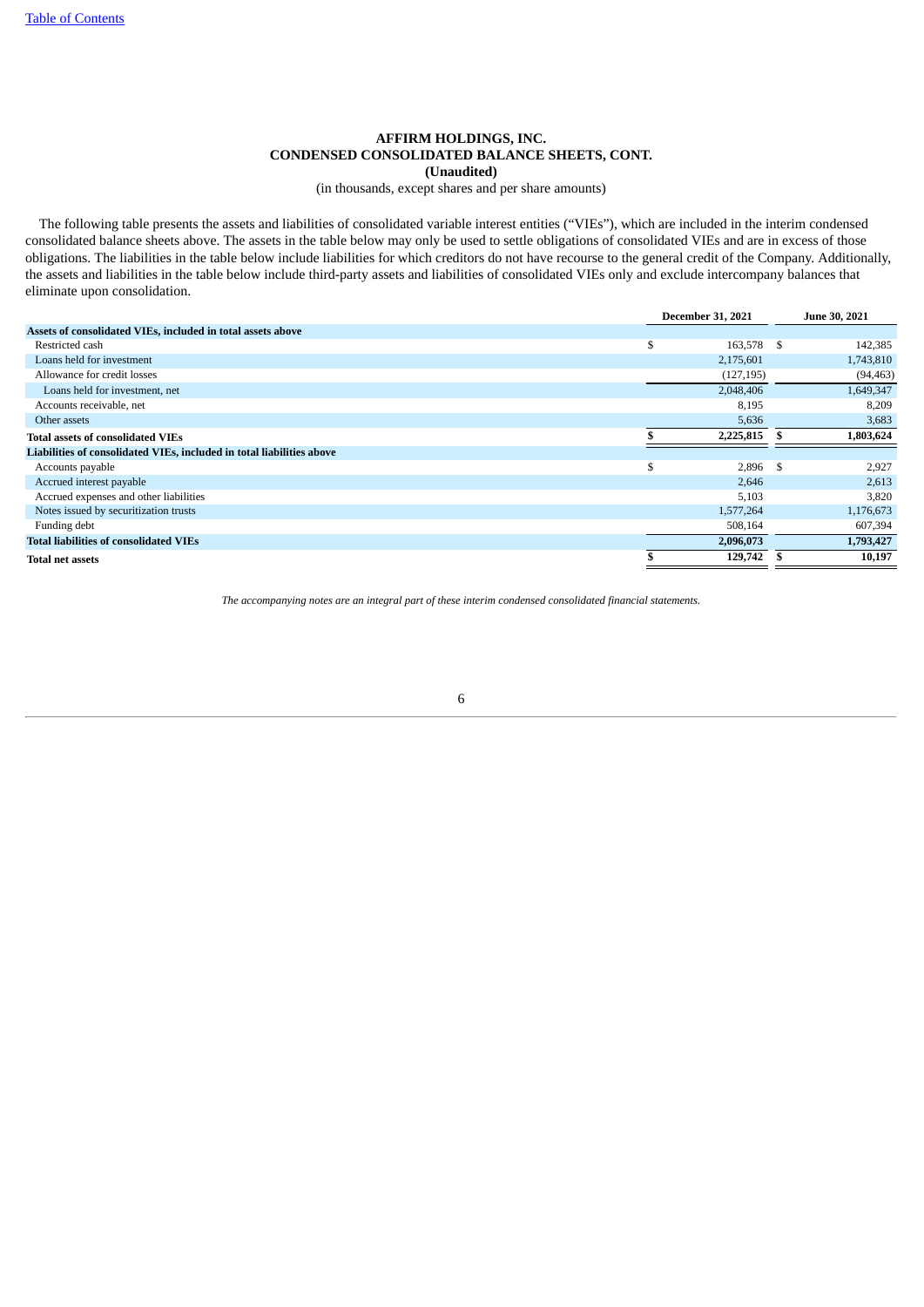**AFFIRM HOLDINGS, INC.**
**CONDENSED CONSOLIDATED BALANCE SHEETS, CONT.**
**(Unaudited)**
(in thousands, except shares and per share amounts)

The following table presents the assets and liabilities of consolidated variable interest entities ("VIEs"), which are included in the interim condensed consolidated balance sheets above. The assets in the table below may only be used to settle obligations of consolidated VIEs and are in excess of those obligations. The liabilities in the table below include liabilities for which creditors do not have recourse to the general credit of the Company. Additionally, the assets and liabilities in the table below include third-party assets and liabilities of consolidated VIEs only and exclude intercompany balances that eliminate upon consolidation.

| | December 31, 2021 | June 30, 2021 |
|---|---|---|
| **Assets of consolidated VIEs, included in total assets above** | | |
| Restricted cash | $ 163,578 | $ 142,385 |
| Loans held for investment | 2,175,601 | 1,743,810 |
| Allowance for credit losses | (127,195) | (94,463) |
| Loans held for investment, net | 2,048,406 | 1,649,347 |
| Accounts receivable, net | 8,195 | 8,209 |
| Other assets | 5,636 | 3,683 |
| **Total assets of consolidated VIEs** | **$ 2,225,815** | **$ 1,803,624** |
| **Liabilities of consolidated VIEs, included in total liabilities above** | | |
| Accounts payable | $ 2,896 | $ 2,927 |
| Accrued interest payable | 2,646 | 2,613 |
| Accrued expenses and other liabilities | 5,103 | 3,820 |
| Notes issued by securitization trusts | 1,577,264 | 1,176,673 |
| Funding debt | 508,164 | 607,394 |
| **Total liabilities of consolidated VIEs** | **2,096,073** | **1,793,427** |
| **Total net assets** | **$ 129,742** | **$ 10,197** |

*The accompanying notes are an integral part of these interim condensed consolidated financial statements.*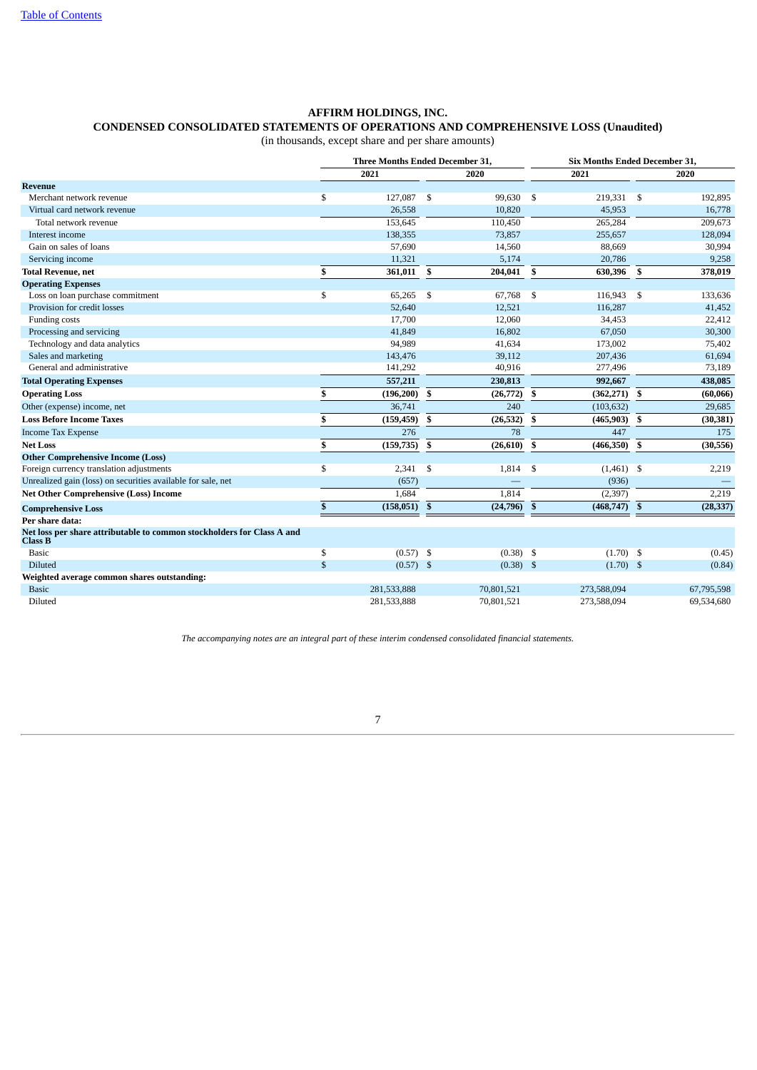# AFFIRM HOLDINGS, INC.
## CONDENSED CONSOLIDATED STATEMENTS OF OPERATIONS AND COMPREHENSIVE LOSS (Unaudited)
(in thousands, except share and per share amounts)

| | Three Months Ended December 31, | | Six Months Ended December 31, | |
|---|---|---|---|---|
| | 2021 | 2020 | 2021 | 2020 |
| **Revenue** | | | | |
| Merchant network revenue | $ 127,087 | $ 99,630 | $ 219,331 | $ 192,895 |
| Virtual card network revenue | 26,558 | 10,820 | 45,953 | 16,778 |
| Total network revenue | 153,645 | 110,450 | 265,284 | 209,673 |
| Interest income | 138,355 | 73,857 | 255,657 | 128,094 |
| Gain on sales of loans | 57,690 | 14,560 | 88,669 | 30,994 |
| Servicing income | 11,321 | 5,174 | 20,786 | 9,258 |
| **Total Revenue, net** | **$ 361,011** | **$ 204,041** | **$ 630,396** | **$ 378,019** |
| **Operating Expenses** | | | | |
| Loss on loan purchase commitment | $ 65,265 | $ 67,768 | $ 116,943 | $ 133,636 |
| Provision for credit losses | 52,640 | 12,521 | 116,287 | 41,452 |
| Funding costs | 17,700 | 12,060 | 34,453 | 22,412 |
| Processing and servicing | 41,849 | 16,802 | 67,050 | 30,300 |
| Technology and data analytics | 94,989 | 41,634 | 173,002 | 75,402 |
| Sales and marketing | 143,476 | 39,112 | 207,436 | 61,694 |
| General and administrative | 141,292 | 40,916 | 277,496 | 73,189 |
| **Total Operating Expenses** | **557,211** | **230,813** | **992,667** | **438,085** |
| **Operating Loss** | **$ (196,200)** | **$ (26,772)** | **$ (362,271)** | **$ (60,066)** |
| Other (expense) income, net | 36,741 | 240 | (103,632) | 29,685 |
| **Loss Before Income Taxes** | **$ (159,459)** | **$ (26,532)** | **$ (465,903)** | **$ (30,381)** |
| Income Tax Expense | 276 | 78 | 447 | 175 |
| **Net Loss** | **$ (159,735)** | **$ (26,610)** | **$ (466,350)** | **$ (30,556)** |
| **Other Comprehensive Income (Loss)** | | | | |
| Foreign currency translation adjustments | $ 2,341 | $ 1,814 | $ (1,461) | $ 2,219 |
| Unrealized gain (loss) on securities available for sale, net | (657) | — | (936) | — |
| **Net Other Comprehensive (Loss) Income** | 1,684 | 1,814 | (2,397) | 2,219 |
| **Comprehensive Loss** | **$ (158,051)** | **$ (24,796)** | **$ (468,747)** | **$ (28,337)** |
| **Per share data:** | | | | |
| **Net loss per share attributable to common stockholders for Class A and Class B** | | | | |
| Basic | $ (0.57) | $ (0.38) | $ (1.70) | $ (0.45) |
| Diluted | $ (0.57) | $ (0.38) | $ (1.70) | $ (0.84) |
| **Weighted average common shares outstanding:** | | | | |
| Basic | 281,533,888 | 70,801,521 | 273,588,094 | 67,795,598 |
| Diluted | 281,533,888 | 70,801,521 | 273,588,094 | 69,534,680 |

*The accompanying notes are an integral part of these interim condensed consolidated financial statements.*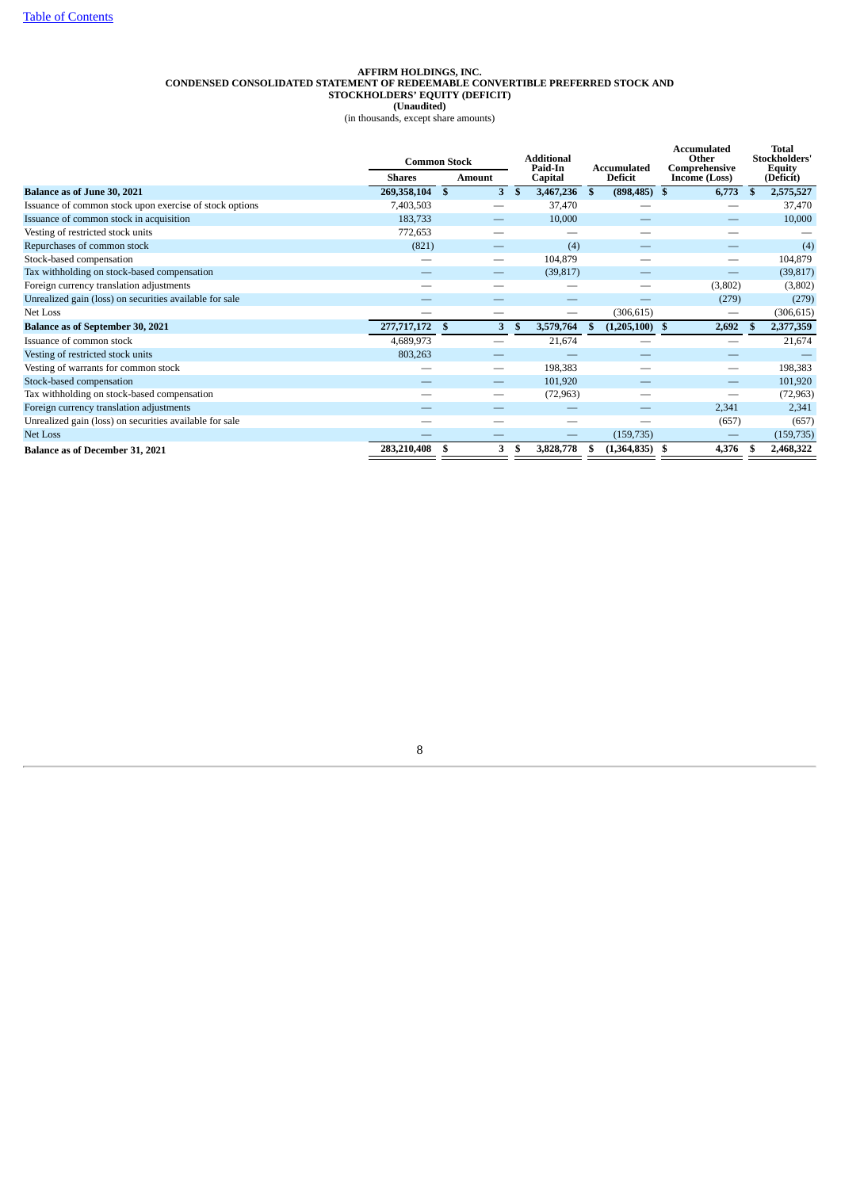**AFFIRM HOLDINGS, INC.**
**CONDENSED CONSOLIDATED STATEMENT OF REDEEMABLE CONVERTIBLE PREFERRED STOCK AND STOCKHOLDERS' EQUITY (DEFICIT)**
**(Unaudited)**
(in thousands, except share amounts)

| | Common Stock | | Additional Paid-In Capital | Accumulated Deficit | Accumulated Other Comprehensive Income (Loss) | Total Stockholders' Equity (Deficit) |
|---|---|---|---|---|---|---|
| | Shares | Amount | | | | |
| **Balance as of June 30, 2021** | **269,358,104** | **$ 3** | **$ 3,467,236** | **$ (898,485)** | **$ 6,773** | **$ 2,575,527** |
| Issuance of common stock upon exercise of stock options | 7,403,503 | — | 37,470 | — | — | 37,470 |
| Issuance of common stock in acquisition | 183,733 | — | 10,000 | — | — | 10,000 |
| Vesting of restricted stock units | 772,653 | — | — | — | — | — |
| Repurchases of common stock | (821) | — | (4) | — | — | (4) |
| Stock-based compensation | — | — | 104,879 | — | — | 104,879 |
| Tax withholding on stock-based compensation | — | — | (39,817) | — | — | (39,817) |
| Foreign currency translation adjustments | — | — | — | — | (3,802) | (3,802) |
| Unrealized gain (loss) on securities available for sale | — | — | — | — | (279) | (279) |
| Net Loss | — | — | — | (306,615) | — | (306,615) |
| **Balance as of September 30, 2021** | **277,717,172** | **$ 3** | **$ 3,579,764** | **$ (1,205,100)** | **$ 2,692** | **$ 2,377,359** |
| Issuance of common stock | 4,689,973 | — | 21,674 | — | — | 21,674 |
| Vesting of restricted stock units | 803,263 | — | — | — | — | — |
| Vesting of warrants for common stock | — | — | 198,383 | — | — | 198,383 |
| Stock-based compensation | — | — | 101,920 | — | — | 101,920 |
| Tax withholding on stock-based compensation | — | — | (72,963) | — | — | (72,963) |
| Foreign currency translation adjustments | — | — | — | — | 2,341 | 2,341 |
| Unrealized gain (loss) on securities available for sale | — | — | — | — | (657) | (657) |
| Net Loss | — | — | — | (159,735) | — | (159,735) |
| **Balance as of December 31, 2021** | **283,210,408** | **$ 3** | **$ 3,828,778** | **$ (1,364,835)** | **$ 4,376** | **$ 2,468,322** |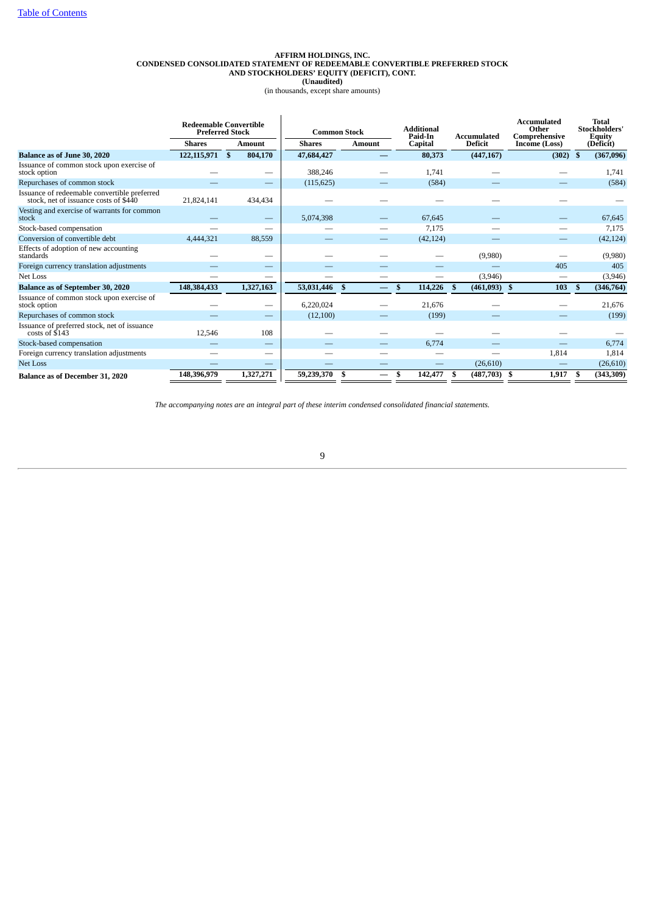**AFFIRM HOLDINGS, INC.**
**CONDENSED CONSOLIDATED STATEMENT OF REDEEMABLE CONVERTIBLE PREFERRED STOCK AND STOCKHOLDERS' EQUITY (DEFICIT), CONT.**
**(Unaudited)**
(in thousands, except share amounts)

| | Redeemable Convertible Preferred Stock | | Common Stock | | Additional Paid-In Capital | Accumulated Deficit | Accumulated Other Comprehensive Income (Loss) | Total Stockholders' Equity (Deficit) |
|---|---|---|---|---|---|---|---|---|
| | Shares | Amount | Shares | Amount | | | | |
| **Balance as of June 30, 2020** | **122,115,971** | **$ 804,170** | **47,684,427** | **—** | **80,373** | **(447,167)** | **(302)** | **$ (367,096)** |
| Issuance of common stock upon exercise of stock option | — | — | 388,246 | — | 1,741 | — | — | 1,741 |
| Repurchases of common stock | — | — | (115,625) | — | (584) | — | — | (584) |
| Issuance of redeemable convertible preferred stock, net of issuance costs of $440 | 21,824,141 | 434,434 | — | — | — | — | — | — |
| Vesting and exercise of warrants for common stock | — | — | 5,074,398 | — | 67,645 | — | — | 67,645 |
| Stock-based compensation | — | — | — | — | 7,175 | — | — | 7,175 |
| Conversion of convertible debt | 4,444,321 | 88,559 | — | — | (42,124) | — | — | (42,124) |
| Effects of adoption of new accounting standards | — | — | — | — | — | (9,980) | — | (9,980) |
| Foreign currency translation adjustments | — | — | — | — | — | — | 405 | 405 |
| Net Loss | — | — | — | — | — | (3,946) | — | (3,946) |
| **Balance as of September 30, 2020** | **148,384,433** | **1,327,163** | **53,031,446** | **$ —** | **$ 114,226** | **$ (461,093)** | **$ 103** | **$ (346,764)** |
| Issuance of common stock upon exercise of stock option | — | — | 6,220,024 | — | 21,676 | — | — | 21,676 |
| Repurchases of common stock | — | — | (12,100) | — | (199) | — | — | (199) |
| Issuance of preferred stock, net of issuance costs of $143 | 12,546 | 108 | — | — | — | — | — | — |
| Stock-based compensation | — | — | — | — | 6,774 | — | — | 6,774 |
| Foreign currency translation adjustments | — | — | — | — | — | — | 1,814 | 1,814 |
| Net Loss | — | — | — | — | — | (26,610) | — | (26,610) |
| **Balance as of December 31, 2020** | **148,396,979** | **1,327,271** | **59,239,370** | **$ —** | **$ 142,477** | **$ (487,703)** | **$ 1,917** | **$ (343,309)** |

*The accompanying notes are an integral part of these interim condensed consolidated financial statements.*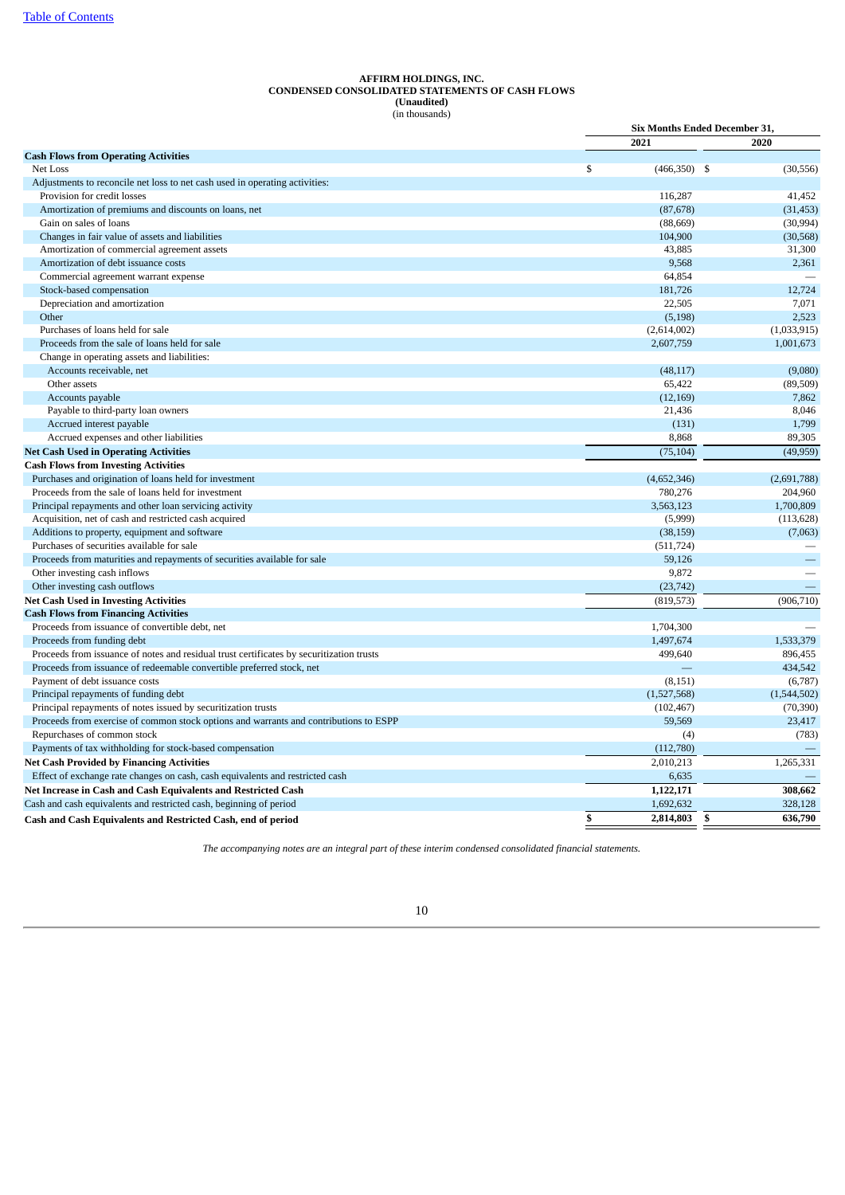Table of Contents

**AFFIRM HOLDINGS, INC.**
**CONDENSED CONSOLIDATED STATEMENTS OF CASH FLOWS**
**(Unaudited)**
(in thousands)

| | Six Months Ended December 31, | |
|---|---|---|
| | 2021 | 2020 |
| **Cash Flows from Operating Activities** | | |
| Net Loss | $ (466,350) | $ (30,556) |
| Adjustments to reconcile net loss to net cash used in operating activities: | | |
| Provision for credit losses | 116,287 | 41,452 |
| Amortization of premiums and discounts on loans, net | (87,678) | (31,453) |
| Gain on sales of loans | (88,669) | (30,994) |
| Changes in fair value of assets and liabilities | 104,900 | (30,568) |
| Amortization of commercial agreement assets | 43,885 | 31,300 |
| Amortization of debt issuance costs | 9,568 | 2,361 |
| Commercial agreement warrant expense | 64,854 | — |
| Stock-based compensation | 181,726 | 12,724 |
| Depreciation and amortization | 22,505 | 7,071 |
| Other | (5,198) | 2,523 |
| Purchases of loans held for sale | (2,614,002) | (1,033,915) |
| Proceeds from the sale of loans held for sale | 2,607,759 | 1,001,673 |
| Change in operating assets and liabilities: | | |
| Accounts receivable, net | (48,117) | (9,080) |
| Other assets | 65,422 | (89,509) |
| Accounts payable | (12,169) | 7,862 |
| Payable to third-party loan owners | 21,436 | 8,046 |
| Accrued interest payable | (131) | 1,799 |
| Accrued expenses and other liabilities | 8,868 | 89,305 |
| **Net Cash Used in Operating Activities** | (75,104) | (49,959) |
| **Cash Flows from Investing Activities** | | |
| Purchases and origination of loans held for investment | (4,652,346) | (2,691,788) |
| Proceeds from the sale of loans held for investment | 780,276 | 204,960 |
| Principal repayments and other loan servicing activity | 3,563,123 | 1,700,809 |
| Acquisition, net of cash and restricted cash acquired | (5,999) | (113,628) |
| Additions to property, equipment and software | (38,159) | (7,063) |
| Purchases of securities available for sale | (511,724) | — |
| Proceeds from maturities and repayments of securities available for sale | 59,126 | — |
| Other investing cash inflows | 9,872 | — |
| Other investing cash outflows | (23,742) | — |
| **Net Cash Used in Investing Activities** | (819,573) | (906,710) |
| **Cash Flows from Financing Activities** | | |
| Proceeds from issuance of convertible debt, net | 1,704,300 | — |
| Proceeds from funding debt | 1,497,674 | 1,533,379 |
| Proceeds from issuance of notes and residual trust certificates by securitization trusts | 499,640 | 896,455 |
| Proceeds from issuance of redeemable convertible preferred stock, net | — | 434,542 |
| Payment of debt issuance costs | (8,151) | (6,787) |
| Principal repayments of funding debt | (1,527,568) | (1,544,502) |
| Principal repayments of notes issued by securitization trusts | (102,467) | (70,390) |
| Proceeds from exercise of common stock options and warrants and contributions to ESPP | 59,569 | 23,417 |
| Repurchases of common stock | (4) | (783) |
| Payments of tax withholding for stock-based compensation | (112,780) | — |
| **Net Cash Provided by Financing Activities** | 2,010,213 | 1,265,331 |
| Effect of exchange rate changes on cash, cash equivalents and restricted cash | 6,635 | — |
| **Net Increase in Cash and Cash Equivalents and Restricted Cash** | **1,122,171** | **308,662** |
| Cash and cash equivalents and restricted cash, beginning of period | 1,692,632 | 328,128 |
| **Cash and Cash Equivalents and Restricted Cash, end of period** | **$ 2,814,803** | **$ 636,790** |

*The accompanying notes are an integral part of these interim condensed consolidated financial statements.*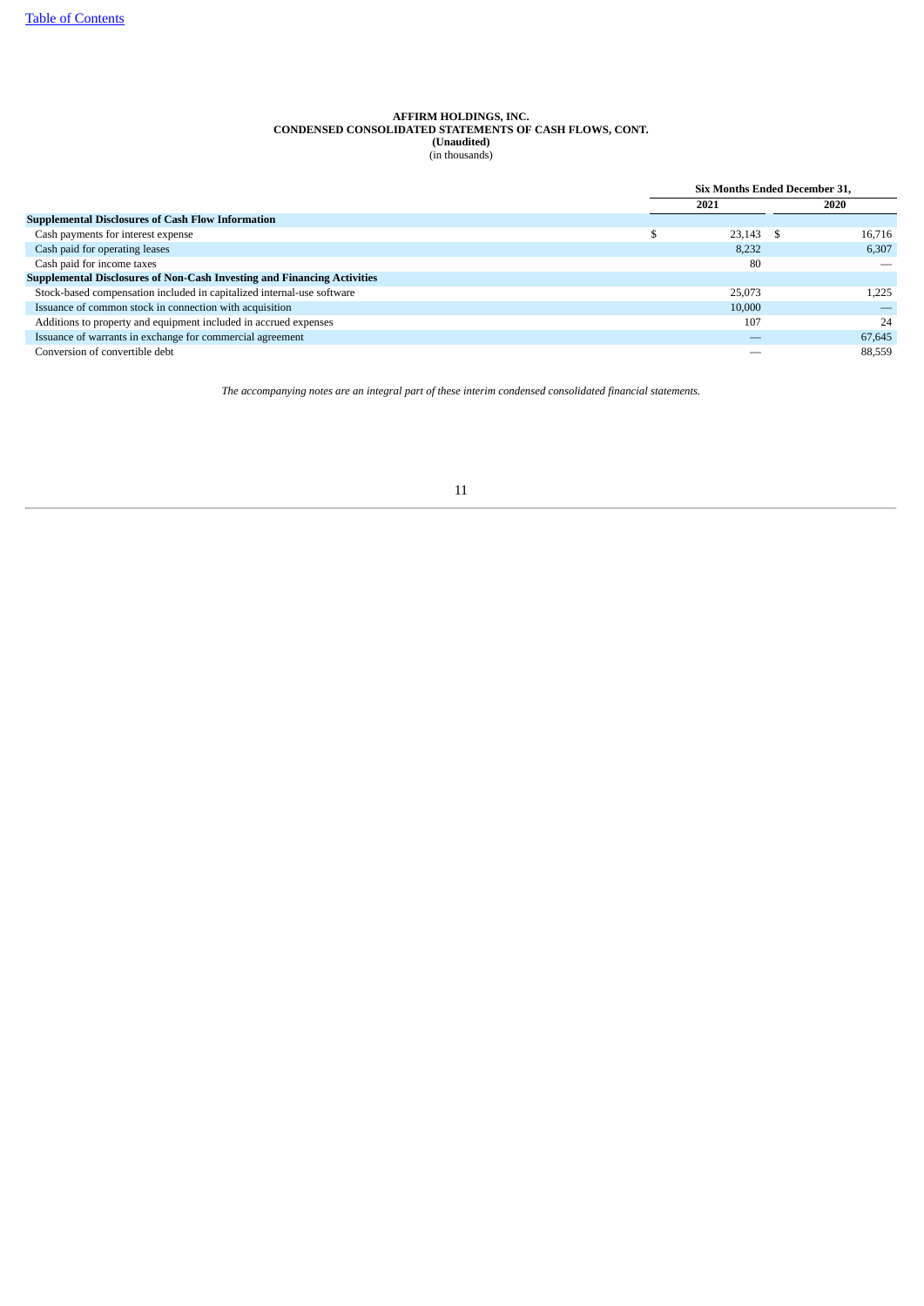**AFFIRM HOLDINGS, INC.**
**CONDENSED CONSOLIDATED STATEMENTS OF CASH FLOWS, CONT.**
**(Unaudited)**
(in thousands)

| | Six Months Ended December 31, | |
|---|---|---|
| | **2021** | **2020** |
| **Supplemental Disclosures of Cash Flow Information** | | |
| Cash payments for interest expense | $ 23,143 | $ 16,716 |
| Cash paid for operating leases | 8,232 | 6,307 |
| Cash paid for income taxes | 80 | — |
| **Supplemental Disclosures of Non-Cash Investing and Financing Activities** | | |
| Stock-based compensation included in capitalized internal-use software | 25,073 | 1,225 |
| Issuance of common stock in connection with acquisition | 10,000 | — |
| Additions to property and equipment included in accrued expenses | 107 | 24 |
| Issuance of warrants in exchange for commercial agreement | — | 67,645 |
| Conversion of convertible debt | — | 88,559 |

*The accompanying notes are an integral part of these interim condensed consolidated financial statements.*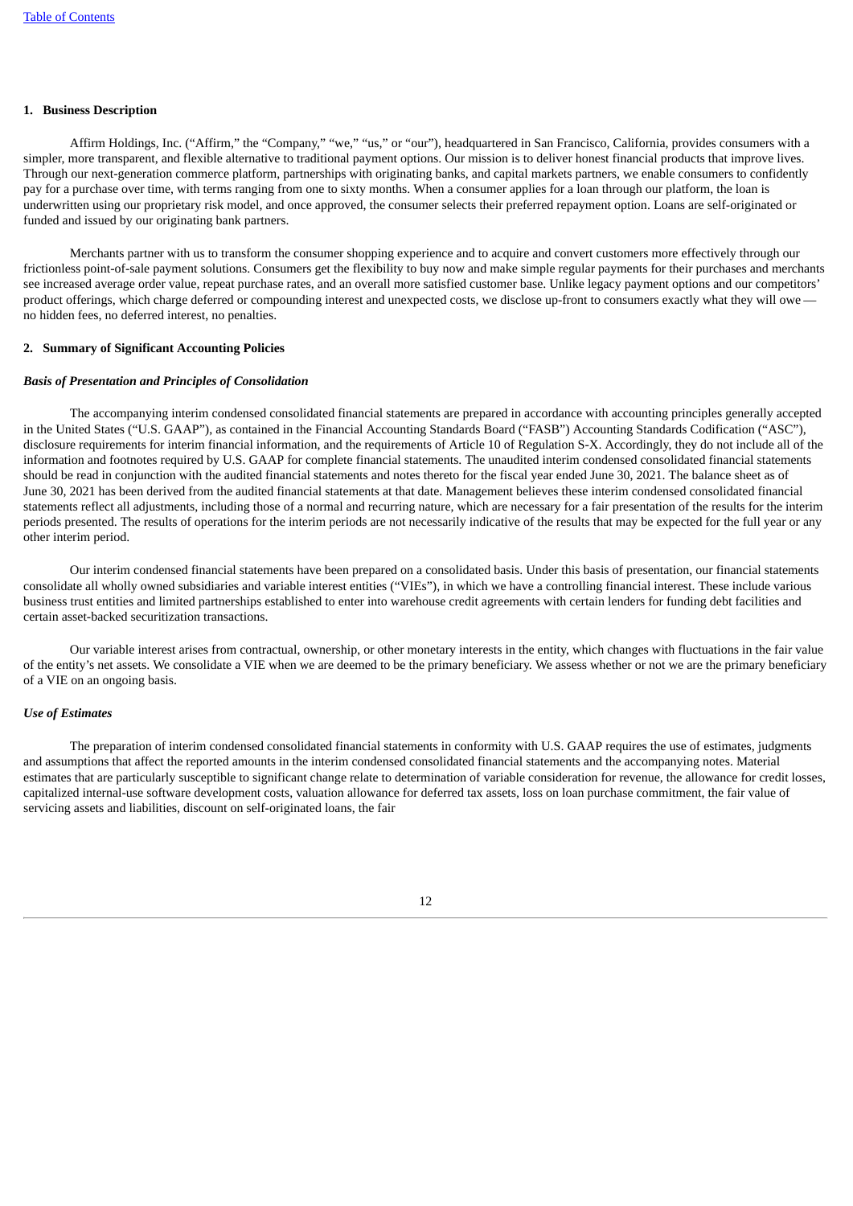## 1. Business Description

Affirm Holdings, Inc. ("Affirm," the "Company," "we," "us," or "our"), headquartered in San Francisco, California, provides consumers with a simpler, more transparent, and flexible alternative to traditional payment options. Our mission is to deliver honest financial products that improve lives. Through our next-generation commerce platform, partnerships with originating banks, and capital markets partners, we enable consumers to confidently pay for a purchase over time, with terms ranging from one to sixty months. When a consumer applies for a loan through our platform, the loan is underwritten using our proprietary risk model, and once approved, the consumer selects their preferred repayment option. Loans are self-originated or funded and issued by our originating bank partners.

Merchants partner with us to transform the consumer shopping experience and to acquire and convert customers more effectively through our frictionless point-of-sale payment solutions. Consumers get the flexibility to buy now and make simple regular payments for their purchases and merchants see increased average order value, repeat purchase rates, and an overall more satisfied customer base. Unlike legacy payment options and our competitors' product offerings, which charge deferred or compounding interest and unexpected costs, we disclose up-front to consumers exactly what they will owe — no hidden fees, no deferred interest, no penalties.

## 2. Summary of Significant Accounting Policies

### *Basis of Presentation and Principles of Consolidation*

The accompanying interim condensed consolidated financial statements are prepared in accordance with accounting principles generally accepted in the United States ("U.S. GAAP"), as contained in the Financial Accounting Standards Board ("FASB") Accounting Standards Codification ("ASC"), disclosure requirements for interim financial information, and the requirements of Article 10 of Regulation S-X. Accordingly, they do not include all of the information and footnotes required by U.S. GAAP for complete financial statements. The unaudited interim condensed consolidated financial statements should be read in conjunction with the audited financial statements and notes thereto for the fiscal year ended June 30, 2021. The balance sheet as of June 30, 2021 has been derived from the audited financial statements at that date. Management believes these interim condensed consolidated financial statements reflect all adjustments, including those of a normal and recurring nature, which are necessary for a fair presentation of the results for the interim periods presented. The results of operations for the interim periods are not necessarily indicative of the results that may be expected for the full year or any other interim period.

Our interim condensed financial statements have been prepared on a consolidated basis. Under this basis of presentation, our financial statements consolidate all wholly owned subsidiaries and variable interest entities ("VIEs"), in which we have a controlling financial interest. These include various business trust entities and limited partnerships established to enter into warehouse credit agreements with certain lenders for funding debt facilities and certain asset-backed securitization transactions.

Our variable interest arises from contractual, ownership, or other monetary interests in the entity, which changes with fluctuations in the fair value of the entity's net assets. We consolidate a VIE when we are deemed to be the primary beneficiary. We assess whether or not we are the primary beneficiary of a VIE on an ongoing basis.

### *Use of Estimates*

The preparation of interim condensed consolidated financial statements in conformity with U.S. GAAP requires the use of estimates, judgments and assumptions that affect the reported amounts in the interim condensed consolidated financial statements and the accompanying notes. Material estimates that are particularly susceptible to significant change relate to determination of variable consideration for revenue, the allowance for credit losses, capitalized internal-use software development costs, valuation allowance for deferred tax assets, loss on loan purchase commitment, the fair value of servicing assets and liabilities, discount on self-originated loans, the fair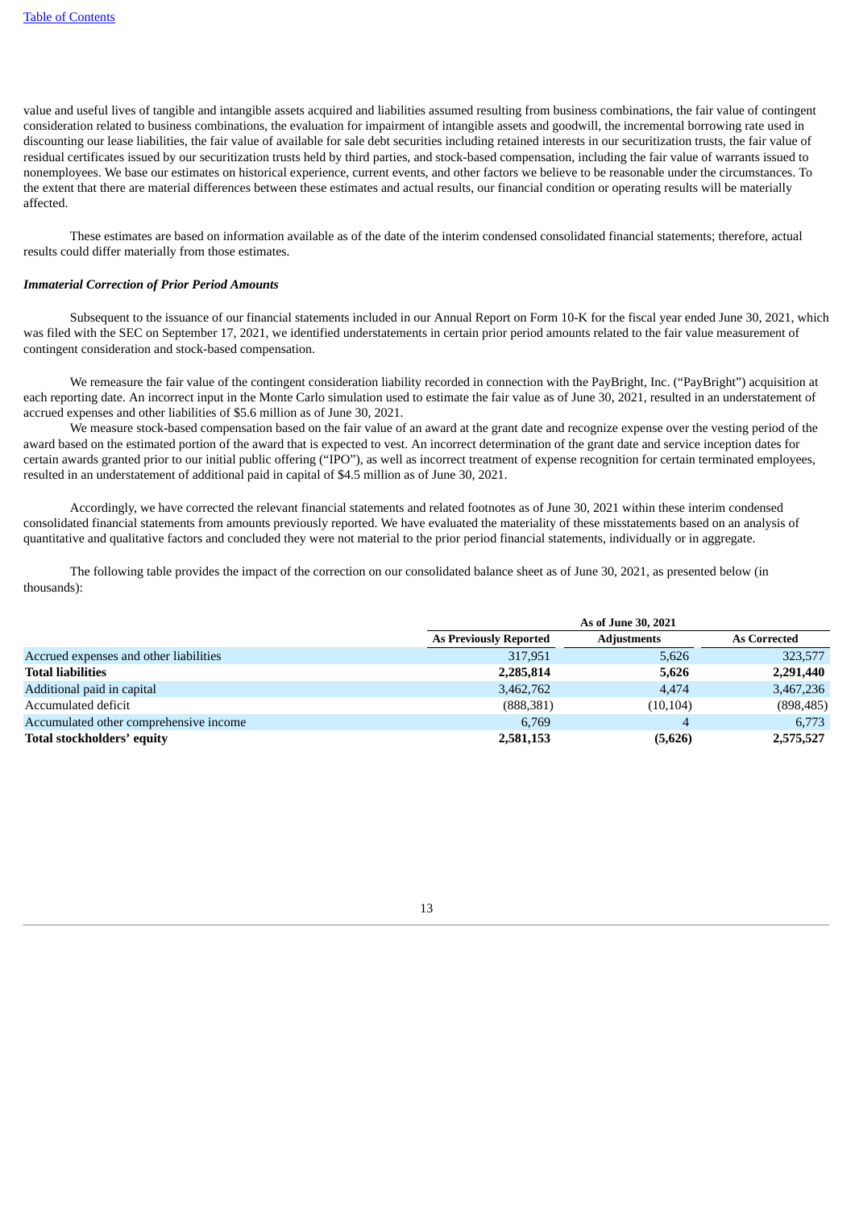value and useful lives of tangible and intangible assets acquired and liabilities assumed resulting from business combinations, the fair value of contingent consideration related to business combinations, the evaluation for impairment of intangible assets and goodwill, the incremental borrowing rate used in discounting our lease liabilities, the fair value of available for sale debt securities including retained interests in our securitization trusts, the fair value of residual certificates issued by our securitization trusts held by third parties, and stock-based compensation, including the fair value of warrants issued to nonemployees. We base our estimates on historical experience, current events, and other factors we believe to be reasonable under the circumstances. To the extent that there are material differences between these estimates and actual results, our financial condition or operating results will be materially affected.

These estimates are based on information available as of the date of the interim condensed consolidated financial statements; therefore, actual results could differ materially from those estimates.

***Immaterial Correction of Prior Period Amounts***

Subsequent to the issuance of our financial statements included in our Annual Report on Form 10-K for the fiscal year ended June 30, 2021, which was filed with the SEC on September 17, 2021, we identified understatements in certain prior period amounts related to the fair value measurement of contingent consideration and stock-based compensation.

We remeasure the fair value of the contingent consideration liability recorded in connection with the PayBright, Inc. ("PayBright") acquisition at each reporting date. An incorrect input in the Monte Carlo simulation used to estimate the fair value as of June 30, 2021, resulted in an understatement of accrued expenses and other liabilities of $5.6 million as of June 30, 2021.

We measure stock-based compensation based on the fair value of an award at the grant date and recognize expense over the vesting period of the award based on the estimated portion of the award that is expected to vest. An incorrect determination of the grant date and service inception dates for certain awards granted prior to our initial public offering ("IPO"), as well as incorrect treatment of expense recognition for certain terminated employees, resulted in an understatement of additional paid in capital of $4.5 million as of June 30, 2021.

Accordingly, we have corrected the relevant financial statements and related footnotes as of June 30, 2021 within these interim condensed consolidated financial statements from amounts previously reported. We have evaluated the materiality of these misstatements based on an analysis of quantitative and qualitative factors and concluded they were not material to the prior period financial statements, individually or in aggregate.

The following table provides the impact of the correction on our consolidated balance sheet as of June 30, 2021, as presented below (in thousands):

| | As of June 30, 2021 | | |
|---|---|---|---|
| | **As Previously Reported** | **Adjustments** | **As Corrected** |
| Accrued expenses and other liabilities | 317,951 | 5,626 | 323,577 |
| **Total liabilities** | **2,285,814** | **5,626** | **2,291,440** |
| Additional paid in capital | 3,462,762 | 4,474 | 3,467,236 |
| Accumulated deficit | (888,381) | (10,104) | (898,485) |
| Accumulated other comprehensive income | 6,769 | 4 | 6,773 |
| **Total stockholders' equity** | **2,581,153** | **(5,626)** | **2,575,527** |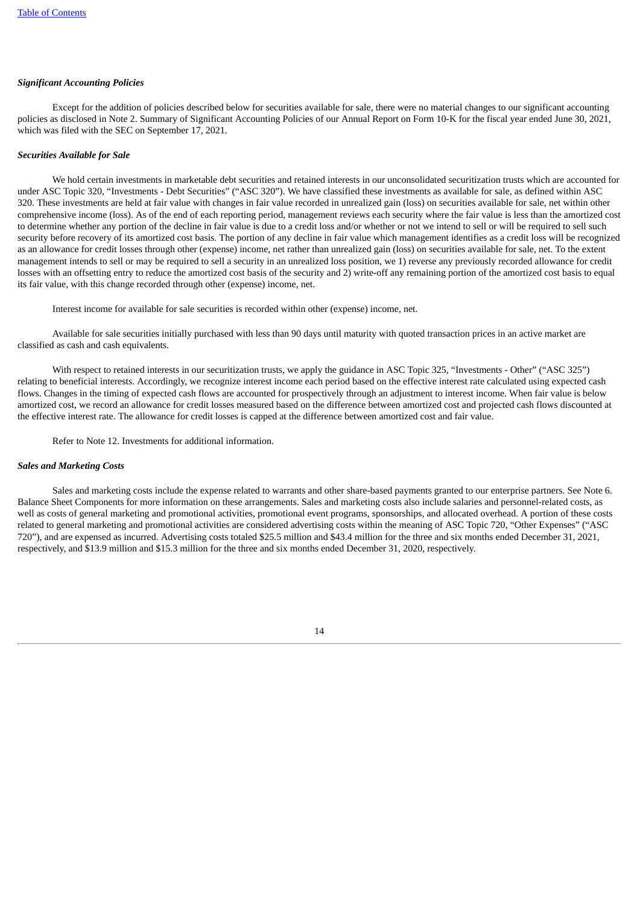***Significant Accounting Policies***

Except for the addition of policies described below for securities available for sale, there were no material changes to our significant accounting policies as disclosed in Note 2. Summary of Significant Accounting Policies of our Annual Report on Form 10-K for the fiscal year ended June 30, 2021, which was filed with the SEC on September 17, 2021.

***Securities Available for Sale***

We hold certain investments in marketable debt securities and retained interests in our unconsolidated securitization trusts which are accounted for under ASC Topic 320, "Investments - Debt Securities" ("ASC 320"). We have classified these investments as available for sale, as defined within ASC 320. These investments are held at fair value with changes in fair value recorded in unrealized gain (loss) on securities available for sale, net within other comprehensive income (loss). As of the end of each reporting period, management reviews each security where the fair value is less than the amortized cost to determine whether any portion of the decline in fair value is due to a credit loss and/or whether or not we intend to sell or will be required to sell such security before recovery of its amortized cost basis. The portion of any decline in fair value which management identifies as a credit loss will be recognized as an allowance for credit losses through other (expense) income, net rather than unrealized gain (loss) on securities available for sale, net. To the extent management intends to sell or may be required to sell a security in an unrealized loss position, we 1) reverse any previously recorded allowance for credit losses with an offsetting entry to reduce the amortized cost basis of the security and 2) write-off any remaining portion of the amortized cost basis to equal its fair value, with this change recorded through other (expense) income, net.

Interest income for available for sale securities is recorded within other (expense) income, net.

Available for sale securities initially purchased with less than 90 days until maturity with quoted transaction prices in an active market are classified as cash and cash equivalents.

With respect to retained interests in our securitization trusts, we apply the guidance in ASC Topic 325, "Investments - Other" ("ASC 325") relating to beneficial interests. Accordingly, we recognize interest income each period based on the effective interest rate calculated using expected cash flows. Changes in the timing of expected cash flows are accounted for prospectively through an adjustment to interest income. When fair value is below amortized cost, we record an allowance for credit losses measured based on the difference between amortized cost and projected cash flows discounted at the effective interest rate. The allowance for credit losses is capped at the difference between amortized cost and fair value.

Refer to Note 12. Investments for additional information.

***Sales and Marketing Costs***

Sales and marketing costs include the expense related to warrants and other share-based payments granted to our enterprise partners. See Note 6. Balance Sheet Components for more information on these arrangements. Sales and marketing costs also include salaries and personnel-related costs, as well as costs of general marketing and promotional activities, promotional event programs, sponsorships, and allocated overhead. A portion of these costs related to general marketing and promotional activities are considered advertising costs within the meaning of ASC Topic 720, "Other Expenses" ("ASC 720"), and are expensed as incurred. Advertising costs totaled $25.5 million and $43.4 million for the three and six months ended December 31, 2021, respectively, and $13.9 million and $15.3 million for the three and six months ended December 31, 2020, respectively.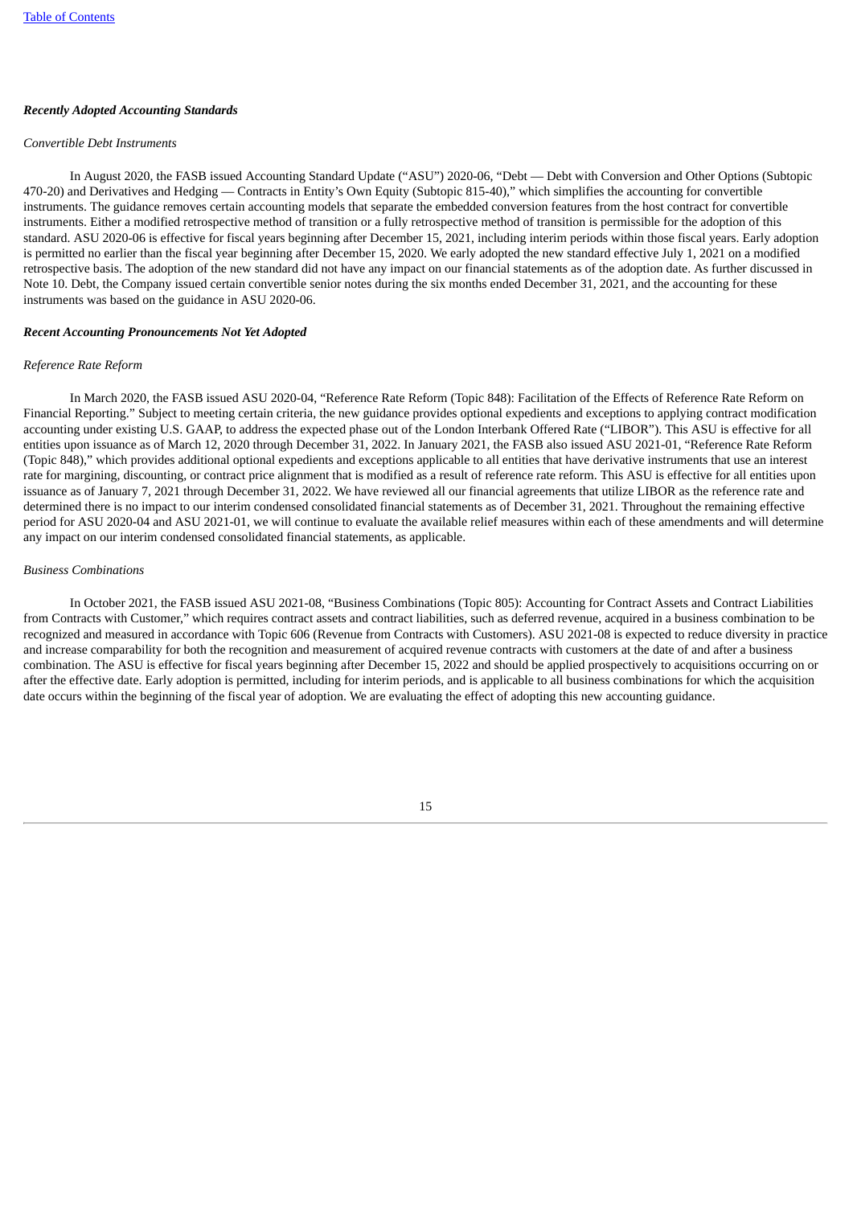### ***Recently Adopted Accounting Standards***

*Convertible Debt Instruments*

In August 2020, the FASB issued Accounting Standard Update ("ASU") 2020-06, "Debt — Debt with Conversion and Other Options (Subtopic 470-20) and Derivatives and Hedging — Contracts in Entity's Own Equity (Subtopic 815-40)," which simplifies the accounting for convertible instruments. The guidance removes certain accounting models that separate the embedded conversion features from the host contract for convertible instruments. Either a modified retrospective method of transition or a fully retrospective method of transition is permissible for the adoption of this standard. ASU 2020-06 is effective for fiscal years beginning after December 15, 2021, including interim periods within those fiscal years. Early adoption is permitted no earlier than the fiscal year beginning after December 15, 2020. We early adopted the new standard effective July 1, 2021 on a modified retrospective basis. The adoption of the new standard did not have any impact on our financial statements as of the adoption date. As further discussed in Note 10. Debt, the Company issued certain convertible senior notes during the six months ended December 31, 2021, and the accounting for these instruments was based on the guidance in ASU 2020-06.

### ***Recent Accounting Pronouncements Not Yet Adopted***

*Reference Rate Reform*

In March 2020, the FASB issued ASU 2020-04, "Reference Rate Reform (Topic 848): Facilitation of the Effects of Reference Rate Reform on Financial Reporting." Subject to meeting certain criteria, the new guidance provides optional expedients and exceptions to applying contract modification accounting under existing U.S. GAAP, to address the expected phase out of the London Interbank Offered Rate ("LIBOR"). This ASU is effective for all entities upon issuance as of March 12, 2020 through December 31, 2022. In January 2021, the FASB also issued ASU 2021-01, "Reference Rate Reform (Topic 848)," which provides additional optional expedients and exceptions applicable to all entities that have derivative instruments that use an interest rate for margining, discounting, or contract price alignment that is modified as a result of reference rate reform. This ASU is effective for all entities upon issuance as of January 7, 2021 through December 31, 2022. We have reviewed all our financial agreements that utilize LIBOR as the reference rate and determined there is no impact to our interim condensed consolidated financial statements as of December 31, 2021. Throughout the remaining effective period for ASU 2020-04 and ASU 2021-01, we will continue to evaluate the available relief measures within each of these amendments and will determine any impact on our interim condensed consolidated financial statements, as applicable.

*Business Combinations*

In October 2021, the FASB issued ASU 2021-08, "Business Combinations (Topic 805): Accounting for Contract Assets and Contract Liabilities from Contracts with Customer," which requires contract assets and contract liabilities, such as deferred revenue, acquired in a business combination to be recognized and measured in accordance with Topic 606 (Revenue from Contracts with Customers). ASU 2021-08 is expected to reduce diversity in practice and increase comparability for both the recognition and measurement of acquired revenue contracts with customers at the date of and after a business combination. The ASU is effective for fiscal years beginning after December 15, 2022 and should be applied prospectively to acquisitions occurring on or after the effective date. Early adoption is permitted, including for interim periods, and is applicable to all business combinations for which the acquisition date occurs within the beginning of the fiscal year of adoption. We are evaluating the effect of adopting this new accounting guidance.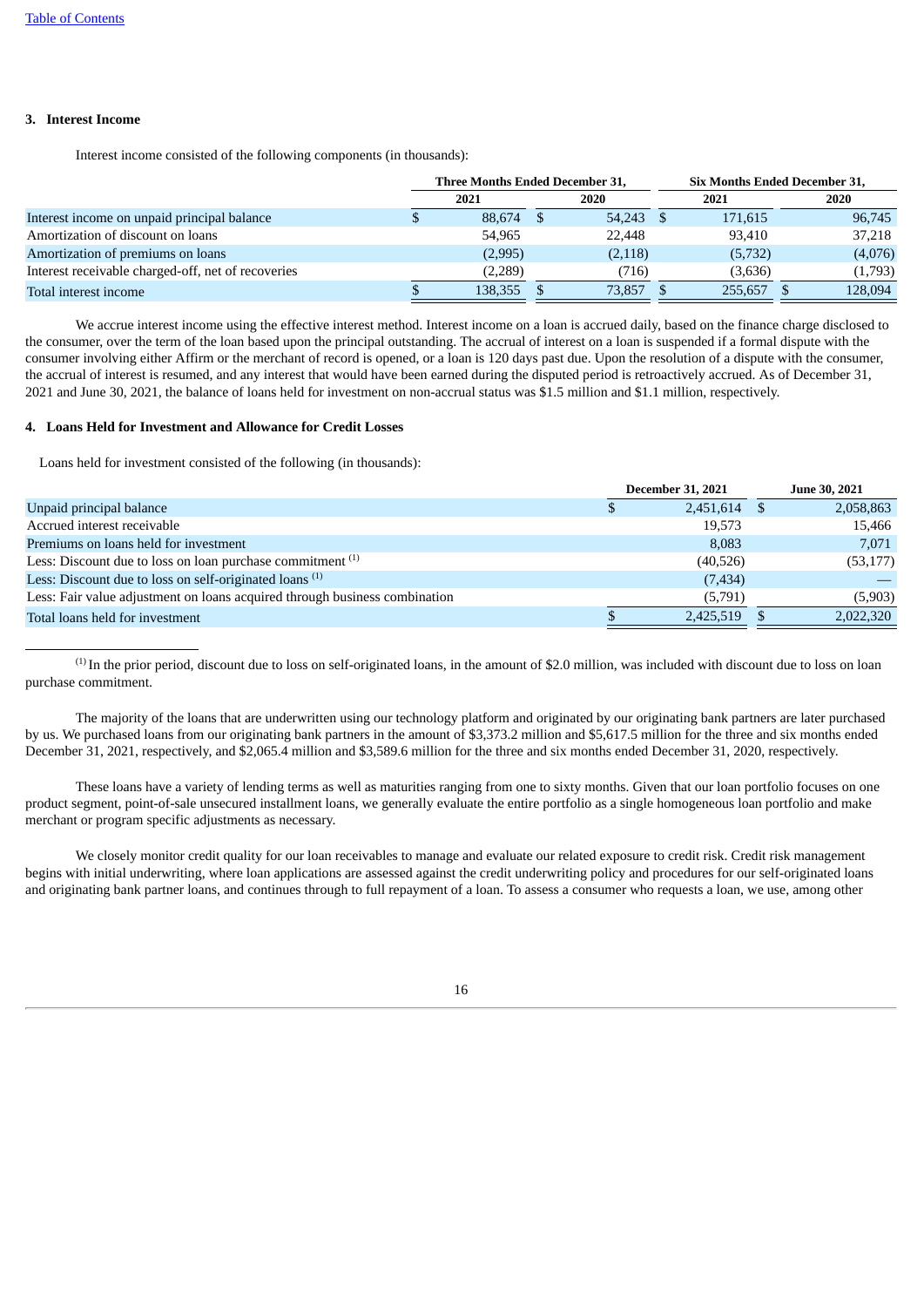### 3. Interest Income

Interest income consisted of the following components (in thousands):

| | Three Months Ended December 31, | | Six Months Ended December 31, | |
|---|---|---|---|---|
| | 2021 | 2020 | 2021 | 2020 |
| Interest income on unpaid principal balance | $ 88,674 | $ 54,243 | $ 171,615 | 96,745 |
| Amortization of discount on loans | 54,965 | 22,448 | 93,410 | 37,218 |
| Amortization of premiums on loans | (2,995) | (2,118) | (5,732) | (4,076) |
| Interest receivable charged-off, net of recoveries | (2,289) | (716) | (3,636) | (1,793) |
| Total interest income | $ 138,355 | $ 73,857 | $ 255,657 | $ 128,094 |

We accrue interest income using the effective interest method. Interest income on a loan is accrued daily, based on the finance charge disclosed to the consumer, over the term of the loan based upon the principal outstanding. The accrual of interest on a loan is suspended if a formal dispute with the consumer involving either Affirm or the merchant of record is opened, or a loan is 120 days past due. Upon the resolution of a dispute with the consumer, the accrual of interest is resumed, and any interest that would have been earned during the disputed period is retroactively accrued. As of December 31, 2021 and June 30, 2021, the balance of loans held for investment on non-accrual status was $1.5 million and $1.1 million, respectively.

### 4. Loans Held for Investment and Allowance for Credit Losses

Loans held for investment consisted of the following (in thousands):

| | December 31, 2021 | June 30, 2021 |
|---|---|---|
| Unpaid principal balance | $ 2,451,614 | $ 2,058,863 |
| Accrued interest receivable | 19,573 | 15,466 |
| Premiums on loans held for investment | 8,083 | 7,071 |
| Less: Discount due to loss on loan purchase commitment [1] | (40,526) | (53,177) |
| Less: Discount due to loss on self-originated loans [1] | (7,434) | — |
| Less: Fair value adjustment on loans acquired through business combination | (5,791) | (5,903) |
| Total loans held for investment | $ 2,425,519 | $ 2,022,320 |

[1] In the prior period, discount due to loss on self-originated loans, in the amount of $2.0 million, was included with discount due to loss on loan purchase commitment.

The majority of the loans that are underwritten using our technology platform and originated by our originating bank partners are later purchased by us. We purchased loans from our originating bank partners in the amount of $3,373.2 million and $5,617.5 million for the three and six months ended December 31, 2021, respectively, and $2,065.4 million and $3,589.6 million for the three and six months ended December 31, 2020, respectively.

These loans have a variety of lending terms as well as maturities ranging from one to sixty months. Given that our loan portfolio focuses on one product segment, point-of-sale unsecured installment loans, we generally evaluate the entire portfolio as a single homogeneous loan portfolio and make merchant or program specific adjustments as necessary.

We closely monitor credit quality for our loan receivables to manage and evaluate our related exposure to credit risk. Credit risk management begins with initial underwriting, where loan applications are assessed against the credit underwriting policy and procedures for our self-originated loans and originating bank partner loans, and continues through to full repayment of a loan. To assess a consumer who requests a loan, we use, among other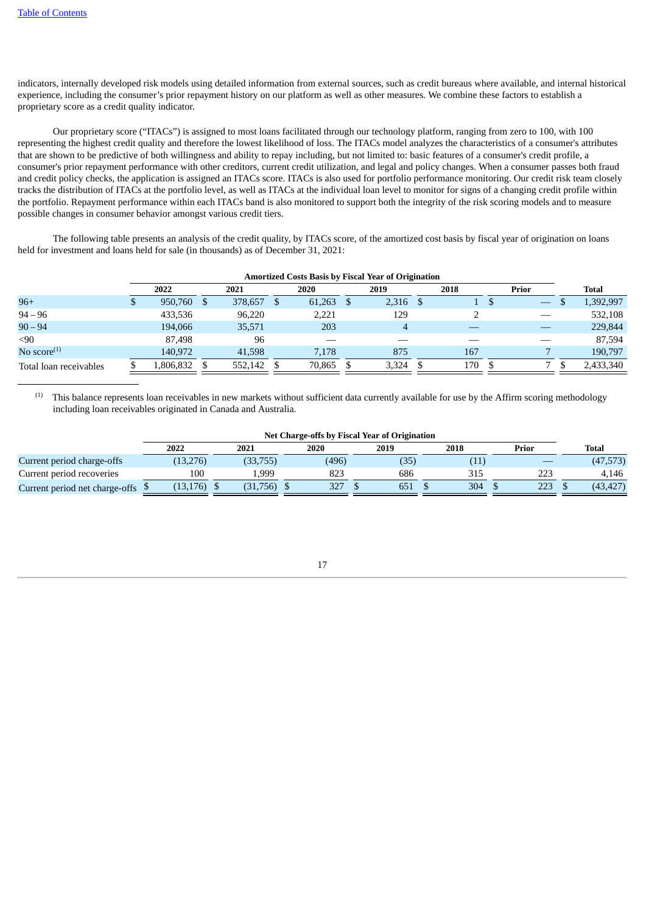indicators, internally developed risk models using detailed information from external sources, such as credit bureaus where available, and internal historical experience, including the consumer's prior repayment history on our platform as well as other measures. We combine these factors to establish a proprietary score as a credit quality indicator.

Our proprietary score ("ITACs") is assigned to most loans facilitated through our technology platform, ranging from zero to 100, with 100 representing the highest credit quality and therefore the lowest likelihood of loss. The ITACs model analyzes the characteristics of a consumer's attributes that are shown to be predictive of both willingness and ability to repay including, but not limited to: basic features of a consumer's credit profile, a consumer's prior repayment performance with other creditors, current credit utilization, and legal and policy changes. When a consumer passes both fraud and credit policy checks, the application is assigned an ITACs score. ITACs is also used for portfolio performance monitoring. Our credit risk team closely tracks the distribution of ITACs at the portfolio level, as well as ITACs at the individual loan level to monitor for signs of a changing credit profile within the portfolio. Repayment performance within each ITACs band is also monitored to support both the integrity of the risk scoring models and to measure possible changes in consumer behavior amongst various credit tiers.

The following table presents an analysis of the credit quality, by ITACs score, of the amortized cost basis by fiscal year of origination on loans held for investment and loans held for sale (in thousands) as of December 31, 2021:

| | Amortized Costs Basis by Fiscal Year of Origination | | | | | | |
|---|---|---|---|---|---|---|---|
| | 2022 | 2021 | 2020 | 2019 | 2018 | Prior | Total |
| 96+ | $ 950,760 | $ 378,657 | $ 61,263 | $ 2,316 | $ 1 | $ — | $ 1,392,997 |
| 94 – 96 | 433,536 | 96,220 | 2,221 | 129 | 2 | — | 532,108 |
| 90 – 94 | 194,066 | 35,571 | 203 | 4 | — | — | 229,844 |
| <90 | 87,498 | 96 | — | — | — | — | 87,594 |
| No score[(1)] | 140,972 | 41,598 | 7,178 | 875 | 167 | 7 | 190,797 |
| Total loan receivables | $ 1,806,832 | $ 552,142 | $ 70,865 | $ 3,324 | $ 170 | $ 7 | $ 2,433,340 |

(1) This balance represents loan receivables in new markets without sufficient data currently available for use by the Affirm scoring methodology including loan receivables originated in Canada and Australia.

| | Net Charge-offs by Fiscal Year of Origination | | | | | | |
|---|---|---|---|---|---|---|---|
| | 2022 | 2021 | 2020 | 2019 | 2018 | Prior | Total |
| Current period charge-offs | (13,276) | (33,755) | (496) | (35) | (11) | — | (47,573) |
| Current period recoveries | 100 | 1,999 | 823 | 686 | 315 | 223 | 4,146 |
| Current period net charge-offs | $ (13,176) | $ (31,756) | $ 327 | $ 651 | $ 304 | $ 223 | $ (43,427) |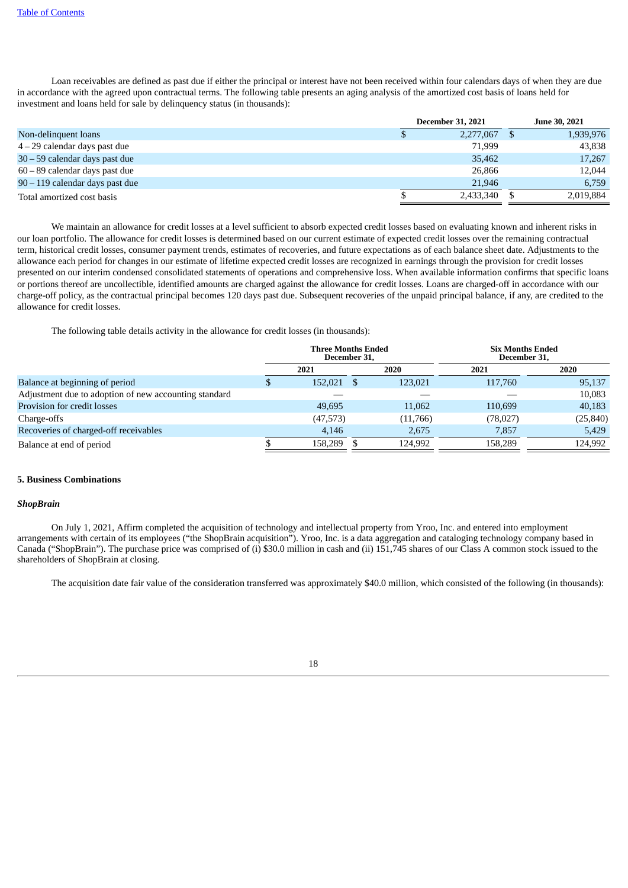Loan receivables are defined as past due if either the principal or interest have not been received within four calendars days of when they are due in accordance with the agreed upon contractual terms. The following table presents an aging analysis of the amortized cost basis of loans held for investment and loans held for sale by delinquency status (in thousands):

| | December 31, 2021 | June 30, 2021 |
|---|---|---|
| Non-delinquent loans | $ 2,277,067 | $ 1,939,976 |
| 4 – 29 calendar days past due | 71,999 | 43,838 |
| 30 – 59 calendar days past due | 35,462 | 17,267 |
| 60 – 89 calendar days past due | 26,866 | 12,044 |
| 90 – 119 calendar days past due | 21,946 | 6,759 |
| Total amortized cost basis | $ 2,433,340 | $ 2,019,884 |

We maintain an allowance for credit losses at a level sufficient to absorb expected credit losses based on evaluating known and inherent risks in our loan portfolio. The allowance for credit losses is determined based on our current estimate of expected credit losses over the remaining contractual term, historical credit losses, consumer payment trends, estimates of recoveries, and future expectations as of each balance sheet date. Adjustments to the allowance each period for changes in our estimate of lifetime expected credit losses are recognized in earnings through the provision for credit losses presented on our interim condensed consolidated statements of operations and comprehensive loss. When available information confirms that specific loans or portions thereof are uncollectible, identified amounts are charged against the allowance for credit losses. Loans are charged-off in accordance with our charge-off policy, as the contractual principal becomes 120 days past due. Subsequent recoveries of the unpaid principal balance, if any, are credited to the allowance for credit losses.

The following table details activity in the allowance for credit losses (in thousands):

| | Three Months Ended December 31, | | Six Months Ended December 31, | |
|---|---|---|---|---|
| | 2021 | 2020 | 2021 | 2020 |
| Balance at beginning of period | $ 152,021 | $ 123,021 | 117,760 | 95,137 |
| Adjustment due to adoption of new accounting standard | — | — | — | 10,083 |
| Provision for credit losses | 49,695 | 11,062 | 110,699 | 40,183 |
| Charge-offs | (47,573) | (11,766) | (78,027) | (25,840) |
| Recoveries of charged-off receivables | 4,146 | 2,675 | 7,857 | 5,429 |
| Balance at end of period | $ 158,289 | $ 124,992 | 158,289 | 124,992 |

**5. Business Combinations**

***ShopBrain***

On July 1, 2021, Affirm completed the acquisition of technology and intellectual property from Yroo, Inc. and entered into employment arrangements with certain of its employees ("the ShopBrain acquisition"). Yroo, Inc. is a data aggregation and cataloging technology company based in Canada ("ShopBrain"). The purchase price was comprised of (i) $30.0 million in cash and (ii) 151,745 shares of our Class A common stock issued to the shareholders of ShopBrain at closing.

The acquisition date fair value of the consideration transferred was approximately $40.0 million, which consisted of the following (in thousands):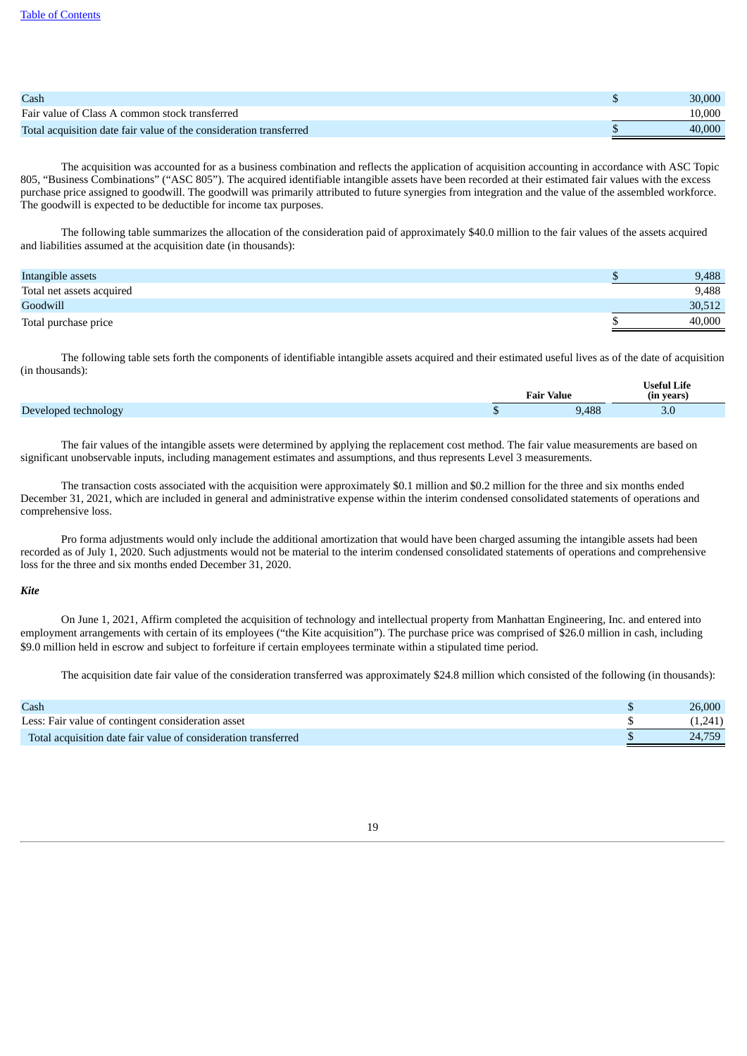| | | |
|---|---|---|
| Cash | $ | 30,000 |
| Fair value of Class A common stock transferred | | 10,000 |
| Total acquisition date fair value of the consideration transferred | $ | 40,000 |

The acquisition was accounted for as a business combination and reflects the application of acquisition accounting in accordance with ASC Topic 805, “Business Combinations” (“ASC 805”). The acquired identifiable intangible assets have been recorded at their estimated fair values with the excess purchase price assigned to goodwill. The goodwill was primarily attributed to future synergies from integration and the value of the assembled workforce. The goodwill is expected to be deductible for income tax purposes.

The following table summarizes the allocation of the consideration paid of approximately $40.0 million to the fair values of the assets acquired and liabilities assumed at the acquisition date (in thousands):

| | | |
|---|---|---|
| Intangible assets | $ | 9,488 |
| Total net assets acquired | | 9,488 |
| Goodwill | | 30,512 |
| Total purchase price | $ | 40,000 |

The following table sets forth the components of identifiable intangible assets acquired and their estimated useful lives as of the date of acquisition (in thousands):

| | Fair Value | | Useful Life (in years) |
|---|---|---|---|
| Developed technology | $ | 9,488 | 3.0 |

The fair values of the intangible assets were determined by applying the replacement cost method. The fair value measurements are based on significant unobservable inputs, including management estimates and assumptions, and thus represents Level 3 measurements.

The transaction costs associated with the acquisition were approximately $0.1 million and $0.2 million for the three and six months ended December 31, 2021, which are included in general and administrative expense within the interim condensed consolidated statements of operations and comprehensive loss.

Pro forma adjustments would only include the additional amortization that would have been charged assuming the intangible assets had been recorded as of July 1, 2020. Such adjustments would not be material to the interim condensed consolidated statements of operations and comprehensive loss for the three and six months ended December 31, 2020.

***Kite***

On June 1, 2021, Affirm completed the acquisition of technology and intellectual property from Manhattan Engineering, Inc. and entered into employment arrangements with certain of its employees (“the Kite acquisition”). The purchase price was comprised of $26.0 million in cash, including $9.0 million held in escrow and subject to forfeiture if certain employees terminate within a stipulated time period.

The acquisition date fair value of the consideration transferred was approximately $24.8 million which consisted of the following (in thousands):

| | | |
|---|---|---|
| Cash | $ | 26,000 |
| Less: Fair value of contingent consideration asset | $ | (1,241) |
| Total acquisition date fair value of consideration transferred | $ | 24,759 |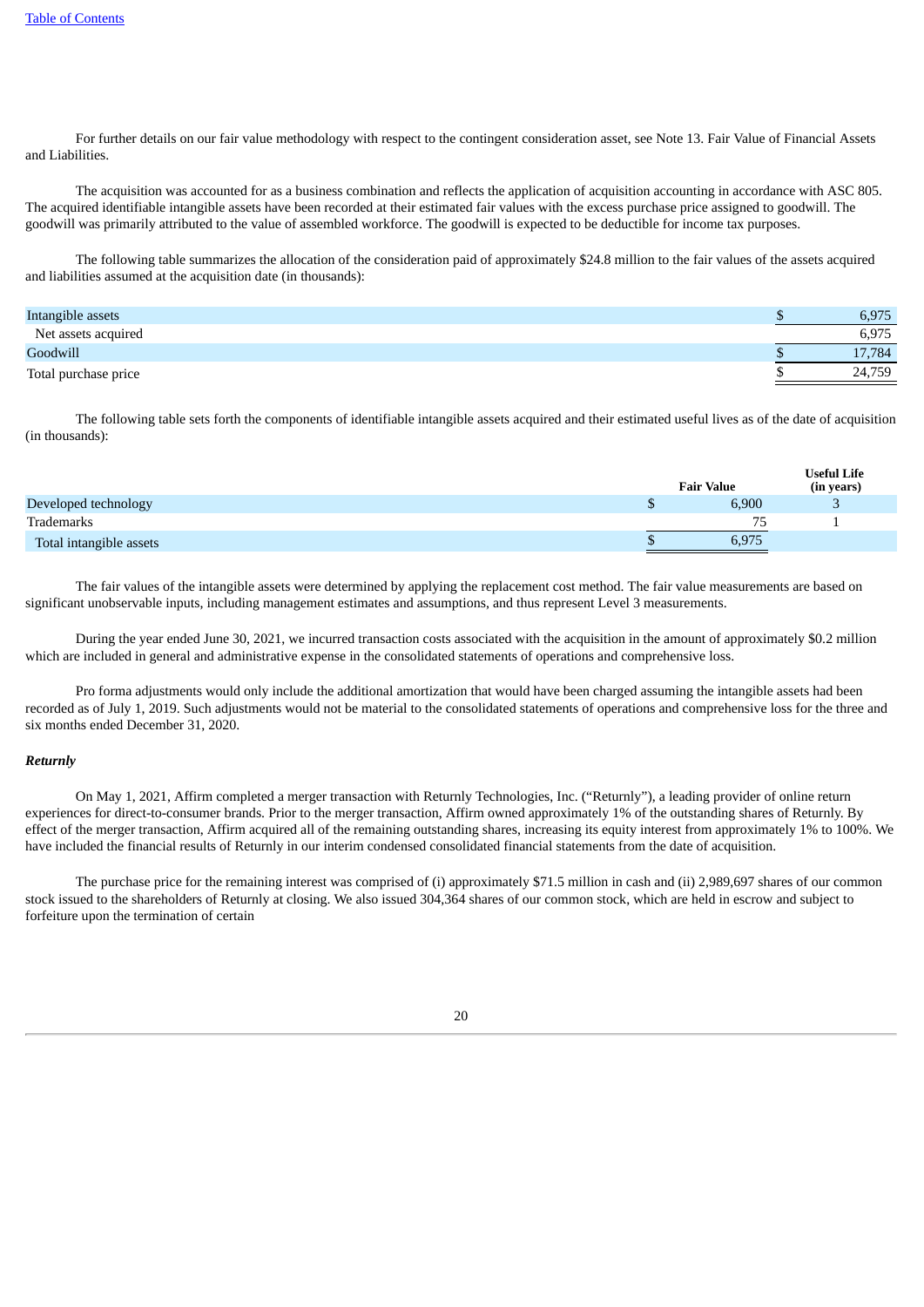For further details on our fair value methodology with respect to the contingent consideration asset, see Note 13. Fair Value of Financial Assets and Liabilities.

The acquisition was accounted for as a business combination and reflects the application of acquisition accounting in accordance with ASC 805. The acquired identifiable intangible assets have been recorded at their estimated fair values with the excess purchase price assigned to goodwill. The goodwill was primarily attributed to the value of assembled workforce. The goodwill is expected to be deductible for income tax purposes.

The following table summarizes the allocation of the consideration paid of approximately $24.8 million to the fair values of the assets acquired and liabilities assumed at the acquisition date (in thousands):

| | |
|---|---|
| Intangible assets | $ 6,975 |
| Net assets acquired | 6,975 |
| Goodwill | $ 17,784 |
| Total purchase price | $ 24,759 |

The following table sets forth the components of identifiable intangible assets acquired and their estimated useful lives as of the date of acquisition (in thousands):

| | Fair Value | Useful Life (in years) |
|---|---|---|
| Developed technology | $ 6,900 | 3 |
| Trademarks | 75 | 1 |
| Total intangible assets | $ 6,975 | |

The fair values of the intangible assets were determined by applying the replacement cost method. The fair value measurements are based on significant unobservable inputs, including management estimates and assumptions, and thus represent Level 3 measurements.

During the year ended June 30, 2021, we incurred transaction costs associated with the acquisition in the amount of approximately $0.2 million which are included in general and administrative expense in the consolidated statements of operations and comprehensive loss.

Pro forma adjustments would only include the additional amortization that would have been charged assuming the intangible assets had been recorded as of July 1, 2019. Such adjustments would not be material to the consolidated statements of operations and comprehensive loss for the three and six months ended December 31, 2020.

***Returnly***

On May 1, 2021, Affirm completed a merger transaction with Returnly Technologies, Inc. ("Returnly"), a leading provider of online return experiences for direct-to-consumer brands. Prior to the merger transaction, Affirm owned approximately 1% of the outstanding shares of Returnly. By effect of the merger transaction, Affirm acquired all of the remaining outstanding shares, increasing its equity interest from approximately 1% to 100%. We have included the financial results of Returnly in our interim condensed consolidated financial statements from the date of acquisition.

The purchase price for the remaining interest was comprised of (i) approximately $71.5 million in cash and (ii) 2,989,697 shares of our common stock issued to the shareholders of Returnly at closing. We also issued 304,364 shares of our common stock, which are held in escrow and subject to forfeiture upon the termination of certain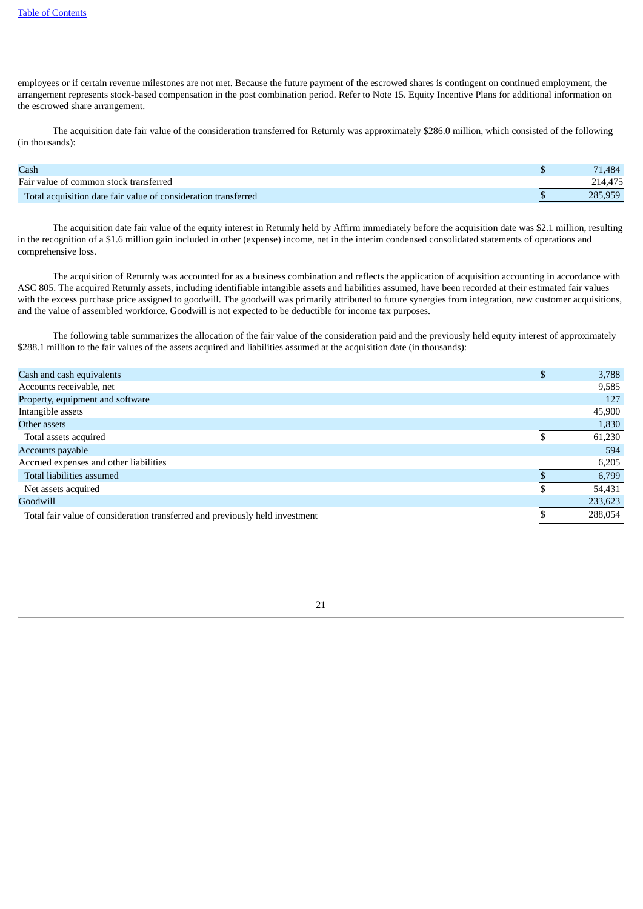employees or if certain revenue milestones are not met. Because the future payment of the escrowed shares is contingent on continued employment, the arrangement represents stock-based compensation in the post combination period. Refer to Note 15. Equity Incentive Plans for additional information on the escrowed share arrangement.

The acquisition date fair value of the consideration transferred for Returnly was approximately $286.0 million, which consisted of the following (in thousands):

| | | |
|---|---|---|
| Cash | $ | 71,484 |
| Fair value of common stock transferred | | 214,475 |
| Total acquisition date fair value of consideration transferred | $ | 285,959 |

The acquisition date fair value of the equity interest in Returnly held by Affirm immediately before the acquisition date was $2.1 million, resulting in the recognition of a $1.6 million gain included in other (expense) income, net in the interim condensed consolidated statements of operations and comprehensive loss.

The acquisition of Returnly was accounted for as a business combination and reflects the application of acquisition accounting in accordance with ASC 805. The acquired Returnly assets, including identifiable intangible assets and liabilities assumed, have been recorded at their estimated fair values with the excess purchase price assigned to goodwill. The goodwill was primarily attributed to future synergies from integration, new customer acquisitions, and the value of assembled workforce. Goodwill is not expected to be deductible for income tax purposes.

The following table summarizes the allocation of the fair value of the consideration paid and the previously held equity interest of approximately $288.1 million to the fair values of the assets acquired and liabilities assumed at the acquisition date (in thousands):

| | | |
|---|---|---|
| Cash and cash equivalents | $ | 3,788 |
| Accounts receivable, net | | 9,585 |
| Property, equipment and software | | 127 |
| Intangible assets | | 45,900 |
| Other assets | | 1,830 |
| Total assets acquired | $ | 61,230 |
| Accounts payable | | 594 |
| Accrued expenses and other liabilities | | 6,205 |
| Total liabilities assumed | $ | 6,799 |
| Net assets acquired | $ | 54,431 |
| Goodwill | | 233,623 |
| Total fair value of consideration transferred and previously held investment | $ | 288,054 |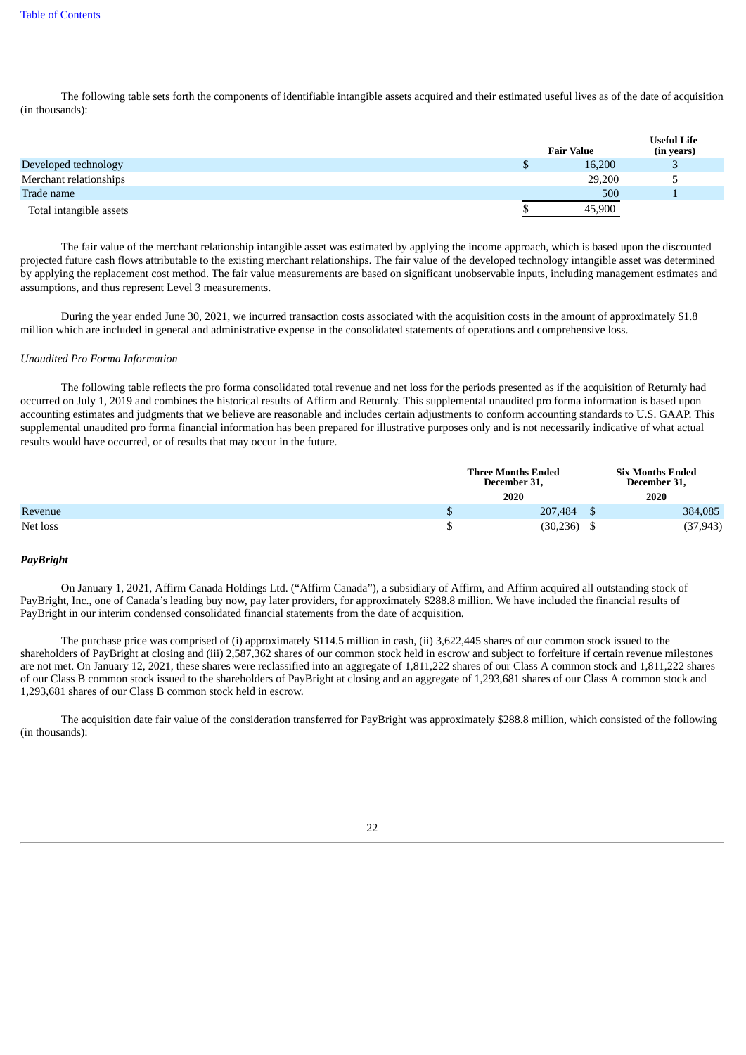The following table sets forth the components of identifiable intangible assets acquired and their estimated useful lives as of the date of acquisition (in thousands):

| | Fair Value | Useful Life (in years) |
|---|---|---|
| Developed technology | $ 16,200 | 3 |
| Merchant relationships | 29,200 | 5 |
| Trade name | 500 | 1 |
| Total intangible assets | $ 45,900 | |

The fair value of the merchant relationship intangible asset was estimated by applying the income approach, which is based upon the discounted projected future cash flows attributable to the existing merchant relationships. The fair value of the developed technology intangible asset was determined by applying the replacement cost method. The fair value measurements are based on significant unobservable inputs, including management estimates and assumptions, and thus represent Level 3 measurements.

During the year ended June 30, 2021, we incurred transaction costs associated with the acquisition costs in the amount of approximately $1.8 million which are included in general and administrative expense in the consolidated statements of operations and comprehensive loss.

*Unaudited Pro Forma Information*

The following table reflects the pro forma consolidated total revenue and net loss for the periods presented as if the acquisition of Returnly had occurred on July 1, 2019 and combines the historical results of Affirm and Returnly. This supplemental unaudited pro forma information is based upon accounting estimates and judgments that we believe are reasonable and includes certain adjustments to conform accounting standards to U.S. GAAP. This supplemental unaudited pro forma financial information has been prepared for illustrative purposes only and is not necessarily indicative of what actual results would have occurred, or of results that may occur in the future.

| | Three Months Ended December 31, | Six Months Ended December 31, |
|---|---|---|
| | 2020 | 2020 |
| Revenue | $ 207,484 | $ 384,085 |
| Net loss | $ (30,236) | $ (37,943) |

***PayBright***

On January 1, 2021, Affirm Canada Holdings Ltd. ("Affirm Canada"), a subsidiary of Affirm, and Affirm acquired all outstanding stock of PayBright, Inc., one of Canada's leading buy now, pay later providers, for approximately $288.8 million. We have included the financial results of PayBright in our interim condensed consolidated financial statements from the date of acquisition.

The purchase price was comprised of (i) approximately $114.5 million in cash, (ii) 3,622,445 shares of our common stock issued to the shareholders of PayBright at closing and (iii) 2,587,362 shares of our common stock held in escrow and subject to forfeiture if certain revenue milestones are not met. On January 12, 2021, these shares were reclassified into an aggregate of 1,811,222 shares of our Class A common stock and 1,811,222 shares of our Class B common stock issued to the shareholders of PayBright at closing and an aggregate of 1,293,681 shares of our Class A common stock and 1,293,681 shares of our Class B common stock held in escrow.

The acquisition date fair value of the consideration transferred for PayBright was approximately $288.8 million, which consisted of the following (in thousands):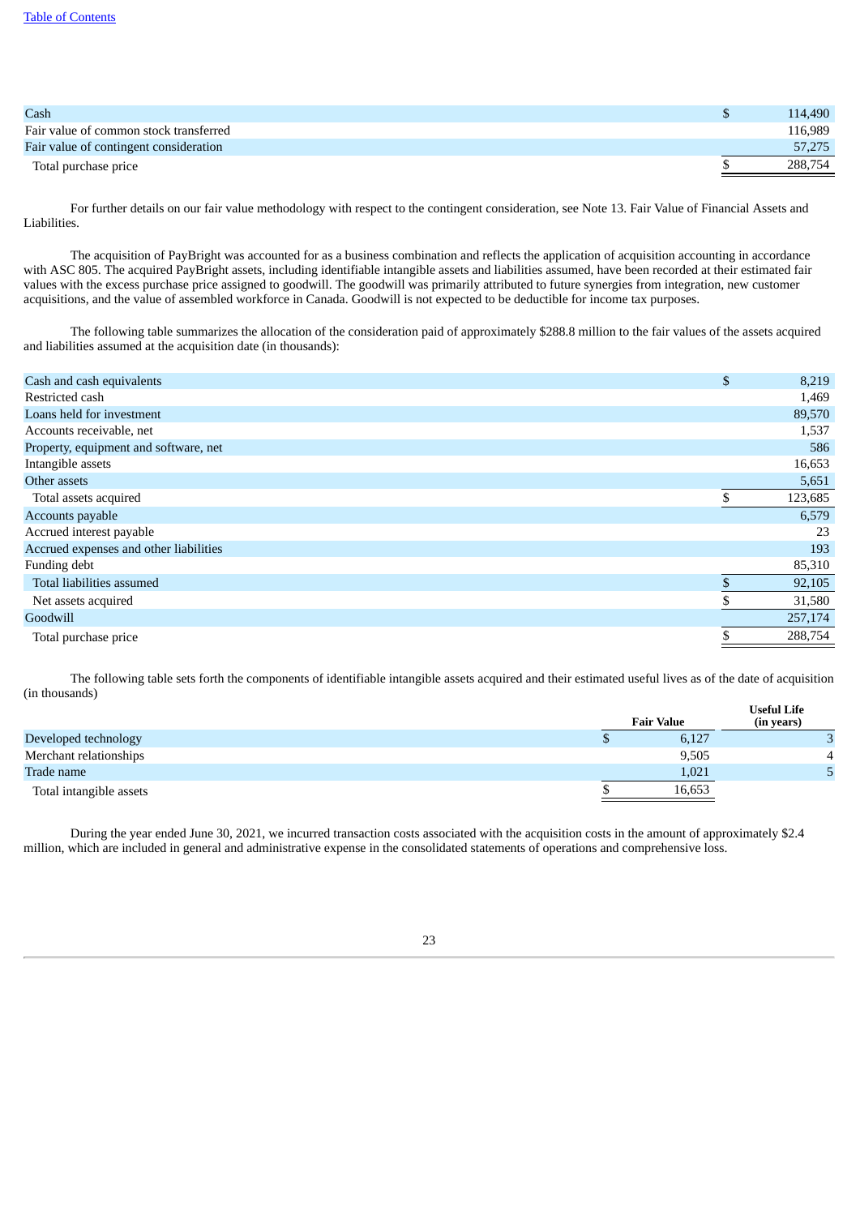| | | |
|---|---|---|
| Cash | $ | 114,490 |
| Fair value of common stock transferred | | 116,989 |
| Fair value of contingent consideration | | 57,275 |
| Total purchase price | $ | 288,754 |

For further details on our fair value methodology with respect to the contingent consideration, see Note 13. Fair Value of Financial Assets and Liabilities.

The acquisition of PayBright was accounted for as a business combination and reflects the application of acquisition accounting in accordance with ASC 805. The acquired PayBright assets, including identifiable intangible assets and liabilities assumed, have been recorded at their estimated fair values with the excess purchase price assigned to goodwill. The goodwill was primarily attributed to future synergies from integration, new customer acquisitions, and the value of assembled workforce in Canada. Goodwill is not expected to be deductible for income tax purposes.

The following table summarizes the allocation of the consideration paid of approximately $288.8 million to the fair values of the assets acquired and liabilities assumed at the acquisition date (in thousands):

| | | |
|---|---|---|
| Cash and cash equivalents | $ | 8,219 |
| Restricted cash | | 1,469 |
| Loans held for investment | | 89,570 |
| Accounts receivable, net | | 1,537 |
| Property, equipment and software, net | | 586 |
| Intangible assets | | 16,653 |
| Other assets | | 5,651 |
| Total assets acquired | $ | 123,685 |
| Accounts payable | | 6,579 |
| Accrued interest payable | | 23 |
| Accrued expenses and other liabilities | | 193 |
| Funding debt | | 85,310 |
| Total liabilities assumed | $ | 92,105 |
| Net assets acquired | $ | 31,580 |
| Goodwill | | 257,174 |
| Total purchase price | $ | 288,754 |

The following table sets forth the components of identifiable intangible assets acquired and their estimated useful lives as of the date of acquisition (in thousands)

| | | Fair Value | Useful Life (in years) |
|---|---|---|---|
| Developed technology | $ | 6,127 | 3 |
| Merchant relationships | | 9,505 | 4 |
| Trade name | | 1,021 | 5 |
| Total intangible assets | $ | 16,653 | |

During the year ended June 30, 2021, we incurred transaction costs associated with the acquisition costs in the amount of approximately $2.4 million, which are included in general and administrative expense in the consolidated statements of operations and comprehensive loss.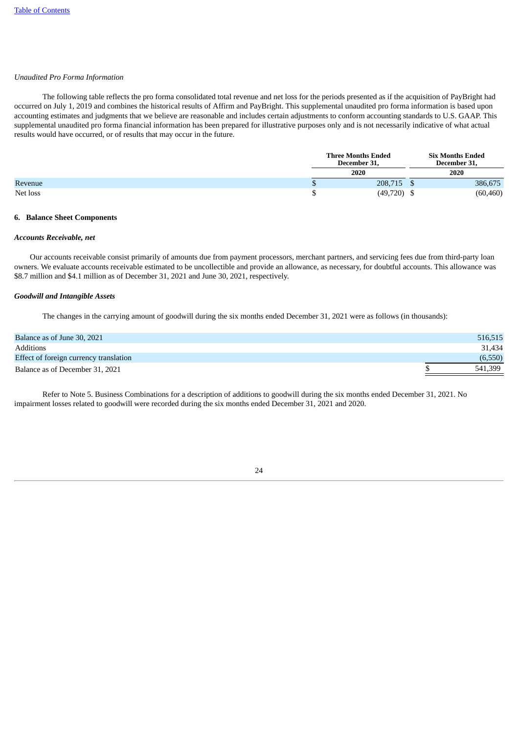*Unaudited Pro Forma Information*

The following table reflects the pro forma consolidated total revenue and net loss for the periods presented as if the acquisition of PayBright had occurred on July 1, 2019 and combines the historical results of Affirm and PayBright. This supplemental unaudited pro forma information is based upon accounting estimates and judgments that we believe are reasonable and includes certain adjustments to conform accounting standards to U.S. GAAP. This supplemental unaudited pro forma financial information has been prepared for illustrative purposes only and is not necessarily indicative of what actual results would have occurred, or of results that may occur in the future.

| | Three Months Ended December 31, | Six Months Ended December 31, |
|---|---|---|
| | 2020 | 2020 |
| Revenue | $ 208,715 | $ 386,675 |
| Net loss | $ (49,720) | $ (60,460) |

**6. Balance Sheet Components**

***Accounts Receivable, net***

Our accounts receivable consist primarily of amounts due from payment processors, merchant partners, and servicing fees due from third-party loan owners. We evaluate accounts receivable estimated to be uncollectible and provide an allowance, as necessary, for doubtful accounts. This allowance was $8.7 million and $4.1 million as of December 31, 2021 and June 30, 2021, respectively.

***Goodwill and Intangible Assets***

The changes in the carrying amount of goodwill during the six months ended December 31, 2021 were as follows (in thousands):

| | |
|---|---|
| Balance as of June 30, 2021 | 516,515 |
| Additions | 31,434 |
| Effect of foreign currency translation | (6,550) |
| Balance as of December 31, 2021 | $ 541,399 |

Refer to Note 5. Business Combinations for a description of additions to goodwill during the six months ended December 31, 2021. No impairment losses related to goodwill were recorded during the six months ended December 31, 2021 and 2020.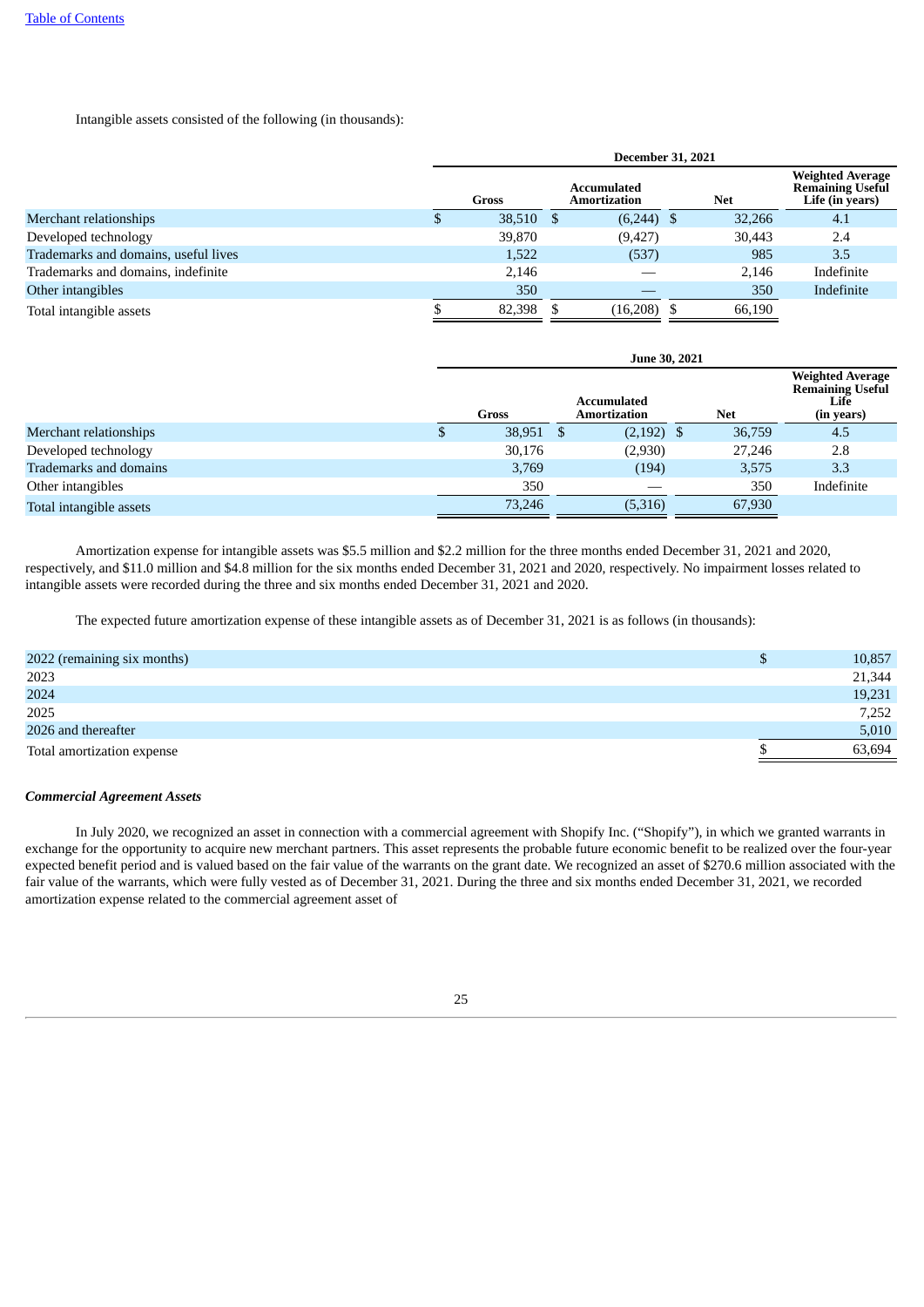Intangible assets consisted of the following (in thousands):

| | December 31, 2021 | | | |
|---|---|---|---|---|
| | Gross | Accumulated Amortization | Net | Weighted Average Remaining Useful Life (in years) |
| Merchant relationships | $ 38,510 | $ (6,244) | $ 32,266 | 4.1 |
| Developed technology | 39,870 | (9,427) | 30,443 | 2.4 |
| Trademarks and domains, useful lives | 1,522 | (537) | 985 | 3.5 |
| Trademarks and domains, indefinite | 2,146 | — | 2,146 | Indefinite |
| Other intangibles | 350 | — | 350 | Indefinite |
| Total intangible assets | $ 82,398 | $ (16,208) | $ 66,190 | |

| | June 30, 2021 | | | |
|---|---|---|---|---|
| | Gross | Accumulated Amortization | Net | Weighted Average Remaining Useful Life (in years) |
| Merchant relationships | $ 38,951 | $ (2,192) | $ 36,759 | 4.5 |
| Developed technology | 30,176 | (2,930) | 27,246 | 2.8 |
| Trademarks and domains | 3,769 | (194) | 3,575 | 3.3 |
| Other intangibles | 350 | — | 350 | Indefinite |
| Total intangible assets | 73,246 | (5,316) | 67,930 | |

Amortization expense for intangible assets was $5.5 million and $2.2 million for the three months ended December 31, 2021 and 2020, respectively, and $11.0 million and $4.8 million for the six months ended December 31, 2021 and 2020, respectively. No impairment losses related to intangible assets were recorded during the three and six months ended December 31, 2021 and 2020.

The expected future amortization expense of these intangible assets as of December 31, 2021 is as follows (in thousands):

| | |
|---|---|
| 2022 (remaining six months) | $ 10,857 |
| 2023 | 21,344 |
| 2024 | 19,231 |
| 2025 | 7,252 |
| 2026 and thereafter | 5,010 |
| Total amortization expense | $ 63,694 |

***Commercial Agreement Assets***

In July 2020, we recognized an asset in connection with a commercial agreement with Shopify Inc. ("Shopify"), in which we granted warrants in exchange for the opportunity to acquire new merchant partners. This asset represents the probable future economic benefit to be realized over the four-year expected benefit period and is valued based on the fair value of the warrants on the grant date. We recognized an asset of $270.6 million associated with the fair value of the warrants, which were fully vested as of December 31, 2021. During the three and six months ended December 31, 2021, we recorded amortization expense related to the commercial agreement asset of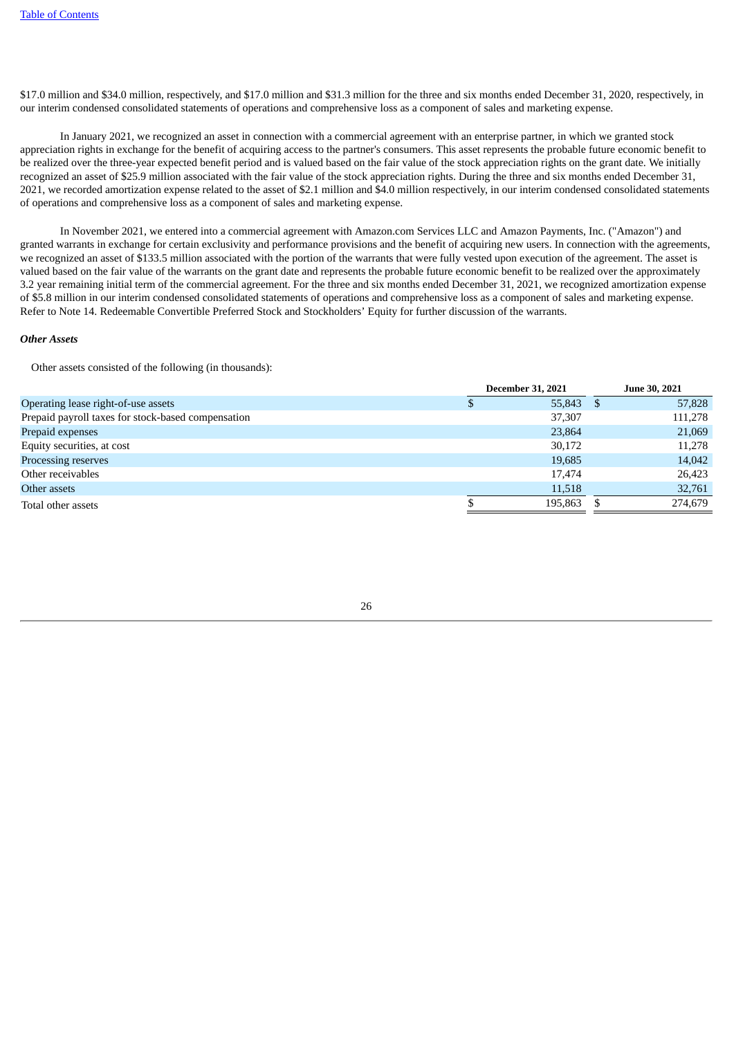$17.0 million and $34.0 million, respectively, and $17.0 million and $31.3 million for the three and six months ended December 31, 2020, respectively, in our interim condensed consolidated statements of operations and comprehensive loss as a component of sales and marketing expense.

In January 2021, we recognized an asset in connection with a commercial agreement with an enterprise partner, in which we granted stock appreciation rights in exchange for the benefit of acquiring access to the partner's consumers. This asset represents the probable future economic benefit to be realized over the three-year expected benefit period and is valued based on the fair value of the stock appreciation rights on the grant date. We initially recognized an asset of $25.9 million associated with the fair value of the stock appreciation rights. During the three and six months ended December 31, 2021, we recorded amortization expense related to the asset of $2.1 million and $4.0 million respectively, in our interim condensed consolidated statements of operations and comprehensive loss as a component of sales and marketing expense.

In November 2021, we entered into a commercial agreement with Amazon.com Services LLC and Amazon Payments, Inc. ("Amazon") and granted warrants in exchange for certain exclusivity and performance provisions and the benefit of acquiring new users. In connection with the agreements, we recognized an asset of $133.5 million associated with the portion of the warrants that were fully vested upon execution of the agreement. The asset is valued based on the fair value of the warrants on the grant date and represents the probable future economic benefit to be realized over the approximately 3.2 year remaining initial term of the commercial agreement. For the three and six months ended December 31, 2021, we recognized amortization expense of $5.8 million in our interim condensed consolidated statements of operations and comprehensive loss as a component of sales and marketing expense. Refer to Note 14. Redeemable Convertible Preferred Stock and Stockholders' Equity for further discussion of the warrants.

***Other Assets***

Other assets consisted of the following (in thousands):

| | December 31, 2021 | June 30, 2021 |
|---|---|---|
| Operating lease right-of-use assets | $ 55,843 | $ 57,828 |
| Prepaid payroll taxes for stock-based compensation | 37,307 | 111,278 |
| Prepaid expenses | 23,864 | 21,069 |
| Equity securities, at cost | 30,172 | 11,278 |
| Processing reserves | 19,685 | 14,042 |
| Other receivables | 17,474 | 26,423 |
| Other assets | 11,518 | 32,761 |
| Total other assets | $ 195,863 | $ 274,679 |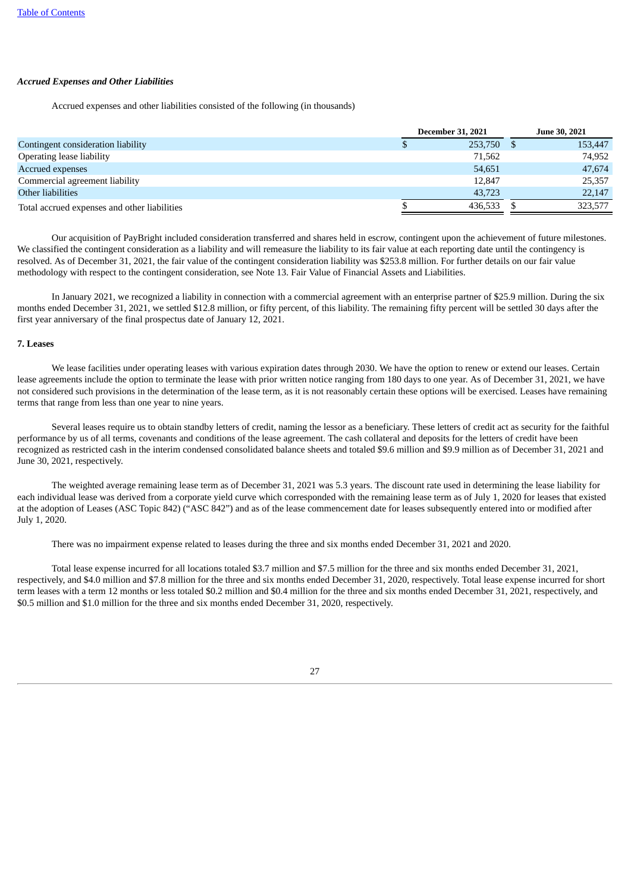### *Accrued Expenses and Other Liabilities*

Accrued expenses and other liabilities consisted of the following (in thousands)

| | December 31, 2021 | June 30, 2021 |
|---|---|---|
| Contingent consideration liability | $ 253,750 | $ 153,447 |
| Operating lease liability | 71,562 | 74,952 |
| Accrued expenses | 54,651 | 47,674 |
| Commercial agreement liability | 12,847 | 25,357 |
| Other liabilities | 43,723 | 22,147 |
| Total accrued expenses and other liabilities | $ 436,533 | $ 323,577 |

Our acquisition of PayBright included consideration transferred and shares held in escrow, contingent upon the achievement of future milestones. We classified the contingent consideration as a liability and will remeasure the liability to its fair value at each reporting date until the contingency is resolved. As of December 31, 2021, the fair value of the contingent consideration liability was $253.8 million. For further details on our fair value methodology with respect to the contingent consideration, see Note 13. Fair Value of Financial Assets and Liabilities.

In January 2021, we recognized a liability in connection with a commercial agreement with an enterprise partner of $25.9 million. During the six months ended December 31, 2021, we settled $12.8 million, or fifty percent, of this liability. The remaining fifty percent will be settled 30 days after the first year anniversary of the final prospectus date of January 12, 2021.

## 7. Leases

We lease facilities under operating leases with various expiration dates through 2030. We have the option to renew or extend our leases. Certain lease agreements include the option to terminate the lease with prior written notice ranging from 180 days to one year. As of December 31, 2021, we have not considered such provisions in the determination of the lease term, as it is not reasonably certain these options will be exercised. Leases have remaining terms that range from less than one year to nine years.

Several leases require us to obtain standby letters of credit, naming the lessor as a beneficiary. These letters of credit act as security for the faithful performance by us of all terms, covenants and conditions of the lease agreement. The cash collateral and deposits for the letters of credit have been recognized as restricted cash in the interim condensed consolidated balance sheets and totaled $9.6 million and $9.9 million as of December 31, 2021 and June 30, 2021, respectively.

The weighted average remaining lease term as of December 31, 2021 was 5.3 years. The discount rate used in determining the lease liability for each individual lease was derived from a corporate yield curve which corresponded with the remaining lease term as of July 1, 2020 for leases that existed at the adoption of Leases (ASC Topic 842) ("ASC 842") and as of the lease commencement date for leases subsequently entered into or modified after July 1, 2020.

There was no impairment expense related to leases during the three and six months ended December 31, 2021 and 2020.

Total lease expense incurred for all locations totaled $3.7 million and $7.5 million for the three and six months ended December 31, 2021, respectively, and $4.0 million and $7.8 million for the three and six months ended December 31, 2020, respectively. Total lease expense incurred for short term leases with a term 12 months or less totaled $0.2 million and $0.4 million for the three and six months ended December 31, 2021, respectively, and $0.5 million and $1.0 million for the three and six months ended December 31, 2020, respectively.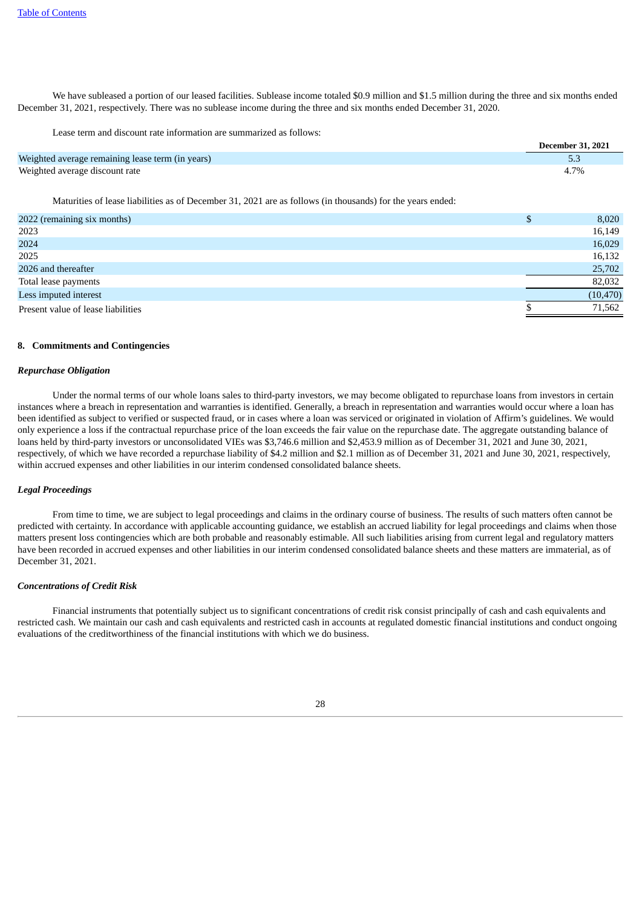We have subleased a portion of our leased facilities. Sublease income totaled $0.9 million and $1.5 million during the three and six months ended December 31, 2021, respectively. There was no sublease income during the three and six months ended December 31, 2020.

Lease term and discount rate information are summarized as follows:

| | December 31, 2021 |
|---|---|
| Weighted average remaining lease term (in years) | 5.3 |
| Weighted average discount rate | 4.7% |

Maturities of lease liabilities as of December 31, 2021 are as follows (in thousands) for the years ended:

| | |
|---|---|
| 2022 (remaining six months) | $ 8,020 |
| 2023 | 16,149 |
| 2024 | 16,029 |
| 2025 | 16,132 |
| 2026 and thereafter | 25,702 |
| Total lease payments | 82,032 |
| Less imputed interest | (10,470) |
| Present value of lease liabilities | $ 71,562 |

#### 8. Commitments and Contingencies

***Repurchase Obligation***

Under the normal terms of our whole loans sales to third-party investors, we may become obligated to repurchase loans from investors in certain instances where a breach in representation and warranties is identified. Generally, a breach in representation and warranties would occur where a loan has been identified as subject to verified or suspected fraud, or in cases where a loan was serviced or originated in violation of Affirm's guidelines. We would only experience a loss if the contractual repurchase price of the loan exceeds the fair value on the repurchase date. The aggregate outstanding balance of loans held by third-party investors or unconsolidated VIEs was $3,746.6 million and $2,453.9 million as of December 31, 2021 and June 30, 2021, respectively, of which we have recorded a repurchase liability of $4.2 million and $2.1 million as of December 31, 2021 and June 30, 2021, respectively, within accrued expenses and other liabilities in our interim condensed consolidated balance sheets.

***Legal Proceedings***

From time to time, we are subject to legal proceedings and claims in the ordinary course of business. The results of such matters often cannot be predicted with certainty. In accordance with applicable accounting guidance, we establish an accrued liability for legal proceedings and claims when those matters present loss contingencies which are both probable and reasonably estimable. All such liabilities arising from current legal and regulatory matters have been recorded in accrued expenses and other liabilities in our interim condensed consolidated balance sheets and these matters are immaterial, as of December 31, 2021.

***Concentrations of Credit Risk***

Financial instruments that potentially subject us to significant concentrations of credit risk consist principally of cash and cash equivalents and restricted cash. We maintain our cash and cash equivalents and restricted cash in accounts at regulated domestic financial institutions and conduct ongoing evaluations of the creditworthiness of the financial institutions with which we do business.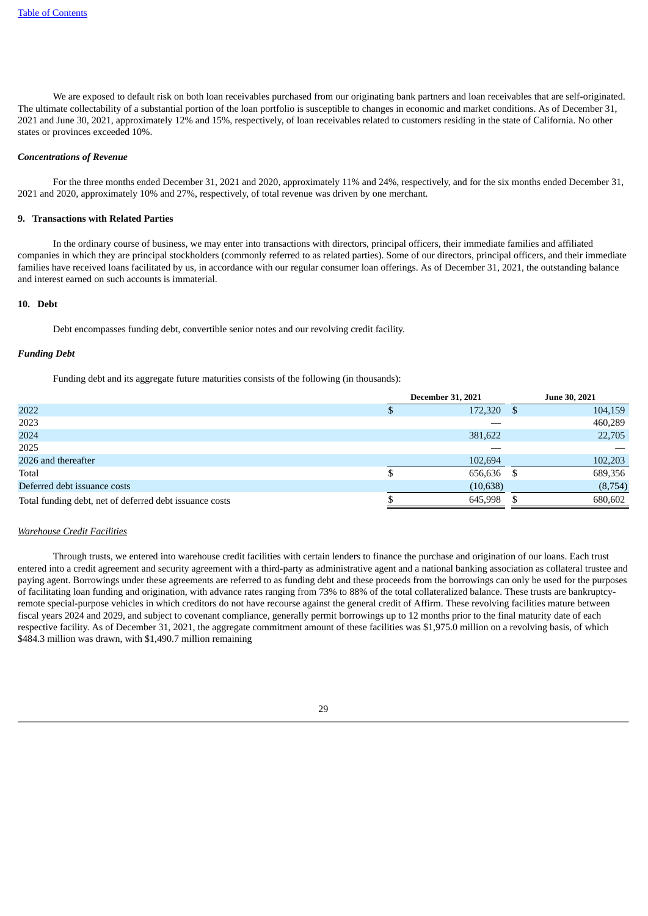We are exposed to default risk on both loan receivables purchased from our originating bank partners and loan receivables that are self-originated. The ultimate collectability of a substantial portion of the loan portfolio is susceptible to changes in economic and market conditions. As of December 31, 2021 and June 30, 2021, approximately 12% and 15%, respectively, of loan receivables related to customers residing in the state of California. No other states or provinces exceeded 10%.

***Concentrations of Revenue***

For the three months ended December 31, 2021 and 2020, approximately 11% and 24%, respectively, and for the six months ended December 31, 2021 and 2020, approximately 10% and 27%, respectively, of total revenue was driven by one merchant.

**9. Transactions with Related Parties**

In the ordinary course of business, we may enter into transactions with directors, principal officers, their immediate families and affiliated companies in which they are principal stockholders (commonly referred to as related parties). Some of our directors, principal officers, and their immediate families have received loans facilitated by us, in accordance with our regular consumer loan offerings. As of December 31, 2021, the outstanding balance and interest earned on such accounts is immaterial.

**10. Debt**

Debt encompasses funding debt, convertible senior notes and our revolving credit facility.

***Funding Debt***

Funding debt and its aggregate future maturities consists of the following (in thousands):

| | December 31, 2021 | June 30, 2021 |
|---|---|---|
| 2022 | $ 172,320 | $ 104,159 |
| 2023 | — | 460,289 |
| 2024 | 381,622 | 22,705 |
| 2025 | — | — |
| 2026 and thereafter | 102,694 | 102,203 |
| Total | $ 656,636 | $ 689,356 |
| Deferred debt issuance costs | (10,638) | (8,754) |
| Total funding debt, net of deferred debt issuance costs | $ 645,998 | $ 680,602 |

*Warehouse Credit Facilities*

Through trusts, we entered into warehouse credit facilities with certain lenders to finance the purchase and origination of our loans. Each trust entered into a credit agreement and security agreement with a third-party as administrative agent and a national banking association as collateral trustee and paying agent. Borrowings under these agreements are referred to as funding debt and these proceeds from the borrowings can only be used for the purposes of facilitating loan funding and origination, with advance rates ranging from 73% to 88% of the total collateralized balance. These trusts are bankruptcy-remote special-purpose vehicles in which creditors do not have recourse against the general credit of Affirm. These revolving facilities mature between fiscal years 2024 and 2029, and subject to covenant compliance, generally permit borrowings up to 12 months prior to the final maturity date of each respective facility. As of December 31, 2021, the aggregate commitment amount of these facilities was $1,975.0 million on a revolving basis, of which $484.3 million was drawn, with $1,490.7 million remaining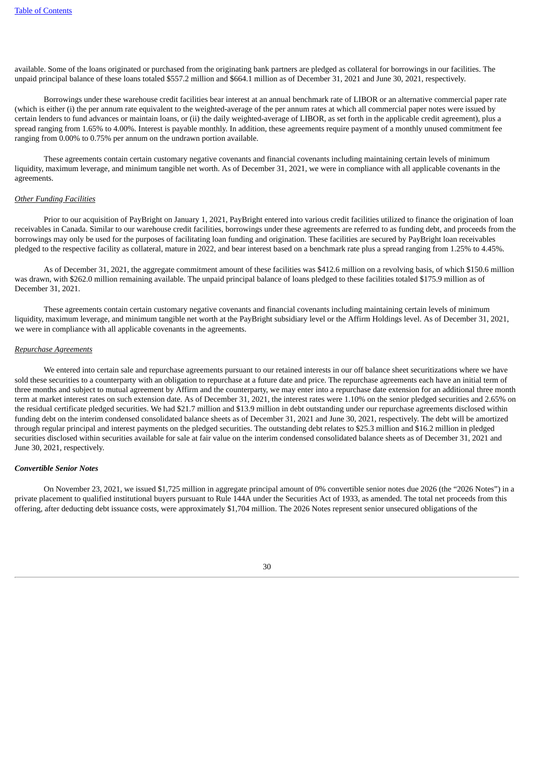available. Some of the loans originated or purchased from the originating bank partners are pledged as collateral for borrowings in our facilities. The unpaid principal balance of these loans totaled $557.2 million and $664.1 million as of December 31, 2021 and June 30, 2021, respectively.

Borrowings under these warehouse credit facilities bear interest at an annual benchmark rate of LIBOR or an alternative commercial paper rate (which is either (i) the per annum rate equivalent to the weighted-average of the per annum rates at which all commercial paper notes were issued by certain lenders to fund advances or maintain loans, or (ii) the daily weighted-average of LIBOR, as set forth in the applicable credit agreement), plus a spread ranging from 1.65% to 4.00%. Interest is payable monthly. In addition, these agreements require payment of a monthly unused commitment fee ranging from 0.00% to 0.75% per annum on the undrawn portion available.

These agreements contain certain customary negative covenants and financial covenants including maintaining certain levels of minimum liquidity, maximum leverage, and minimum tangible net worth. As of December 31, 2021, we were in compliance with all applicable covenants in the agreements.

*Other Funding Facilities*

Prior to our acquisition of PayBright on January 1, 2021, PayBright entered into various credit facilities utilized to finance the origination of loan receivables in Canada. Similar to our warehouse credit facilities, borrowings under these agreements are referred to as funding debt, and proceeds from the borrowings may only be used for the purposes of facilitating loan funding and origination. These facilities are secured by PayBright loan receivables pledged to the respective facility as collateral, mature in 2022, and bear interest based on a benchmark rate plus a spread ranging from 1.25% to 4.45%.

As of December 31, 2021, the aggregate commitment amount of these facilities was $412.6 million on a revolving basis, of which $150.6 million was drawn, with $262.0 million remaining available. The unpaid principal balance of loans pledged to these facilities totaled $175.9 million as of December 31, 2021.

These agreements contain certain customary negative covenants and financial covenants including maintaining certain levels of minimum liquidity, maximum leverage, and minimum tangible net worth at the PayBright subsidiary level or the Affirm Holdings level. As of December 31, 2021, we were in compliance with all applicable covenants in the agreements.

*Repurchase Agreements*

We entered into certain sale and repurchase agreements pursuant to our retained interests in our off balance sheet securitizations where we have sold these securities to a counterparty with an obligation to repurchase at a future date and price. The repurchase agreements each have an initial term of three months and subject to mutual agreement by Affirm and the counterparty, we may enter into a repurchase date extension for an additional three month term at market interest rates on such extension date. As of December 31, 2021, the interest rates were 1.10% on the senior pledged securities and 2.65% on the residual certificate pledged securities. We had $21.7 million and $13.9 million in debt outstanding under our repurchase agreements disclosed within funding debt on the interim condensed consolidated balance sheets as of December 31, 2021 and June 30, 2021, respectively. The debt will be amortized through regular principal and interest payments on the pledged securities. The outstanding debt relates to $25.3 million and $16.2 million in pledged securities disclosed within securities available for sale at fair value on the interim condensed consolidated balance sheets as of December 31, 2021 and June 30, 2021, respectively.

***Convertible Senior Notes***

On November 23, 2021, we issued $1,725 million in aggregate principal amount of 0% convertible senior notes due 2026 (the "2026 Notes") in a private placement to qualified institutional buyers pursuant to Rule 144A under the Securities Act of 1933, as amended. The total net proceeds from this offering, after deducting debt issuance costs, were approximately $1,704 million. The 2026 Notes represent senior unsecured obligations of the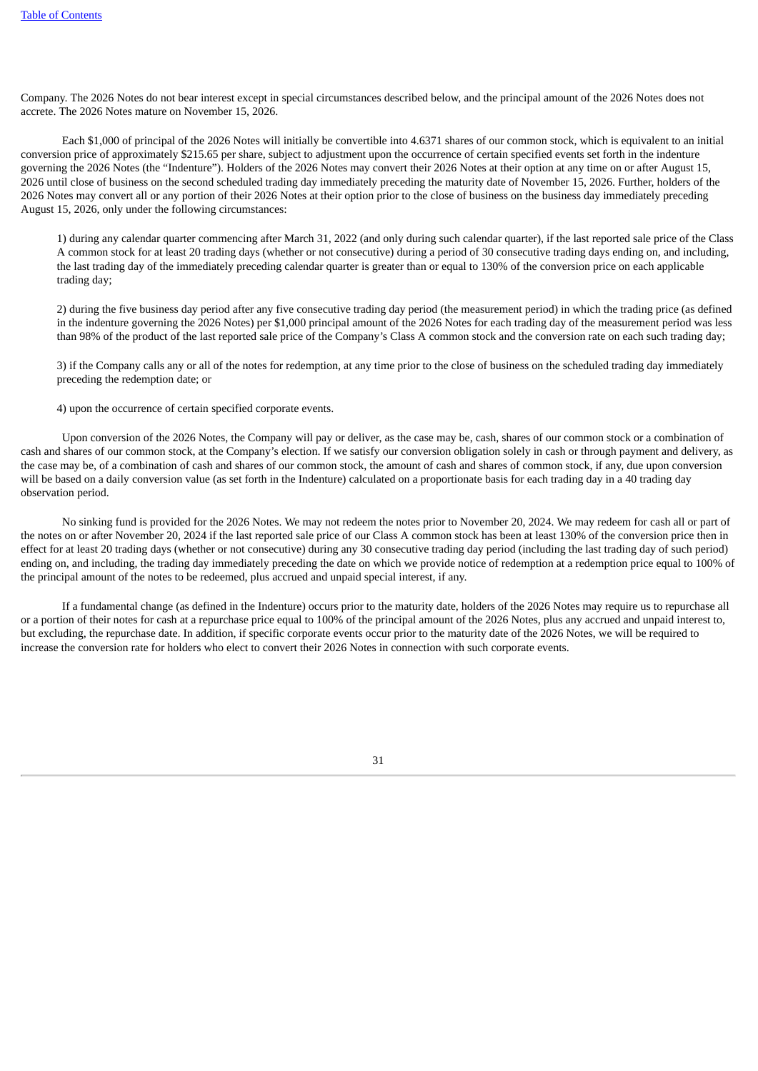Company. The 2026 Notes do not bear interest except in special circumstances described below, and the principal amount of the 2026 Notes does not accrete. The 2026 Notes mature on November 15, 2026.

Each $1,000 of principal of the 2026 Notes will initially be convertible into 4.6371 shares of our common stock, which is equivalent to an initial conversion price of approximately $215.65 per share, subject to adjustment upon the occurrence of certain specified events set forth in the indenture governing the 2026 Notes (the "Indenture"). Holders of the 2026 Notes may convert their 2026 Notes at their option at any time on or after August 15, 2026 until close of business on the second scheduled trading day immediately preceding the maturity date of November 15, 2026. Further, holders of the 2026 Notes may convert all or any portion of their 2026 Notes at their option prior to the close of business on the business day immediately preceding August 15, 2026, only under the following circumstances:

1) during any calendar quarter commencing after March 31, 2022 (and only during such calendar quarter), if the last reported sale price of the Class A common stock for at least 20 trading days (whether or not consecutive) during a period of 30 consecutive trading days ending on, and including, the last trading day of the immediately preceding calendar quarter is greater than or equal to 130% of the conversion price on each applicable trading day;

2) during the five business day period after any five consecutive trading day period (the measurement period) in which the trading price (as defined in the indenture governing the 2026 Notes) per $1,000 principal amount of the 2026 Notes for each trading day of the measurement period was less than 98% of the product of the last reported sale price of the Company's Class A common stock and the conversion rate on each such trading day;

3) if the Company calls any or all of the notes for redemption, at any time prior to the close of business on the scheduled trading day immediately preceding the redemption date; or

4) upon the occurrence of certain specified corporate events.

Upon conversion of the 2026 Notes, the Company will pay or deliver, as the case may be, cash, shares of our common stock or a combination of cash and shares of our common stock, at the Company's election. If we satisfy our conversion obligation solely in cash or through payment and delivery, as the case may be, of a combination of cash and shares of our common stock, the amount of cash and shares of common stock, if any, due upon conversion will be based on a daily conversion value (as set forth in the Indenture) calculated on a proportionate basis for each trading day in a 40 trading day observation period.

No sinking fund is provided for the 2026 Notes. We may not redeem the notes prior to November 20, 2024. We may redeem for cash all or part of the notes on or after November 20, 2024 if the last reported sale price of our Class A common stock has been at least 130% of the conversion price then in effect for at least 20 trading days (whether or not consecutive) during any 30 consecutive trading day period (including the last trading day of such period) ending on, and including, the trading day immediately preceding the date on which we provide notice of redemption at a redemption price equal to 100% of the principal amount of the notes to be redeemed, plus accrued and unpaid special interest, if any.

If a fundamental change (as defined in the Indenture) occurs prior to the maturity date, holders of the 2026 Notes may require us to repurchase all or a portion of their notes for cash at a repurchase price equal to 100% of the principal amount of the 2026 Notes, plus any accrued and unpaid interest to, but excluding, the repurchase date. In addition, if specific corporate events occur prior to the maturity date of the 2026 Notes, we will be required to increase the conversion rate for holders who elect to convert their 2026 Notes in connection with such corporate events.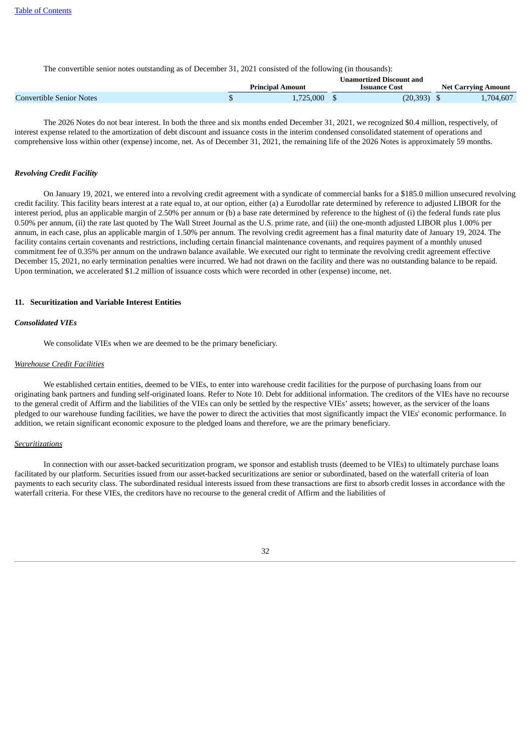The convertible senior notes outstanding as of December 31, 2021 consisted of the following (in thousands):

| | Principal Amount | Unamortized Discount and Issuance Cost | Net Carrying Amount |
|---|---|---|---|
| Convertible Senior Notes | $ 1,725,000 | $ (20,393) | $ 1,704,607 |

The 2026 Notes do not bear interest. In both the three and six months ended December 31, 2021, we recognized $0.4 million, respectively, of interest expense related to the amortization of debt discount and issuance costs in the interim condensed consolidated statement of operations and comprehensive loss within other (expense) income, net. As of December 31, 2021, the remaining life of the 2026 Notes is approximately 59 months.

***Revolving Credit Facility***

On January 19, 2021, we entered into a revolving credit agreement with a syndicate of commercial banks for a $185.0 million unsecured revolving credit facility. This facility bears interest at a rate equal to, at our option, either (a) a Eurodollar rate determined by reference to adjusted LIBOR for the interest period, plus an applicable margin of 2.50% per annum or (b) a base rate determined by reference to the highest of (i) the federal funds rate plus 0.50% per annum, (ii) the rate last quoted by The Wall Street Journal as the U.S. prime rate, and (iii) the one-month adjusted LIBOR plus 1.00% per annum, in each case, plus an applicable margin of 1.50% per annum. The revolving credit agreement has a final maturity date of January 19, 2024. The facility contains certain covenants and restrictions, including certain financial maintenance covenants, and requires payment of a monthly unused commitment fee of 0.35% per annum on the undrawn balance available. We executed our right to terminate the revolving credit agreement effective December 15, 2021, no early termination penalties were incurred. We had not drawn on the facility and there was no outstanding balance to be repaid. Upon termination, we accelerated $1.2 million of issuance costs which were recorded in other (expense) income, net.

## 11. Securitization and Variable Interest Entities

***Consolidated VIEs***

We consolidate VIEs when we are deemed to be the primary beneficiary.

*Warehouse Credit Facilities*

We established certain entities, deemed to be VIEs, to enter into warehouse credit facilities for the purpose of purchasing loans from our originating bank partners and funding self-originated loans. Refer to Note 10. Debt for additional information. The creditors of the VIEs have no recourse to the general credit of Affirm and the liabilities of the VIEs can only be settled by the respective VIEs' assets; however, as the servicer of the loans pledged to our warehouse funding facilities, we have the power to direct the activities that most significantly impact the VIEs' economic performance. In addition, we retain significant economic exposure to the pledged loans and therefore, we are the primary beneficiary.

*Securitizations*

In connection with our asset-backed securitization program, we sponsor and establish trusts (deemed to be VIEs) to ultimately purchase loans facilitated by our platform. Securities issued from our asset-backed securitizations are senior or subordinated, based on the waterfall criteria of loan payments to each security class. The subordinated residual interests issued from these transactions are first to absorb credit losses in accordance with the waterfall criteria. For these VIEs, the creditors have no recourse to the general credit of Affirm and the liabilities of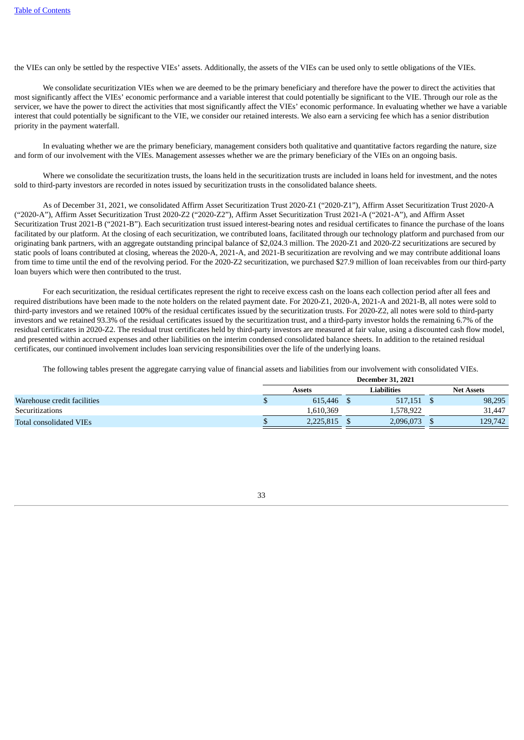the VIEs can only be settled by the respective VIEs' assets. Additionally, the assets of the VIEs can be used only to settle obligations of the VIEs.

We consolidate securitization VIEs when we are deemed to be the primary beneficiary and therefore have the power to direct the activities that most significantly affect the VIEs' economic performance and a variable interest that could potentially be significant to the VIE. Through our role as the servicer, we have the power to direct the activities that most significantly affect the VIEs' economic performance. In evaluating whether we have a variable interest that could potentially be significant to the VIE, we consider our retained interests. We also earn a servicing fee which has a senior distribution priority in the payment waterfall.

In evaluating whether we are the primary beneficiary, management considers both qualitative and quantitative factors regarding the nature, size and form of our involvement with the VIEs. Management assesses whether we are the primary beneficiary of the VIEs on an ongoing basis.

Where we consolidate the securitization trusts, the loans held in the securitization trusts are included in loans held for investment, and the notes sold to third-party investors are recorded in notes issued by securitization trusts in the consolidated balance sheets.

As of December 31, 2021, we consolidated Affirm Asset Securitization Trust 2020-Z1 ("2020-Z1"), Affirm Asset Securitization Trust 2020-A ("2020-A"), Affirm Asset Securitization Trust 2020-Z2 ("2020-Z2"), Affirm Asset Securitization Trust 2021-A ("2021-A"), and Affirm Asset Securitization Trust 2021-B ("2021-B"). Each securitization trust issued interest-bearing notes and residual certificates to finance the purchase of the loans facilitated by our platform. At the closing of each securitization, we contributed loans, facilitated through our technology platform and purchased from our originating bank partners, with an aggregate outstanding principal balance of $2,024.3 million. The 2020-Z1 and 2020-Z2 securitizations are secured by static pools of loans contributed at closing, whereas the 2020-A, 2021-A, and 2021-B securitization are revolving and we may contribute additional loans from time to time until the end of the revolving period. For the 2020-Z2 securitization, we purchased $27.9 million of loan receivables from our third-party loan buyers which were then contributed to the trust.

For each securitization, the residual certificates represent the right to receive excess cash on the loans each collection period after all fees and required distributions have been made to the note holders on the related payment date. For 2020-Z1, 2020-A, 2021-A and 2021-B, all notes were sold to third-party investors and we retained 100% of the residual certificates issued by the securitization trusts. For 2020-Z2, all notes were sold to third-party investors and we retained 93.3% of the residual certificates issued by the securitization trust, and a third-party investor holds the remaining 6.7% of the residual certificates in 2020-Z2. The residual trust certificates held by third-party investors are measured at fair value, using a discounted cash flow model, and presented within accrued expenses and other liabilities on the interim condensed consolidated balance sheets. In addition to the retained residual certificates, our continued involvement includes loan servicing responsibilities over the life of the underlying loans.

The following tables present the aggregate carrying value of financial assets and liabilities from our involvement with consolidated VIEs.

| | December 31, 2021 | | |
|---|---|---|---|
| | Assets | Liabilities | Net Assets |
| Warehouse credit facilities | $ 615,446 | $ 517,151 | $ 98,295 |
| Securitizations | 1,610,369 | 1,578,922 | 31,447 |
| Total consolidated VIEs | $ 2,225,815 | $ 2,096,073 | $ 129,742 |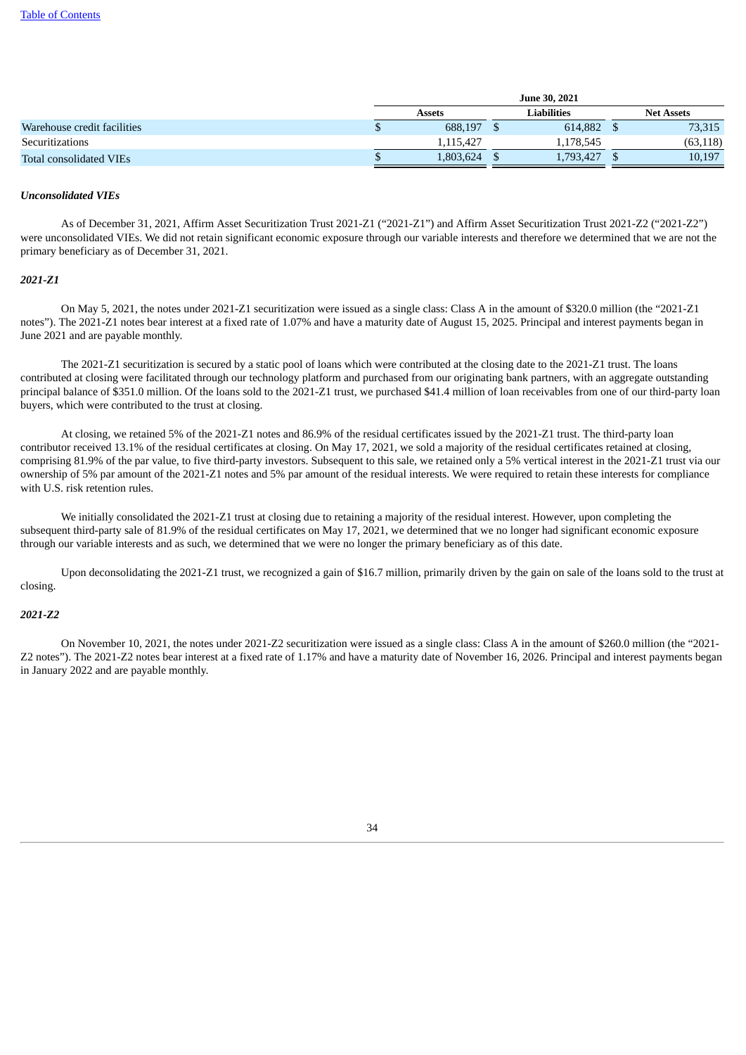| | June 30, 2021 | | |
|---|---|---|---|
| | Assets | Liabilities | Net Assets |
| Warehouse credit facilities | $ 688,197 | $ 614,882 | $ 73,315 |
| Securitizations | 1,115,427 | 1,178,545 | (63,118) |
| Total consolidated VIEs | $ 1,803,624 | $ 1,793,427 | $ 10,197 |

***Unconsolidated VIEs***

As of December 31, 2021, Affirm Asset Securitization Trust 2021-Z1 ("2021-Z1") and Affirm Asset Securitization Trust 2021-Z2 ("2021-Z2") were unconsolidated VIEs. We did not retain significant economic exposure through our variable interests and therefore we determined that we are not the primary beneficiary as of December 31, 2021.

***2021-Z1***

On May 5, 2021, the notes under 2021-Z1 securitization were issued as a single class: Class A in the amount of $320.0 million (the "2021-Z1 notes"). The 2021-Z1 notes bear interest at a fixed rate of 1.07% and have a maturity date of August 15, 2025. Principal and interest payments began in June 2021 and are payable monthly.

The 2021-Z1 securitization is secured by a static pool of loans which were contributed at the closing date to the 2021-Z1 trust. The loans contributed at closing were facilitated through our technology platform and purchased from our originating bank partners, with an aggregate outstanding principal balance of $351.0 million. Of the loans sold to the 2021-Z1 trust, we purchased $41.4 million of loan receivables from one of our third-party loan buyers, which were contributed to the trust at closing.

At closing, we retained 5% of the 2021-Z1 notes and 86.9% of the residual certificates issued by the 2021-Z1 trust. The third-party loan contributor received 13.1% of the residual certificates at closing. On May 17, 2021, we sold a majority of the residual certificates retained at closing, comprising 81.9% of the par value, to five third-party investors. Subsequent to this sale, we retained only a 5% vertical interest in the 2021-Z1 trust via our ownership of 5% par amount of the 2021-Z1 notes and 5% par amount of the residual interests. We were required to retain these interests for compliance with U.S. risk retention rules.

We initially consolidated the 2021-Z1 trust at closing due to retaining a majority of the residual interest. However, upon completing the subsequent third-party sale of 81.9% of the residual certificates on May 17, 2021, we determined that we no longer had significant economic exposure through our variable interests and as such, we determined that we were no longer the primary beneficiary as of this date.

Upon deconsolidating the 2021-Z1 trust, we recognized a gain of $16.7 million, primarily driven by the gain on sale of the loans sold to the trust at closing.

***2021-Z2***

On November 10, 2021, the notes under 2021-Z2 securitization were issued as a single class: Class A in the amount of $260.0 million (the "2021-Z2 notes"). The 2021-Z2 notes bear interest at a fixed rate of 1.17% and have a maturity date of November 16, 2026. Principal and interest payments began in January 2022 and are payable monthly.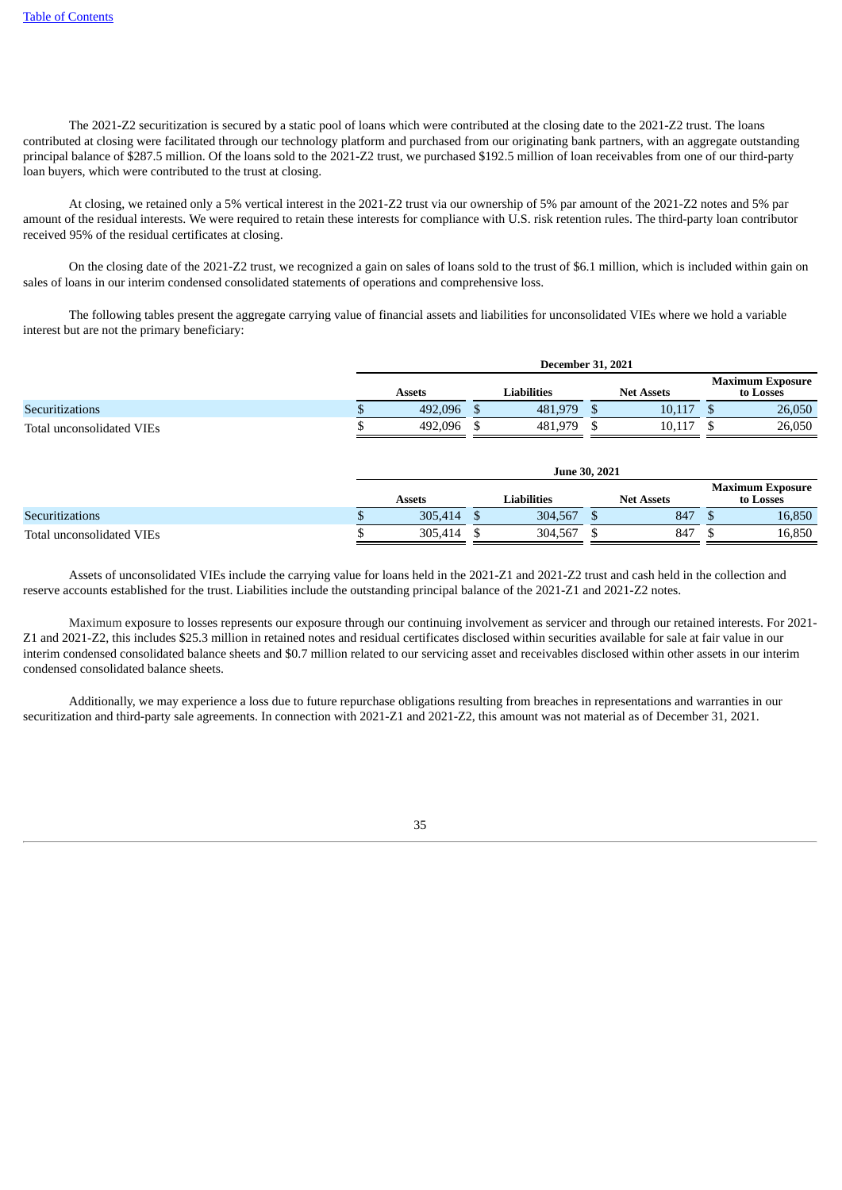The 2021-Z2 securitization is secured by a static pool of loans which were contributed at the closing date to the 2021-Z2 trust. The loans contributed at closing were facilitated through our technology platform and purchased from our originating bank partners, with an aggregate outstanding principal balance of $287.5 million. Of the loans sold to the 2021-Z2 trust, we purchased $192.5 million of loan receivables from one of our third-party loan buyers, which were contributed to the trust at closing.

At closing, we retained only a 5% vertical interest in the 2021-Z2 trust via our ownership of 5% par amount of the 2021-Z2 notes and 5% par amount of the residual interests. We were required to retain these interests for compliance with U.S. risk retention rules. The third-party loan contributor received 95% of the residual certificates at closing.

On the closing date of the 2021-Z2 trust, we recognized a gain on sales of loans sold to the trust of $6.1 million, which is included within gain on sales of loans in our interim condensed consolidated statements of operations and comprehensive loss.

The following tables present the aggregate carrying value of financial assets and liabilities for unconsolidated VIEs where we hold a variable interest but are not the primary beneficiary:

| | December 31, 2021 | | | |
|---|---|---|---|---|
| | Assets | Liabilities | Net Assets | Maximum Exposure to Losses |
| Securitizations | $ 492,096 | $ 481,979 | $ 10,117 | $ 26,050 |
| Total unconsolidated VIEs | $ 492,096 | $ 481,979 | $ 10,117 | $ 26,050 |

| | June 30, 2021 | | | |
|---|---|---|---|---|
| | Assets | Liabilities | Net Assets | Maximum Exposure to Losses |
| Securitizations | $ 305,414 | $ 304,567 | $ 847 | $ 16,850 |
| Total unconsolidated VIEs | $ 305,414 | $ 304,567 | $ 847 | $ 16,850 |

Assets of unconsolidated VIEs include the carrying value for loans held in the 2021-Z1 and 2021-Z2 trust and cash held in the collection and reserve accounts established for the trust. Liabilities include the outstanding principal balance of the 2021-Z1 and 2021-Z2 notes.

Maximum exposure to losses represents our exposure through our continuing involvement as servicer and through our retained interests. For 2021-Z1 and 2021-Z2, this includes $25.3 million in retained notes and residual certificates disclosed within securities available for sale at fair value in our interim condensed consolidated balance sheets and $0.7 million related to our servicing asset and receivables disclosed within other assets in our interim condensed consolidated balance sheets.

Additionally, we may experience a loss due to future repurchase obligations resulting from breaches in representations and warranties in our securitization and third-party sale agreements. In connection with 2021-Z1 and 2021-Z2, this amount was not material as of December 31, 2021.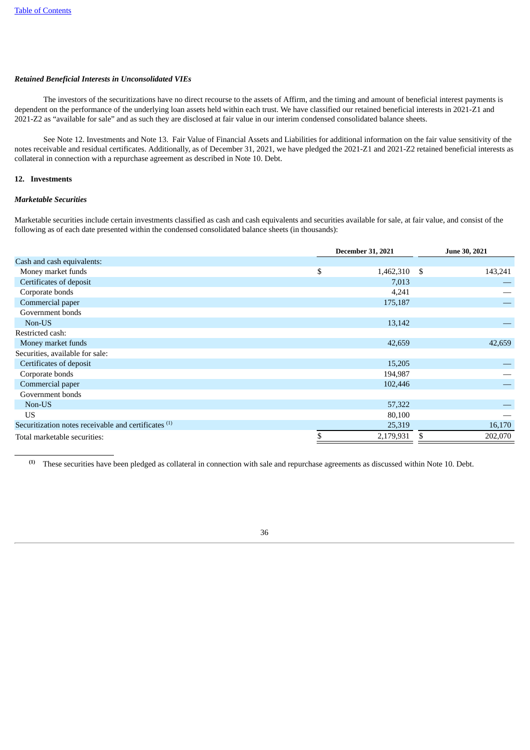*Retained Beneficial Interests in Unconsolidated VIEs*

The investors of the securitizations have no direct recourse to the assets of Affirm, and the timing and amount of beneficial interest payments is dependent on the performance of the underlying loan assets held within each trust. We have classified our retained beneficial interests in 2021-Z1 and 2021-Z2 as "available for sale" and as such they are disclosed at fair value in our interim condensed consolidated balance sheets.

See Note 12. Investments and Note 13. Fair Value of Financial Assets and Liabilities for additional information on the fair value sensitivity of the notes receivable and residual certificates. Additionally, as of December 31, 2021, we have pledged the 2021-Z1 and 2021-Z2 retained beneficial interests as collateral in connection with a repurchase agreement as described in Note 10. Debt.

## 12. Investments

*Marketable Securities*

Marketable securities include certain investments classified as cash and cash equivalents and securities available for sale, at fair value, and consist of the following as of each date presented within the condensed consolidated balance sheets (in thousands):

| | December 31, 2021 | June 30, 2021 |
|---|---|---|
| Cash and cash equivalents: | | |
| Money market funds | $ 1,462,310 | $ 143,241 |
| Certificates of deposit | 7,013 | — |
| Corporate bonds | 4,241 | — |
| Commercial paper | 175,187 | — |
| Government bonds | | |
| Non-US | 13,142 | — |
| Restricted cash: | | |
| Money market funds | 42,659 | 42,659 |
| Securities, available for sale: | | |
| Certificates of deposit | 15,205 | — |
| Corporate bonds | 194,987 | — |
| Commercial paper | 102,446 | — |
| Government bonds | | |
| Non-US | 57,322 | — |
| US | 80,100 | — |
| Securitization notes receivable and certificates [1] | 25,319 | 16,170 |
| Total marketable securities: | $ 2,179,931 | $ 202,070 |

[1] These securities have been pledged as collateral in connection with sale and repurchase agreements as discussed within Note 10. Debt.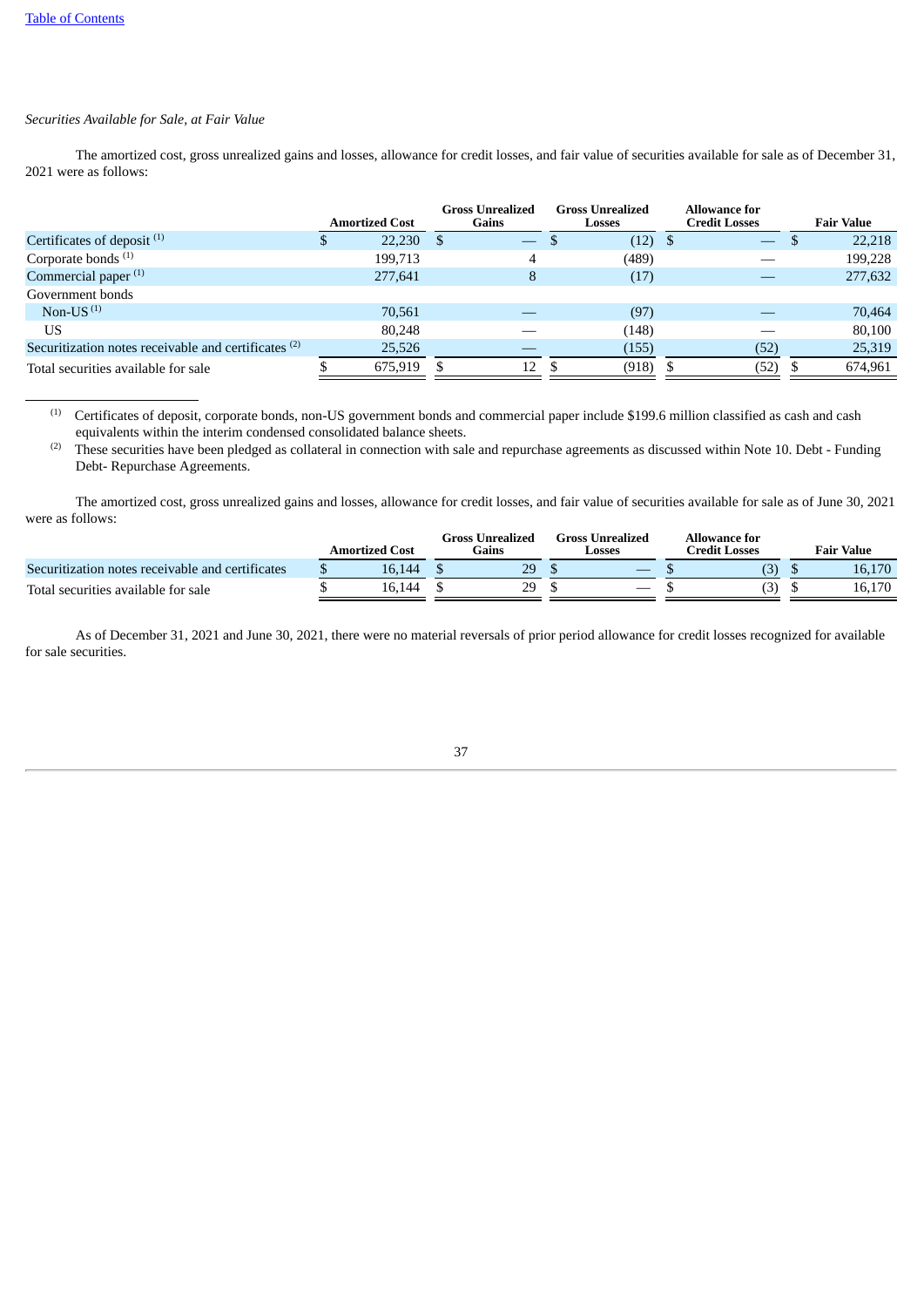[Table of Contents](#)

*Securities Available for Sale, at Fair Value*

The amortized cost, gross unrealized gains and losses, allowance for credit losses, and fair value of securities available for sale as of December 31, 2021 were as follows:

| | Amortized Cost | Gross Unrealized Gains | Gross Unrealized Losses | Allowance for Credit Losses | Fair Value |
|---|---|---|---|---|---|
| Certificates of deposit [(1)] | $ 22,230 | $ — | $ (12) | $ — | $ 22,218 |
| Corporate bonds [(1)] | 199,713 | 4 | (489) | — | 199,228 |
| Commercial paper [(1)] | 277,641 | 8 | (17) | — | 277,632 |
| Government bonds | | | | | |
| Non-US [(1)] | 70,561 | — | (97) | — | 70,464 |
| US | 80,248 | — | (148) | — | 80,100 |
| Securitization notes receivable and certificates [(2)] | 25,526 | — | (155) | (52) | 25,319 |
| Total securities available for sale | $ 675,919 | $ 12 | $ (918) | $ (52) | $ 674,961 |

(1) Certificates of deposit, corporate bonds, non-US government bonds and commercial paper include $199.6 million classified as cash and cash equivalents within the interim condensed consolidated balance sheets.

(2) These securities have been pledged as collateral in connection with sale and repurchase agreements as discussed within Note 10. Debt - Funding Debt- Repurchase Agreements.

The amortized cost, gross unrealized gains and losses, allowance for credit losses, and fair value of securities available for sale as of June 30, 2021 were as follows:

| | Amortized Cost | Gross Unrealized Gains | Gross Unrealized Losses | Allowance for Credit Losses | Fair Value |
|---|---|---|---|---|---|
| Securitization notes receivable and certificates | $ 16,144 | $ 29 | $ — | $ (3) | $ 16,170 |
| Total securities available for sale | $ 16,144 | $ 29 | $ — | $ (3) | $ 16,170 |

As of December 31, 2021 and June 30, 2021, there were no material reversals of prior period allowance for credit losses recognized for available for sale securities.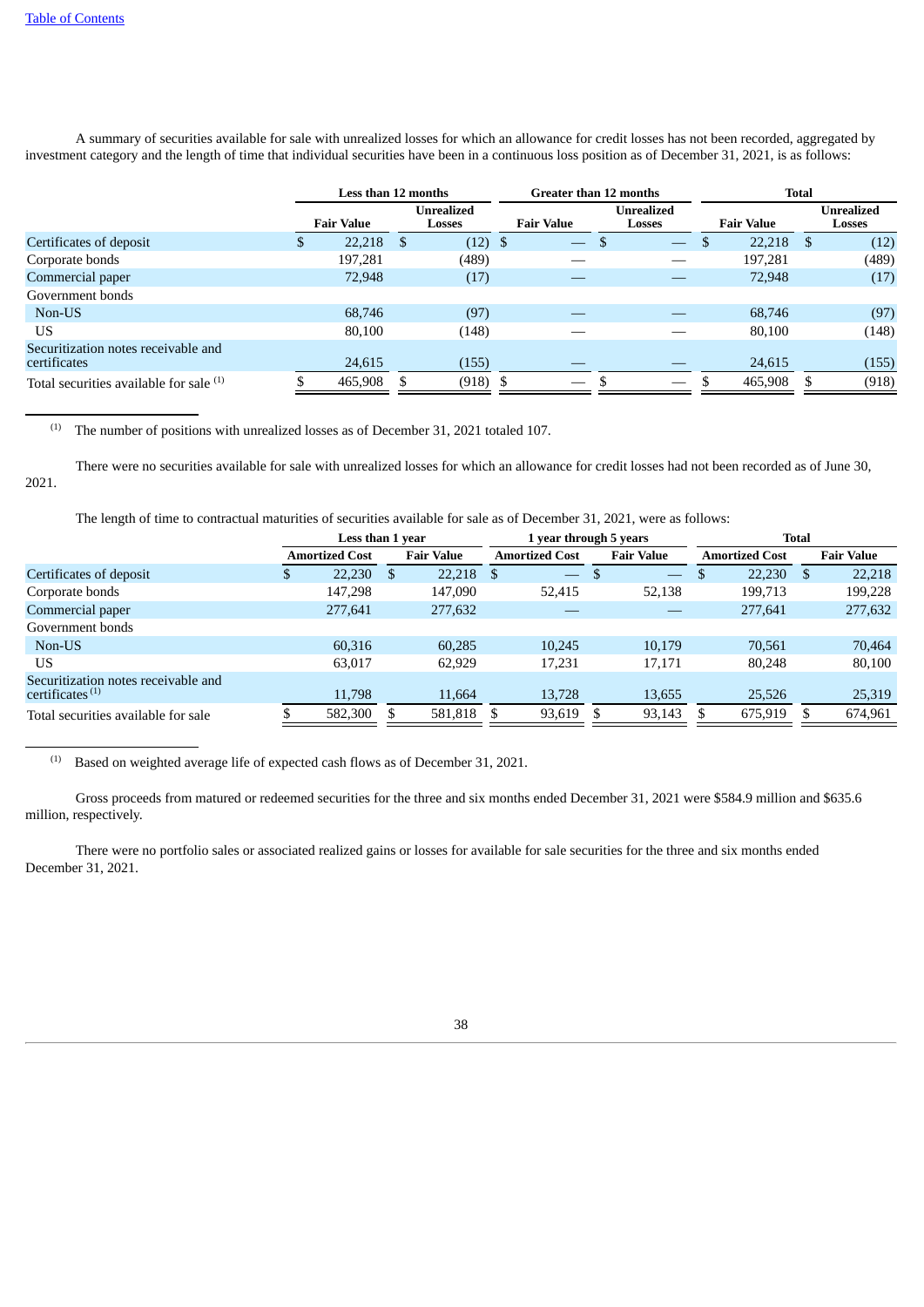A summary of securities available for sale with unrealized losses for which an allowance for credit losses has not been recorded, aggregated by investment category and the length of time that individual securities have been in a continuous loss position as of December 31, 2021, is as follows:

| | Less than 12 months | | Greater than 12 months | | Total | |
|---|---|---|---|---|---|---|
| | Fair Value | Unrealized Losses | Fair Value | Unrealized Losses | Fair Value | Unrealized Losses |
| Certificates of deposit | $ 22,218 | $ (12) | $ — | $ — | $ 22,218 | $ (12) |
| Corporate bonds | 197,281 | (489) | — | — | 197,281 | (489) |
| Commercial paper | 72,948 | (17) | — | — | 72,948 | (17) |
| Government bonds | | | | | | |
| Non-US | 68,746 | (97) | — | — | 68,746 | (97) |
| US | 80,100 | (148) | — | — | 80,100 | (148) |
| Securitization notes receivable and certificates | 24,615 | (155) | — | — | 24,615 | (155) |
| Total securities available for sale [(1)] | $ 465,908 | $ (918) | $ — | $ — | $ 465,908 | $ (918) |

(1) The number of positions with unrealized losses as of December 31, 2021 totaled 107.

There were no securities available for sale with unrealized losses for which an allowance for credit losses had not been recorded as of June 30, 2021.

The length of time to contractual maturities of securities available for sale as of December 31, 2021, were as follows:

| | Less than 1 year | | 1 year through 5 years | | Total | |
|---|---|---|---|---|---|---|
| | Amortized Cost | Fair Value | Amortized Cost | Fair Value | Amortized Cost | Fair Value |
| Certificates of deposit | $ 22,230 | $ 22,218 | $ — | $ — | $ 22,230 | $ 22,218 |
| Corporate bonds | 147,298 | 147,090 | 52,415 | 52,138 | 199,713 | 199,228 |
| Commercial paper | 277,641 | 277,632 | — | — | 277,641 | 277,632 |
| Government bonds | | | | | | |
| Non-US | 60,316 | 60,285 | 10,245 | 10,179 | 70,561 | 70,464 |
| US | 63,017 | 62,929 | 17,231 | 17,171 | 80,248 | 80,100 |
| Securitization notes receivable and certificates [(1)] | 11,798 | 11,664 | 13,728 | 13,655 | 25,526 | 25,319 |
| Total securities available for sale | $ 582,300 | $ 581,818 | $ 93,619 | $ 93,143 | $ 675,919 | $ 674,961 |

(1) Based on weighted average life of expected cash flows as of December 31, 2021.

Gross proceeds from matured or redeemed securities for the three and six months ended December 31, 2021 were $584.9 million and $635.6 million, respectively.

There were no portfolio sales or associated realized gains or losses for available for sale securities for the three and six months ended December 31, 2021.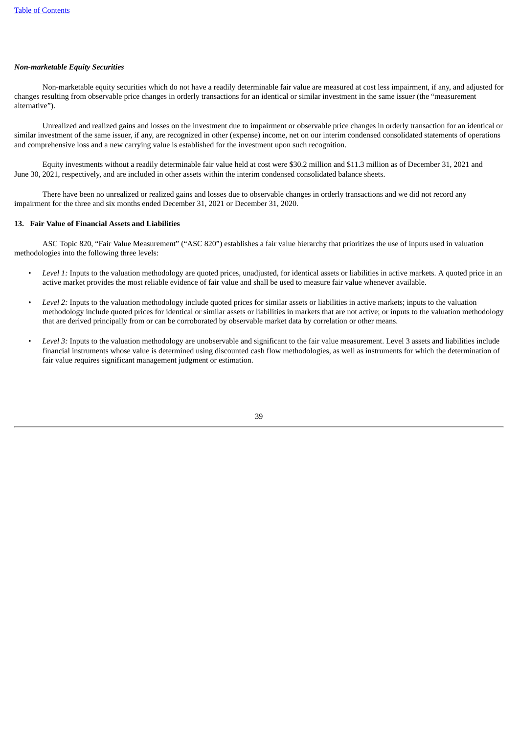***Non-marketable Equity Securities***

Non-marketable equity securities which do not have a readily determinable fair value are measured at cost less impairment, if any, and adjusted for changes resulting from observable price changes in orderly transactions for an identical or similar investment in the same issuer (the "measurement alternative").

Unrealized and realized gains and losses on the investment due to impairment or observable price changes in orderly transaction for an identical or similar investment of the same issuer, if any, are recognized in other (expense) income, net on our interim condensed consolidated statements of operations and comprehensive loss and a new carrying value is established for the investment upon such recognition.

Equity investments without a readily determinable fair value held at cost were $30.2 million and $11.3 million as of December 31, 2021 and June 30, 2021, respectively, and are included in other assets within the interim condensed consolidated balance sheets.

There have been no unrealized or realized gains and losses due to observable changes in orderly transactions and we did not record any impairment for the three and six months ended December 31, 2021 or December 31, 2020.

**13. Fair Value of Financial Assets and Liabilities**

ASC Topic 820, "Fair Value Measurement" ("ASC 820") establishes a fair value hierarchy that prioritizes the use of inputs used in valuation methodologies into the following three levels:

- *Level 1:* Inputs to the valuation methodology are quoted prices, unadjusted, for identical assets or liabilities in active markets. A quoted price in an active market provides the most reliable evidence of fair value and shall be used to measure fair value whenever available.
- *Level 2:* Inputs to the valuation methodology include quoted prices for similar assets or liabilities in active markets; inputs to the valuation methodology include quoted prices for identical or similar assets or liabilities in markets that are not active; or inputs to the valuation methodology that are derived principally from or can be corroborated by observable market data by correlation or other means.
- *Level 3:* Inputs to the valuation methodology are unobservable and significant to the fair value measurement. Level 3 assets and liabilities include financial instruments whose value is determined using discounted cash flow methodologies, as well as instruments for which the determination of fair value requires significant management judgment or estimation.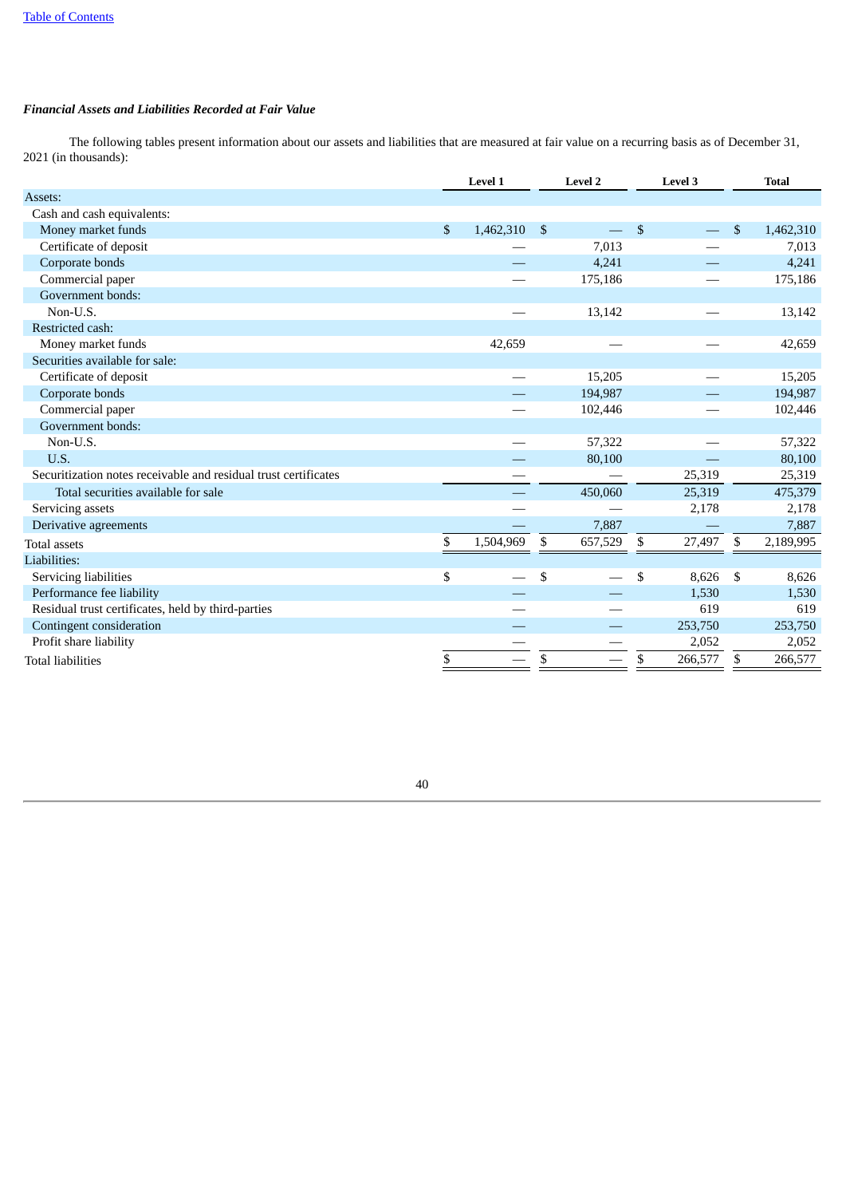***Financial Assets and Liabilities Recorded at Fair Value***

The following tables present information about our assets and liabilities that are measured at fair value on a recurring basis as of December 31, 2021 (in thousands):

| | Level 1 | Level 2 | Level 3 | Total |
|---|---|---|---|---|
| Assets: | | | | |
| Cash and cash equivalents: | | | | |
| Money market funds | $ 1,462,310 | $ — | $ — | $ 1,462,310 |
| Certificate of deposit | — | 7,013 | — | 7,013 |
| Corporate bonds | — | 4,241 | — | 4,241 |
| Commercial paper | — | 175,186 | — | 175,186 |
| Government bonds: | | | | |
| Non-U.S. | — | 13,142 | — | 13,142 |
| Restricted cash: | | | | |
| Money market funds | 42,659 | — | — | 42,659 |
| Securities available for sale: | | | | |
| Certificate of deposit | — | 15,205 | — | 15,205 |
| Corporate bonds | — | 194,987 | — | 194,987 |
| Commercial paper | — | 102,446 | — | 102,446 |
| Government bonds: | | | | |
| Non-U.S. | — | 57,322 | — | 57,322 |
| U.S. | — | 80,100 | — | 80,100 |
| Securitization notes receivable and residual trust certificates | — | — | 25,319 | 25,319 |
| Total securities available for sale | — | 450,060 | 25,319 | 475,379 |
| Servicing assets | — | — | 2,178 | 2,178 |
| Derivative agreements | — | 7,887 | — | 7,887 |
| Total assets | $ 1,504,969 | $ 657,529 | $ 27,497 | $ 2,189,995 |
| Liabilities: | | | | |
| Servicing liabilities | $ — | $ — | $ 8,626 | $ 8,626 |
| Performance fee liability | — | — | 1,530 | 1,530 |
| Residual trust certificates, held by third-parties | — | — | 619 | 619 |
| Contingent consideration | — | — | 253,750 | 253,750 |
| Profit share liability | — | — | 2,052 | 2,052 |
| Total liabilities | $ — | $ — | $ 266,577 | $ 266,577 |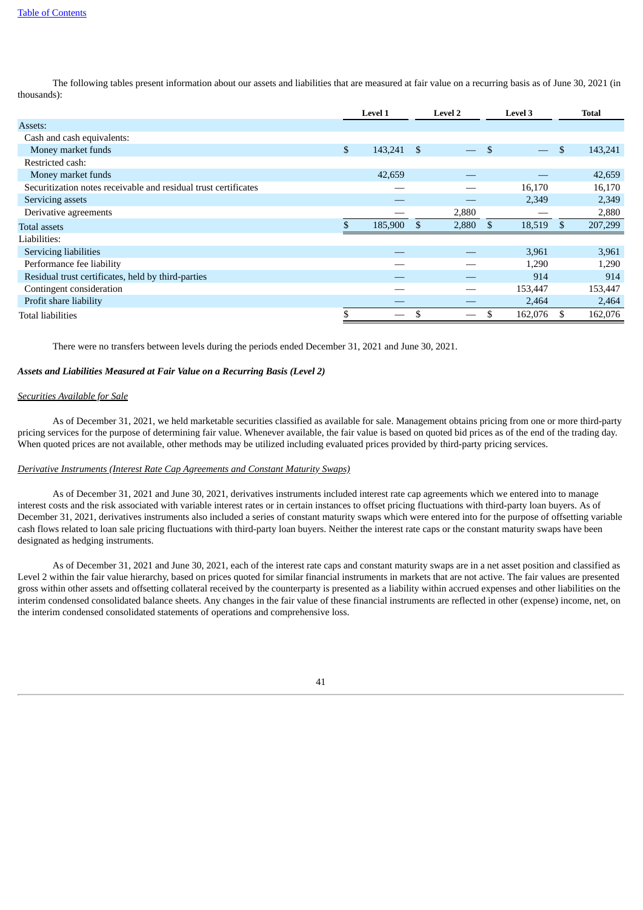The following tables present information about our assets and liabilities that are measured at fair value on a recurring basis as of June 30, 2021 (in thousands):

| | Level 1 | Level 2 | Level 3 | Total |
|---|---|---|---|---|
| Assets: | | | | |
| Cash and cash equivalents: | | | | |
| Money market funds | $ 143,241 | $ — | $ — | $ 143,241 |
| Restricted cash: | | | | |
| Money market funds | 42,659 | — | — | 42,659 |
| Securitization notes receivable and residual trust certificates | — | — | 16,170 | 16,170 |
| Servicing assets | — | — | 2,349 | 2,349 |
| Derivative agreements | — | 2,880 | — | 2,880 |
| Total assets | $ 185,900 | $ 2,880 | $ 18,519 | $ 207,299 |
| Liabilities: | | | | |
| Servicing liabilities | — | — | 3,961 | 3,961 |
| Performance fee liability | — | — | 1,290 | 1,290 |
| Residual trust certificates, held by third-parties | — | — | 914 | 914 |
| Contingent consideration | — | — | 153,447 | 153,447 |
| Profit share liability | — | — | 2,464 | 2,464 |
| Total liabilities | $ — | $ — | $ 162,076 | $ 162,076 |

There were no transfers between levels during the periods ended December 31, 2021 and June 30, 2021.

***Assets and Liabilities Measured at Fair Value on a Recurring Basis (Level 2)***

*Securities Available for Sale*

As of December 31, 2021, we held marketable securities classified as available for sale. Management obtains pricing from one or more third-party pricing services for the purpose of determining fair value. Whenever available, the fair value is based on quoted bid prices as of the end of the trading day. When quoted prices are not available, other methods may be utilized including evaluated prices provided by third-party pricing services.

*Derivative Instruments (Interest Rate Cap Agreements and Constant Maturity Swaps)*

As of December 31, 2021 and June 30, 2021, derivatives instruments included interest rate cap agreements which we entered into to manage interest costs and the risk associated with variable interest rates or in certain instances to offset pricing fluctuations with third-party loan buyers. As of December 31, 2021, derivatives instruments also included a series of constant maturity swaps which were entered into for the purpose of offsetting variable cash flows related to loan sale pricing fluctuations with third-party loan buyers. Neither the interest rate caps or the constant maturity swaps have been designated as hedging instruments.

As of December 31, 2021 and June 30, 2021, each of the interest rate caps and constant maturity swaps are in a net asset position and classified as Level 2 within the fair value hierarchy, based on prices quoted for similar financial instruments in markets that are not active. The fair values are presented gross within other assets and offsetting collateral received by the counterparty is presented as a liability within accrued expenses and other liabilities on the interim condensed consolidated balance sheets. Any changes in the fair value of these financial instruments are reflected in other (expense) income, net, on the interim condensed consolidated statements of operations and comprehensive loss.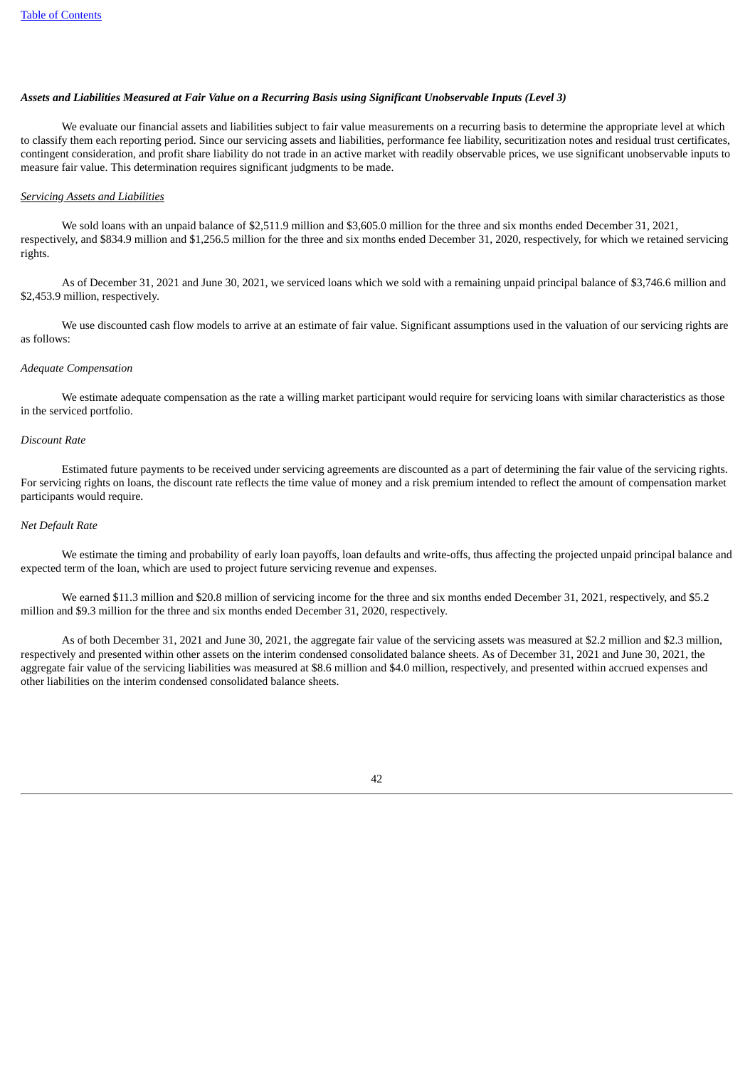### *Assets and Liabilities Measured at Fair Value on a Recurring Basis using Significant Unobservable Inputs (Level 3)*

We evaluate our financial assets and liabilities subject to fair value measurements on a recurring basis to determine the appropriate level at which to classify them each reporting period. Since our servicing assets and liabilities, performance fee liability, securitization notes and residual trust certificates, contingent consideration, and profit share liability do not trade in an active market with readily observable prices, we use significant unobservable inputs to measure fair value. This determination requires significant judgments to be made.

*Servicing Assets and Liabilities*

We sold loans with an unpaid balance of $2,511.9 million and $3,605.0 million for the three and six months ended December 31, 2021, respectively, and $834.9 million and $1,256.5 million for the three and six months ended December 31, 2020, respectively, for which we retained servicing rights.

As of December 31, 2021 and June 30, 2021, we serviced loans which we sold with a remaining unpaid principal balance of $3,746.6 million and $2,453.9 million, respectively.

We use discounted cash flow models to arrive at an estimate of fair value. Significant assumptions used in the valuation of our servicing rights are as follows:

*Adequate Compensation*

We estimate adequate compensation as the rate a willing market participant would require for servicing loans with similar characteristics as those in the serviced portfolio.

*Discount Rate*

Estimated future payments to be received under servicing agreements are discounted as a part of determining the fair value of the servicing rights. For servicing rights on loans, the discount rate reflects the time value of money and a risk premium intended to reflect the amount of compensation market participants would require.

*Net Default Rate*

We estimate the timing and probability of early loan payoffs, loan defaults and write-offs, thus affecting the projected unpaid principal balance and expected term of the loan, which are used to project future servicing revenue and expenses.

We earned $11.3 million and $20.8 million of servicing income for the three and six months ended December 31, 2021, respectively, and $5.2 million and $9.3 million for the three and six months ended December 31, 2020, respectively.

As of both December 31, 2021 and June 30, 2021, the aggregate fair value of the servicing assets was measured at $2.2 million and $2.3 million, respectively and presented within other assets on the interim condensed consolidated balance sheets. As of December 31, 2021 and June 30, 2021, the aggregate fair value of the servicing liabilities was measured at $8.6 million and $4.0 million, respectively, and presented within accrued expenses and other liabilities on the interim condensed consolidated balance sheets.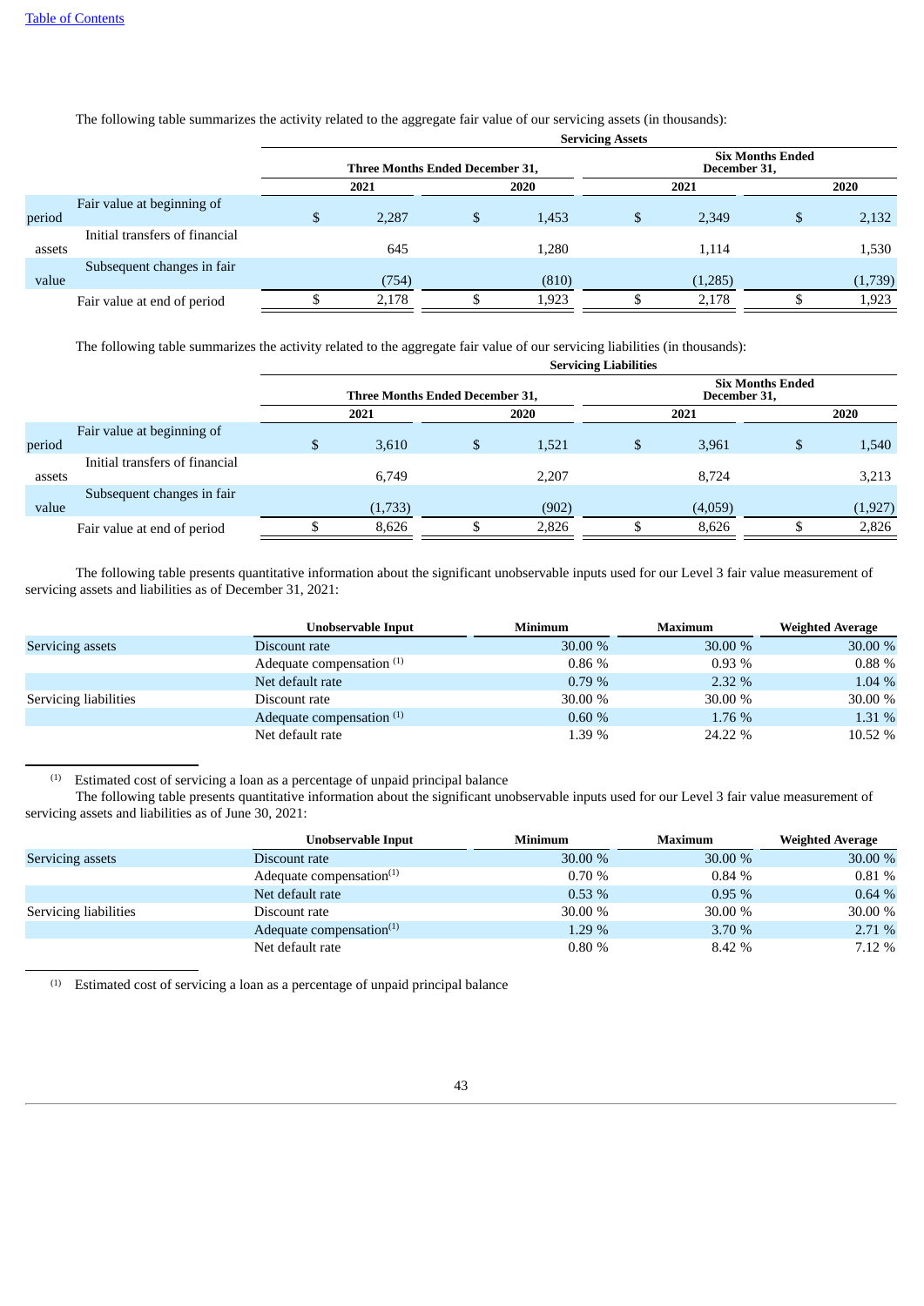The following table summarizes the activity related to the aggregate fair value of our servicing assets (in thousands):

| | Servicing Assets | | | |
|---|---|---|---|---|
| | Three Months Ended December 31, | | Six Months Ended December 31, | |
| | 2021 | 2020 | 2021 | 2020 |
| Fair value at beginning of period | $ 2,287 | $ 1,453 | $ 2,349 | $ 2,132 |
| Initial transfers of financial assets | 645 | 1,280 | 1,114 | 1,530 |
| Subsequent changes in fair value | (754) | (810) | (1,285) | (1,739) |
| Fair value at end of period | $ 2,178 | $ 1,923 | $ 2,178 | $ 1,923 |

The following table summarizes the activity related to the aggregate fair value of our servicing liabilities (in thousands):

| | Servicing Liabilities | | | |
|---|---|---|---|---|
| | Three Months Ended December 31, | | Six Months Ended December 31, | |
| | 2021 | 2020 | 2021 | 2020 |
| Fair value at beginning of period | $ 3,610 | $ 1,521 | $ 3,961 | $ 1,540 |
| Initial transfers of financial assets | 6,749 | 2,207 | 8,724 | 3,213 |
| Subsequent changes in fair value | (1,733) | (902) | (4,059) | (1,927) |
| Fair value at end of period | $ 8,626 | $ 2,826 | $ 8,626 | $ 2,826 |

The following table presents quantitative information about the significant unobservable inputs used for our Level 3 fair value measurement of servicing assets and liabilities as of December 31, 2021:

| | Unobservable Input | Minimum | Maximum | Weighted Average |
|---|---|---|---|---|
| Servicing assets | Discount rate | 30.00 % | 30.00 % | 30.00 % |
| | Adequate compensation [(1)] | 0.86 % | 0.93 % | 0.88 % |
| | Net default rate | 0.79 % | 2.32 % | 1.04 % |
| Servicing liabilities | Discount rate | 30.00 % | 30.00 % | 30.00 % |
| | Adequate compensation [(1)] | 0.60 % | 1.76 % | 1.31 % |
| | Net default rate | 1.39 % | 24.22 % | 10.52 % |

[(1)] Estimated cost of servicing a loan as a percentage of unpaid principal balance

The following table presents quantitative information about the significant unobservable inputs used for our Level 3 fair value measurement of servicing assets and liabilities as of June 30, 2021:

| | Unobservable Input | Minimum | Maximum | Weighted Average |
|---|---|---|---|---|
| Servicing assets | Discount rate | 30.00 % | 30.00 % | 30.00 % |
| | Adequate compensation[(1)] | 0.70 % | 0.84 % | 0.81 % |
| | Net default rate | 0.53 % | 0.95 % | 0.64 % |
| Servicing liabilities | Discount rate | 30.00 % | 30.00 % | 30.00 % |
| | Adequate compensation[(1)] | 1.29 % | 3.70 % | 2.71 % |
| | Net default rate | 0.80 % | 8.42 % | 7.12 % |

[(1)] Estimated cost of servicing a loan as a percentage of unpaid principal balance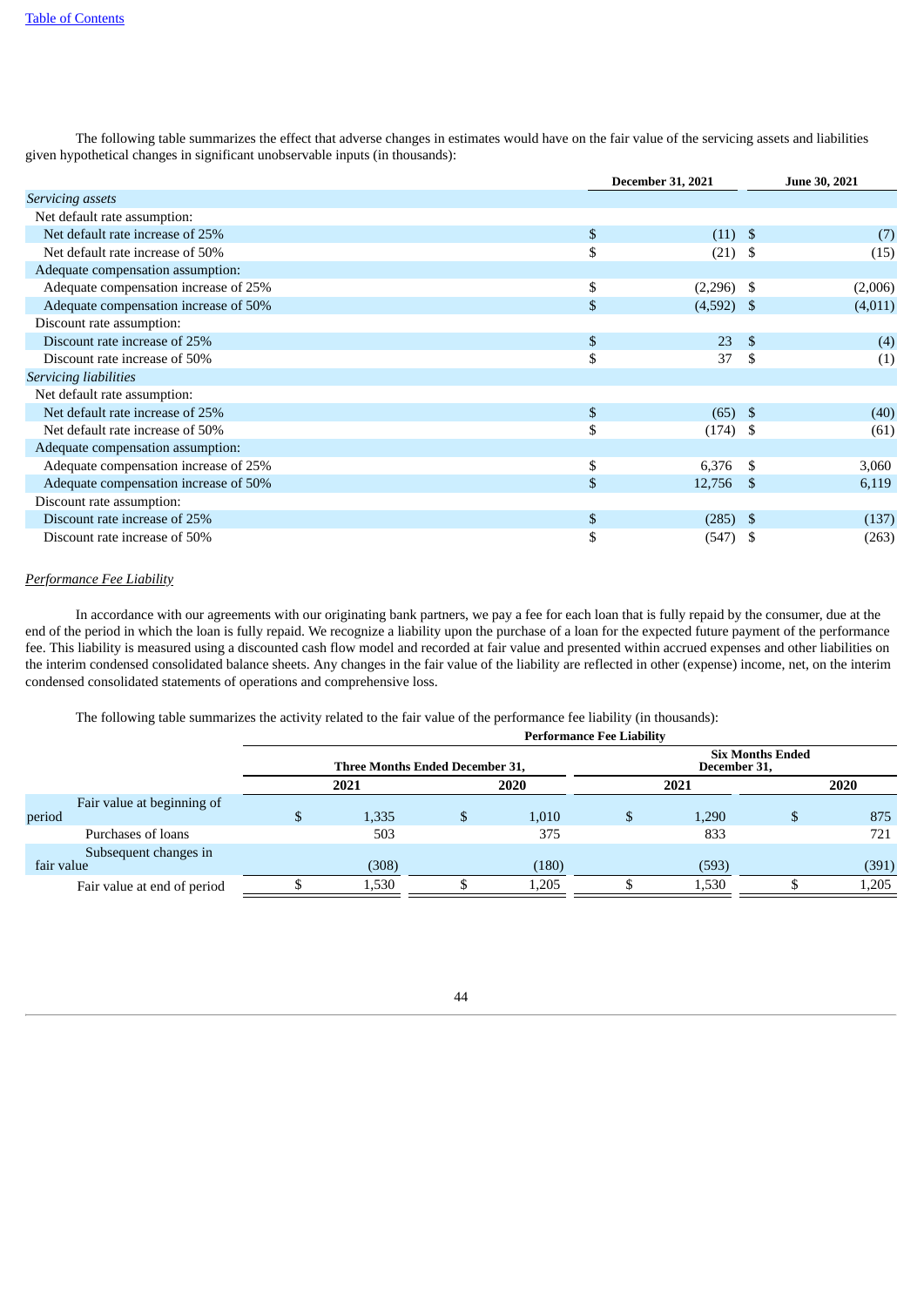The following table summarizes the effect that adverse changes in estimates would have on the fair value of the servicing assets and liabilities given hypothetical changes in significant unobservable inputs (in thousands):

| | December 31, 2021 | June 30, 2021 |
|---|---|---|
| *Servicing assets* | | |
| Net default rate assumption: | | |
| Net default rate increase of 25% | $ (11) | $ (7) |
| Net default rate increase of 50% | $ (21) | $ (15) |
| Adequate compensation assumption: | | |
| Adequate compensation increase of 25% | $ (2,296) | $ (2,006) |
| Adequate compensation increase of 50% | $ (4,592) | $ (4,011) |
| Discount rate assumption: | | |
| Discount rate increase of 25% | $ 23 | $ (4) |
| Discount rate increase of 50% | $ 37 | $ (1) |
| *Servicing liabilities* | | |
| Net default rate assumption: | | |
| Net default rate increase of 25% | $ (65) | $ (40) |
| Net default rate increase of 50% | $ (174) | $ (61) |
| Adequate compensation assumption: | | |
| Adequate compensation increase of 25% | $ 6,376 | $ 3,060 |
| Adequate compensation increase of 50% | $ 12,756 | $ 6,119 |
| Discount rate assumption: | | |
| Discount rate increase of 25% | $ (285) | $ (137) |
| Discount rate increase of 50% | $ (547) | $ (263) |

*Performance Fee Liability*

In accordance with our agreements with our originating bank partners, we pay a fee for each loan that is fully repaid by the consumer, due at the end of the period in which the loan is fully repaid. We recognize a liability upon the purchase of a loan for the expected future payment of the performance fee. This liability is measured using a discounted cash flow model and recorded at fair value and presented within accrued expenses and other liabilities on the interim condensed consolidated balance sheets. Any changes in the fair value of the liability are reflected in other (expense) income, net, on the interim condensed consolidated statements of operations and comprehensive loss.

The following table summarizes the activity related to the fair value of the performance fee liability (in thousands):

| | Performance Fee Liability | | | |
|---|---|---|---|---|
| | Three Months Ended December 31, | | Six Months Ended December 31, | |
| | 2021 | 2020 | 2021 | 2020 |
| Fair value at beginning of period | $ 1,335 | $ 1,010 | $ 1,290 | $ 875 |
| Purchases of loans | 503 | 375 | 833 | 721 |
| Subsequent changes in fair value | (308) | (180) | (593) | (391) |
| Fair value at end of period | $ 1,530 | $ 1,205 | $ 1,530 | $ 1,205 |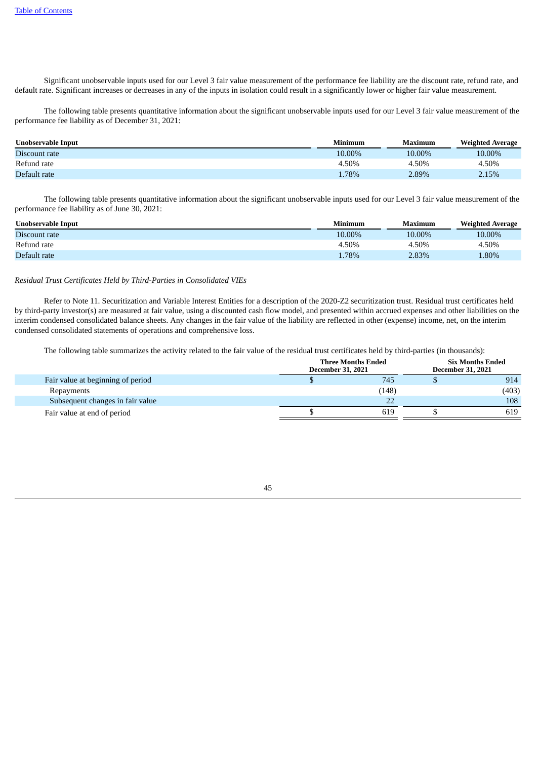Significant unobservable inputs used for our Level 3 fair value measurement of the performance fee liability are the discount rate, refund rate, and default rate. Significant increases or decreases in any of the inputs in isolation could result in a significantly lower or higher fair value measurement.

The following table presents quantitative information about the significant unobservable inputs used for our Level 3 fair value measurement of the performance fee liability as of December 31, 2021:

| Unobservable Input | Minimum | Maximum | Weighted Average |
|---|---|---|---|
| Discount rate | 10.00% | 10.00% | 10.00% |
| Refund rate | 4.50% | 4.50% | 4.50% |
| Default rate | 1.78% | 2.89% | 2.15% |

The following table presents quantitative information about the significant unobservable inputs used for our Level 3 fair value measurement of the performance fee liability as of June 30, 2021:

| Unobservable Input | Minimum | Maximum | Weighted Average |
|---|---|---|---|
| Discount rate | 10.00% | 10.00% | 10.00% |
| Refund rate | 4.50% | 4.50% | 4.50% |
| Default rate | 1.78% | 2.83% | 1.80% |

*Residual Trust Certificates Held by Third-Parties in Consolidated VIEs*

Refer to Note 11. Securitization and Variable Interest Entities for a description of the 2020-Z2 securitization trust. Residual trust certificates held by third-party investor(s) are measured at fair value, using a discounted cash flow model, and presented within accrued expenses and other liabilities on the interim condensed consolidated balance sheets. Any changes in the fair value of the liability are reflected in other (expense) income, net, on the interim condensed consolidated statements of operations and comprehensive loss.

The following table summarizes the activity related to the fair value of the residual trust certificates held by third-parties (in thousands):

| | Three Months Ended December 31, 2021 | Six Months Ended December 31, 2021 |
|---|---|---|
| Fair value at beginning of period | $ 745 | $ 914 |
| Repayments | (148) | (403) |
| Subsequent changes in fair value | 22 | 108 |
| Fair value at end of period | $ 619 | $ 619 |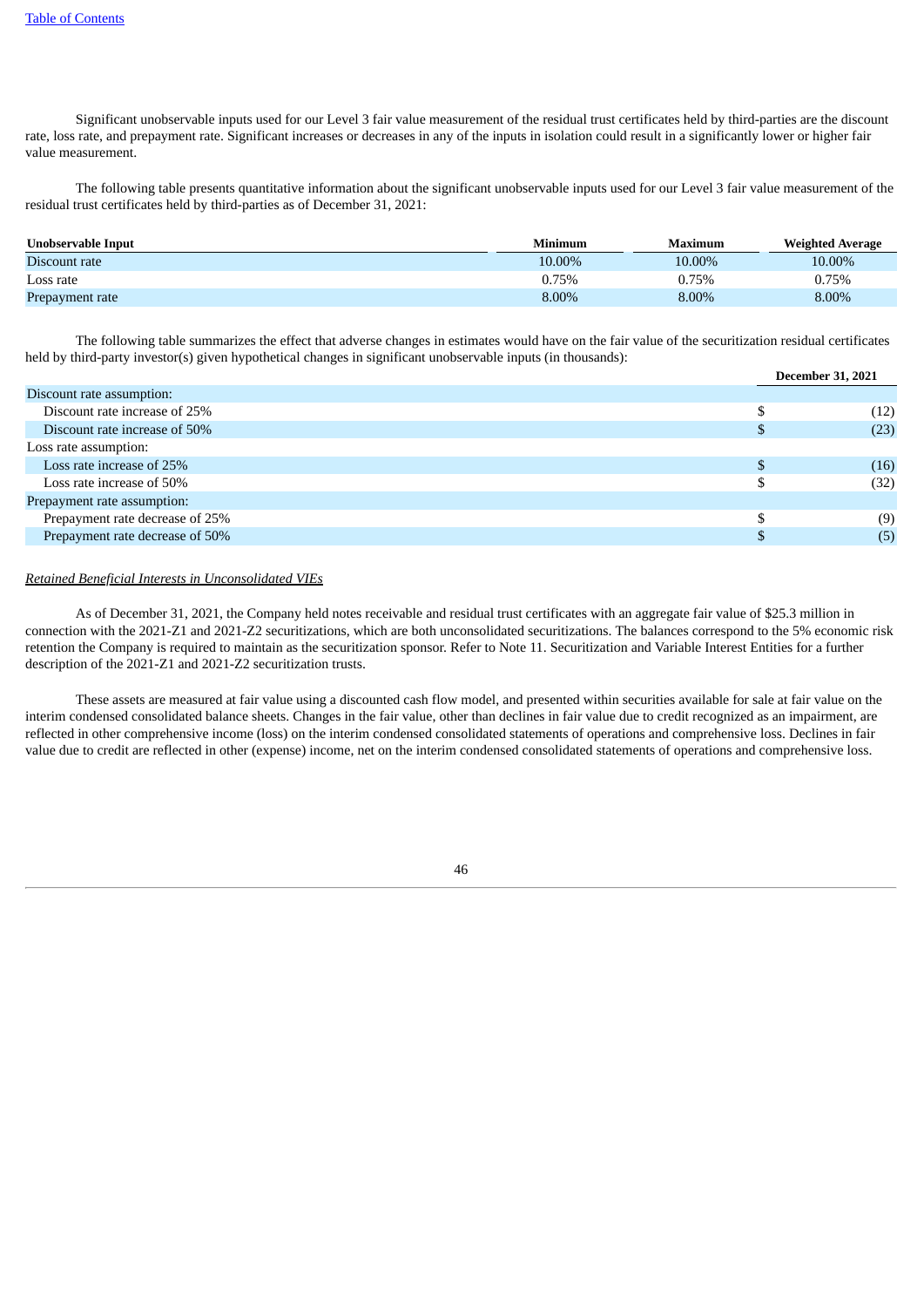Significant unobservable inputs used for our Level 3 fair value measurement of the residual trust certificates held by third-parties are the discount rate, loss rate, and prepayment rate. Significant increases or decreases in any of the inputs in isolation could result in a significantly lower or higher fair value measurement.

The following table presents quantitative information about the significant unobservable inputs used for our Level 3 fair value measurement of the residual trust certificates held by third-parties as of December 31, 2021:

| Unobservable Input | Minimum | Maximum | Weighted Average |
|---|---|---|---|
| Discount rate | 10.00% | 10.00% | 10.00% |
| Loss rate | 0.75% | 0.75% | 0.75% |
| Prepayment rate | 8.00% | 8.00% | 8.00% |

The following table summarizes the effect that adverse changes in estimates would have on the fair value of the securitization residual certificates held by third-party investor(s) given hypothetical changes in significant unobservable inputs (in thousands):

| | December 31, 2021 |
|---|---|
| Discount rate assumption: | |
| Discount rate increase of 25% | $ (12) |
| Discount rate increase of 50% | $ (23) |
| Loss rate assumption: | |
| Loss rate increase of 25% | $ (16) |
| Loss rate increase of 50% | $ (32) |
| Prepayment rate assumption: | |
| Prepayment rate decrease of 25% | $ (9) |
| Prepayment rate decrease of 50% | $ (5) |

*Retained Beneficial Interests in Unconsolidated VIEs*

As of December 31, 2021, the Company held notes receivable and residual trust certificates with an aggregate fair value of $25.3 million in connection with the 2021-Z1 and 2021-Z2 securitizations, which are both unconsolidated securitizations. The balances correspond to the 5% economic risk retention the Company is required to maintain as the securitization sponsor. Refer to Note 11. Securitization and Variable Interest Entities for a further description of the 2021-Z1 and 2021-Z2 securitization trusts.

These assets are measured at fair value using a discounted cash flow model, and presented within securities available for sale at fair value on the interim condensed consolidated balance sheets. Changes in the fair value, other than declines in fair value due to credit recognized as an impairment, are reflected in other comprehensive income (loss) on the interim condensed consolidated statements of operations and comprehensive loss. Declines in fair value due to credit are reflected in other (expense) income, net on the interim condensed consolidated statements of operations and comprehensive loss.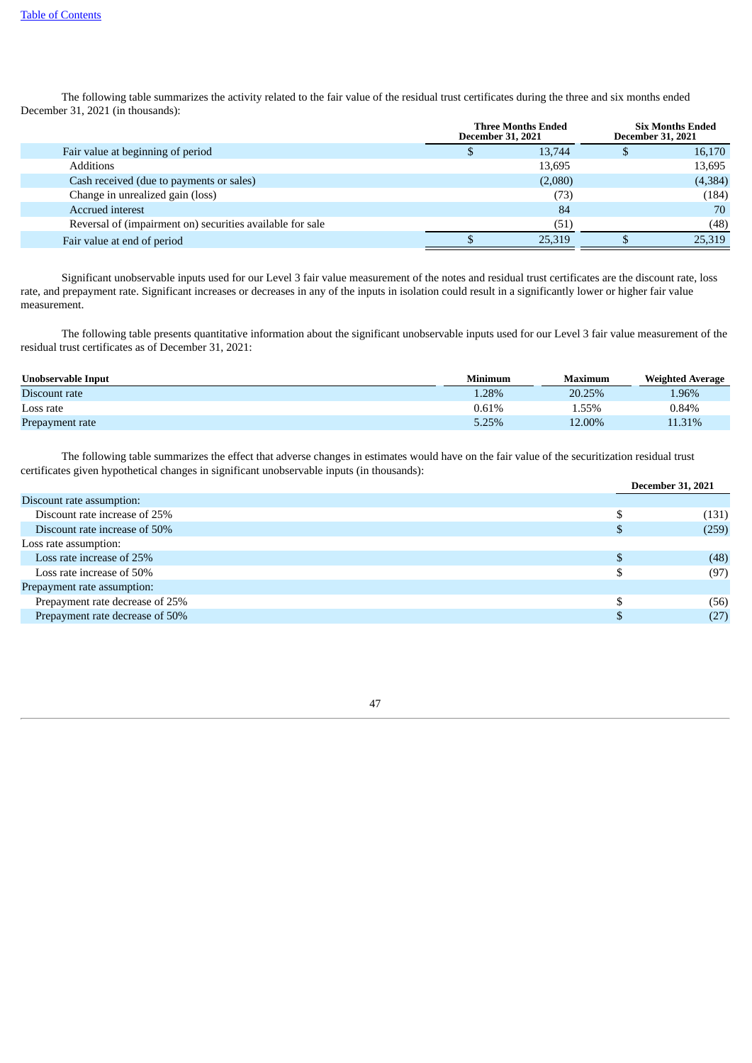The following table summarizes the activity related to the fair value of the residual trust certificates during the three and six months ended December 31, 2021 (in thousands):

| | Three Months Ended December 31, 2021 | Six Months Ended December 31, 2021 |
|---|---|---|
| Fair value at beginning of period | $ 13,744 | $ 16,170 |
| Additions | 13,695 | 13,695 |
| Cash received (due to payments or sales) | (2,080) | (4,384) |
| Change in unrealized gain (loss) | (73) | (184) |
| Accrued interest | 84 | 70 |
| Reversal of (impairment on) securities available for sale | (51) | (48) |
| Fair value at end of period | $ 25,319 | $ 25,319 |

Significant unobservable inputs used for our Level 3 fair value measurement of the notes and residual trust certificates are the discount rate, loss rate, and prepayment rate. Significant increases or decreases in any of the inputs in isolation could result in a significantly lower or higher fair value measurement.

The following table presents quantitative information about the significant unobservable inputs used for our Level 3 fair value measurement of the residual trust certificates as of December 31, 2021:

| Unobservable Input | Minimum | Maximum | Weighted Average |
|---|---|---|---|
| Discount rate | 1.28% | 20.25% | 1.96% |
| Loss rate | 0.61% | 1.55% | 0.84% |
| Prepayment rate | 5.25% | 12.00% | 11.31% |

The following table summarizes the effect that adverse changes in estimates would have on the fair value of the securitization residual trust certificates given hypothetical changes in significant unobservable inputs (in thousands):

| | December 31, 2021 |
|---|---|
| Discount rate assumption: | |
| Discount rate increase of 25% | $ (131) |
| Discount rate increase of 50% | $ (259) |
| Loss rate assumption: | |
| Loss rate increase of 25% | $ (48) |
| Loss rate increase of 50% | $ (97) |
| Prepayment rate assumption: | |
| Prepayment rate decrease of 25% | $ (56) |
| Prepayment rate decrease of 50% | $ (27) |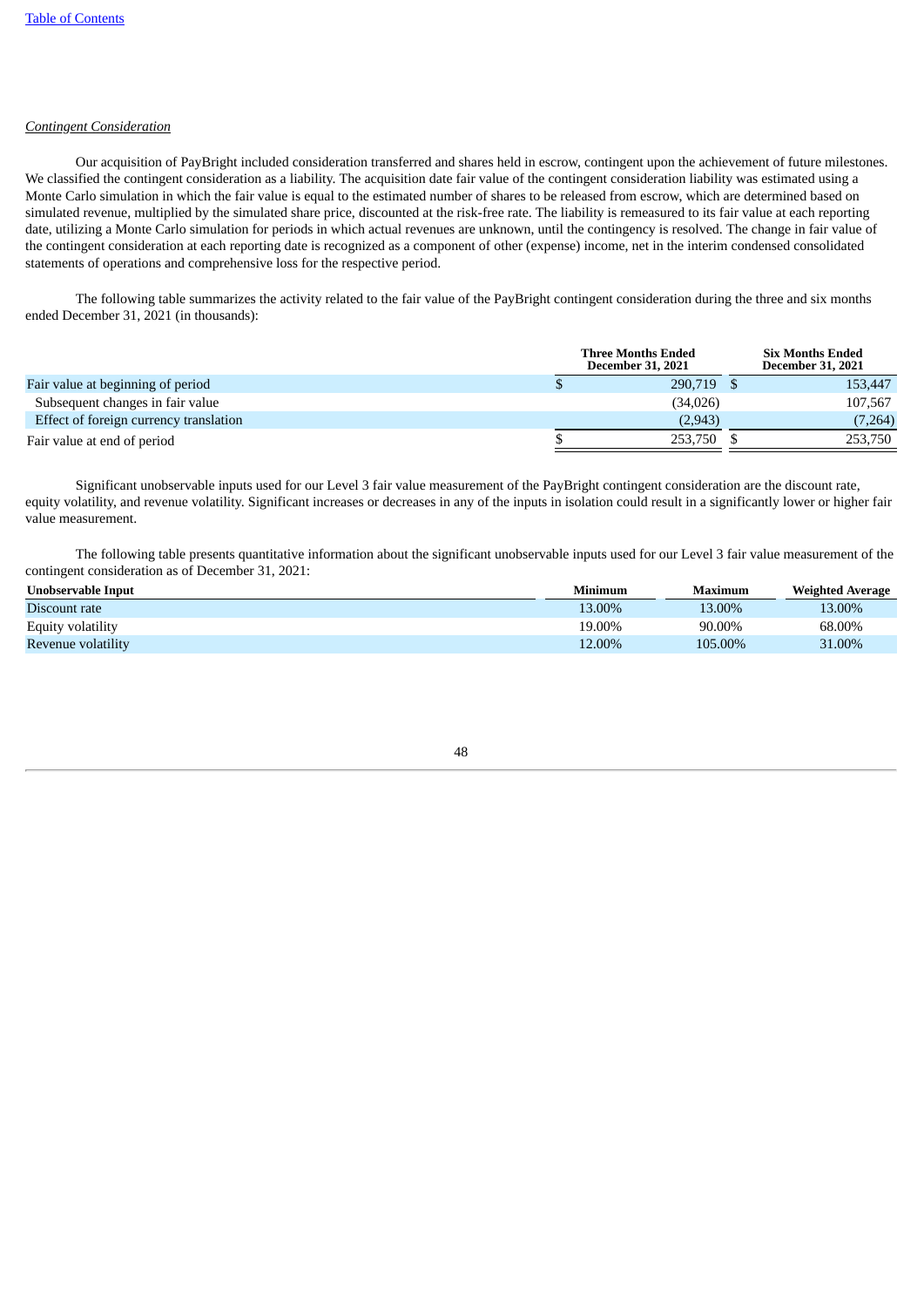*Contingent Consideration*

Our acquisition of PayBright included consideration transferred and shares held in escrow, contingent upon the achievement of future milestones. We classified the contingent consideration as a liability. The acquisition date fair value of the contingent consideration liability was estimated using a Monte Carlo simulation in which the fair value is equal to the estimated number of shares to be released from escrow, which are determined based on simulated revenue, multiplied by the simulated share price, discounted at the risk-free rate. The liability is remeasured to its fair value at each reporting date, utilizing a Monte Carlo simulation for periods in which actual revenues are unknown, until the contingency is resolved. The change in fair value of the contingent consideration at each reporting date is recognized as a component of other (expense) income, net in the interim condensed consolidated statements of operations and comprehensive loss for the respective period.

The following table summarizes the activity related to the fair value of the PayBright contingent consideration during the three and six months ended December 31, 2021 (in thousands):

| | Three Months Ended December 31, 2021 | Six Months Ended December 31, 2021 |
|---|---|---|
| Fair value at beginning of period | $ 290,719 | $ 153,447 |
| Subsequent changes in fair value | (34,026) | 107,567 |
| Effect of foreign currency translation | (2,943) | (7,264) |
| Fair value at end of period | $ 253,750 | $ 253,750 |

Significant unobservable inputs used for our Level 3 fair value measurement of the PayBright contingent consideration are the discount rate, equity volatility, and revenue volatility. Significant increases or decreases in any of the inputs in isolation could result in a significantly lower or higher fair value measurement.

The following table presents quantitative information about the significant unobservable inputs used for our Level 3 fair value measurement of the contingent consideration as of December 31, 2021:

| Unobservable Input | Minimum | Maximum | Weighted Average |
|---|---|---|---|
| Discount rate | 13.00% | 13.00% | 13.00% |
| Equity volatility | 19.00% | 90.00% | 68.00% |
| Revenue volatility | 12.00% | 105.00% | 31.00% |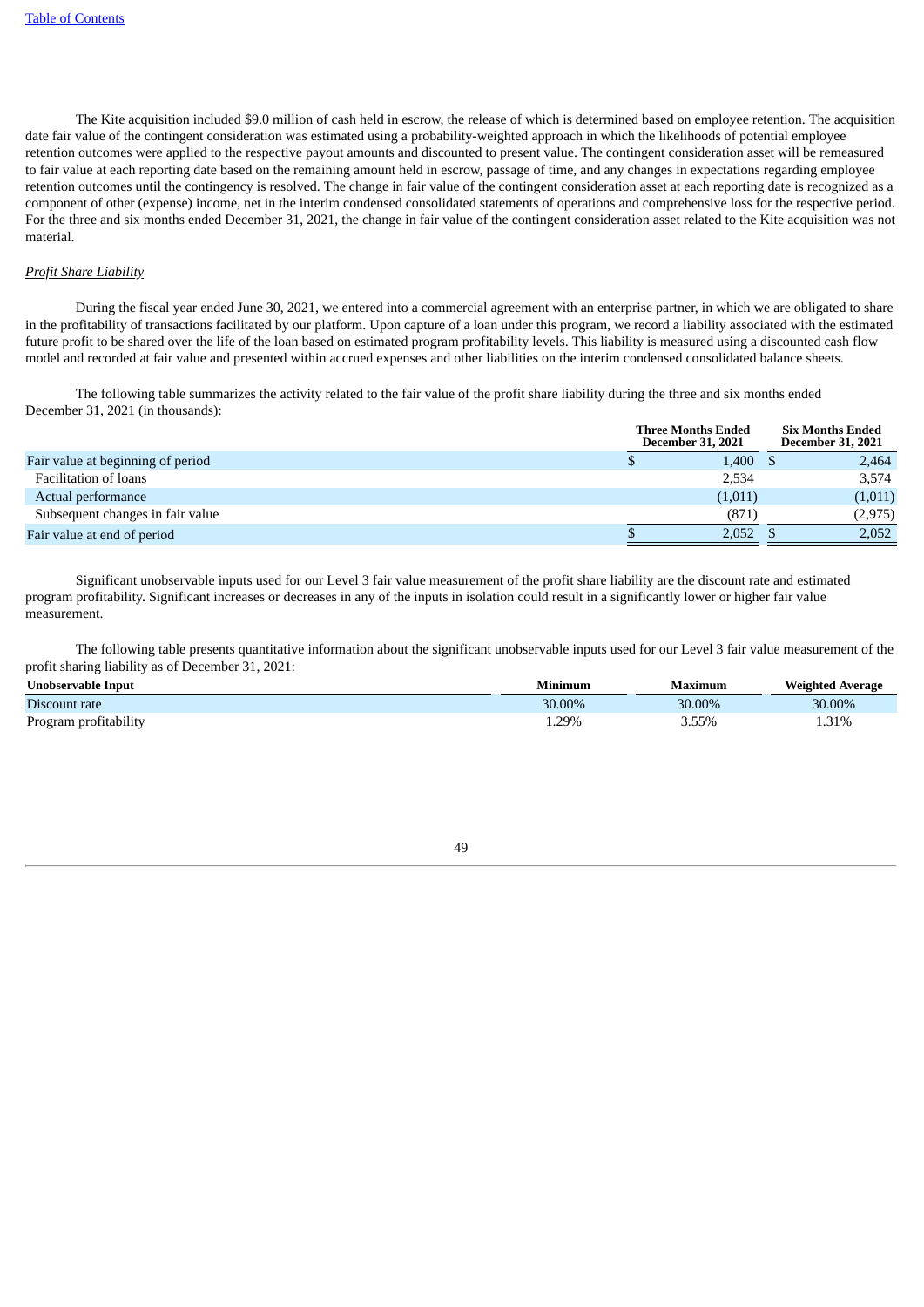The Kite acquisition included $9.0 million of cash held in escrow, the release of which is determined based on employee retention. The acquisition date fair value of the contingent consideration was estimated using a probability-weighted approach in which the likelihoods of potential employee retention outcomes were applied to the respective payout amounts and discounted to present value. The contingent consideration asset will be remeasured to fair value at each reporting date based on the remaining amount held in escrow, passage of time, and any changes in expectations regarding employee retention outcomes until the contingency is resolved. The change in fair value of the contingent consideration asset at each reporting date is recognized as a component of other (expense) income, net in the interim condensed consolidated statements of operations and comprehensive loss for the respective period. For the three and six months ended December 31, 2021, the change in fair value of the contingent consideration asset related to the Kite acquisition was not material.

*Profit Share Liability*

During the fiscal year ended June 30, 2021, we entered into a commercial agreement with an enterprise partner, in which we are obligated to share in the profitability of transactions facilitated by our platform. Upon capture of a loan under this program, we record a liability associated with the estimated future profit to be shared over the life of the loan based on estimated program profitability levels. This liability is measured using a discounted cash flow model and recorded at fair value and presented within accrued expenses and other liabilities on the interim condensed consolidated balance sheets.

The following table summarizes the activity related to the fair value of the profit share liability during the three and six months ended December 31, 2021 (in thousands):

| | Three Months Ended December 31, 2021 | Six Months Ended December 31, 2021 |
|---|---|---|
| Fair value at beginning of period | $ 1,400 | $ 2,464 |
| Facilitation of loans | 2,534 | 3,574 |
| Actual performance | (1,011) | (1,011) |
| Subsequent changes in fair value | (871) | (2,975) |
| Fair value at end of period | $ 2,052 | $ 2,052 |

Significant unobservable inputs used for our Level 3 fair value measurement of the profit share liability are the discount rate and estimated program profitability. Significant increases or decreases in any of the inputs in isolation could result in a significantly lower or higher fair value measurement.

The following table presents quantitative information about the significant unobservable inputs used for our Level 3 fair value measurement of the profit sharing liability as of December 31, 2021:

| Unobservable Input | Minimum | Maximum | Weighted Average |
|---|---|---|---|
| Discount rate | 30.00% | 30.00% | 30.00% |
| Program profitability | 1.29% | 3.55% | 1.31% |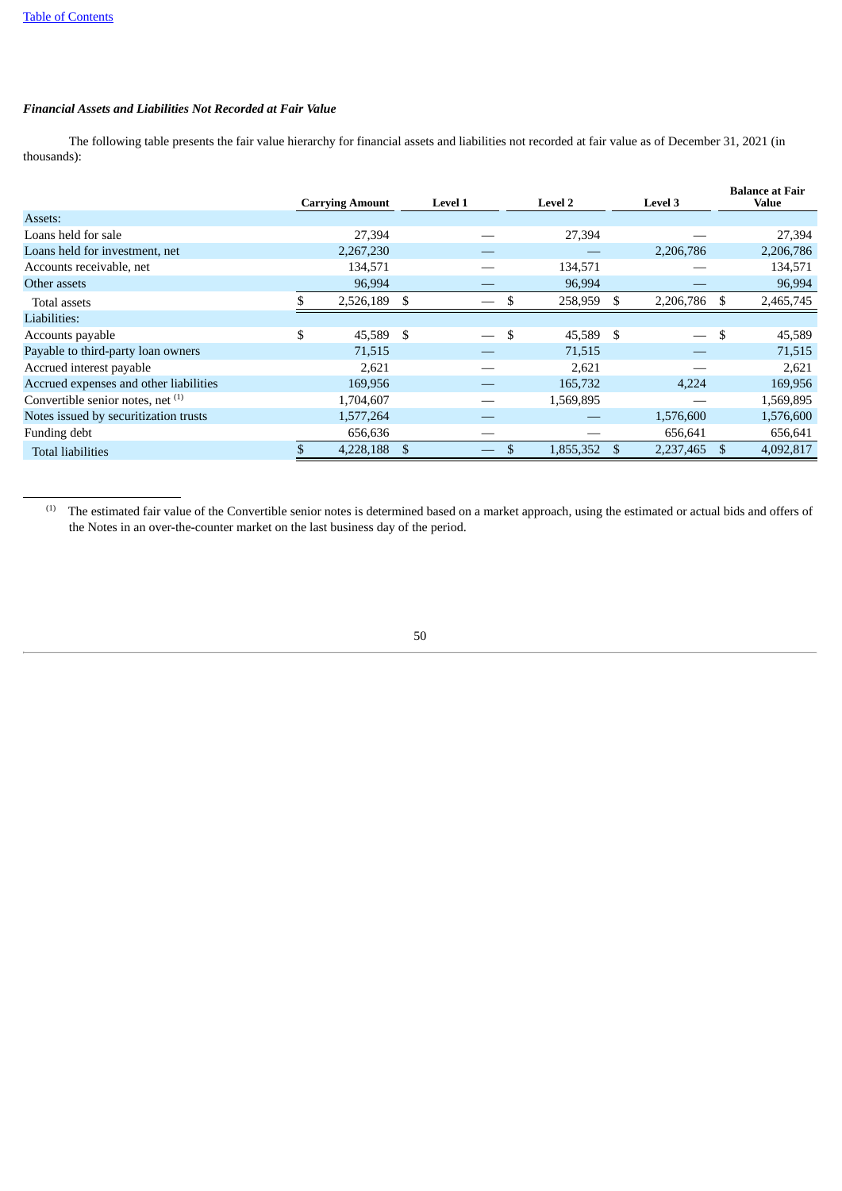***Financial Assets and Liabilities Not Recorded at Fair Value***

The following table presents the fair value hierarchy for financial assets and liabilities not recorded at fair value as of December 31, 2021 (in thousands):

| | Carrying Amount | Level 1 | Level 2 | Level 3 | Balance at Fair Value |
|---|---|---|---|---|---|
| Assets: | | | | | |
| Loans held for sale | 27,394 | — | 27,394 | — | 27,394 |
| Loans held for investment, net | 2,267,230 | — | — | 2,206,786 | 2,206,786 |
| Accounts receivable, net | 134,571 | — | 134,571 | — | 134,571 |
| Other assets | 96,994 | — | 96,994 | — | 96,994 |
| Total assets | $ 2,526,189 | $ — | $ 258,959 | $ 2,206,786 | $ 2,465,745 |
| Liabilities: | | | | | |
| Accounts payable | $ 45,589 | $ — | $ 45,589 | $ — | $ 45,589 |
| Payable to third-party loan owners | 71,515 | — | 71,515 | — | 71,515 |
| Accrued interest payable | 2,621 | — | 2,621 | — | 2,621 |
| Accrued expenses and other liabilities | 169,956 | — | 165,732 | 4,224 | 169,956 |
| Convertible senior notes, net [(1)] | 1,704,607 | — | 1,569,895 | — | 1,569,895 |
| Notes issued by securitization trusts | 1,577,264 | — | — | 1,576,600 | 1,576,600 |
| Funding debt | 656,636 | — | — | 656,641 | 656,641 |
| Total liabilities | $ 4,228,188 | $ — | $ 1,855,352 | $ 2,237,465 | $ 4,092,817 |

(1) The estimated fair value of the Convertible senior notes is determined based on a market approach, using the estimated or actual bids and offers of the Notes in an over-the-counter market on the last business day of the period.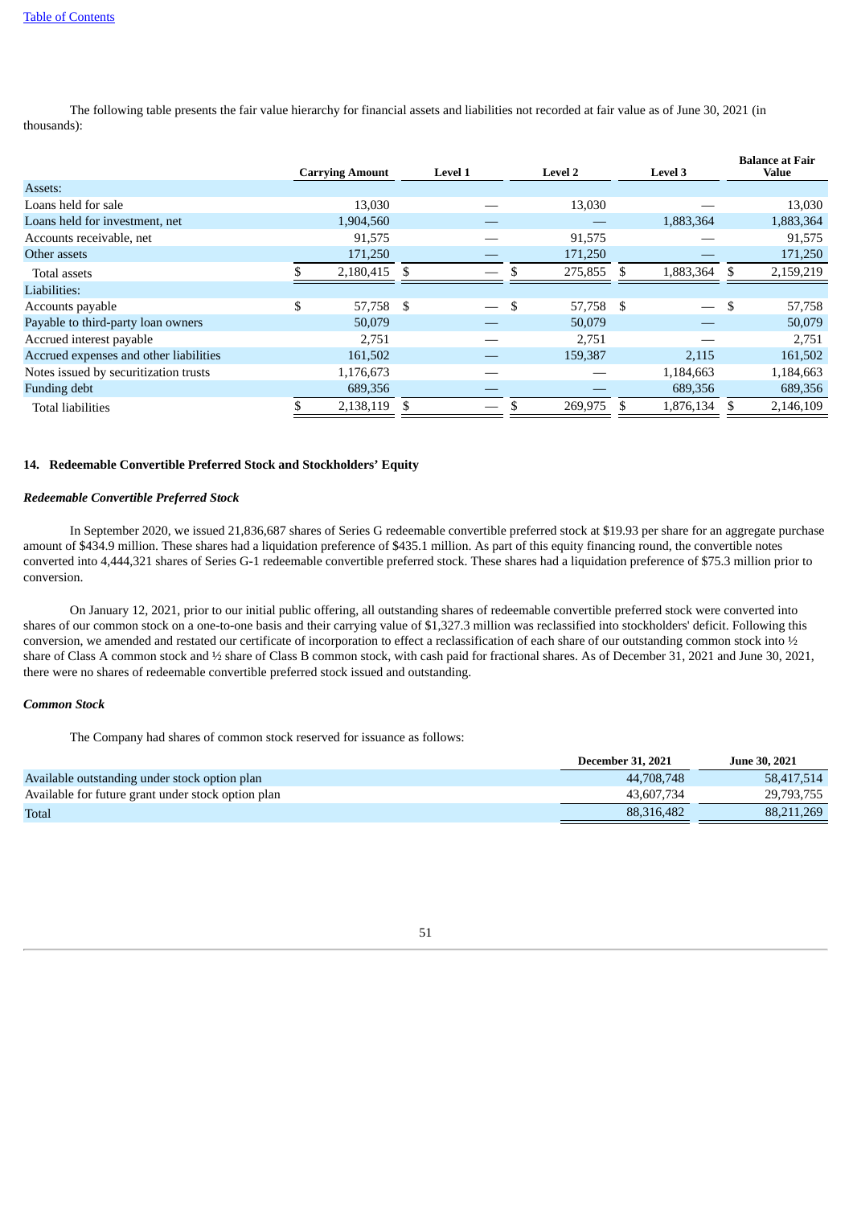The following table presents the fair value hierarchy for financial assets and liabilities not recorded at fair value as of June 30, 2021 (in thousands):

| | Carrying Amount | Level 1 | Level 2 | Level 3 | Balance at Fair Value |
|---|---|---|---|---|---|
| Assets: | | | | | |
| Loans held for sale | 13,030 | — | 13,030 | — | 13,030 |
| Loans held for investment, net | 1,904,560 | — | — | 1,883,364 | 1,883,364 |
| Accounts receivable, net | 91,575 | — | 91,575 | — | 91,575 |
| Other assets | 171,250 | — | 171,250 | — | 171,250 |
| Total assets | $ 2,180,415 | $ — | $ 275,855 | $ 1,883,364 | $ 2,159,219 |
| Liabilities: | | | | | |
| Accounts payable | $ 57,758 | $ — | $ 57,758 | $ — | $ 57,758 |
| Payable to third-party loan owners | 50,079 | — | 50,079 | — | 50,079 |
| Accrued interest payable | 2,751 | — | 2,751 | — | 2,751 |
| Accrued expenses and other liabilities | 161,502 | — | 159,387 | 2,115 | 161,502 |
| Notes issued by securitization trusts | 1,176,673 | — | — | 1,184,663 | 1,184,663 |
| Funding debt | 689,356 | — | — | 689,356 | 689,356 |
| Total liabilities | $ 2,138,119 | $ — | $ 269,975 | $ 1,876,134 | $ 2,146,109 |

## 14. Redeemable Convertible Preferred Stock and Stockholders' Equity

### *Redeemable Convertible Preferred Stock*

In September 2020, we issued 21,836,687 shares of Series G redeemable convertible preferred stock at $19.93 per share for an aggregate purchase amount of $434.9 million. These shares had a liquidation preference of $435.1 million. As part of this equity financing round, the convertible notes converted into 4,444,321 shares of Series G-1 redeemable convertible preferred stock. These shares had a liquidation preference of $75.3 million prior to conversion.

On January 12, 2021, prior to our initial public offering, all outstanding shares of redeemable convertible preferred stock were converted into shares of our common stock on a one-to-one basis and their carrying value of $1,327.3 million was reclassified into stockholders' deficit. Following this conversion, we amended and restated our certificate of incorporation to effect a reclassification of each share of our outstanding common stock into ½ share of Class A common stock and ½ share of Class B common stock, with cash paid for fractional shares. As of December 31, 2021 and June 30, 2021, there were no shares of redeemable convertible preferred stock issued and outstanding.

### *Common Stock*

The Company had shares of common stock reserved for issuance as follows:

| | December 31, 2021 | June 30, 2021 |
|---|---|---|
| Available outstanding under stock option plan | 44,708,748 | 58,417,514 |
| Available for future grant under stock option plan | 43,607,734 | 29,793,755 |
| Total | 88,316,482 | 88,211,269 |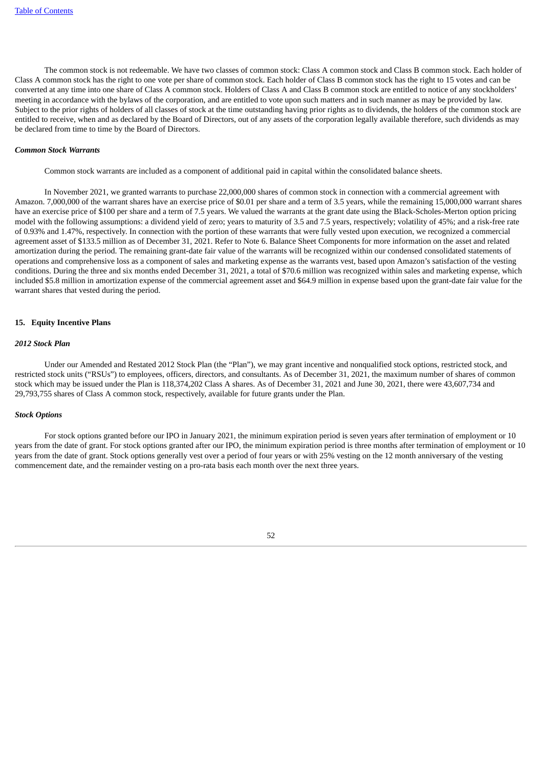The common stock is not redeemable. We have two classes of common stock: Class A common stock and Class B common stock. Each holder of Class A common stock has the right to one vote per share of common stock. Each holder of Class B common stock has the right to 15 votes and can be converted at any time into one share of Class A common stock. Holders of Class A and Class B common stock are entitled to notice of any stockholders' meeting in accordance with the bylaws of the corporation, and are entitled to vote upon such matters and in such manner as may be provided by law. Subject to the prior rights of holders of all classes of stock at the time outstanding having prior rights as to dividends, the holders of the common stock are entitled to receive, when and as declared by the Board of Directors, out of any assets of the corporation legally available therefore, such dividends as may be declared from time to time by the Board of Directors.

***Common Stock Warrants***

Common stock warrants are included as a component of additional paid in capital within the consolidated balance sheets.

In November 2021, we granted warrants to purchase 22,000,000 shares of common stock in connection with a commercial agreement with Amazon. 7,000,000 of the warrant shares have an exercise price of $0.01 per share and a term of 3.5 years, while the remaining 15,000,000 warrant shares have an exercise price of $100 per share and a term of 7.5 years. We valued the warrants at the grant date using the Black-Scholes-Merton option pricing model with the following assumptions: a dividend yield of zero; years to maturity of 3.5 and 7.5 years, respectively; volatility of 45%; and a risk-free rate of 0.93% and 1.47%, respectively. In connection with the portion of these warrants that were fully vested upon execution, we recognized a commercial agreement asset of $133.5 million as of December 31, 2021. Refer to Note 6. Balance Sheet Components for more information on the asset and related amortization during the period. The remaining grant-date fair value of the warrants will be recognized within our condensed consolidated statements of operations and comprehensive loss as a component of sales and marketing expense as the warrants vest, based upon Amazon's satisfaction of the vesting conditions. During the three and six months ended December 31, 2021, a total of $70.6 million was recognized within sales and marketing expense, which included $5.8 million in amortization expense of the commercial agreement asset and $64.9 million in expense based upon the grant-date fair value for the warrant shares that vested during the period.

## 15. Equity Incentive Plans

***2012 Stock Plan***

Under our Amended and Restated 2012 Stock Plan (the "Plan"), we may grant incentive and nonqualified stock options, restricted stock, and restricted stock units ("RSUs") to employees, officers, directors, and consultants. As of December 31, 2021, the maximum number of shares of common stock which may be issued under the Plan is 118,374,202 Class A shares. As of December 31, 2021 and June 30, 2021, there were 43,607,734 and 29,793,755 shares of Class A common stock, respectively, available for future grants under the Plan.

***Stock Options***

For stock options granted before our IPO in January 2021, the minimum expiration period is seven years after termination of employment or 10 years from the date of grant. For stock options granted after our IPO, the minimum expiration period is three months after termination of employment or 10 years from the date of grant. Stock options generally vest over a period of four years or with 25% vesting on the 12 month anniversary of the vesting commencement date, and the remainder vesting on a pro-rata basis each month over the next three years.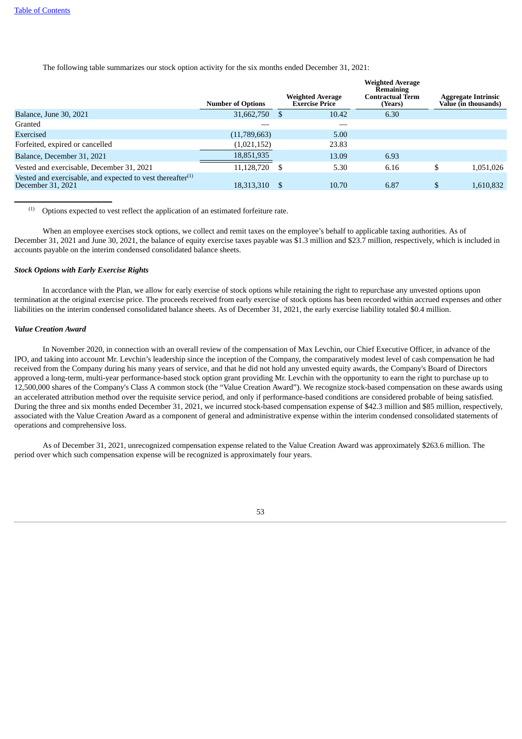The following table summarizes our stock option activity for the six months ended December 31, 2021:

| | Number of Options | Weighted Average Exercise Price | Weighted Average Remaining Contractual Term (Years) | Aggregate Intrinsic Value (in thousands) |
|---|---|---|---|---|
| Balance, June 30, 2021 | 31,662,750 | $ 10.42 | 6.30 | |
| Granted | — | — | | |
| Exercised | (11,789,663) | 5.00 | | |
| Forfeited, expired or cancelled | (1,021,152) | 23.83 | | |
| Balance, December 31, 2021 | 18,851,935 | 13.09 | 6.93 | |
| Vested and exercisable, December 31, 2021 | 11,128,720 | $ 5.30 | 6.16 | $ 1,051,026 |
| Vested and exercisable, and expected to vest thereafter[(1)] December 31, 2021 | 18,313,310 | $ 10.70 | 6.87 | $ 1,610,832 |

(1) Options expected to vest reflect the application of an estimated forfeiture rate.

When an employee exercises stock options, we collect and remit taxes on the employee's behalf to applicable taxing authorities. As of December 31, 2021 and June 30, 2021, the balance of equity exercise taxes payable was $1.3 million and $23.7 million, respectively, which is included in accounts payable on the interim condensed consolidated balance sheets.

***Stock Options with Early Exercise Rights***

In accordance with the Plan, we allow for early exercise of stock options while retaining the right to repurchase any unvested options upon termination at the original exercise price. The proceeds received from early exercise of stock options has been recorded within accrued expenses and other liabilities on the interim condensed consolidated balance sheets. As of December 31, 2021, the early exercise liability totaled $0.4 million.

***Value Creation Award***

In November 2020, in connection with an overall review of the compensation of Max Levchin, our Chief Executive Officer, in advance of the IPO, and taking into account Mr. Levchin's leadership since the inception of the Company, the comparatively modest level of cash compensation he had received from the Company during his many years of service, and that he did not hold any unvested equity awards, the Company's Board of Directors approved a long-term, multi-year performance-based stock option grant providing Mr. Levchin with the opportunity to earn the right to purchase up to 12,500,000 shares of the Company's Class A common stock (the "Value Creation Award"). We recognize stock-based compensation on these awards using an accelerated attribution method over the requisite service period, and only if performance-based conditions are considered probable of being satisfied. During the three and six months ended December 31, 2021, we incurred stock-based compensation expense of $42.3 million and $85 million, respectively, associated with the Value Creation Award as a component of general and administrative expense within the interim condensed consolidated statements of operations and comprehensive loss.

As of December 31, 2021, unrecognized compensation expense related to the Value Creation Award was approximately $263.6 million. The period over which such compensation expense will be recognized is approximately four years.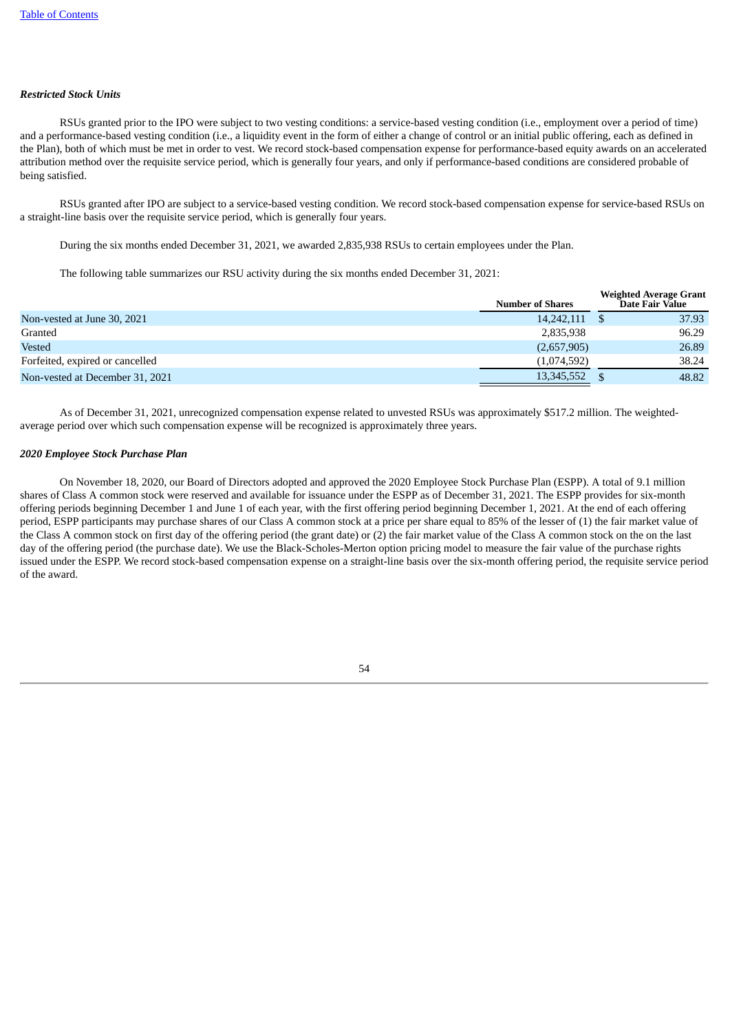***Restricted Stock Units***

RSUs granted prior to the IPO were subject to two vesting conditions: a service-based vesting condition (i.e., employment over a period of time) and a performance-based vesting condition (i.e., a liquidity event in the form of either a change of control or an initial public offering, each as defined in the Plan), both of which must be met in order to vest. We record stock-based compensation expense for performance-based equity awards on an accelerated attribution method over the requisite service period, which is generally four years, and only if performance-based conditions are considered probable of being satisfied.

RSUs granted after IPO are subject to a service-based vesting condition. We record stock-based compensation expense for service-based RSUs on a straight-line basis over the requisite service period, which is generally four years.

During the six months ended December 31, 2021, we awarded 2,835,938 RSUs to certain employees under the Plan.

The following table summarizes our RSU activity during the six months ended December 31, 2021:

| | Number of Shares | Weighted Average Grant Date Fair Value |
|---|---|---|
| Non-vested at June 30, 2021 | 14,242,111 | $ 37.93 |
| Granted | 2,835,938 | 96.29 |
| Vested | (2,657,905) | 26.89 |
| Forfeited, expired or cancelled | (1,074,592) | 38.24 |
| Non-vested at December 31, 2021 | 13,345,552 | $ 48.82 |

As of December 31, 2021, unrecognized compensation expense related to unvested RSUs was approximately $517.2 million. The weighted-average period over which such compensation expense will be recognized is approximately three years.

***2020 Employee Stock Purchase Plan***

On November 18, 2020, our Board of Directors adopted and approved the 2020 Employee Stock Purchase Plan (ESPP). A total of 9.1 million shares of Class A common stock were reserved and available for issuance under the ESPP as of December 31, 2021. The ESPP provides for six-month offering periods beginning December 1 and June 1 of each year, with the first offering period beginning December 1, 2021. At the end of each offering period, ESPP participants may purchase shares of our Class A common stock at a price per share equal to 85% of the lesser of (1) the fair market value of the Class A common stock on first day of the offering period (the grant date) or (2) the fair market value of the Class A common stock on the on the last day of the offering period (the purchase date). We use the Black-Scholes-Merton option pricing model to measure the fair value of the purchase rights issued under the ESPP. We record stock-based compensation expense on a straight-line basis over the six-month offering period, the requisite service period of the award.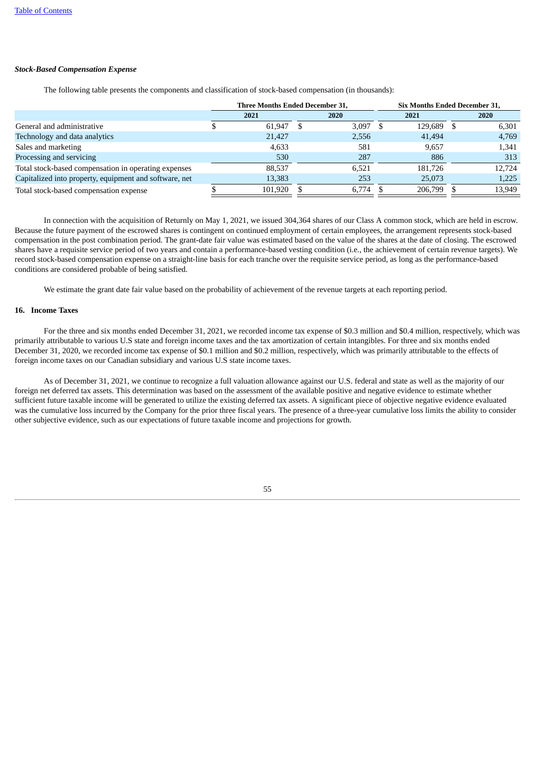### *Stock-Based Compensation Expense*

The following table presents the components and classification of stock-based compensation (in thousands):

| | Three Months Ended December 31, | | Six Months Ended December 31, | |
|---|---|---|---|---|
| | 2021 | 2020 | 2021 | 2020 |
| General and administrative | $ 61,947 | $ 3,097 | $ 129,689 | $ 6,301 |
| Technology and data analytics | 21,427 | 2,556 | 41,494 | 4,769 |
| Sales and marketing | 4,633 | 581 | 9,657 | 1,341 |
| Processing and servicing | 530 | 287 | 886 | 313 |
| Total stock-based compensation in operating expenses | 88,537 | 6,521 | 181,726 | 12,724 |
| Capitalized into property, equipment and software, net | 13,383 | 253 | 25,073 | 1,225 |
| Total stock-based compensation expense | $ 101,920 | $ 6,774 | $ 206,799 | $ 13,949 |

In connection with the acquisition of Returnly on May 1, 2021, we issued 304,364 shares of our Class A common stock, which are held in escrow. Because the future payment of the escrowed shares is contingent on continued employment of certain employees, the arrangement represents stock-based compensation in the post combination period. The grant-date fair value was estimated based on the value of the shares at the date of closing. The escrowed shares have a requisite service period of two years and contain a performance-based vesting condition (i.e., the achievement of certain revenue targets). We record stock-based compensation expense on a straight-line basis for each tranche over the requisite service period, as long as the performance-based conditions are considered probable of being satisfied.

We estimate the grant date fair value based on the probability of achievement of the revenue targets at each reporting period.

## 16. Income Taxes

For the three and six months ended December 31, 2021, we recorded income tax expense of $0.3 million and $0.4 million, respectively, which was primarily attributable to various U.S state and foreign income taxes and the tax amortization of certain intangibles. For three and six months ended December 31, 2020, we recorded income tax expense of $0.1 million and $0.2 million, respectively, which was primarily attributable to the effects of foreign income taxes on our Canadian subsidiary and various U.S state income taxes.

As of December 31, 2021, we continue to recognize a full valuation allowance against our U.S. federal and state as well as the majority of our foreign net deferred tax assets. This determination was based on the assessment of the available positive and negative evidence to estimate whether sufficient future taxable income will be generated to utilize the existing deferred tax assets. A significant piece of objective negative evidence evaluated was the cumulative loss incurred by the Company for the prior three fiscal years. The presence of a three-year cumulative loss limits the ability to consider other subjective evidence, such as our expectations of future taxable income and projections for growth.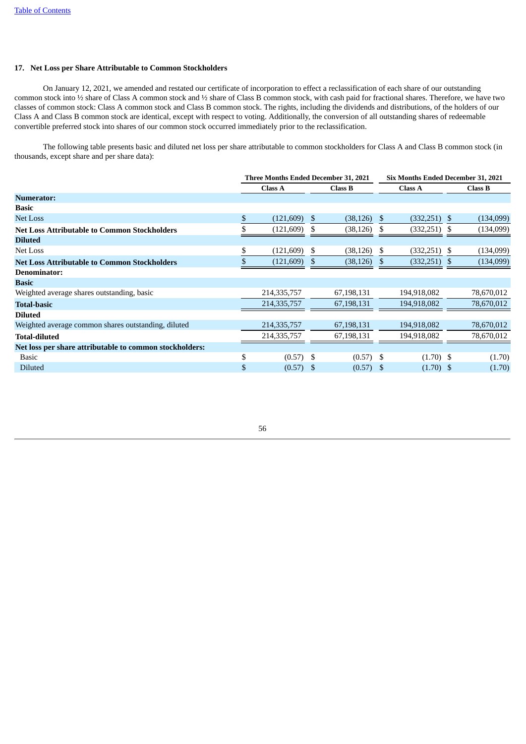### 17. Net Loss per Share Attributable to Common Stockholders

On January 12, 2021, we amended and restated our certificate of incorporation to effect a reclassification of each share of our outstanding common stock into ½ share of Class A common stock and ½ share of Class B common stock, with cash paid for fractional shares. Therefore, we have two classes of common stock: Class A common stock and Class B common stock. The rights, including the dividends and distributions, of the holders of our Class A and Class B common stock are identical, except with respect to voting. Additionally, the conversion of all outstanding shares of redeemable convertible preferred stock into shares of our common stock occurred immediately prior to the reclassification.

The following table presents basic and diluted net loss per share attributable to common stockholders for Class A and Class B common stock (in thousands, except share and per share data):

| | Three Months Ended December 31, 2021 | | Six Months Ended December 31, 2021 | |
|---|---|---|---|---|
| | Class A | Class B | Class A | Class B |
| **Numerator:** | | | | |
| **Basic** | | | | |
| Net Loss | $ (121,609) | $ (38,126) | $ (332,251) | $ (134,099) |
| **Net Loss Attributable to Common Stockholders** | $ (121,609) | $ (38,126) | $ (332,251) | $ (134,099) |
| **Diluted** | | | | |
| Net Loss | $ (121,609) | $ (38,126) | $ (332,251) | $ (134,099) |
| **Net Loss Attributable to Common Stockholders** | $ (121,609) | $ (38,126) | $ (332,251) | $ (134,099) |
| **Denominator:** | | | | |
| **Basic** | | | | |
| Weighted average shares outstanding, basic | 214,335,757 | 67,198,131 | 194,918,082 | 78,670,012 |
| **Total-basic** | 214,335,757 | 67,198,131 | 194,918,082 | 78,670,012 |
| **Diluted** | | | | |
| Weighted average common shares outstanding, diluted | 214,335,757 | 67,198,131 | 194,918,082 | 78,670,012 |
| **Total-diluted** | 214,335,757 | 67,198,131 | 194,918,082 | 78,670,012 |
| **Net loss per share attributable to common stockholders:** | | | | |
| Basic | $ (0.57) | $ (0.57) | $ (1.70) | $ (1.70) |
| Diluted | $ (0.57) | $ (0.57) | $ (1.70) | $ (1.70) |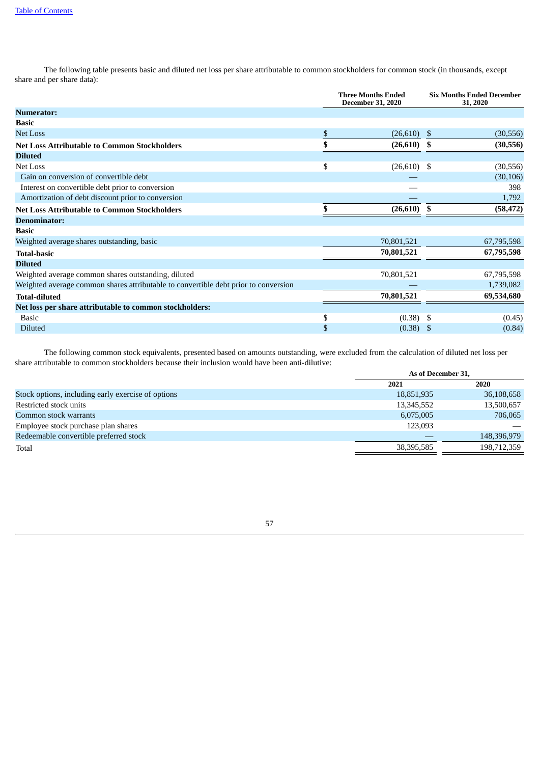The following table presents basic and diluted net loss per share attributable to common stockholders for common stock (in thousands, except share and per share data):

| | Three Months Ended December 31, 2020 | Six Months Ended December 31, 2020 |
|---|---|---|
| **Numerator:** | | |
| **Basic** | | |
| Net Loss | $ (26,610) | $ (30,556) |
| **Net Loss Attributable to Common Stockholders** | **$ (26,610)** | **$ (30,556)** |
| **Diluted** | | |
| Net Loss | $ (26,610) | $ (30,556) |
| Gain on conversion of convertible debt | — | (30,106) |
| Interest on convertible debt prior to conversion | — | 398 |
| Amortization of debt discount prior to conversion | — | 1,792 |
| **Net Loss Attributable to Common Stockholders** | **$ (26,610)** | **$ (58,472)** |
| **Denominator:** | | |
| **Basic** | | |
| Weighted average shares outstanding, basic | 70,801,521 | 67,795,598 |
| **Total-basic** | **70,801,521** | **67,795,598** |
| **Diluted** | | |
| Weighted average common shares outstanding, diluted | 70,801,521 | 67,795,598 |
| Weighted average common shares attributable to convertible debt prior to conversion | — | 1,739,082 |
| **Total-diluted** | **70,801,521** | **69,534,680** |
| **Net loss per share attributable to common stockholders:** | | |
| Basic | $ (0.38) | $ (0.45) |
| Diluted | $ (0.38) | $ (0.84) |

The following common stock equivalents, presented based on amounts outstanding, were excluded from the calculation of diluted net loss per share attributable to common stockholders because their inclusion would have been anti-dilutive:

| | As of December 31, | |
|---|---|---|
| | 2021 | 2020 |
| Stock options, including early exercise of options | 18,851,935 | 36,108,658 |
| Restricted stock units | 13,345,552 | 13,500,657 |
| Common stock warrants | 6,075,005 | 706,065 |
| Employee stock purchase plan shares | 123,093 | — |
| Redeemable convertible preferred stock | — | 148,396,979 |
| Total | 38,395,585 | 198,712,359 |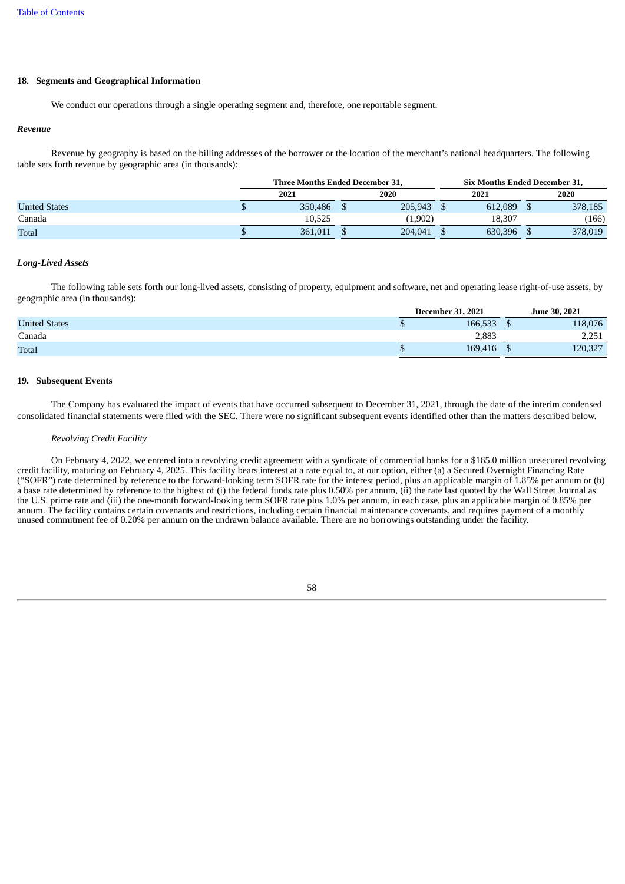## 18. Segments and Geographical Information

We conduct our operations through a single operating segment and, therefore, one reportable segment.

### *Revenue*

Revenue by geography is based on the billing addresses of the borrower or the location of the merchant's national headquarters. The following table sets forth revenue by geographic area (in thousands):

| | Three Months Ended December 31, | | Six Months Ended December 31, | |
|---|---|---|---|---|
| | 2021 | 2020 | 2021 | 2020 |
| United States | $ 350,486 | $ 205,943 | $ 612,089 | $ 378,185 |
| Canada | 10,525 | (1,902) | 18,307 | (166) |
| Total | $ 361,011 | $ 204,041 | $ 630,396 | $ 378,019 |

### *Long-Lived Assets*

The following table sets forth our long-lived assets, consisting of property, equipment and software, net and operating lease right-of-use assets, by geographic area (in thousands):

| | December 31, 2021 | June 30, 2021 |
|---|---|---|
| United States | $ 166,533 | $ 118,076 |
| Canada | 2,883 | 2,251 |
| Total | $ 169,416 | $ 120,327 |

## 19. Subsequent Events

The Company has evaluated the impact of events that have occurred subsequent to December 31, 2021, through the date of the interim condensed consolidated financial statements were filed with the SEC. There were no significant subsequent events identified other than the matters described below.

*Revolving Credit Facility*

On February 4, 2022, we entered into a revolving credit agreement with a syndicate of commercial banks for a $165.0 million unsecured revolving credit facility, maturing on February 4, 2025. This facility bears interest at a rate equal to, at our option, either (a) a Secured Overnight Financing Rate ("SOFR") rate determined by reference to the forward-looking term SOFR rate for the interest period, plus an applicable margin of 1.85% per annum or (b) a base rate determined by reference to the highest of (i) the federal funds rate plus 0.50% per annum, (ii) the rate last quoted by the Wall Street Journal as the U.S. prime rate and (iii) the one-month forward-looking term SOFR rate plus 1.0% per annum, in each case, plus an applicable margin of 0.85% per annum. The facility contains certain covenants and restrictions, including certain financial maintenance covenants, and requires payment of a monthly unused commitment fee of 0.20% per annum on the undrawn balance available. There are no borrowings outstanding under the facility.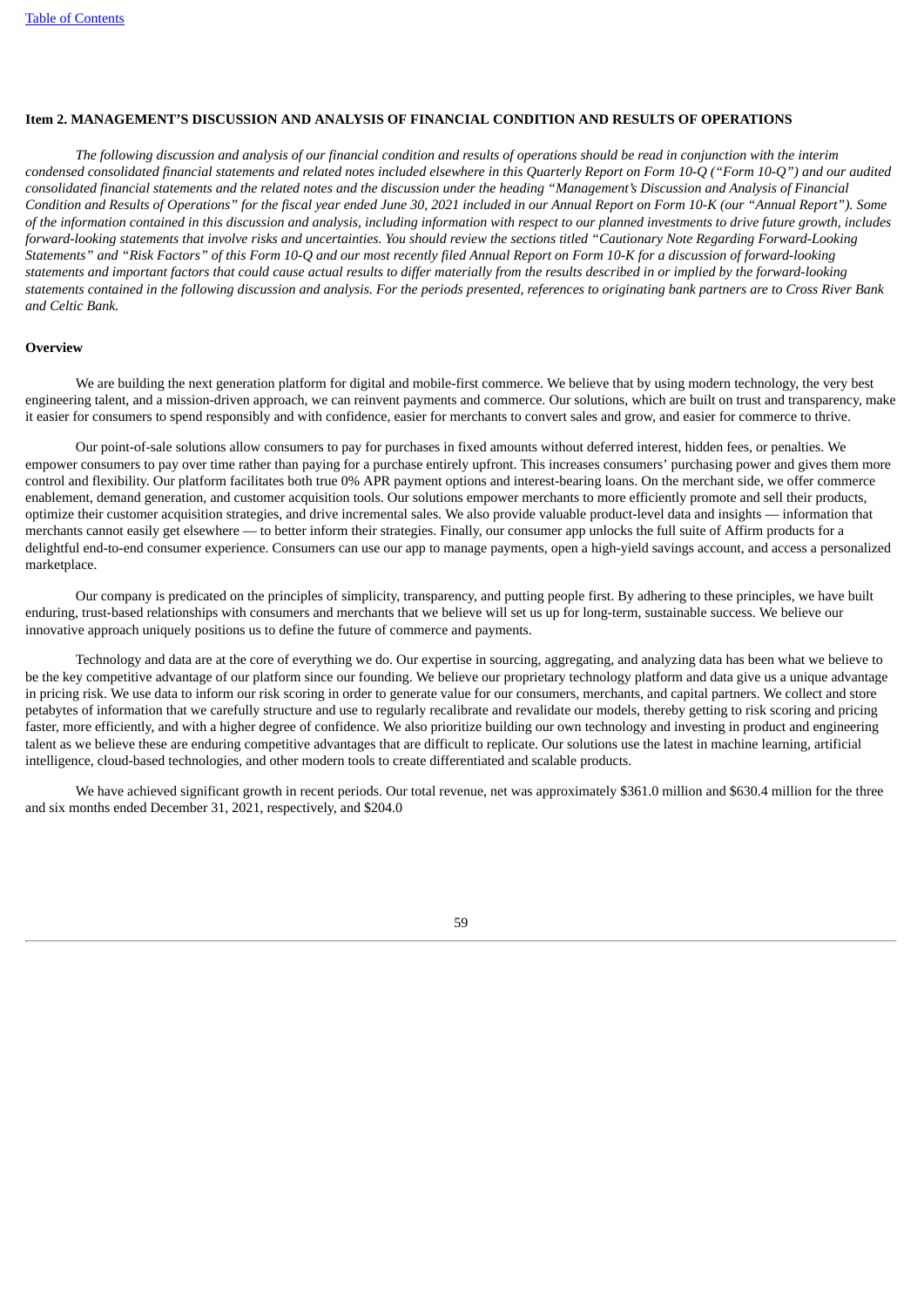## Item 2. MANAGEMENT'S DISCUSSION AND ANALYSIS OF FINANCIAL CONDITION AND RESULTS OF OPERATIONS

*The following discussion and analysis of our financial condition and results of operations should be read in conjunction with the interim condensed consolidated financial statements and related notes included elsewhere in this Quarterly Report on Form 10-Q ("Form 10-Q") and our audited consolidated financial statements and the related notes and the discussion under the heading "Management's Discussion and Analysis of Financial Condition and Results of Operations" for the fiscal year ended June 30, 2021 included in our Annual Report on Form 10-K (our "Annual Report"). Some of the information contained in this discussion and analysis, including information with respect to our planned investments to drive future growth, includes forward-looking statements that involve risks and uncertainties. You should review the sections titled "Cautionary Note Regarding Forward-Looking Statements" and "Risk Factors" of this Form 10-Q and our most recently filed Annual Report on Form 10-K for a discussion of forward-looking statements and important factors that could cause actual results to differ materially from the results described in or implied by the forward-looking statements contained in the following discussion and analysis. For the periods presented, references to originating bank partners are to Cross River Bank and Celtic Bank.*

### Overview

We are building the next generation platform for digital and mobile-first commerce. We believe that by using modern technology, the very best engineering talent, and a mission-driven approach, we can reinvent payments and commerce. Our solutions, which are built on trust and transparency, make it easier for consumers to spend responsibly and with confidence, easier for merchants to convert sales and grow, and easier for commerce to thrive.

Our point-of-sale solutions allow consumers to pay for purchases in fixed amounts without deferred interest, hidden fees, or penalties. We empower consumers to pay over time rather than paying for a purchase entirely upfront. This increases consumers' purchasing power and gives them more control and flexibility. Our platform facilitates both true 0% APR payment options and interest-bearing loans. On the merchant side, we offer commerce enablement, demand generation, and customer acquisition tools. Our solutions empower merchants to more efficiently promote and sell their products, optimize their customer acquisition strategies, and drive incremental sales. We also provide valuable product-level data and insights — information that merchants cannot easily get elsewhere — to better inform their strategies. Finally, our consumer app unlocks the full suite of Affirm products for a delightful end-to-end consumer experience. Consumers can use our app to manage payments, open a high-yield savings account, and access a personalized marketplace.

Our company is predicated on the principles of simplicity, transparency, and putting people first. By adhering to these principles, we have built enduring, trust-based relationships with consumers and merchants that we believe will set us up for long-term, sustainable success. We believe our innovative approach uniquely positions us to define the future of commerce and payments.

Technology and data are at the core of everything we do. Our expertise in sourcing, aggregating, and analyzing data has been what we believe to be the key competitive advantage of our platform since our founding. We believe our proprietary technology platform and data give us a unique advantage in pricing risk. We use data to inform our risk scoring in order to generate value for our consumers, merchants, and capital partners. We collect and store petabytes of information that we carefully structure and use to regularly recalibrate and revalidate our models, thereby getting to risk scoring and pricing faster, more efficiently, and with a higher degree of confidence. We also prioritize building our own technology and investing in product and engineering talent as we believe these are enduring competitive advantages that are difficult to replicate. Our solutions use the latest in machine learning, artificial intelligence, cloud-based technologies, and other modern tools to create differentiated and scalable products.

We have achieved significant growth in recent periods. Our total revenue, net was approximately $361.0 million and $630.4 million for the three and six months ended December 31, 2021, respectively, and $204.0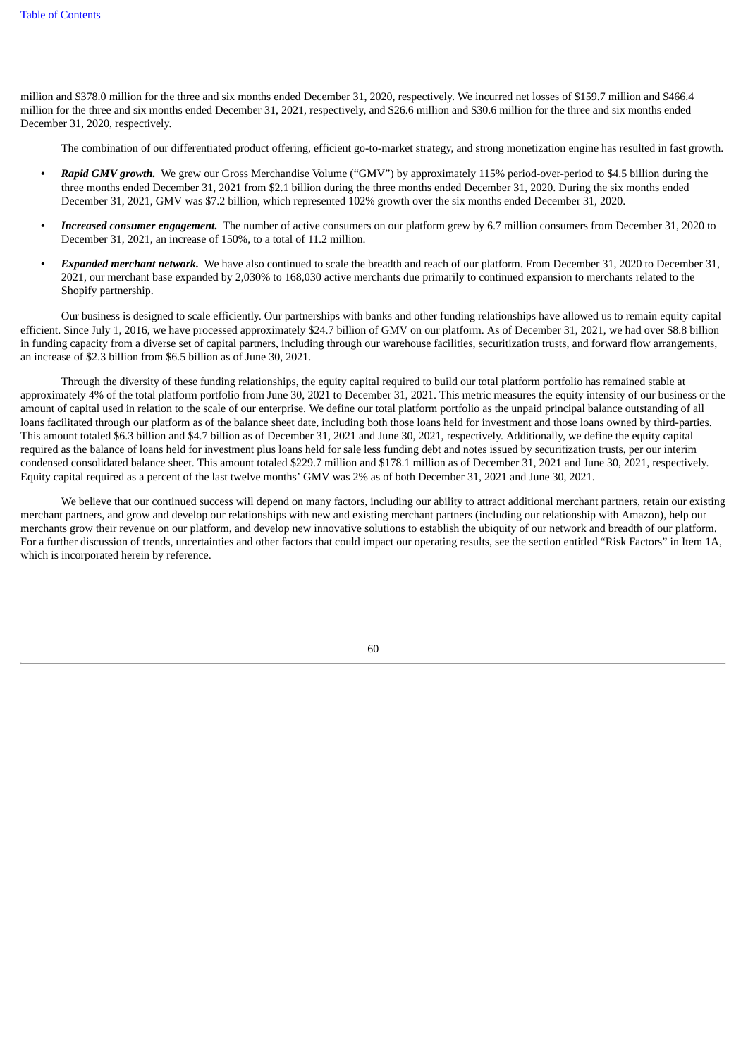million and $378.0 million for the three and six months ended December 31, 2020, respectively. We incurred net losses of $159.7 million and $466.4 million for the three and six months ended December 31, 2021, respectively, and $26.6 million and $30.6 million for the three and six months ended December 31, 2020, respectively.

The combination of our differentiated product offering, efficient go-to-market strategy, and strong monetization engine has resulted in fast growth.

- ***Rapid GMV growth.*** We grew our Gross Merchandise Volume ("GMV") by approximately 115% period-over-period to $4.5 billion during the three months ended December 31, 2021 from $2.1 billion during the three months ended December 31, 2020. During the six months ended December 31, 2021, GMV was $7.2 billion, which represented 102% growth over the six months ended December 31, 2020.
- ***Increased consumer engagement.*** The number of active consumers on our platform grew by 6.7 million consumers from December 31, 2020 to December 31, 2021, an increase of 150%, to a total of 11.2 million.
- ***Expanded merchant network.*** We have also continued to scale the breadth and reach of our platform. From December 31, 2020 to December 31, 2021, our merchant base expanded by 2,030% to 168,030 active merchants due primarily to continued expansion to merchants related to the Shopify partnership.

Our business is designed to scale efficiently. Our partnerships with banks and other funding relationships have allowed us to remain equity capital efficient. Since July 1, 2016, we have processed approximately $24.7 billion of GMV on our platform. As of December 31, 2021, we had over $8.8 billion in funding capacity from a diverse set of capital partners, including through our warehouse facilities, securitization trusts, and forward flow arrangements, an increase of $2.3 billion from $6.5 billion as of June 30, 2021.

Through the diversity of these funding relationships, the equity capital required to build our total platform portfolio has remained stable at approximately 4% of the total platform portfolio from June 30, 2021 to December 31, 2021. This metric measures the equity intensity of our business or the amount of capital used in relation to the scale of our enterprise. We define our total platform portfolio as the unpaid principal balance outstanding of all loans facilitated through our platform as of the balance sheet date, including both those loans held for investment and those loans owned by third-parties. This amount totaled $6.3 billion and $4.7 billion as of December 31, 2021 and June 30, 2021, respectively. Additionally, we define the equity capital required as the balance of loans held for investment plus loans held for sale less funding debt and notes issued by securitization trusts, per our interim condensed consolidated balance sheet. This amount totaled $229.7 million and $178.1 million as of December 31, 2021 and June 30, 2021, respectively. Equity capital required as a percent of the last twelve months' GMV was 2% as of both December 31, 2021 and June 30, 2021.

We believe that our continued success will depend on many factors, including our ability to attract additional merchant partners, retain our existing merchant partners, and grow and develop our relationships with new and existing merchant partners (including our relationship with Amazon), help our merchants grow their revenue on our platform, and develop new innovative solutions to establish the ubiquity of our network and breadth of our platform. For a further discussion of trends, uncertainties and other factors that could impact our operating results, see the section entitled "Risk Factors" in Item 1A, which is incorporated herein by reference.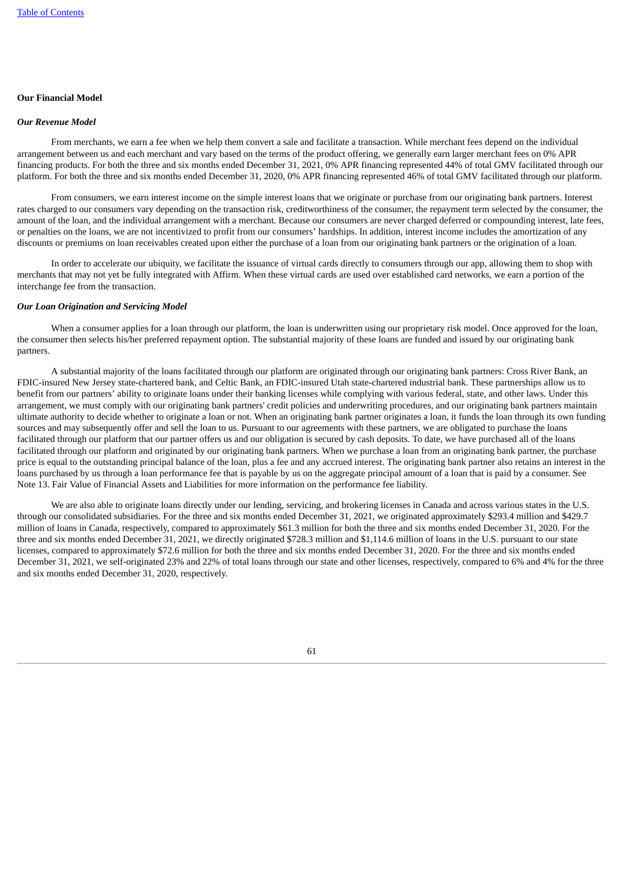## Our Financial Model

### *Our Revenue Model*

From merchants, we earn a fee when we help them convert a sale and facilitate a transaction. While merchant fees depend on the individual arrangement between us and each merchant and vary based on the terms of the product offering, we generally earn larger merchant fees on 0% APR financing products. For both the three and six months ended December 31, 2021, 0% APR financing represented 44% of total GMV facilitated through our platform. For both the three and six months ended December 31, 2020, 0% APR financing represented 46% of total GMV facilitated through our platform.

From consumers, we earn interest income on the simple interest loans that we originate or purchase from our originating bank partners. Interest rates charged to our consumers vary depending on the transaction risk, creditworthiness of the consumer, the repayment term selected by the consumer, the amount of the loan, and the individual arrangement with a merchant. Because our consumers are never charged deferred or compounding interest, late fees, or penalties on the loans, we are not incentivized to profit from our consumers' hardships. In addition, interest income includes the amortization of any discounts or premiums on loan receivables created upon either the purchase of a loan from our originating bank partners or the origination of a loan.

In order to accelerate our ubiquity, we facilitate the issuance of virtual cards directly to consumers through our app, allowing them to shop with merchants that may not yet be fully integrated with Affirm. When these virtual cards are used over established card networks, we earn a portion of the interchange fee from the transaction.

### *Our Loan Origination and Servicing Model*

When a consumer applies for a loan through our platform, the loan is underwritten using our proprietary risk model. Once approved for the loan, the consumer then selects his/her preferred repayment option. The substantial majority of these loans are funded and issued by our originating bank partners.

A substantial majority of the loans facilitated through our platform are originated through our originating bank partners: Cross River Bank, an FDIC-insured New Jersey state-chartered bank, and Celtic Bank, an FDIC-insured Utah state-chartered industrial bank. These partnerships allow us to benefit from our partners' ability to originate loans under their banking licenses while complying with various federal, state, and other laws. Under this arrangement, we must comply with our originating bank partners' credit policies and underwriting procedures, and our originating bank partners maintain ultimate authority to decide whether to originate a loan or not. When an originating bank partner originates a loan, it funds the loan through its own funding sources and may subsequently offer and sell the loan to us. Pursuant to our agreements with these partners, we are obligated to purchase the loans facilitated through our platform that our partner offers us and our obligation is secured by cash deposits. To date, we have purchased all of the loans facilitated through our platform and originated by our originating bank partners. When we purchase a loan from an originating bank partner, the purchase price is equal to the outstanding principal balance of the loan, plus a fee and any accrued interest. The originating bank partner also retains an interest in the loans purchased by us through a loan performance fee that is payable by us on the aggregate principal amount of a loan that is paid by a consumer. See Note 13. Fair Value of Financial Assets and Liabilities for more information on the performance fee liability.

We are also able to originate loans directly under our lending, servicing, and brokering licenses in Canada and across various states in the U.S. through our consolidated subsidiaries. For the three and six months ended December 31, 2021, we originated approximately $293.4 million and $429.7 million of loans in Canada, respectively, compared to approximately $61.3 million for both the three and six months ended December 31, 2020. For the three and six months ended December 31, 2021, we directly originated $728.3 million and $1,114.6 million of loans in the U.S. pursuant to our state licenses, compared to approximately $72.6 million for both the three and six months ended December 31, 2020. For the three and six months ended December 31, 2021, we self-originated 23% and 22% of total loans through our state and other licenses, respectively, compared to 6% and 4% for the three and six months ended December 31, 2020, respectively.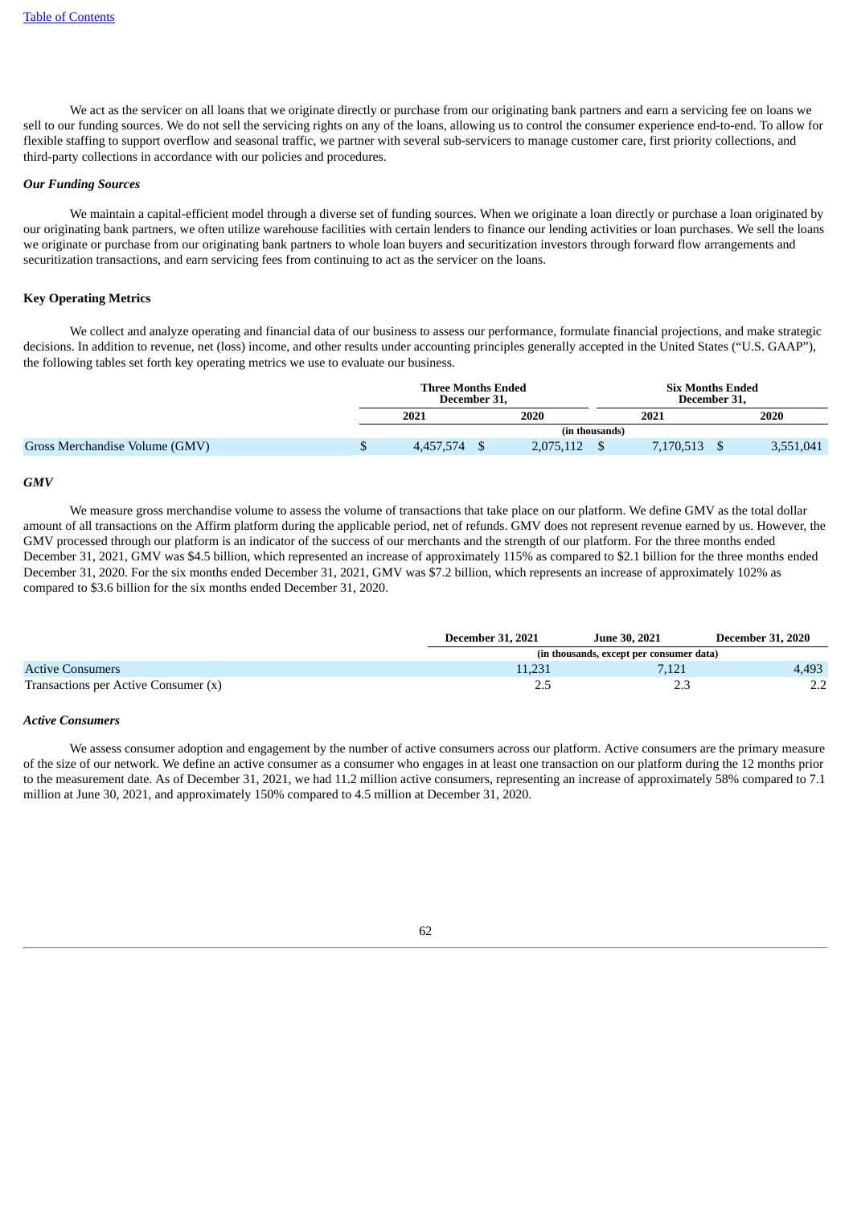We act as the servicer on all loans that we originate directly or purchase from our originating bank partners and earn a servicing fee on loans we sell to our funding sources. We do not sell the servicing rights on any of the loans, allowing us to control the consumer experience end-to-end. To allow for flexible staffing to support overflow and seasonal traffic, we partner with several sub-servicers to manage customer care, first priority collections, and third-party collections in accordance with our policies and procedures.

***Our Funding Sources***

We maintain a capital-efficient model through a diverse set of funding sources. When we originate a loan directly or purchase a loan originated by our originating bank partners, we often utilize warehouse facilities with certain lenders to finance our lending activities or loan purchases. We sell the loans we originate or purchase from our originating bank partners to whole loan buyers and securitization investors through forward flow arrangements and securitization transactions, and earn servicing fees from continuing to act as the servicer on the loans.

**Key Operating Metrics**

We collect and analyze operating and financial data of our business to assess our performance, formulate financial projections, and make strategic decisions. In addition to revenue, net (loss) income, and other results under accounting principles generally accepted in the United States ("U.S. GAAP"), the following tables set forth key operating metrics we use to evaluate our business.

| | Three Months Ended December 31, | | Six Months Ended December 31, | |
|---|---|---|---|---|
| | 2021 | 2020 | 2021 | 2020 |
| | (in thousands) | | | |
| Gross Merchandise Volume (GMV) | $ 4,457,574 | $ 2,075,112 | $ 7,170,513 | $ 3,551,041 |

***GMV***

We measure gross merchandise volume to assess the volume of transactions that take place on our platform. We define GMV as the total dollar amount of all transactions on the Affirm platform during the applicable period, net of refunds. GMV does not represent revenue earned by us. However, the GMV processed through our platform is an indicator of the success of our merchants and the strength of our platform. For the three months ended December 31, 2021, GMV was $4.5 billion, which represented an increase of approximately 115% as compared to $2.1 billion for the three months ended December 31, 2020. For the six months ended December 31, 2021, GMV was $7.2 billion, which represents an increase of approximately 102% as compared to $3.6 billion for the six months ended December 31, 2020.

| | December 31, 2021 | June 30, 2021 | December 31, 2020 |
|---|---|---|---|
| | (in thousands, except per consumer data) | | |
| Active Consumers | 11,231 | 7,121 | 4,493 |
| Transactions per Active Consumer (x) | 2.5 | 2.3 | 2.2 |

***Active Consumers***

We assess consumer adoption and engagement by the number of active consumers across our platform. Active consumers are the primary measure of the size of our network. We define an active consumer as a consumer who engages in at least one transaction on our platform during the 12 months prior to the measurement date. As of December 31, 2021, we had 11.2 million active consumers, representing an increase of approximately 58% compared to 7.1 million at June 30, 2021, and approximately 150% compared to 4.5 million at December 31, 2020.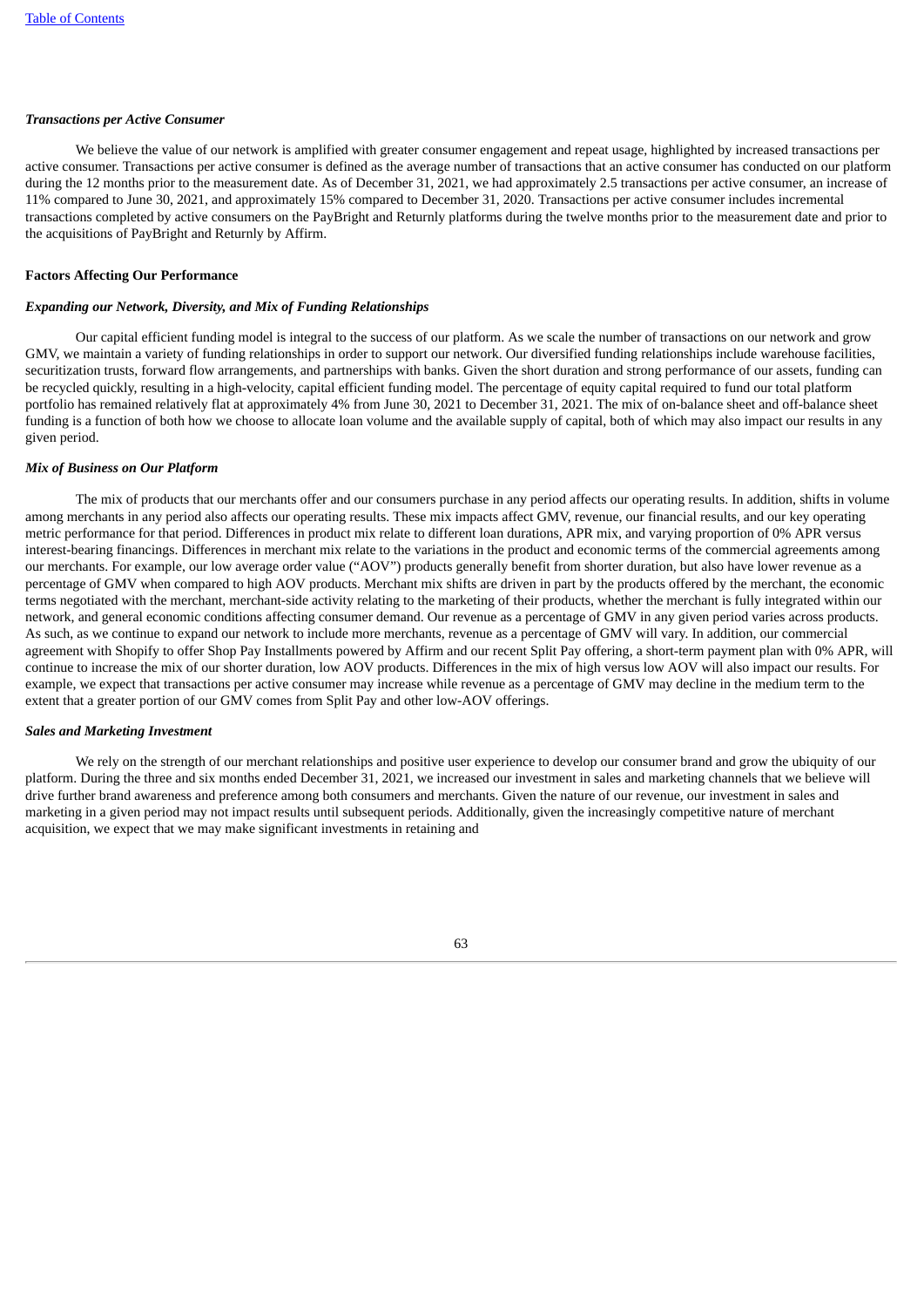***Transactions per Active Consumer***

We believe the value of our network is amplified with greater consumer engagement and repeat usage, highlighted by increased transactions per active consumer. Transactions per active consumer is defined as the average number of transactions that an active consumer has conducted on our platform during the 12 months prior to the measurement date. As of December 31, 2021, we had approximately 2.5 transactions per active consumer, an increase of 11% compared to June 30, 2021, and approximately 15% compared to December 31, 2020. Transactions per active consumer includes incremental transactions completed by active consumers on the PayBright and Returnly platforms during the twelve months prior to the measurement date and prior to the acquisitions of PayBright and Returnly by Affirm.

**Factors Affecting Our Performance**

***Expanding our Network, Diversity, and Mix of Funding Relationships***

Our capital efficient funding model is integral to the success of our platform. As we scale the number of transactions on our network and grow GMV, we maintain a variety of funding relationships in order to support our network. Our diversified funding relationships include warehouse facilities, securitization trusts, forward flow arrangements, and partnerships with banks. Given the short duration and strong performance of our assets, funding can be recycled quickly, resulting in a high-velocity, capital efficient funding model. The percentage of equity capital required to fund our total platform portfolio has remained relatively flat at approximately 4% from June 30, 2021 to December 31, 2021. The mix of on-balance sheet and off-balance sheet funding is a function of both how we choose to allocate loan volume and the available supply of capital, both of which may also impact our results in any given period.

***Mix of Business on Our Platform***

The mix of products that our merchants offer and our consumers purchase in any period affects our operating results. In addition, shifts in volume among merchants in any period also affects our operating results. These mix impacts affect GMV, revenue, our financial results, and our key operating metric performance for that period. Differences in product mix relate to different loan durations, APR mix, and varying proportion of 0% APR versus interest-bearing financings. Differences in merchant mix relate to the variations in the product and economic terms of the commercial agreements among our merchants. For example, our low average order value ("AOV") products generally benefit from shorter duration, but also have lower revenue as a percentage of GMV when compared to high AOV products. Merchant mix shifts are driven in part by the products offered by the merchant, the economic terms negotiated with the merchant, merchant-side activity relating to the marketing of their products, whether the merchant is fully integrated within our network, and general economic conditions affecting consumer demand. Our revenue as a percentage of GMV in any given period varies across products. As such, as we continue to expand our network to include more merchants, revenue as a percentage of GMV will vary. In addition, our commercial agreement with Shopify to offer Shop Pay Installments powered by Affirm and our recent Split Pay offering, a short-term payment plan with 0% APR, will continue to increase the mix of our shorter duration, low AOV products. Differences in the mix of high versus low AOV will also impact our results. For example, we expect that transactions per active consumer may increase while revenue as a percentage of GMV may decline in the medium term to the extent that a greater portion of our GMV comes from Split Pay and other low-AOV offerings.

***Sales and Marketing Investment***

We rely on the strength of our merchant relationships and positive user experience to develop our consumer brand and grow the ubiquity of our platform. During the three and six months ended December 31, 2021, we increased our investment in sales and marketing channels that we believe will drive further brand awareness and preference among both consumers and merchants. Given the nature of our revenue, our investment in sales and marketing in a given period may not impact results until subsequent periods. Additionally, given the increasingly competitive nature of merchant acquisition, we expect that we may make significant investments in retaining and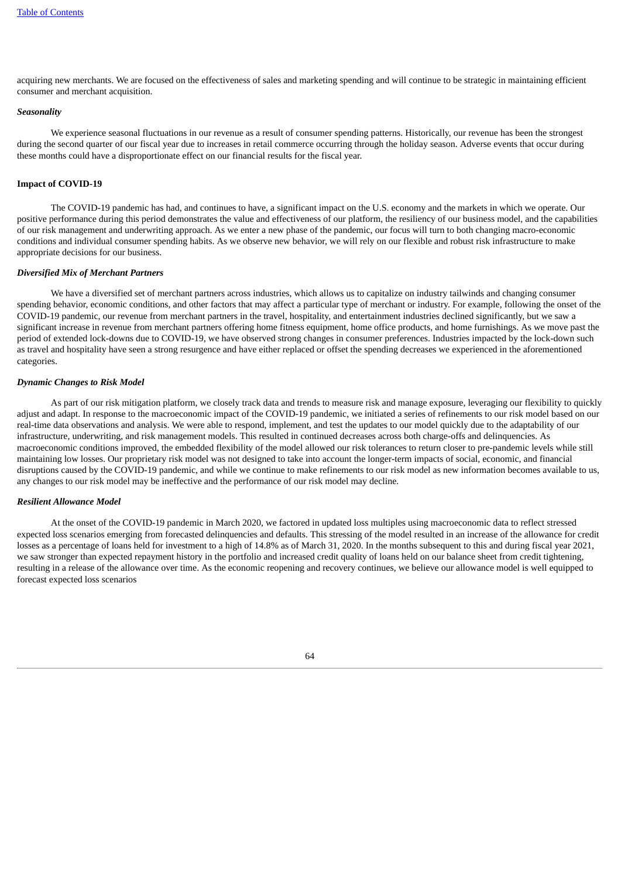acquiring new merchants. We are focused on the effectiveness of sales and marketing spending and will continue to be strategic in maintaining efficient consumer and merchant acquisition.

***Seasonality***

We experience seasonal fluctuations in our revenue as a result of consumer spending patterns. Historically, our revenue has been the strongest during the second quarter of our fiscal year due to increases in retail commerce occurring through the holiday season. Adverse events that occur during these months could have a disproportionate effect on our financial results for the fiscal year.

**Impact of COVID-19**

The COVID-19 pandemic has had, and continues to have, a significant impact on the U.S. economy and the markets in which we operate. Our positive performance during this period demonstrates the value and effectiveness of our platform, the resiliency of our business model, and the capabilities of our risk management and underwriting approach. As we enter a new phase of the pandemic, our focus will turn to both changing macro-economic conditions and individual consumer spending habits. As we observe new behavior, we will rely on our flexible and robust risk infrastructure to make appropriate decisions for our business.

***Diversified Mix of Merchant Partners***

We have a diversified set of merchant partners across industries, which allows us to capitalize on industry tailwinds and changing consumer spending behavior, economic conditions, and other factors that may affect a particular type of merchant or industry. For example, following the onset of the COVID-19 pandemic, our revenue from merchant partners in the travel, hospitality, and entertainment industries declined significantly, but we saw a significant increase in revenue from merchant partners offering home fitness equipment, home office products, and home furnishings. As we move past the period of extended lock-downs due to COVID-19, we have observed strong changes in consumer preferences. Industries impacted by the lock-down such as travel and hospitality have seen a strong resurgence and have either replaced or offset the spending decreases we experienced in the aforementioned categories.

***Dynamic Changes to Risk Model***

As part of our risk mitigation platform, we closely track data and trends to measure risk and manage exposure, leveraging our flexibility to quickly adjust and adapt. In response to the macroeconomic impact of the COVID-19 pandemic, we initiated a series of refinements to our risk model based on our real-time data observations and analysis. We were able to respond, implement, and test the updates to our model quickly due to the adaptability of our infrastructure, underwriting, and risk management models. This resulted in continued decreases across both charge-offs and delinquencies. As macroeconomic conditions improved, the embedded flexibility of the model allowed our risk tolerances to return closer to pre-pandemic levels while still maintaining low losses. Our proprietary risk model was not designed to take into account the longer-term impacts of social, economic, and financial disruptions caused by the COVID-19 pandemic, and while we continue to make refinements to our risk model as new information becomes available to us, any changes to our risk model may be ineffective and the performance of our risk model may decline.

***Resilient Allowance Model***

At the onset of the COVID-19 pandemic in March 2020, we factored in updated loss multiples using macroeconomic data to reflect stressed expected loss scenarios emerging from forecasted delinquencies and defaults. This stressing of the model resulted in an increase of the allowance for credit losses as a percentage of loans held for investment to a high of 14.8% as of March 31, 2020. In the months subsequent to this and during fiscal year 2021, we saw stronger than expected repayment history in the portfolio and increased credit quality of loans held on our balance sheet from credit tightening, resulting in a release of the allowance over time. As the economic reopening and recovery continues, we believe our allowance model is well equipped to forecast expected loss scenarios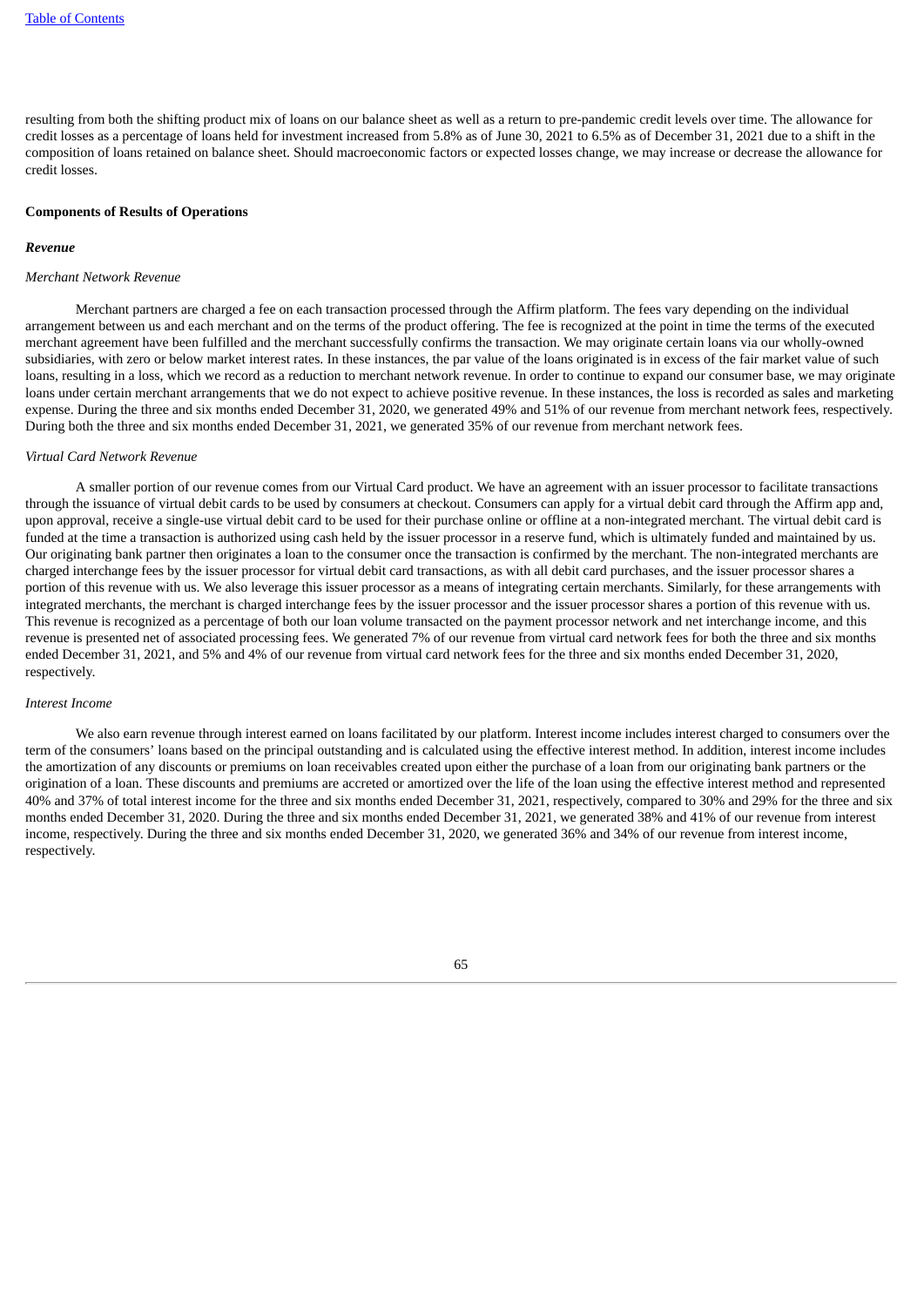resulting from both the shifting product mix of loans on our balance sheet as well as a return to pre-pandemic credit levels over time. The allowance for credit losses as a percentage of loans held for investment increased from 5.8% as of June 30, 2021 to 6.5% as of December 31, 2021 due to a shift in the composition of loans retained on balance sheet. Should macroeconomic factors or expected losses change, we may increase or decrease the allowance for credit losses.

**Components of Results of Operations**

***Revenue***

*Merchant Network Revenue*

Merchant partners are charged a fee on each transaction processed through the Affirm platform. The fees vary depending on the individual arrangement between us and each merchant and on the terms of the product offering. The fee is recognized at the point in time the terms of the executed merchant agreement have been fulfilled and the merchant successfully confirms the transaction. We may originate certain loans via our wholly-owned subsidiaries, with zero or below market interest rates. In these instances, the par value of the loans originated is in excess of the fair market value of such loans, resulting in a loss, which we record as a reduction to merchant network revenue. In order to continue to expand our consumer base, we may originate loans under certain merchant arrangements that we do not expect to achieve positive revenue. In these instances, the loss is recorded as sales and marketing expense. During the three and six months ended December 31, 2020, we generated 49% and 51% of our revenue from merchant network fees, respectively. During both the three and six months ended December 31, 2021, we generated 35% of our revenue from merchant network fees.

*Virtual Card Network Revenue*

A smaller portion of our revenue comes from our Virtual Card product. We have an agreement with an issuer processor to facilitate transactions through the issuance of virtual debit cards to be used by consumers at checkout. Consumers can apply for a virtual debit card through the Affirm app and, upon approval, receive a single-use virtual debit card to be used for their purchase online or offline at a non-integrated merchant. The virtual debit card is funded at the time a transaction is authorized using cash held by the issuer processor in a reserve fund, which is ultimately funded and maintained by us. Our originating bank partner then originates a loan to the consumer once the transaction is confirmed by the merchant. The non-integrated merchants are charged interchange fees by the issuer processor for virtual debit card transactions, as with all debit card purchases, and the issuer processor shares a portion of this revenue with us. We also leverage this issuer processor as a means of integrating certain merchants. Similarly, for these arrangements with integrated merchants, the merchant is charged interchange fees by the issuer processor and the issuer processor shares a portion of this revenue with us. This revenue is recognized as a percentage of both our loan volume transacted on the payment processor network and net interchange income, and this revenue is presented net of associated processing fees. We generated 7% of our revenue from virtual card network fees for both the three and six months ended December 31, 2021, and 5% and 4% of our revenue from virtual card network fees for the three and six months ended December 31, 2020, respectively.

*Interest Income*

We also earn revenue through interest earned on loans facilitated by our platform. Interest income includes interest charged to consumers over the term of the consumers' loans based on the principal outstanding and is calculated using the effective interest method. In addition, interest income includes the amortization of any discounts or premiums on loan receivables created upon either the purchase of a loan from our originating bank partners or the origination of a loan. These discounts and premiums are accreted or amortized over the life of the loan using the effective interest method and represented 40% and 37% of total interest income for the three and six months ended December 31, 2021, respectively, compared to 30% and 29% for the three and six months ended December 31, 2020. During the three and six months ended December 31, 2021, we generated 38% and 41% of our revenue from interest income, respectively. During the three and six months ended December 31, 2020, we generated 36% and 34% of our revenue from interest income, respectively.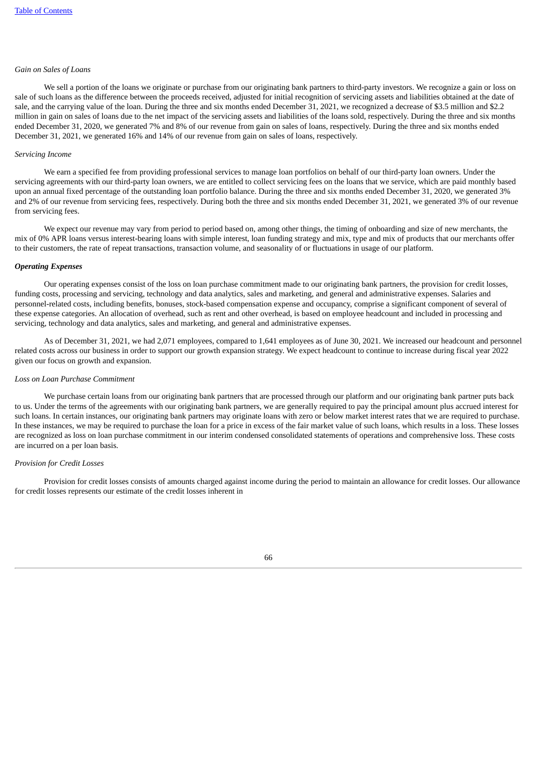*Gain on Sales of Loans*

We sell a portion of the loans we originate or purchase from our originating bank partners to third-party investors. We recognize a gain or loss on sale of such loans as the difference between the proceeds received, adjusted for initial recognition of servicing assets and liabilities obtained at the date of sale, and the carrying value of the loan. During the three and six months ended December 31, 2021, we recognized a decrease of $3.5 million and $2.2 million in gain on sales of loans due to the net impact of the servicing assets and liabilities of the loans sold, respectively. During the three and six months ended December 31, 2020, we generated 7% and 8% of our revenue from gain on sales of loans, respectively. During the three and six months ended December 31, 2021, we generated 16% and 14% of our revenue from gain on sales of loans, respectively.

*Servicing Income*

We earn a specified fee from providing professional services to manage loan portfolios on behalf of our third-party loan owners. Under the servicing agreements with our third-party loan owners, we are entitled to collect servicing fees on the loans that we service, which are paid monthly based upon an annual fixed percentage of the outstanding loan portfolio balance. During the three and six months ended December 31, 2020, we generated 3% and 2% of our revenue from servicing fees, respectively. During both the three and six months ended December 31, 2021, we generated 3% of our revenue from servicing fees.

We expect our revenue may vary from period to period based on, among other things, the timing of onboarding and size of new merchants, the mix of 0% APR loans versus interest-bearing loans with simple interest, loan funding strategy and mix, type and mix of products that our merchants offer to their customers, the rate of repeat transactions, transaction volume, and seasonality of or fluctuations in usage of our platform.

***Operating Expenses***

Our operating expenses consist of the loss on loan purchase commitment made to our originating bank partners, the provision for credit losses, funding costs, processing and servicing, technology and data analytics, sales and marketing, and general and administrative expenses. Salaries and personnel-related costs, including benefits, bonuses, stock-based compensation expense and occupancy, comprise a significant component of several of these expense categories. An allocation of overhead, such as rent and other overhead, is based on employee headcount and included in processing and servicing, technology and data analytics, sales and marketing, and general and administrative expenses.

As of December 31, 2021, we had 2,071 employees, compared to 1,641 employees as of June 30, 2021. We increased our headcount and personnel related costs across our business in order to support our growth expansion strategy. We expect headcount to continue to increase during fiscal year 2022 given our focus on growth and expansion.

*Loss on Loan Purchase Commitment*

We purchase certain loans from our originating bank partners that are processed through our platform and our originating bank partner puts back to us. Under the terms of the agreements with our originating bank partners, we are generally required to pay the principal amount plus accrued interest for such loans. In certain instances, our originating bank partners may originate loans with zero or below market interest rates that we are required to purchase. In these instances, we may be required to purchase the loan for a price in excess of the fair market value of such loans, which results in a loss. These losses are recognized as loss on loan purchase commitment in our interim condensed consolidated statements of operations and comprehensive loss. These costs are incurred on a per loan basis.

*Provision for Credit Losses*

Provision for credit losses consists of amounts charged against income during the period to maintain an allowance for credit losses. Our allowance for credit losses represents our estimate of the credit losses inherent in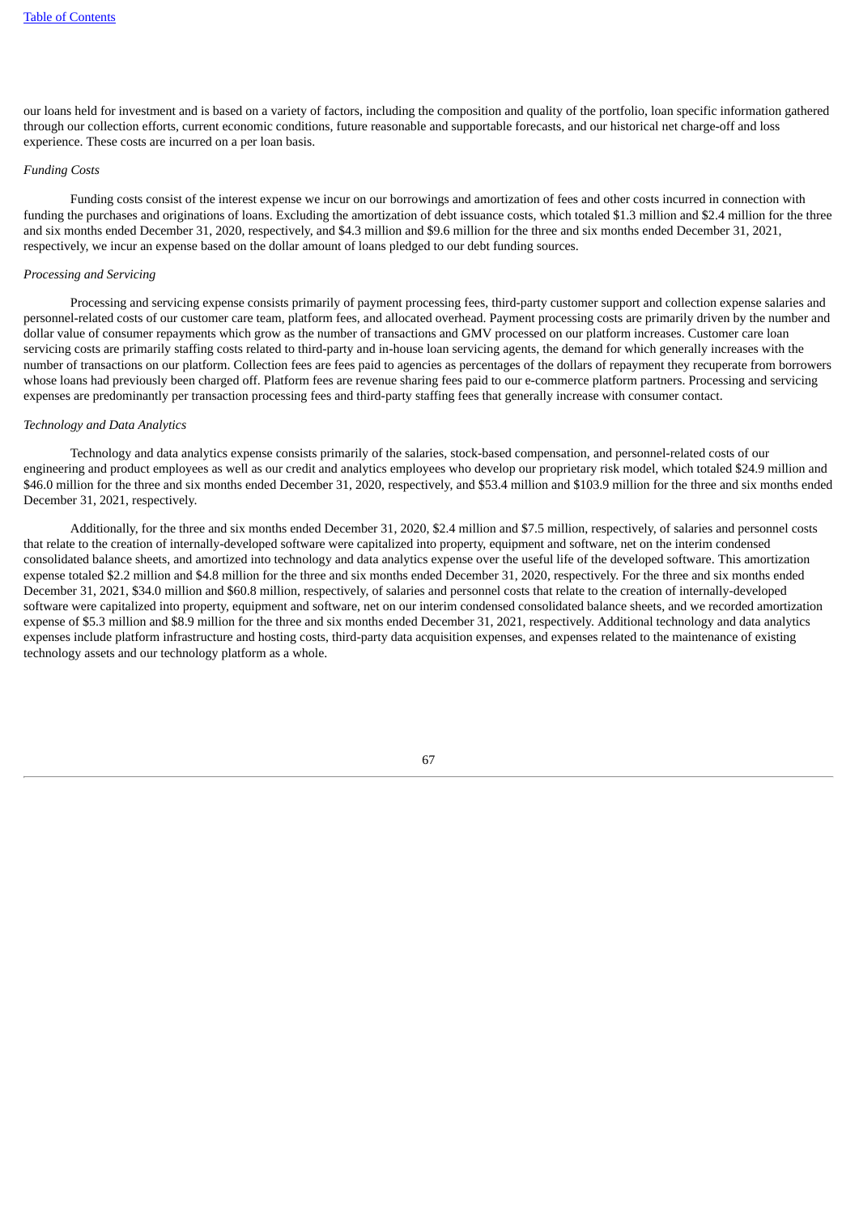our loans held for investment and is based on a variety of factors, including the composition and quality of the portfolio, loan specific information gathered through our collection efforts, current economic conditions, future reasonable and supportable forecasts, and our historical net charge-off and loss experience. These costs are incurred on a per loan basis.

*Funding Costs*

Funding costs consist of the interest expense we incur on our borrowings and amortization of fees and other costs incurred in connection with funding the purchases and originations of loans. Excluding the amortization of debt issuance costs, which totaled $1.3 million and $2.4 million for the three and six months ended December 31, 2020, respectively, and $4.3 million and $9.6 million for the three and six months ended December 31, 2021, respectively, we incur an expense based on the dollar amount of loans pledged to our debt funding sources.

*Processing and Servicing*

Processing and servicing expense consists primarily of payment processing fees, third-party customer support and collection expense salaries and personnel-related costs of our customer care team, platform fees, and allocated overhead. Payment processing costs are primarily driven by the number and dollar value of consumer repayments which grow as the number of transactions and GMV processed on our platform increases. Customer care loan servicing costs are primarily staffing costs related to third-party and in-house loan servicing agents, the demand for which generally increases with the number of transactions on our platform. Collection fees are fees paid to agencies as percentages of the dollars of repayment they recuperate from borrowers whose loans had previously been charged off. Platform fees are revenue sharing fees paid to our e-commerce platform partners. Processing and servicing expenses are predominantly per transaction processing fees and third-party staffing fees that generally increase with consumer contact.

*Technology and Data Analytics*

Technology and data analytics expense consists primarily of the salaries, stock-based compensation, and personnel-related costs of our engineering and product employees as well as our credit and analytics employees who develop our proprietary risk model, which totaled $24.9 million and $46.0 million for the three and six months ended December 31, 2020, respectively, and $53.4 million and $103.9 million for the three and six months ended December 31, 2021, respectively.

Additionally, for the three and six months ended December 31, 2020, $2.4 million and $7.5 million, respectively, of salaries and personnel costs that relate to the creation of internally-developed software were capitalized into property, equipment and software, net on the interim condensed consolidated balance sheets, and amortized into technology and data analytics expense over the useful life of the developed software. This amortization expense totaled $2.2 million and $4.8 million for the three and six months ended December 31, 2020, respectively. For the three and six months ended December 31, 2021, $34.0 million and $60.8 million, respectively, of salaries and personnel costs that relate to the creation of internally-developed software were capitalized into property, equipment and software, net on our interim condensed consolidated balance sheets, and we recorded amortization expense of $5.3 million and $8.9 million for the three and six months ended December 31, 2021, respectively. Additional technology and data analytics expenses include platform infrastructure and hosting costs, third-party data acquisition expenses, and expenses related to the maintenance of existing technology assets and our technology platform as a whole.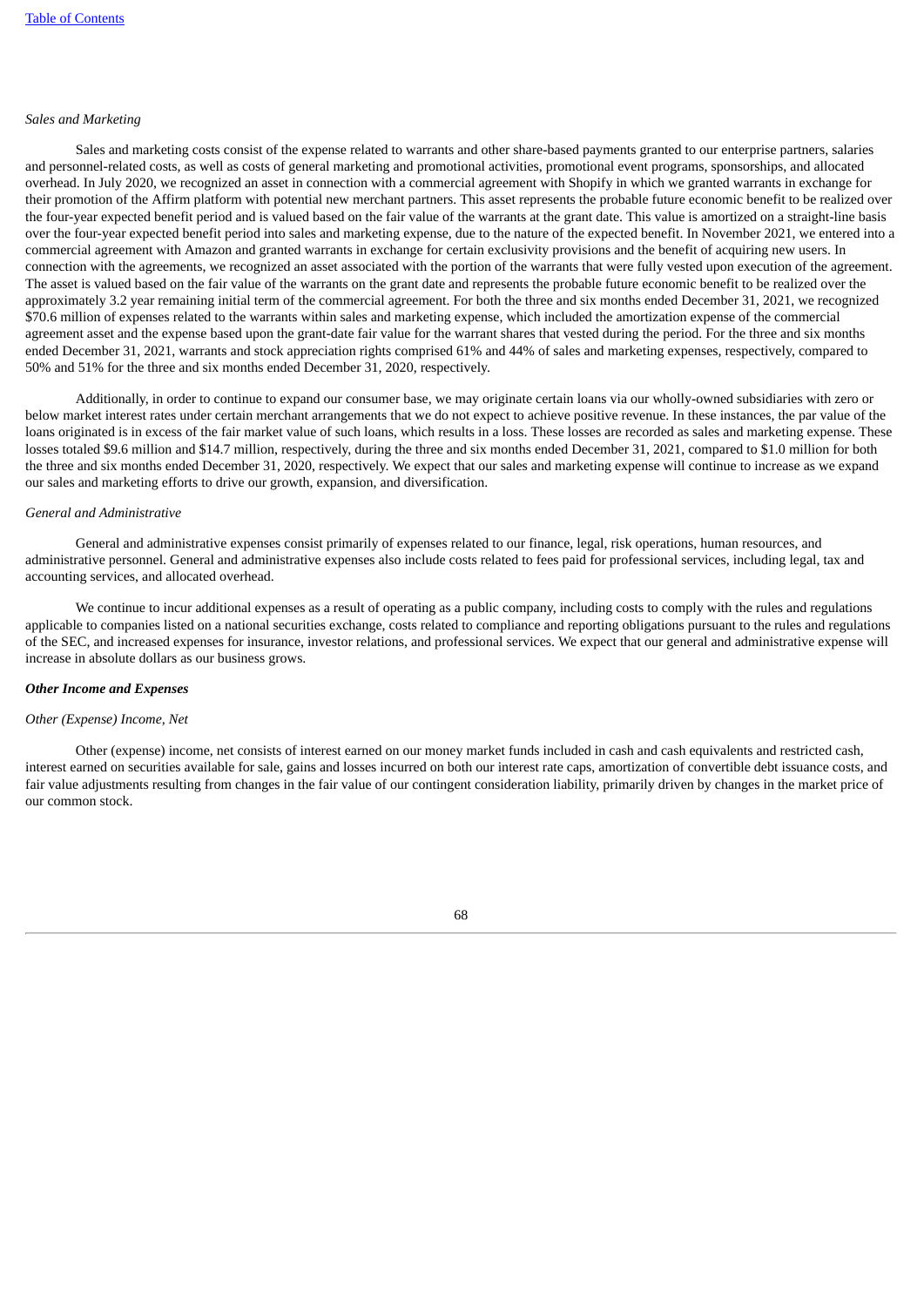*Sales and Marketing*

Sales and marketing costs consist of the expense related to warrants and other share-based payments granted to our enterprise partners, salaries and personnel-related costs, as well as costs of general marketing and promotional activities, promotional event programs, sponsorships, and allocated overhead. In July 2020, we recognized an asset in connection with a commercial agreement with Shopify in which we granted warrants in exchange for their promotion of the Affirm platform with potential new merchant partners. This asset represents the probable future economic benefit to be realized over the four-year expected benefit period and is valued based on the fair value of the warrants at the grant date. This value is amortized on a straight-line basis over the four-year expected benefit period into sales and marketing expense, due to the nature of the expected benefit. In November 2021, we entered into a commercial agreement with Amazon and granted warrants in exchange for certain exclusivity provisions and the benefit of acquiring new users. In connection with the agreements, we recognized an asset associated with the portion of the warrants that were fully vested upon execution of the agreement. The asset is valued based on the fair value of the warrants on the grant date and represents the probable future economic benefit to be realized over the approximately 3.2 year remaining initial term of the commercial agreement. For both the three and six months ended December 31, 2021, we recognized $70.6 million of expenses related to the warrants within sales and marketing expense, which included the amortization expense of the commercial agreement asset and the expense based upon the grant-date fair value for the warrant shares that vested during the period. For the three and six months ended December 31, 2021, warrants and stock appreciation rights comprised 61% and 44% of sales and marketing expenses, respectively, compared to 50% and 51% for the three and six months ended December 31, 2020, respectively.

Additionally, in order to continue to expand our consumer base, we may originate certain loans via our wholly-owned subsidiaries with zero or below market interest rates under certain merchant arrangements that we do not expect to achieve positive revenue. In these instances, the par value of the loans originated is in excess of the fair market value of such loans, which results in a loss. These losses are recorded as sales and marketing expense. These losses totaled $9.6 million and $14.7 million, respectively, during the three and six months ended December 31, 2021, compared to $1.0 million for both the three and six months ended December 31, 2020, respectively. We expect that our sales and marketing expense will continue to increase as we expand our sales and marketing efforts to drive our growth, expansion, and diversification.

*General and Administrative*

General and administrative expenses consist primarily of expenses related to our finance, legal, risk operations, human resources, and administrative personnel. General and administrative expenses also include costs related to fees paid for professional services, including legal, tax and accounting services, and allocated overhead.

We continue to incur additional expenses as a result of operating as a public company, including costs to comply with the rules and regulations applicable to companies listed on a national securities exchange, costs related to compliance and reporting obligations pursuant to the rules and regulations of the SEC, and increased expenses for insurance, investor relations, and professional services. We expect that our general and administrative expense will increase in absolute dollars as our business grows.

***Other Income and Expenses***

*Other (Expense) Income, Net*

Other (expense) income, net consists of interest earned on our money market funds included in cash and cash equivalents and restricted cash, interest earned on securities available for sale, gains and losses incurred on both our interest rate caps, amortization of convertible debt issuance costs, and fair value adjustments resulting from changes in the fair value of our contingent consideration liability, primarily driven by changes in the market price of our common stock.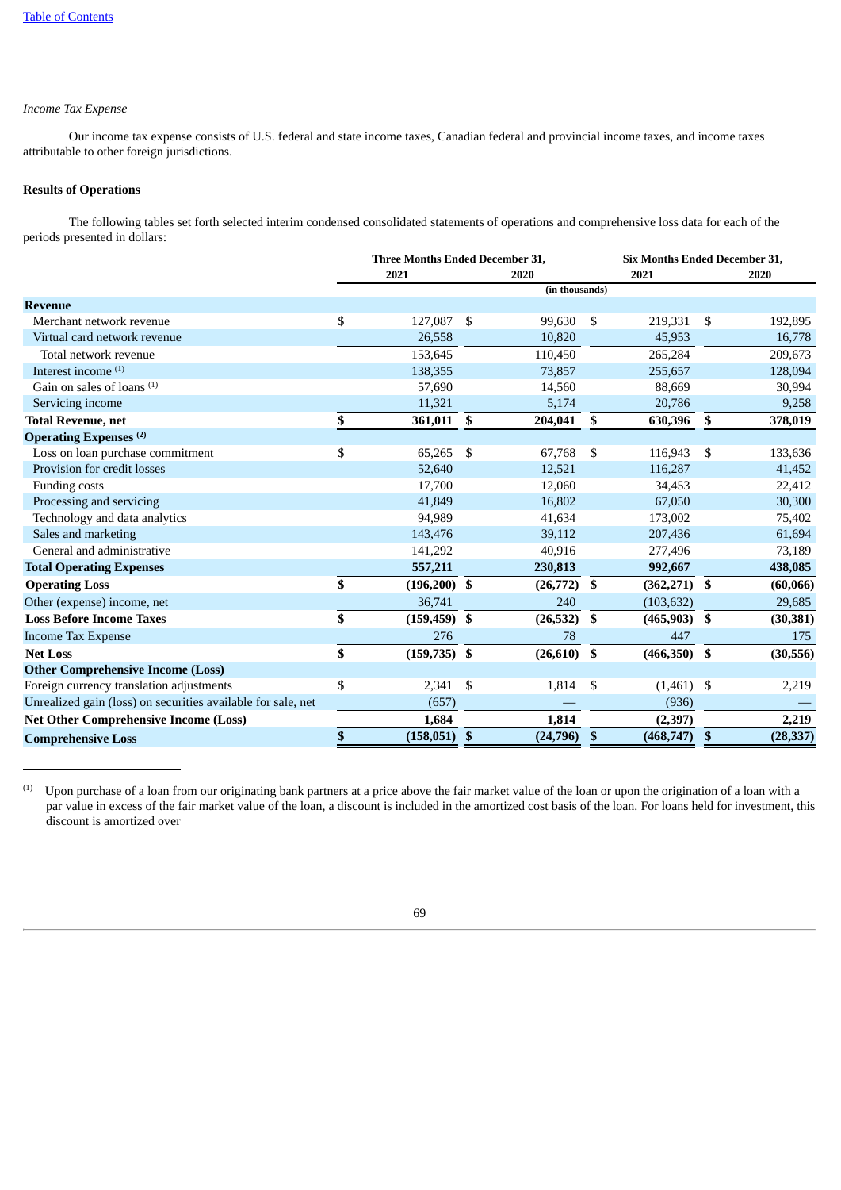*Income Tax Expense*

Our income tax expense consists of U.S. federal and state income taxes, Canadian federal and provincial income taxes, and income taxes attributable to other foreign jurisdictions.

**Results of Operations**

The following tables set forth selected interim condensed consolidated statements of operations and comprehensive loss data for each of the periods presented in dollars:

| | Three Months Ended December 31, | | Six Months Ended December 31, | |
|---|---|---|---|---|
| | 2021 | 2020 | 2021 | 2020 |
| | (in thousands) | | | |
| **Revenue** | | | | |
| Merchant network revenue | $ 127,087 | $ 99,630 | $ 219,331 | $ 192,895 |
| Virtual card network revenue | 26,558 | 10,820 | 45,953 | 16,778 |
| Total network revenue | 153,645 | 110,450 | 265,284 | 209,673 |
| Interest income [(1)] | 138,355 | 73,857 | 255,657 | 128,094 |
| Gain on sales of loans [(1)] | 57,690 | 14,560 | 88,669 | 30,994 |
| Servicing income | 11,321 | 5,174 | 20,786 | 9,258 |
| **Total Revenue, net** | **$ 361,011** | **$ 204,041** | **$ 630,396** | **$ 378,019** |
| **Operating Expenses [(2)]** | | | | |
| Loss on loan purchase commitment | $ 65,265 | $ 67,768 | $ 116,943 | $ 133,636 |
| Provision for credit losses | 52,640 | 12,521 | 116,287 | 41,452 |
| Funding costs | 17,700 | 12,060 | 34,453 | 22,412 |
| Processing and servicing | 41,849 | 16,802 | 67,050 | 30,300 |
| Technology and data analytics | 94,989 | 41,634 | 173,002 | 75,402 |
| Sales and marketing | 143,476 | 39,112 | 207,436 | 61,694 |
| General and administrative | 141,292 | 40,916 | 277,496 | 73,189 |
| **Total Operating Expenses** | **557,211** | **230,813** | **992,667** | **438,085** |
| **Operating Loss** | **$ (196,200)** | **$ (26,772)** | **$ (362,271)** | **$ (60,066)** |
| Other (expense) income, net | 36,741 | 240 | (103,632) | 29,685 |
| **Loss Before Income Taxes** | **$ (159,459)** | **$ (26,532)** | **$ (465,903)** | **$ (30,381)** |
| Income Tax Expense | 276 | 78 | 447 | 175 |
| **Net Loss** | **$ (159,735)** | **$ (26,610)** | **$ (466,350)** | **$ (30,556)** |
| **Other Comprehensive Income (Loss)** | | | | |
| Foreign currency translation adjustments | $ 2,341 | $ 1,814 | $ (1,461) | $ 2,219 |
| Unrealized gain (loss) on securities available for sale, net | (657) | — | (936) | — |
| **Net Other Comprehensive Income (Loss)** | **1,684** | **1,814** | **(2,397)** | **2,219** |
| **Comprehensive Loss** | **$ (158,051)** | **$ (24,796)** | **$ (468,747)** | **$ (28,337)** |

(1) Upon purchase of a loan from our originating bank partners at a price above the fair market value of the loan or upon the origination of a loan with a par value in excess of the fair market value of the loan, a discount is included in the amortized cost basis of the loan. For loans held for investment, this discount is amortized over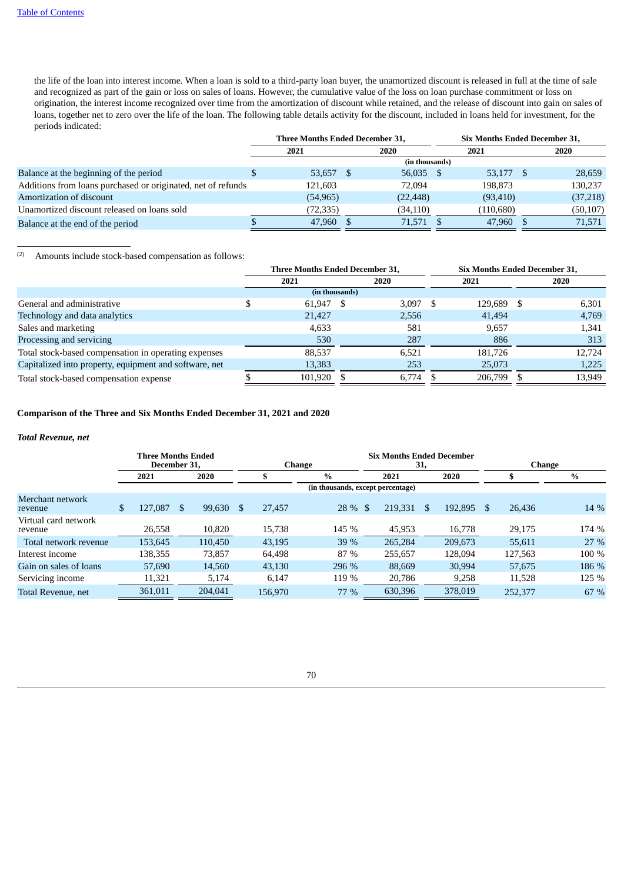the life of the loan into interest income. When a loan is sold to a third-party loan buyer, the unamortized discount is released in full at the time of sale and recognized as part of the gain or loss on sales of loans. However, the cumulative value of the loss on loan purchase commitment or loss on origination, the interest income recognized over time from the amortization of discount while retained, and the release of discount into gain on sales of loans, together net to zero over the life of the loan. The following table details activity for the discount, included in loans held for investment, for the periods indicated:

| | Three Months Ended December 31, | | Six Months Ended December 31, | |
|---|---|---|---|---|
| | 2021 | 2020 | 2021 | 2020 |
| | (in thousands) | | | |
| Balance at the beginning of the period | $ 53,657 | $ 56,035 | $ 53,177 | $ 28,659 |
| Additions from loans purchased or originated, net of refunds | 121,603 | 72,094 | 198,873 | 130,237 |
| Amortization of discount | (54,965) | (22,448) | (93,410) | (37,218) |
| Unamortized discount released on loans sold | (72,335) | (34,110) | (110,680) | (50,107) |
| Balance at the end of the period | $ 47,960 | $ 71,571 | $ 47,960 | $ 71,571 |

---

(2) Amounts include stock-based compensation as follows:

| | Three Months Ended December 31, | | Six Months Ended December 31, | |
|---|---|---|---|---|
| | 2021 | 2020 | 2021 | 2020 |
| | (in thousands) | | | |
| General and administrative | $ 61,947 | $ 3,097 | $ 129,689 | $ 6,301 |
| Technology and data analytics | 21,427 | 2,556 | 41,494 | 4,769 |
| Sales and marketing | 4,633 | 581 | 9,657 | 1,341 |
| Processing and servicing | 530 | 287 | 886 | 313 |
| Total stock-based compensation in operating expenses | 88,537 | 6,521 | 181,726 | 12,724 |
| Capitalized into property, equipment and software, net | 13,383 | 253 | 25,073 | 1,225 |
| Total stock-based compensation expense | $ 101,920 | $ 6,774 | $ 206,799 | $ 13,949 |

**Comparison of the Three and Six Months Ended December 31, 2021 and 2020**

***Total Revenue, net***

| | Three Months Ended December 31, | | Change | | Six Months Ended December 31, | | Change | |
|---|---|---|---|---|---|---|---|---|
| | 2021 | 2020 | $ | % | 2021 | 2020 | $ | % |
| | (in thousands, except percentage) | | | | | | | |
| Merchant network revenue | $ 127,087 | $ 99,630 | $ 27,457 | 28 % | $ 219,331 | $ 192,895 | $ 26,436 | 14 % |
| Virtual card network revenue | 26,558 | 10,820 | 15,738 | 145 % | 45,953 | 16,778 | 29,175 | 174 % |
| Total network revenue | 153,645 | 110,450 | 43,195 | 39 % | 265,284 | 209,673 | 55,611 | 27 % |
| Interest income | 138,355 | 73,857 | 64,498 | 87 % | 255,657 | 128,094 | 127,563 | 100 % |
| Gain on sales of loans | 57,690 | 14,560 | 43,130 | 296 % | 88,669 | 30,994 | 57,675 | 186 % |
| Servicing income | 11,321 | 5,174 | 6,147 | 119 % | 20,786 | 9,258 | 11,528 | 125 % |
| Total Revenue, net | 361,011 | 204,041 | 156,970 | 77 % | 630,396 | 378,019 | 252,377 | 67 % |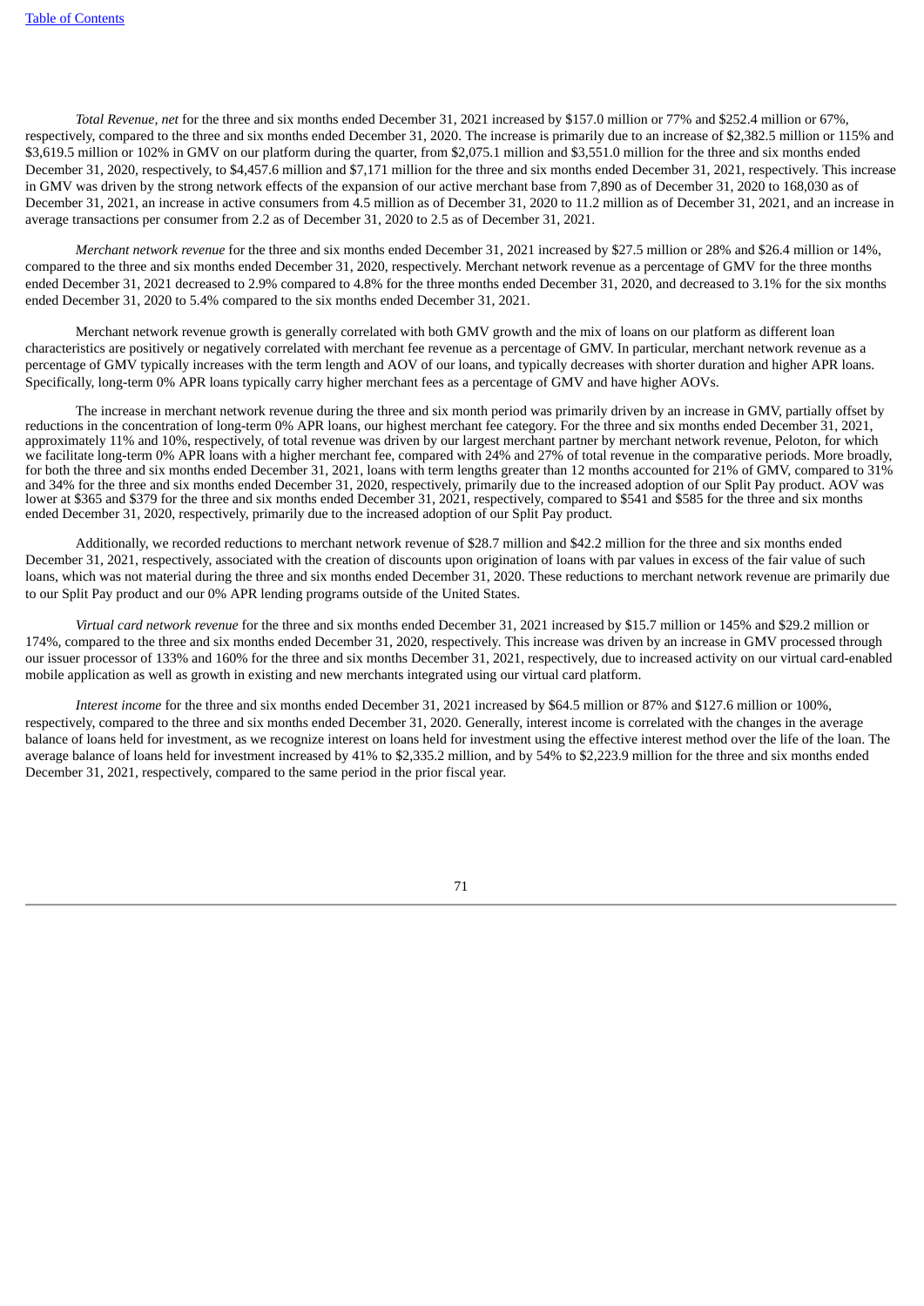*Total Revenue, net* for the three and six months ended December 31, 2021 increased by $157.0 million or 77% and $252.4 million or 67%, respectively, compared to the three and six months ended December 31, 2020. The increase is primarily due to an increase of $2,382.5 million or 115% and $3,619.5 million or 102% in GMV on our platform during the quarter, from $2,075.1 million and $3,551.0 million for the three and six months ended December 31, 2020, respectively, to $4,457.6 million and $7,171 million for the three and six months ended December 31, 2021, respectively. This increase in GMV was driven by the strong network effects of the expansion of our active merchant base from 7,890 as of December 31, 2020 to 168,030 as of December 31, 2021, an increase in active consumers from 4.5 million as of December 31, 2020 to 11.2 million as of December 31, 2021, and an increase in average transactions per consumer from 2.2 as of December 31, 2020 to 2.5 as of December 31, 2021.

*Merchant network revenue* for the three and six months ended December 31, 2021 increased by $27.5 million or 28% and $26.4 million or 14%, compared to the three and six months ended December 31, 2020, respectively. Merchant network revenue as a percentage of GMV for the three months ended December 31, 2021 decreased to 2.9% compared to 4.8% for the three months ended December 31, 2020, and decreased to 3.1% for the six months ended December 31, 2020 to 5.4% compared to the six months ended December 31, 2021.

Merchant network revenue growth is generally correlated with both GMV growth and the mix of loans on our platform as different loan characteristics are positively or negatively correlated with merchant fee revenue as a percentage of GMV. In particular, merchant network revenue as a percentage of GMV typically increases with the term length and AOV of our loans, and typically decreases with shorter duration and higher APR loans. Specifically, long-term 0% APR loans typically carry higher merchant fees as a percentage of GMV and have higher AOVs.

The increase in merchant network revenue during the three and six month period was primarily driven by an increase in GMV, partially offset by reductions in the concentration of long-term 0% APR loans, our highest merchant fee category. For the three and six months ended December 31, 2021, approximately 11% and 10%, respectively, of total revenue was driven by our largest merchant partner by merchant network revenue, Peloton, for which we facilitate long-term 0% APR loans with a higher merchant fee, compared with 24% and 27% of total revenue in the comparative periods. More broadly, for both the three and six months ended December 31, 2021, loans with term lengths greater than 12 months accounted for 21% of GMV, compared to 31% and 34% for the three and six months ended December 31, 2020, respectively, primarily due to the increased adoption of our Split Pay product. AOV was lower at $365 and $379 for the three and six months ended December 31, 2021, respectively, compared to $541 and $585 for the three and six months ended December 31, 2020, respectively, primarily due to the increased adoption of our Split Pay product.

Additionally, we recorded reductions to merchant network revenue of $28.7 million and $42.2 million for the three and six months ended December 31, 2021, respectively, associated with the creation of discounts upon origination of loans with par values in excess of the fair value of such loans, which was not material during the three and six months ended December 31, 2020. These reductions to merchant network revenue are primarily due to our Split Pay product and our 0% APR lending programs outside of the United States.

*Virtual card network revenue* for the three and six months ended December 31, 2021 increased by $15.7 million or 145% and $29.2 million or 174%, compared to the three and six months ended December 31, 2020, respectively. This increase was driven by an increase in GMV processed through our issuer processor of 133% and 160% for the three and six months December 31, 2021, respectively, due to increased activity on our virtual card-enabled mobile application as well as growth in existing and new merchants integrated using our virtual card platform.

*Interest income* for the three and six months ended December 31, 2021 increased by $64.5 million or 87% and $127.6 million or 100%, respectively, compared to the three and six months ended December 31, 2020. Generally, interest income is correlated with the changes in the average balance of loans held for investment, as we recognize interest on loans held for investment using the effective interest method over the life of the loan. The average balance of loans held for investment increased by 41% to $2,335.2 million, and by 54% to $2,223.9 million for the three and six months ended December 31, 2021, respectively, compared to the same period in the prior fiscal year.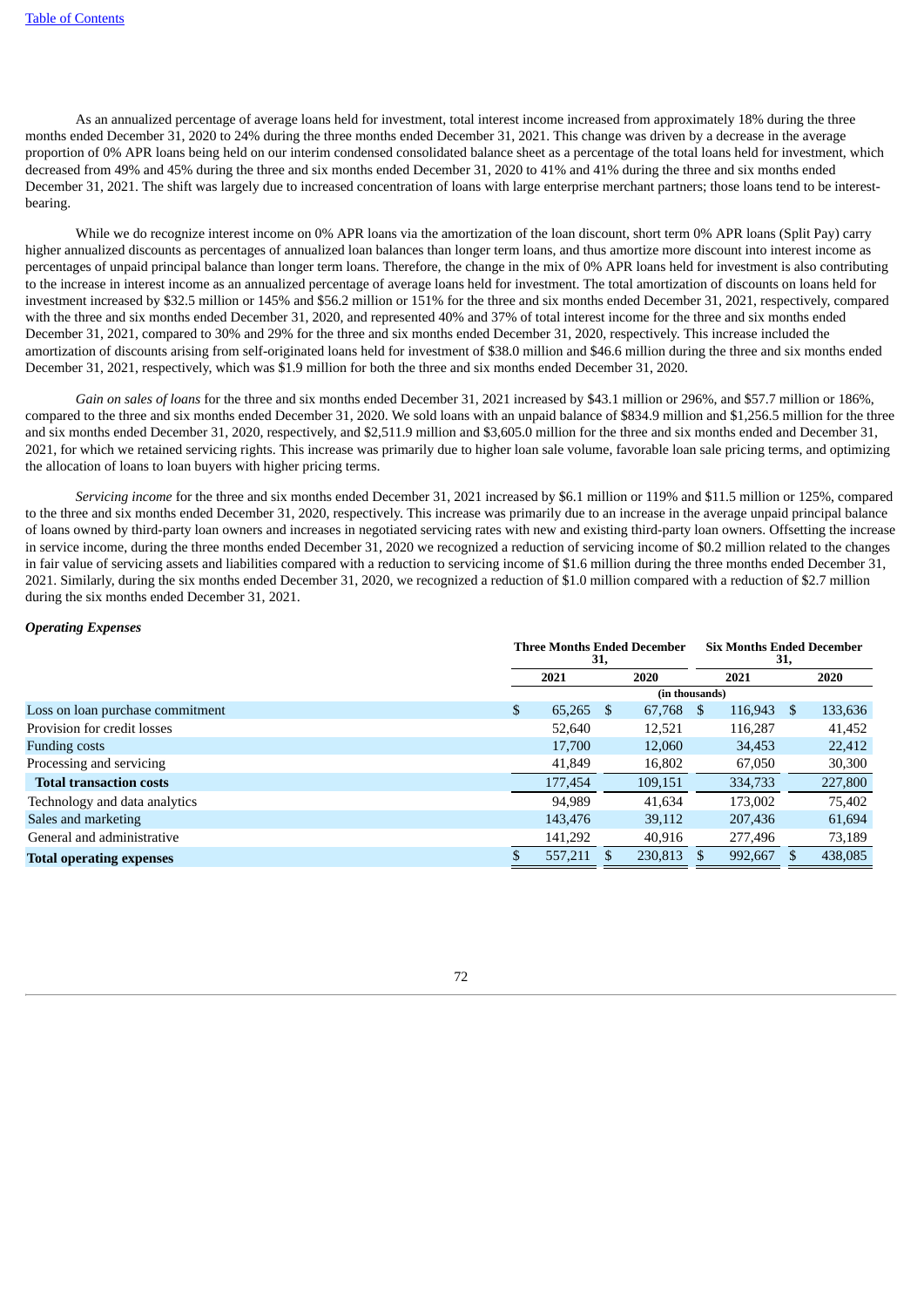As an annualized percentage of average loans held for investment, total interest income increased from approximately 18% during the three months ended December 31, 2020 to 24% during the three months ended December 31, 2021. This change was driven by a decrease in the average proportion of 0% APR loans being held on our interim condensed consolidated balance sheet as a percentage of the total loans held for investment, which decreased from 49% and 45% during the three and six months ended December 31, 2020 to 41% and 41% during the three and six months ended December 31, 2021. The shift was largely due to increased concentration of loans with large enterprise merchant partners; those loans tend to be interest-bearing.

While we do recognize interest income on 0% APR loans via the amortization of the loan discount, short term 0% APR loans (Split Pay) carry higher annualized discounts as percentages of annualized loan balances than longer term loans, and thus amortize more discount into interest income as percentages of unpaid principal balance than longer term loans. Therefore, the change in the mix of 0% APR loans held for investment is also contributing to the increase in interest income as an annualized percentage of average loans held for investment. The total amortization of discounts on loans held for investment increased by $32.5 million or 145% and $56.2 million or 151% for the three and six months ended December 31, 2021, respectively, compared with the three and six months ended December 31, 2020, and represented 40% and 37% of total interest income for the three and six months ended December 31, 2021, compared to 30% and 29% for the three and six months ended December 31, 2020, respectively. This increase included the amortization of discounts arising from self-originated loans held for investment of $38.0 million and $46.6 million during the three and six months ended December 31, 2021, respectively, which was $1.9 million for both the three and six months ended December 31, 2020.

*Gain on sales of loans* for the three and six months ended December 31, 2021 increased by $43.1 million or 296%, and $57.7 million or 186%, compared to the three and six months ended December 31, 2020. We sold loans with an unpaid balance of $834.9 million and $1,256.5 million for the three and six months ended December 31, 2020, respectively, and $2,511.9 million and $3,605.0 million for the three and six months ended and December 31, 2021, for which we retained servicing rights. This increase was primarily due to higher loan sale volume, favorable loan sale pricing terms, and optimizing the allocation of loans to loan buyers with higher pricing terms.

*Servicing income* for the three and six months ended December 31, 2021 increased by $6.1 million or 119% and $11.5 million or 125%, compared to the three and six months ended December 31, 2020, respectively. This increase was primarily due to an increase in the average unpaid principal balance of loans owned by third-party loan owners and increases in negotiated servicing rates with new and existing third-party loan owners. Offsetting the increase in service income, during the three months ended December 31, 2020 we recognized a reduction of servicing income of $0.2 million related to the changes in fair value of servicing assets and liabilities compared with a reduction to servicing income of $1.6 million during the three months ended December 31, 2021. Similarly, during the six months ended December 31, 2020, we recognized a reduction of $1.0 million compared with a reduction of $2.7 million during the six months ended December 31, 2021.

***Operating Expenses***

| | Three Months Ended December 31, | | Six Months Ended December 31, | |
|---|---|---|---|---|
| | 2021 | 2020 | 2021 | 2020 |
| | (in thousands) | | | |
| Loss on loan purchase commitment | $ 65,265 | $ 67,768 | $ 116,943 | $ 133,636 |
| Provision for credit losses | 52,640 | 12,521 | 116,287 | 41,452 |
| Funding costs | 17,700 | 12,060 | 34,453 | 22,412 |
| Processing and servicing | 41,849 | 16,802 | 67,050 | 30,300 |
| **Total transaction costs** | 177,454 | 109,151 | 334,733 | 227,800 |
| Technology and data analytics | 94,989 | 41,634 | 173,002 | 75,402 |
| Sales and marketing | 143,476 | 39,112 | 207,436 | 61,694 |
| General and administrative | 141,292 | 40,916 | 277,496 | 73,189 |
| **Total operating expenses** | $ 557,211 | $ 230,813 | $ 992,667 | $ 438,085 |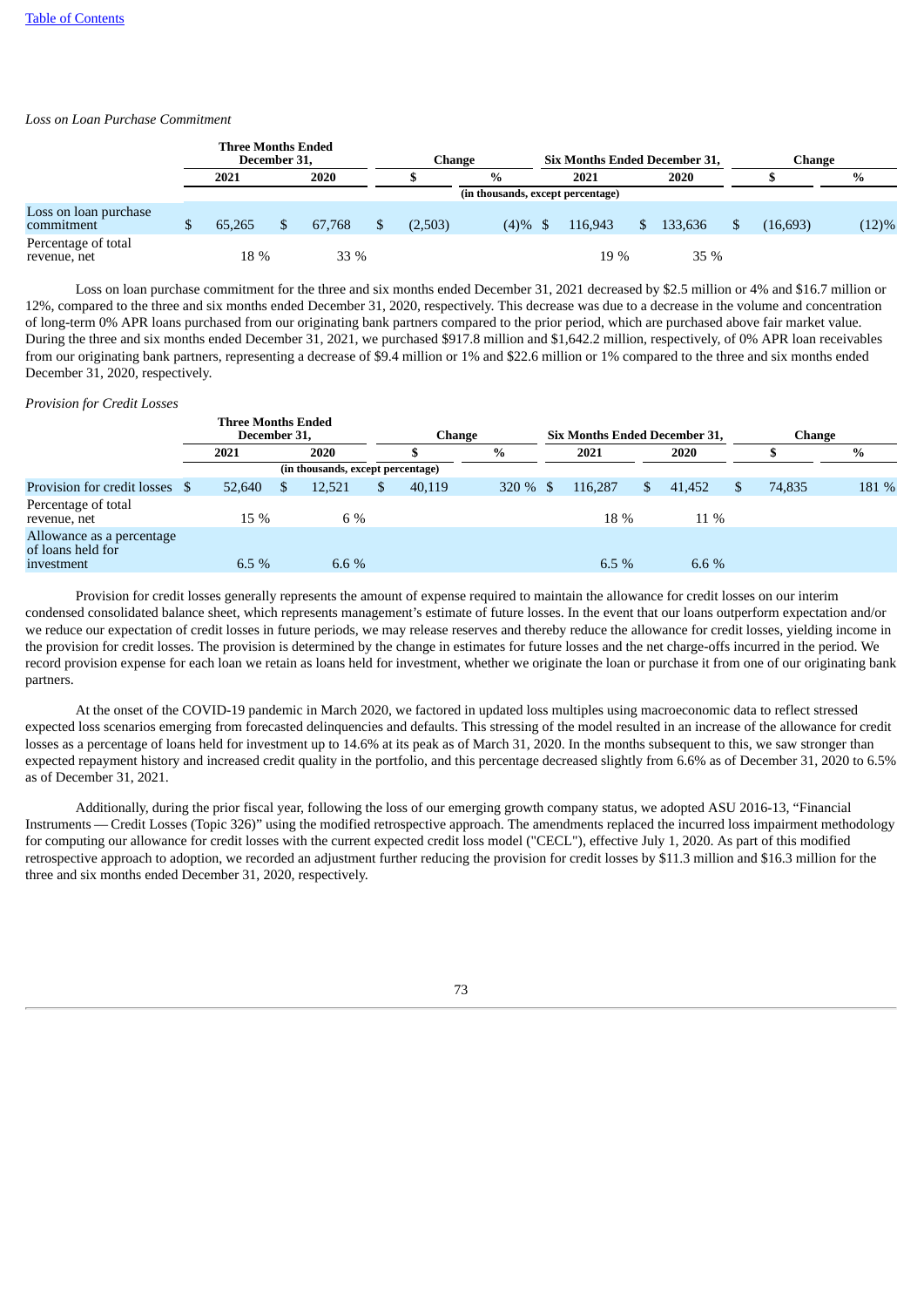*Loss on Loan Purchase Commitment*

| | Three Months Ended December 31, | | Change | | Six Months Ended December 31, | | Change | |
|---|---|---|---|---|---|---|---|---|
| | 2021 | 2020 | $ | % | 2021 | 2020 | $ | % |
| | (in thousands, except percentage) | | | | | | | |
| Loss on loan purchase commitment | $ 65,265 | $ 67,768 | $ (2,503) | (4)% | $ 116,943 | $ 133,636 | $ (16,693) | (12)% |
| Percentage of total revenue, net | 18 % | 33 % | | | 19 % | 35 % | | |

Loss on loan purchase commitment for the three and six months ended December 31, 2021 decreased by $2.5 million or 4% and $16.7 million or 12%, compared to the three and six months ended December 31, 2020, respectively. This decrease was due to a decrease in the volume and concentration of long-term 0% APR loans purchased from our originating bank partners compared to the prior period, which are purchased above fair market value. During the three and six months ended December 31, 2021, we purchased $917.8 million and $1,642.2 million, respectively, of 0% APR loan receivables from our originating bank partners, representing a decrease of $9.4 million or 1% and $22.6 million or 1% compared to the three and six months ended December 31, 2020, respectively.

*Provision for Credit Losses*

| | Three Months Ended December 31, | | Change | | Six Months Ended December 31, | | Change | |
|---|---|---|---|---|---|---|---|---|
| | 2021 | 2020 | $ | % | 2021 | 2020 | $ | % |
| | (in thousands, except percentage) | | | | | | | |
| Provision for credit losses | $ 52,640 | $ 12,521 | $ 40,119 | 320 % | $ 116,287 | $ 41,452 | $ 74,835 | 181 % |
| Percentage of total revenue, net | 15 % | 6 % | | | 18 % | 11 % | | |
| Allowance as a percentage of loans held for investment | 6.5 % | 6.6 % | | | 6.5 % | 6.6 % | | |

Provision for credit losses generally represents the amount of expense required to maintain the allowance for credit losses on our interim condensed consolidated balance sheet, which represents management's estimate of future losses. In the event that our loans outperform expectation and/or we reduce our expectation of credit losses in future periods, we may release reserves and thereby reduce the allowance for credit losses, yielding income in the provision for credit losses. The provision is determined by the change in estimates for future losses and the net charge-offs incurred in the period. We record provision expense for each loan we retain as loans held for investment, whether we originate the loan or purchase it from one of our originating bank partners.

At the onset of the COVID-19 pandemic in March 2020, we factored in updated loss multiples using macroeconomic data to reflect stressed expected loss scenarios emerging from forecasted delinquencies and defaults. This stressing of the model resulted in an increase of the allowance for credit losses as a percentage of loans held for investment up to 14.6% at its peak as of March 31, 2020. In the months subsequent to this, we saw stronger than expected repayment history and increased credit quality in the portfolio, and this percentage decreased slightly from 6.6% as of December 31, 2020 to 6.5% as of December 31, 2021.

Additionally, during the prior fiscal year, following the loss of our emerging growth company status, we adopted ASU 2016-13, "Financial Instruments — Credit Losses (Topic 326)" using the modified retrospective approach. The amendments replaced the incurred loss impairment methodology for computing our allowance for credit losses with the current expected credit loss model ("CECL"), effective July 1, 2020. As part of this modified retrospective approach to adoption, we recorded an adjustment further reducing the provision for credit losses by $11.3 million and $16.3 million for the three and six months ended December 31, 2020, respectively.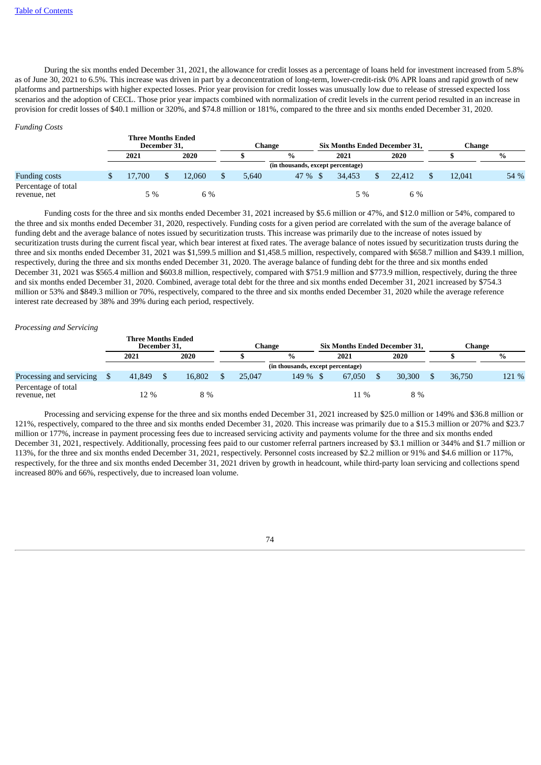During the six months ended December 31, 2021, the allowance for credit losses as a percentage of loans held for investment increased from 5.8% as of June 30, 2021 to 6.5%. This increase was driven in part by a deconcentration of long-term, lower-credit-risk 0% APR loans and rapid growth of new platforms and partnerships with higher expected losses. Prior year provision for credit losses was unusually low due to release of stressed expected loss scenarios and the adoption of CECL. Those prior year impacts combined with normalization of credit levels in the current period resulted in an increase in provision for credit losses of $40.1 million or 320%, and $74.8 million or 181%, compared to the three and six months ended December 31, 2020.

*Funding Costs*

| | Three Months Ended December 31, | | Change | | Six Months Ended December 31, | | Change | |
|---|---|---|---|---|---|---|---|---|
| | 2021 | 2020 | $ | % | 2021 | 2020 | $ | % |
| | (in thousands, except percentage) | | | | | | | |
| Funding costs | $ 17,700 | $ 12,060 | $ 5,640 | 47 % | $ 34,453 | $ 22,412 | $ 12,041 | 54 % |
| Percentage of total revenue, net | 5 % | 6 % | | | 5 % | 6 % | | |

Funding costs for the three and six months ended December 31, 2021 increased by $5.6 million or 47%, and $12.0 million or 54%, compared to the three and six months ended December 31, 2020, respectively. Funding costs for a given period are correlated with the sum of the average balance of funding debt and the average balance of notes issued by securitization trusts. This increase was primarily due to the increase of notes issued by securitization trusts during the current fiscal year, which bear interest at fixed rates. The average balance of notes issued by securitization trusts during the three and six months ended December 31, 2021 was $1,599.5 million and $1,458.5 million, respectively, compared with $658.7 million and $439.1 million, respectively, during the three and six months ended December 31, 2020. The average balance of funding debt for the three and six months ended December 31, 2021 was $565.4 million and $603.8 million, respectively, compared with $751.9 million and $773.9 million, respectively, during the three and six months ended December 31, 2020. Combined, average total debt for the three and six months ended December 31, 2021 increased by $754.3 million or 53% and $849.3 million or 70%, respectively, compared to the three and six months ended December 31, 2020 while the average reference interest rate decreased by 38% and 39% during each period, respectively.

*Processing and Servicing*

| | Three Months Ended December 31, | | Change | | Six Months Ended December 31, | | Change | |
|---|---|---|---|---|---|---|---|---|
| | 2021 | 2020 | $ | % | 2021 | 2020 | $ | % |
| | (in thousands, except percentage) | | | | | | | |
| Processing and servicing | $ 41,849 | $ 16,802 | $ 25,047 | 149 % | $ 67,050 | $ 30,300 | $ 36,750 | 121 % |
| Percentage of total revenue, net | 12 % | 8 % | | | 11 % | 8 % | | |

Processing and servicing expense for the three and six months ended December 31, 2021 increased by $25.0 million or 149% and $36.8 million or 121%, respectively, compared to the three and six months ended December 31, 2020. This increase was primarily due to a $15.3 million or 207% and $23.7 million or 177%, increase in payment processing fees due to increased servicing activity and payments volume for the three and six months ended December 31, 2021, respectively. Additionally, processing fees paid to our customer referral partners increased by $3.1 million or 344% and $1.7 million or 113%, for the three and six months ended December 31, 2021, respectively. Personnel costs increased by $2.2 million or 91% and $4.6 million or 117%, respectively, for the three and six months ended December 31, 2021 driven by growth in headcount, while third-party loan servicing and collections spend increased 80% and 66%, respectively, due to increased loan volume.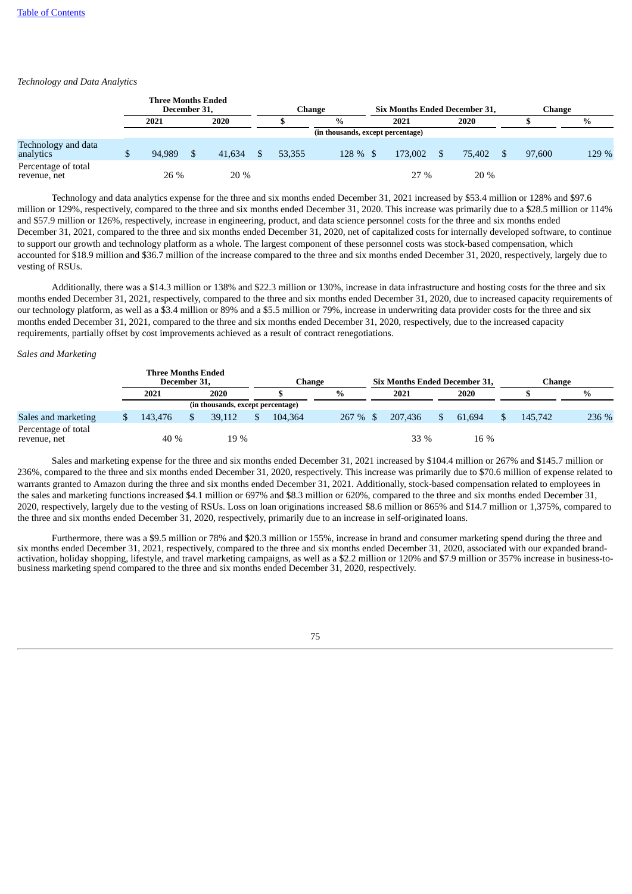[Table of Contents](#)

*Technology and Data Analytics*

| | Three Months Ended December 31, | | Change | | Six Months Ended December 31, | | Change | |
|---|---|---|---|---|---|---|---|---|
| | 2021 | 2020 | $ | % | 2021 | 2020 | $ | % |
| | (in thousands, except percentage) | | | | | | | |
| Technology and data analytics | $ 94,989 | $ 41,634 | $ 53,355 | 128 % | $ 173,002 | $ 75,402 | $ 97,600 | 129 % |
| Percentage of total revenue, net | 26 % | 20 % | | | 27 % | 20 % | | |

Technology and data analytics expense for the three and six months ended December 31, 2021 increased by $53.4 million or 128% and $97.6 million or 129%, respectively, compared to the three and six months ended December 31, 2020. This increase was primarily due to a $28.5 million or 114% and $57.9 million or 126%, respectively, increase in engineering, product, and data science personnel costs for the three and six months ended December 31, 2021, compared to the three and six months ended December 31, 2020, net of capitalized costs for internally developed software, to continue to support our growth and technology platform as a whole. The largest component of these personnel costs was stock-based compensation, which accounted for $18.9 million and $36.7 million of the increase compared to the three and six months ended December 31, 2020, respectively, largely due to vesting of RSUs.

Additionally, there was a $14.3 million or 138% and $22.3 million or 130%, increase in data infrastructure and hosting costs for the three and six months ended December 31, 2021, respectively, compared to the three and six months ended December 31, 2020, due to increased capacity requirements of our technology platform, as well as a $3.4 million or 89% and a $5.5 million or 79%, increase in underwriting data provider costs for the three and six months ended December 31, 2021, compared to the three and six months ended December 31, 2020, respectively, due to the increased capacity requirements, partially offset by cost improvements achieved as a result of contract renegotiations.

*Sales and Marketing*

| | Three Months Ended December 31, | | Change | | Six Months Ended December 31, | | Change | |
|---|---|---|---|---|---|---|---|---|
| | 2021 | 2020 | $ | % | 2021 | 2020 | $ | % |
| | (in thousands, except percentage) | | | | | | | |
| Sales and marketing | $ 143,476 | $ 39,112 | $ 104,364 | 267 % | $ 207,436 | $ 61,694 | $ 145,742 | 236 % |
| Percentage of total revenue, net | 40 % | 19 % | | | 33 % | 16 % | | |

Sales and marketing expense for the three and six months ended December 31, 2021 increased by $104.4 million or 267% and $145.7 million or 236%, compared to the three and six months ended December 31, 2020, respectively. This increase was primarily due to $70.6 million of expense related to warrants granted to Amazon during the three and six months ended December 31, 2021. Additionally, stock-based compensation related to employees in the sales and marketing functions increased $4.1 million or 697% and $8.3 million or 620%, compared to the three and six months ended December 31, 2020, respectively, largely due to the vesting of RSUs. Loss on loan originations increased $8.6 million or 865% and $14.7 million or 1,375%, compared to the three and six months ended December 31, 2020, respectively, primarily due to an increase in self-originated loans.

Furthermore, there was a $9.5 million or 78% and $20.3 million or 155%, increase in brand and consumer marketing spend during the three and six months ended December 31, 2021, respectively, compared to the three and six months ended December 31, 2020, associated with our expanded brand-activation, holiday shopping, lifestyle, and travel marketing campaigns, as well as a $2.2 million or 120% and $7.9 million or 357% increase in business-to-business marketing spend compared to the three and six months ended December 31, 2020, respectively.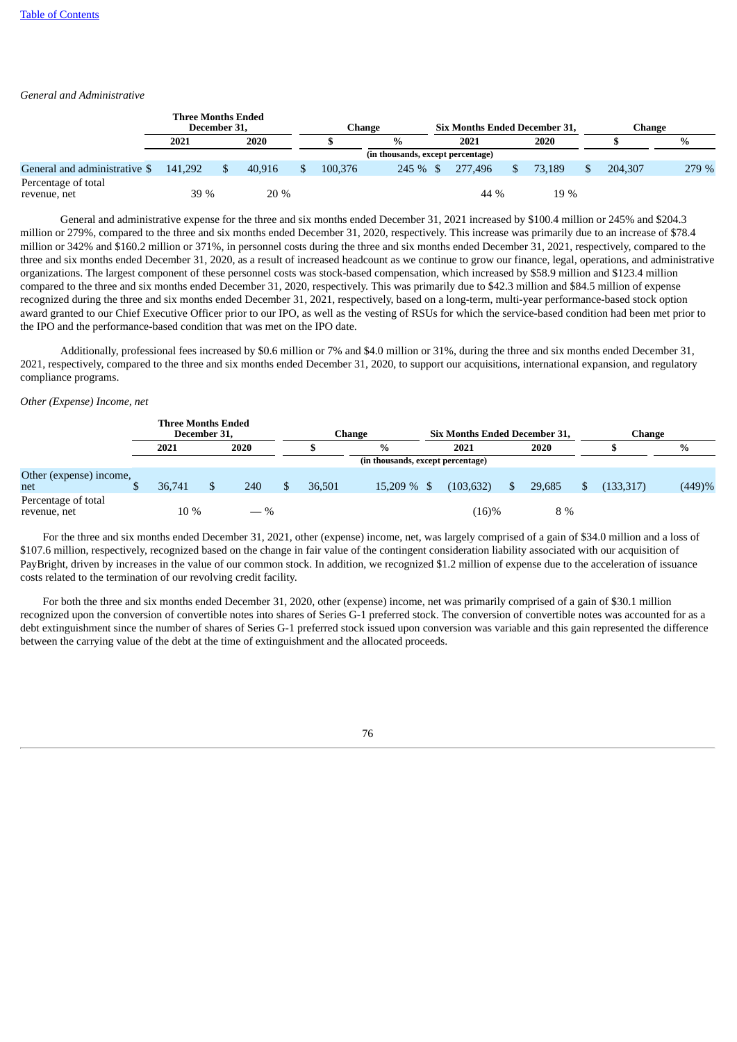*General and Administrative*

| | Three Months Ended December 31, | | Change | | Six Months Ended December 31, | | Change | |
|---|---|---|---|---|---|---|---|---|
| | 2021 | 2020 | $ | % | 2021 | 2020 | $ | % |
| | (in thousands, except percentage) | | | | | | | |
| General and administrative | $ 141,292 | $ 40,916 | $ 100,376 | 245 % | $ 277,496 | $ 73,189 | $ 204,307 | 279 % |
| Percentage of total revenue, net | 39 % | 20 % | | | 44 % | 19 % | | |

General and administrative expense for the three and six months ended December 31, 2021 increased by $100.4 million or 245% and $204.3 million or 279%, compared to the three and six months ended December 31, 2020, respectively. This increase was primarily due to an increase of $78.4 million or 342% and $160.2 million or 371%, in personnel costs during the three and six months ended December 31, 2021, respectively, compared to the three and six months ended December 31, 2020, as a result of increased headcount as we continue to grow our finance, legal, operations, and administrative organizations. The largest component of these personnel costs was stock-based compensation, which increased by $58.9 million and $123.4 million compared to the three and six months ended December 31, 2020, respectively. This was primarily due to $42.3 million and $84.5 million of expense recognized during the three and six months ended December 31, 2021, respectively, based on a long-term, multi-year performance-based stock option award granted to our Chief Executive Officer prior to our IPO, as well as the vesting of RSUs for which the service-based condition had been met prior to the IPO and the performance-based condition that was met on the IPO date.

Additionally, professional fees increased by $0.6 million or 7% and $4.0 million or 31%, during the three and six months ended December 31, 2021, respectively, compared to the three and six months ended December 31, 2020, to support our acquisitions, international expansion, and regulatory compliance programs.

*Other (Expense) Income, net*

| | Three Months Ended December 31, | | Change | | Six Months Ended December 31, | | Change | |
|---|---|---|---|---|---|---|---|---|
| | 2021 | 2020 | $ | % | 2021 | 2020 | $ | % |
| | (in thousands, except percentage) | | | | | | | |
| Other (expense) income, net | $ 36,741 | $ 240 | $ 36,501 | 15,209 % | $ (103,632) | $ 29,685 | $ (133,317) | (449)% |
| Percentage of total revenue, net | 10 % | — % | | | (16)% | 8 % | | |

For the three and six months ended December 31, 2021, other (expense) income, net, was largely comprised of a gain of $34.0 million and a loss of $107.6 million, respectively, recognized based on the change in fair value of the contingent consideration liability associated with our acquisition of PayBright, driven by increases in the value of our common stock. In addition, we recognized $1.2 million of expense due to the acceleration of issuance costs related to the termination of our revolving credit facility.

For both the three and six months ended December 31, 2020, other (expense) income, net was primarily comprised of a gain of $30.1 million recognized upon the conversion of convertible notes into shares of Series G-1 preferred stock. The conversion of convertible notes was accounted for as a debt extinguishment since the number of shares of Series G-1 preferred stock issued upon conversion was variable and this gain represented the difference between the carrying value of the debt at the time of extinguishment and the allocated proceeds.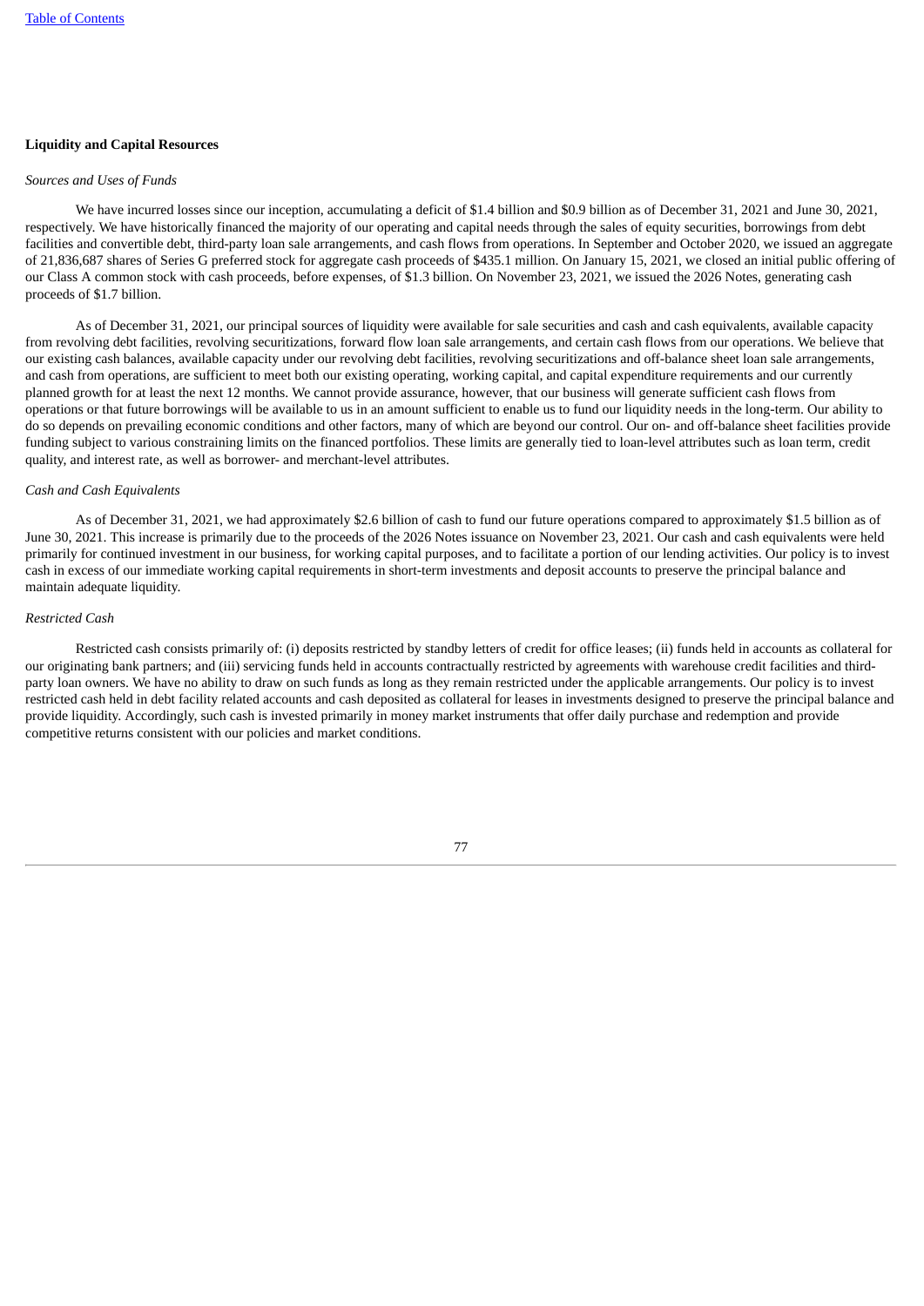**Liquidity and Capital Resources**

*Sources and Uses of Funds*

We have incurred losses since our inception, accumulating a deficit of $1.4 billion and $0.9 billion as of December 31, 2021 and June 30, 2021, respectively. We have historically financed the majority of our operating and capital needs through the sales of equity securities, borrowings from debt facilities and convertible debt, third-party loan sale arrangements, and cash flows from operations. In September and October 2020, we issued an aggregate of 21,836,687 shares of Series G preferred stock for aggregate cash proceeds of $435.1 million. On January 15, 2021, we closed an initial public offering of our Class A common stock with cash proceeds, before expenses, of $1.3 billion. On November 23, 2021, we issued the 2026 Notes, generating cash proceeds of $1.7 billion.

As of December 31, 2021, our principal sources of liquidity were available for sale securities and cash and cash equivalents, available capacity from revolving debt facilities, revolving securitizations, forward flow loan sale arrangements, and certain cash flows from our operations. We believe that our existing cash balances, available capacity under our revolving debt facilities, revolving securitizations and off-balance sheet loan sale arrangements, and cash from operations, are sufficient to meet both our existing operating, working capital, and capital expenditure requirements and our currently planned growth for at least the next 12 months. We cannot provide assurance, however, that our business will generate sufficient cash flows from operations or that future borrowings will be available to us in an amount sufficient to enable us to fund our liquidity needs in the long-term. Our ability to do so depends on prevailing economic conditions and other factors, many of which are beyond our control. Our on- and off-balance sheet facilities provide funding subject to various constraining limits on the financed portfolios. These limits are generally tied to loan-level attributes such as loan term, credit quality, and interest rate, as well as borrower- and merchant-level attributes.

*Cash and Cash Equivalents*

As of December 31, 2021, we had approximately $2.6 billion of cash to fund our future operations compared to approximately $1.5 billion as of June 30, 2021. This increase is primarily due to the proceeds of the 2026 Notes issuance on November 23, 2021. Our cash and cash equivalents were held primarily for continued investment in our business, for working capital purposes, and to facilitate a portion of our lending activities. Our policy is to invest cash in excess of our immediate working capital requirements in short-term investments and deposit accounts to preserve the principal balance and maintain adequate liquidity.

*Restricted Cash*

Restricted cash consists primarily of: (i) deposits restricted by standby letters of credit for office leases; (ii) funds held in accounts as collateral for our originating bank partners; and (iii) servicing funds held in accounts contractually restricted by agreements with warehouse credit facilities and third-party loan owners. We have no ability to draw on such funds as long as they remain restricted under the applicable arrangements. Our policy is to invest restricted cash held in debt facility related accounts and cash deposited as collateral for leases in investments designed to preserve the principal balance and provide liquidity. Accordingly, such cash is invested primarily in money market instruments that offer daily purchase and redemption and provide competitive returns consistent with our policies and market conditions.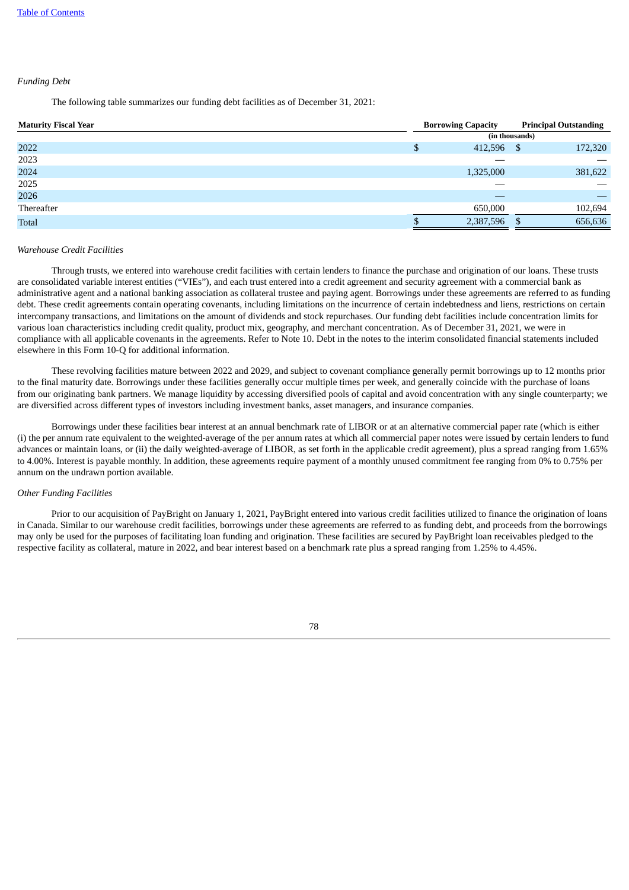*Funding Debt*

The following table summarizes our funding debt facilities as of December 31, 2021:

| Maturity Fiscal Year | Borrowing Capacity | Principal Outstanding |
|---|---|---|
| | (in thousands) | |
| 2022 | $ 412,596 | $ 172,320 |
| 2023 | — | — |
| 2024 | 1,325,000 | 381,622 |
| 2025 | — | — |
| 2026 | — | — |
| Thereafter | 650,000 | 102,694 |
| Total | $ 2,387,596 | $ 656,636 |

*Warehouse Credit Facilities*

Through trusts, we entered into warehouse credit facilities with certain lenders to finance the purchase and origination of our loans. These trusts are consolidated variable interest entities ("VIEs"), and each trust entered into a credit agreement and security agreement with a commercial bank as administrative agent and a national banking association as collateral trustee and paying agent. Borrowings under these agreements are referred to as funding debt. These credit agreements contain operating covenants, including limitations on the incurrence of certain indebtedness and liens, restrictions on certain intercompany transactions, and limitations on the amount of dividends and stock repurchases. Our funding debt facilities include concentration limits for various loan characteristics including credit quality, product mix, geography, and merchant concentration. As of December 31, 2021, we were in compliance with all applicable covenants in the agreements. Refer to Note 10. Debt in the notes to the interim consolidated financial statements included elsewhere in this Form 10-Q for additional information.

These revolving facilities mature between 2022 and 2029, and subject to covenant compliance generally permit borrowings up to 12 months prior to the final maturity date. Borrowings under these facilities generally occur multiple times per week, and generally coincide with the purchase of loans from our originating bank partners. We manage liquidity by accessing diversified pools of capital and avoid concentration with any single counterparty; we are diversified across different types of investors including investment banks, asset managers, and insurance companies.

Borrowings under these facilities bear interest at an annual benchmark rate of LIBOR or at an alternative commercial paper rate (which is either (i) the per annum rate equivalent to the weighted-average of the per annum rates at which all commercial paper notes were issued by certain lenders to fund advances or maintain loans, or (ii) the daily weighted-average of LIBOR, as set forth in the applicable credit agreement), plus a spread ranging from 1.65% to 4.00%. Interest is payable monthly. In addition, these agreements require payment of a monthly unused commitment fee ranging from 0% to 0.75% per annum on the undrawn portion available.

*Other Funding Facilities*

Prior to our acquisition of PayBright on January 1, 2021, PayBright entered into various credit facilities utilized to finance the origination of loans in Canada. Similar to our warehouse credit facilities, borrowings under these agreements are referred to as funding debt, and proceeds from the borrowings may only be used for the purposes of facilitating loan funding and origination. These facilities are secured by PayBright loan receivables pledged to the respective facility as collateral, mature in 2022, and bear interest based on a benchmark rate plus a spread ranging from 1.25% to 4.45%.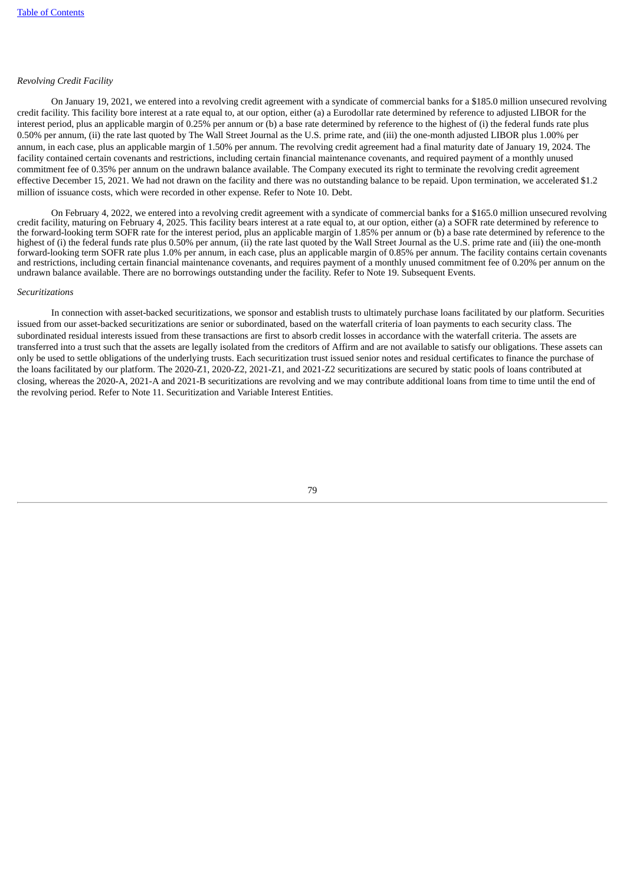*Revolving Credit Facility*

On January 19, 2021, we entered into a revolving credit agreement with a syndicate of commercial banks for a $185.0 million unsecured revolving credit facility. This facility bore interest at a rate equal to, at our option, either (a) a Eurodollar rate determined by reference to adjusted LIBOR for the interest period, plus an applicable margin of 0.25% per annum or (b) a base rate determined by reference to the highest of (i) the federal funds rate plus 0.50% per annum, (ii) the rate last quoted by The Wall Street Journal as the U.S. prime rate, and (iii) the one-month adjusted LIBOR plus 1.00% per annum, in each case, plus an applicable margin of 1.50% per annum. The revolving credit agreement had a final maturity date of January 19, 2024. The facility contained certain covenants and restrictions, including certain financial maintenance covenants, and required payment of a monthly unused commitment fee of 0.35% per annum on the undrawn balance available. The Company executed its right to terminate the revolving credit agreement effective December 15, 2021. We had not drawn on the facility and there was no outstanding balance to be repaid. Upon termination, we accelerated $1.2 million of issuance costs, which were recorded in other expense. Refer to Note 10. Debt.

On February 4, 2022, we entered into a revolving credit agreement with a syndicate of commercial banks for a $165.0 million unsecured revolving credit facility, maturing on February 4, 2025. This facility bears interest at a rate equal to, at our option, either (a) a SOFR rate determined by reference to the forward-looking term SOFR rate for the interest period, plus an applicable margin of 1.85% per annum or (b) a base rate determined by reference to the highest of (i) the federal funds rate plus 0.50% per annum, (ii) the rate last quoted by the Wall Street Journal as the U.S. prime rate and (iii) the one-month forward-looking term SOFR rate plus 1.0% per annum, in each case, plus an applicable margin of 0.85% per annum. The facility contains certain covenants and restrictions, including certain financial maintenance covenants, and requires payment of a monthly unused commitment fee of 0.20% per annum on the undrawn balance available. There are no borrowings outstanding under the facility. Refer to Note 19. Subsequent Events.

*Securitizations*

In connection with asset-backed securitizations, we sponsor and establish trusts to ultimately purchase loans facilitated by our platform. Securities issued from our asset-backed securitizations are senior or subordinated, based on the waterfall criteria of loan payments to each security class. The subordinated residual interests issued from these transactions are first to absorb credit losses in accordance with the waterfall criteria. The assets are transferred into a trust such that the assets are legally isolated from the creditors of Affirm and are not available to satisfy our obligations. These assets can only be used to settle obligations of the underlying trusts. Each securitization trust issued senior notes and residual certificates to finance the purchase of the loans facilitated by our platform. The 2020-Z1, 2020-Z2, 2021-Z1, and 2021-Z2 securitizations are secured by static pools of loans contributed at closing, whereas the 2020-A, 2021-A and 2021-B securitizations are revolving and we may contribute additional loans from time to time until the end of the revolving period. Refer to Note 11. Securitization and Variable Interest Entities.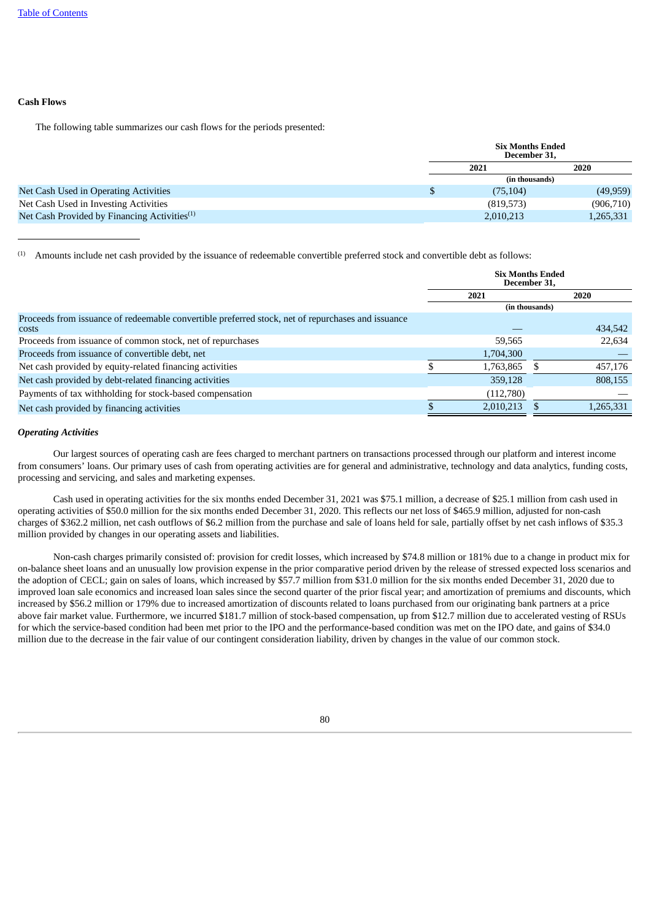### Cash Flows

The following table summarizes our cash flows for the periods presented:

| | Six Months Ended December 31, | |
|---|---|---|
| | 2021 | 2020 |
| | (in thousands) | |
| Net Cash Used in Operating Activities | $ (75,104) | (49,959) |
| Net Cash Used in Investing Activities | (819,573) | (906,710) |
| Net Cash Provided by Financing Activities[(1)] | 2,010,213 | 1,265,331 |

[(1)] Amounts include net cash provided by the issuance of redeemable convertible preferred stock and convertible debt as follows:

| | Six Months Ended December 31, | |
|---|---|---|
| | 2021 | 2020 |
| | (in thousands) | |
| Proceeds from issuance of redeemable convertible preferred stock, net of repurchases and issuance costs | — | 434,542 |
| Proceeds from issuance of common stock, net of repurchases | 59,565 | 22,634 |
| Proceeds from issuance of convertible debt, net | 1,704,300 | — |
| Net cash provided by equity-related financing activities | $ 1,763,865 | $ 457,176 |
| Net cash provided by debt-related financing activities | 359,128 | 808,155 |
| Payments of tax withholding for stock-based compensation | (112,780) | — |
| Net cash provided by financing activities | $ 2,010,213 | $ 1,265,331 |

#### *Operating Activities*

Our largest sources of operating cash are fees charged to merchant partners on transactions processed through our platform and interest income from consumers' loans. Our primary uses of cash from operating activities are for general and administrative, technology and data analytics, funding costs, processing and servicing, and sales and marketing expenses.

Cash used in operating activities for the six months ended December 31, 2021 was $75.1 million, a decrease of $25.1 million from cash used in operating activities of $50.0 million for the six months ended December 31, 2020. This reflects our net loss of $465.9 million, adjusted for non-cash charges of $362.2 million, net cash outflows of $6.2 million from the purchase and sale of loans held for sale, partially offset by net cash inflows of $35.3 million provided by changes in our operating assets and liabilities.

Non-cash charges primarily consisted of: provision for credit losses, which increased by $74.8 million or 181% due to a change in product mix for on-balance sheet loans and an unusually low provision expense in the prior comparative period driven by the release of stressed expected loss scenarios and the adoption of CECL; gain on sales of loans, which increased by $57.7 million from $31.0 million for the six months ended December 31, 2020 due to improved loan sale economics and increased loan sales since the second quarter of the prior fiscal year; and amortization of premiums and discounts, which increased by $56.2 million or 179% due to increased amortization of discounts related to loans purchased from our originating bank partners at a price above fair market value. Furthermore, we incurred $181.7 million of stock-based compensation, up from $12.7 million due to accelerated vesting of RSUs for which the service-based condition had been met prior to the IPO and the performance-based condition was met on the IPO date, and gains of $34.0 million due to the decrease in the fair value of our contingent consideration liability, driven by changes in the value of our common stock.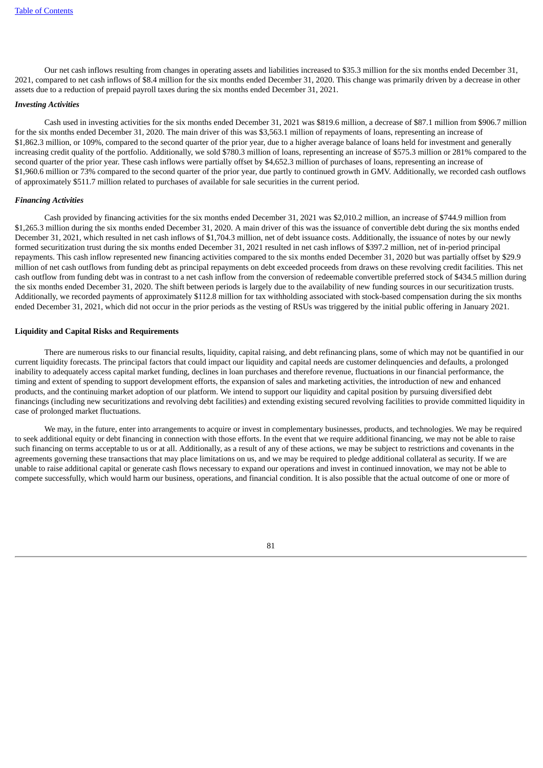Our net cash inflows resulting from changes in operating assets and liabilities increased to $35.3 million for the six months ended December 31, 2021, compared to net cash inflows of $8.4 million for the six months ended December 31, 2020. This change was primarily driven by a decrease in other assets due to a reduction of prepaid payroll taxes during the six months ended December 31, 2021.

### *Investing Activities*

Cash used in investing activities for the six months ended December 31, 2021 was $819.6 million, a decrease of $87.1 million from $906.7 million for the six months ended December 31, 2020. The main driver of this was $3,563.1 million of repayments of loans, representing an increase of $1,862.3 million, or 109%, compared to the second quarter of the prior year, due to a higher average balance of loans held for investment and generally increasing credit quality of the portfolio. Additionally, we sold $780.3 million of loans, representing an increase of $575.3 million or 281% compared to the second quarter of the prior year. These cash inflows were partially offset by $4,652.3 million of purchases of loans, representing an increase of $1,960.6 million or 73% compared to the second quarter of the prior year, due partly to continued growth in GMV. Additionally, we recorded cash outflows of approximately $511.7 million related to purchases of available for sale securities in the current period.

### *Financing Activities*

Cash provided by financing activities for the six months ended December 31, 2021 was $2,010.2 million, an increase of $744.9 million from $1,265.3 million during the six months ended December 31, 2020. A main driver of this was the issuance of convertible debt during the six months ended December 31, 2021, which resulted in net cash inflows of $1,704.3 million, net of debt issuance costs. Additionally, the issuance of notes by our newly formed securitization trust during the six months ended December 31, 2021 resulted in net cash inflows of $397.2 million, net of in-period principal repayments. This cash inflow represented new financing activities compared to the six months ended December 31, 2020 but was partially offset by $29.9 million of net cash outflows from funding debt as principal repayments on debt exceeded proceeds from draws on these revolving credit facilities. This net cash outflow from funding debt was in contrast to a net cash inflow from the conversion of redeemable convertible preferred stock of $434.5 million during the six months ended December 31, 2020. The shift between periods is largely due to the availability of new funding sources in our securitization trusts. Additionally, we recorded payments of approximately $112.8 million for tax withholding associated with stock-based compensation during the six months ended December 31, 2021, which did not occur in the prior periods as the vesting of RSUs was triggered by the initial public offering in January 2021.

### **Liquidity and Capital Risks and Requirements**

There are numerous risks to our financial results, liquidity, capital raising, and debt refinancing plans, some of which may not be quantified in our current liquidity forecasts. The principal factors that could impact our liquidity and capital needs are customer delinquencies and defaults, a prolonged inability to adequately access capital market funding, declines in loan purchases and therefore revenue, fluctuations in our financial performance, the timing and extent of spending to support development efforts, the expansion of sales and marketing activities, the introduction of new and enhanced products, and the continuing market adoption of our platform. We intend to support our liquidity and capital position by pursuing diversified debt financings (including new securitizations and revolving debt facilities) and extending existing secured revolving facilities to provide committed liquidity in case of prolonged market fluctuations.

We may, in the future, enter into arrangements to acquire or invest in complementary businesses, products, and technologies. We may be required to seek additional equity or debt financing in connection with those efforts. In the event that we require additional financing, we may not be able to raise such financing on terms acceptable to us or at all. Additionally, as a result of any of these actions, we may be subject to restrictions and covenants in the agreements governing these transactions that may place limitations on us, and we may be required to pledge additional collateral as security. If we are unable to raise additional capital or generate cash flows necessary to expand our operations and invest in continued innovation, we may not be able to compete successfully, which would harm our business, operations, and financial condition. It is also possible that the actual outcome of one or more of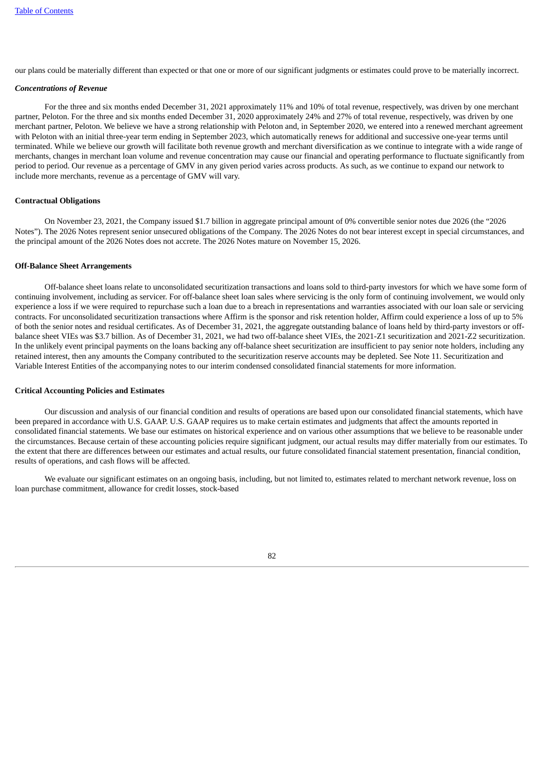our plans could be materially different than expected or that one or more of our significant judgments or estimates could prove to be materially incorrect.

### *Concentrations of Revenue*

For the three and six months ended December 31, 2021 approximately 11% and 10% of total revenue, respectively, was driven by one merchant partner, Peloton. For the three and six months ended December 31, 2020 approximately 24% and 27% of total revenue, respectively, was driven by one merchant partner, Peloton. We believe we have a strong relationship with Peloton and, in September 2020, we entered into a renewed merchant agreement with Peloton with an initial three-year term ending in September 2023, which automatically renews for additional and successive one-year terms until terminated. While we believe our growth will facilitate both revenue growth and merchant diversification as we continue to integrate with a wide range of merchants, changes in merchant loan volume and revenue concentration may cause our financial and operating performance to fluctuate significantly from period to period. Our revenue as a percentage of GMV in any given period varies across products. As such, as we continue to expand our network to include more merchants, revenue as a percentage of GMV will vary.

## Contractual Obligations

On November 23, 2021, the Company issued $1.7 billion in aggregate principal amount of 0% convertible senior notes due 2026 (the "2026 Notes"). The 2026 Notes represent senior unsecured obligations of the Company. The 2026 Notes do not bear interest except in special circumstances, and the principal amount of the 2026 Notes does not accrete. The 2026 Notes mature on November 15, 2026.

## Off-Balance Sheet Arrangements

Off-balance sheet loans relate to unconsolidated securitization transactions and loans sold to third-party investors for which we have some form of continuing involvement, including as servicer. For off-balance sheet loan sales where servicing is the only form of continuing involvement, we would only experience a loss if we were required to repurchase such a loan due to a breach in representations and warranties associated with our loan sale or servicing contracts. For unconsolidated securitization transactions where Affirm is the sponsor and risk retention holder, Affirm could experience a loss of up to 5% of both the senior notes and residual certificates. As of December 31, 2021, the aggregate outstanding balance of loans held by third-party investors or off-balance sheet VIEs was $3.7 billion. As of December 31, 2021, we had two off-balance sheet VIEs, the 2021-Z1 securitization and 2021-Z2 securitization. In the unlikely event principal payments on the loans backing any off-balance sheet securitization are insufficient to pay senior note holders, including any retained interest, then any amounts the Company contributed to the securitization reserve accounts may be depleted. See Note 11. Securitization and Variable Interest Entities of the accompanying notes to our interim condensed consolidated financial statements for more information.

## Critical Accounting Policies and Estimates

Our discussion and analysis of our financial condition and results of operations are based upon our consolidated financial statements, which have been prepared in accordance with U.S. GAAP. U.S. GAAP requires us to make certain estimates and judgments that affect the amounts reported in consolidated financial statements. We base our estimates on historical experience and on various other assumptions that we believe to be reasonable under the circumstances. Because certain of these accounting policies require significant judgment, our actual results may differ materially from our estimates. To the extent that there are differences between our estimates and actual results, our future consolidated financial statement presentation, financial condition, results of operations, and cash flows will be affected.

We evaluate our significant estimates on an ongoing basis, including, but not limited to, estimates related to merchant network revenue, loss on loan purchase commitment, allowance for credit losses, stock-based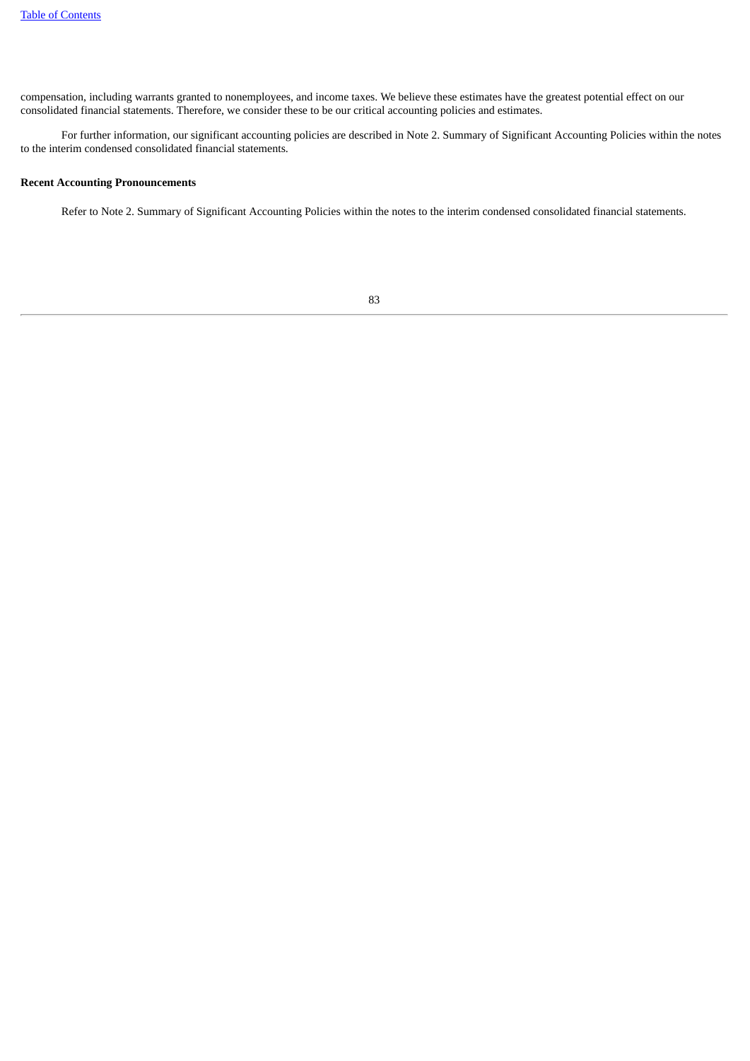compensation, including warrants granted to nonemployees, and income taxes. We believe these estimates have the greatest potential effect on our consolidated financial statements. Therefore, we consider these to be our critical accounting policies and estimates.

For further information, our significant accounting policies are described in Note 2. Summary of Significant Accounting Policies within the notes to the interim condensed consolidated financial statements.

**Recent Accounting Pronouncements**

Refer to Note 2. Summary of Significant Accounting Policies within the notes to the interim condensed consolidated financial statements.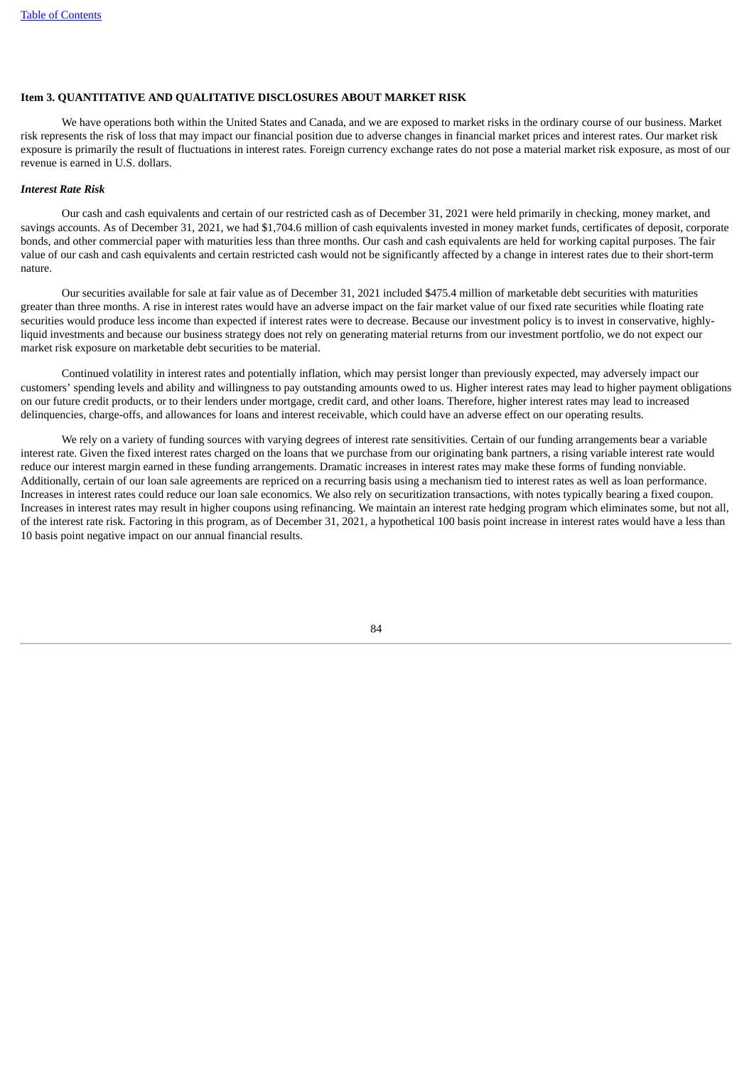### Item 3. QUANTITATIVE AND QUALITATIVE DISCLOSURES ABOUT MARKET RISK

We have operations both within the United States and Canada, and we are exposed to market risks in the ordinary course of our business. Market risk represents the risk of loss that may impact our financial position due to adverse changes in financial market prices and interest rates. Our market risk exposure is primarily the result of fluctuations in interest rates. Foreign currency exchange rates do not pose a material market risk exposure, as most of our revenue is earned in U.S. dollars.

***Interest Rate Risk***

Our cash and cash equivalents and certain of our restricted cash as of December 31, 2021 were held primarily in checking, money market, and savings accounts. As of December 31, 2021, we had $1,704.6 million of cash equivalents invested in money market funds, certificates of deposit, corporate bonds, and other commercial paper with maturities less than three months. Our cash and cash equivalents are held for working capital purposes. The fair value of our cash and cash equivalents and certain restricted cash would not be significantly affected by a change in interest rates due to their short-term nature.

Our securities available for sale at fair value as of December 31, 2021 included $475.4 million of marketable debt securities with maturities greater than three months. A rise in interest rates would have an adverse impact on the fair market value of our fixed rate securities while floating rate securities would produce less income than expected if interest rates were to decrease. Because our investment policy is to invest in conservative, highly-liquid investments and because our business strategy does not rely on generating material returns from our investment portfolio, we do not expect our market risk exposure on marketable debt securities to be material.

Continued volatility in interest rates and potentially inflation, which may persist longer than previously expected, may adversely impact our customers' spending levels and ability and willingness to pay outstanding amounts owed to us. Higher interest rates may lead to higher payment obligations on our future credit products, or to their lenders under mortgage, credit card, and other loans. Therefore, higher interest rates may lead to increased delinquencies, charge-offs, and allowances for loans and interest receivable, which could have an adverse effect on our operating results.

We rely on a variety of funding sources with varying degrees of interest rate sensitivities. Certain of our funding arrangements bear a variable interest rate. Given the fixed interest rates charged on the loans that we purchase from our originating bank partners, a rising variable interest rate would reduce our interest margin earned in these funding arrangements. Dramatic increases in interest rates may make these forms of funding nonviable. Additionally, certain of our loan sale agreements are repriced on a recurring basis using a mechanism tied to interest rates as well as loan performance. Increases in interest rates could reduce our loan sale economics. We also rely on securitization transactions, with notes typically bearing a fixed coupon. Increases in interest rates may result in higher coupons using refinancing. We maintain an interest rate hedging program which eliminates some, but not all, of the interest rate risk. Factoring in this program, as of December 31, 2021, a hypothetical 100 basis point increase in interest rates would have a less than 10 basis point negative impact on our annual financial results.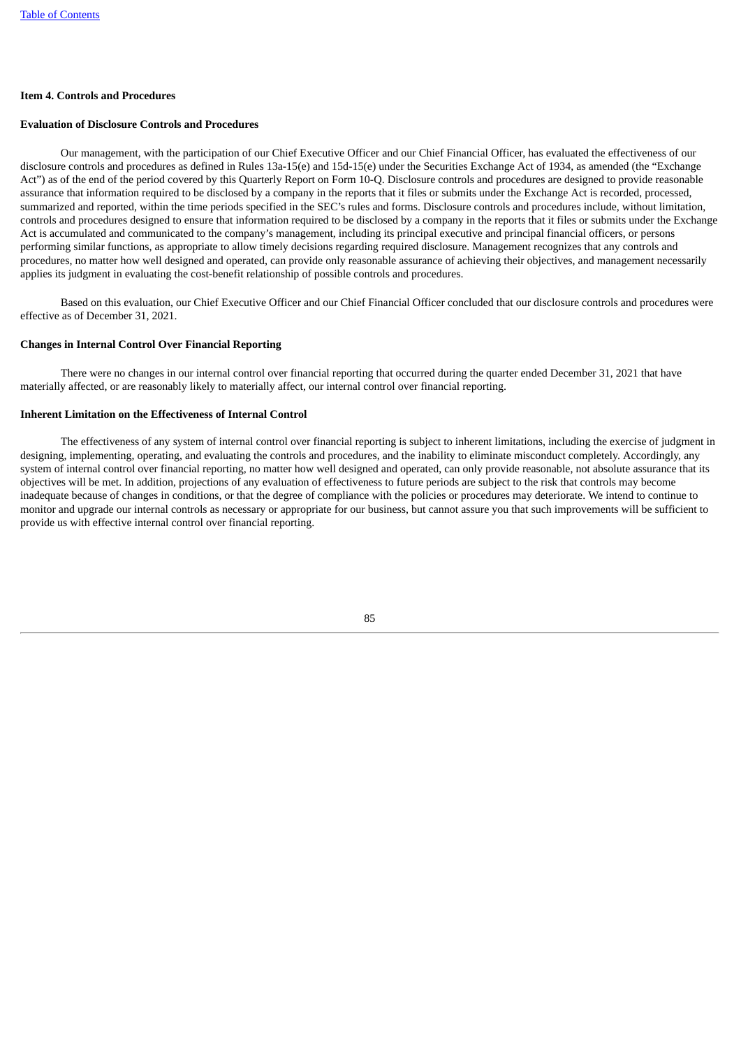## Item 4. Controls and Procedures

### Evaluation of Disclosure Controls and Procedures

Our management, with the participation of our Chief Executive Officer and our Chief Financial Officer, has evaluated the effectiveness of our disclosure controls and procedures as defined in Rules 13a-15(e) and 15d-15(e) under the Securities Exchange Act of 1934, as amended (the "Exchange Act") as of the end of the period covered by this Quarterly Report on Form 10-Q. Disclosure controls and procedures are designed to provide reasonable assurance that information required to be disclosed by a company in the reports that it files or submits under the Exchange Act is recorded, processed, summarized and reported, within the time periods specified in the SEC's rules and forms. Disclosure controls and procedures include, without limitation, controls and procedures designed to ensure that information required to be disclosed by a company in the reports that it files or submits under the Exchange Act is accumulated and communicated to the company's management, including its principal executive and principal financial officers, or persons performing similar functions, as appropriate to allow timely decisions regarding required disclosure. Management recognizes that any controls and procedures, no matter how well designed and operated, can provide only reasonable assurance of achieving their objectives, and management necessarily applies its judgment in evaluating the cost-benefit relationship of possible controls and procedures.

Based on this evaluation, our Chief Executive Officer and our Chief Financial Officer concluded that our disclosure controls and procedures were effective as of December 31, 2021.

### Changes in Internal Control Over Financial Reporting

There were no changes in our internal control over financial reporting that occurred during the quarter ended December 31, 2021 that have materially affected, or are reasonably likely to materially affect, our internal control over financial reporting.

### Inherent Limitation on the Effectiveness of Internal Control

The effectiveness of any system of internal control over financial reporting is subject to inherent limitations, including the exercise of judgment in designing, implementing, operating, and evaluating the controls and procedures, and the inability to eliminate misconduct completely. Accordingly, any system of internal control over financial reporting, no matter how well designed and operated, can only provide reasonable, not absolute assurance that its objectives will be met. In addition, projections of any evaluation of effectiveness to future periods are subject to the risk that controls may become inadequate because of changes in conditions, or that the degree of compliance with the policies or procedures may deteriorate. We intend to continue to monitor and upgrade our internal controls as necessary or appropriate for our business, but cannot assure you that such improvements will be sufficient to provide us with effective internal control over financial reporting.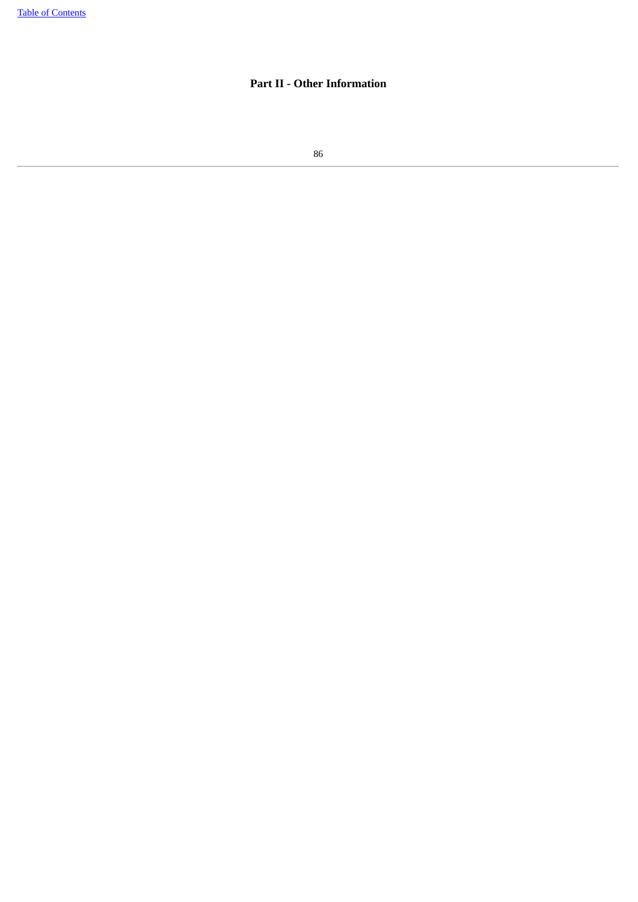# Part II - Other Information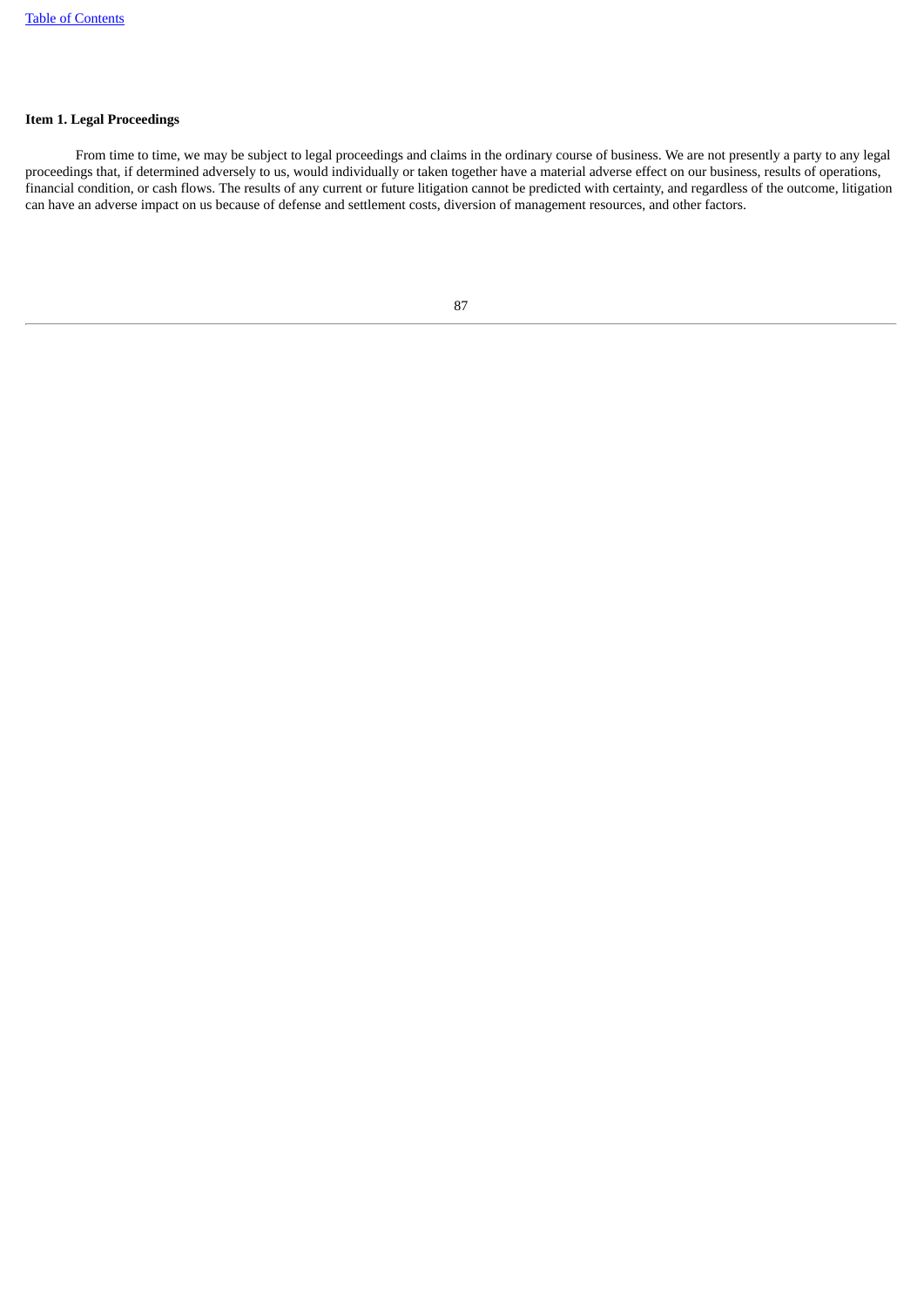## Item 1. Legal Proceedings

From time to time, we may be subject to legal proceedings and claims in the ordinary course of business. We are not presently a party to any legal proceedings that, if determined adversely to us, would individually or taken together have a material adverse effect on our business, results of operations, financial condition, or cash flows. The results of any current or future litigation cannot be predicted with certainty, and regardless of the outcome, litigation can have an adverse impact on us because of defense and settlement costs, diversion of management resources, and other factors.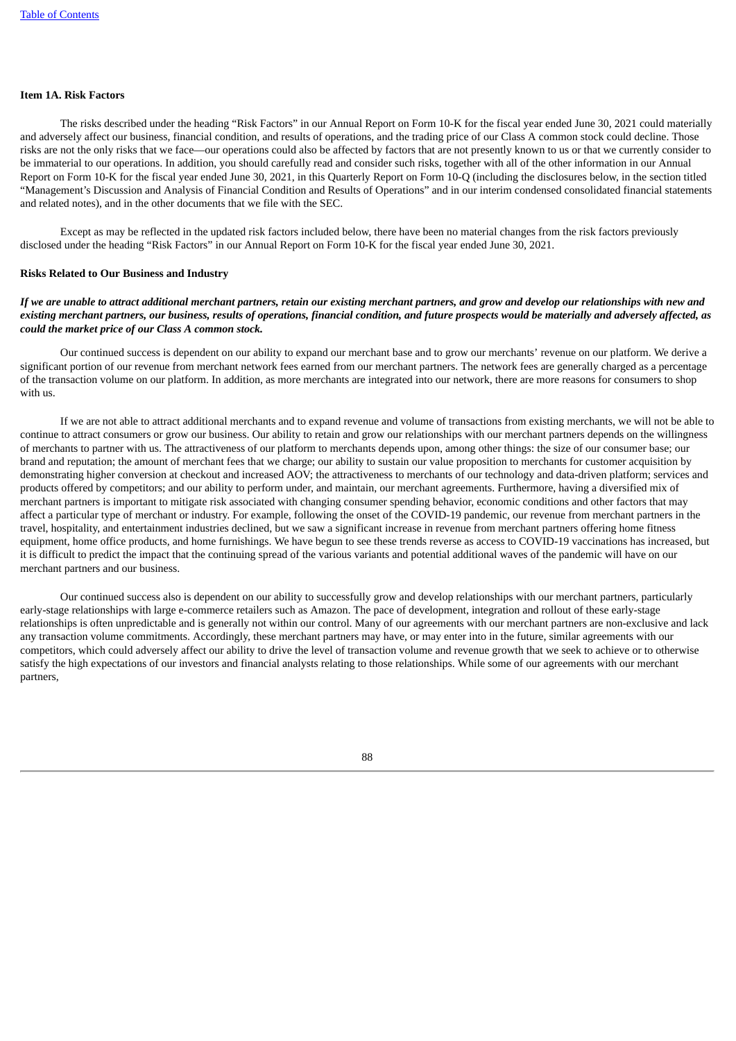## Item 1A. Risk Factors

The risks described under the heading "Risk Factors" in our Annual Report on Form 10-K for the fiscal year ended June 30, 2021 could materially and adversely affect our business, financial condition, and results of operations, and the trading price of our Class A common stock could decline. Those risks are not the only risks that we face—our operations could also be affected by factors that are not presently known to us or that we currently consider to be immaterial to our operations. In addition, you should carefully read and consider such risks, together with all of the other information in our Annual Report on Form 10-K for the fiscal year ended June 30, 2021, in this Quarterly Report on Form 10-Q (including the disclosures below, in the section titled "Management's Discussion and Analysis of Financial Condition and Results of Operations" and in our interim condensed consolidated financial statements and related notes), and in the other documents that we file with the SEC.

Except as may be reflected in the updated risk factors included below, there have been no material changes from the risk factors previously disclosed under the heading "Risk Factors" in our Annual Report on Form 10-K for the fiscal year ended June 30, 2021.

### Risks Related to Our Business and Industry

***If we are unable to attract additional merchant partners, retain our existing merchant partners, and grow and develop our relationships with new and existing merchant partners, our business, results of operations, financial condition, and future prospects would be materially and adversely affected, as could the market price of our Class A common stock.***

Our continued success is dependent on our ability to expand our merchant base and to grow our merchants' revenue on our platform. We derive a significant portion of our revenue from merchant network fees earned from our merchant partners. The network fees are generally charged as a percentage of the transaction volume on our platform. In addition, as more merchants are integrated into our network, there are more reasons for consumers to shop with us.

If we are not able to attract additional merchants and to expand revenue and volume of transactions from existing merchants, we will not be able to continue to attract consumers or grow our business. Our ability to retain and grow our relationships with our merchant partners depends on the willingness of merchants to partner with us. The attractiveness of our platform to merchants depends upon, among other things: the size of our consumer base; our brand and reputation; the amount of merchant fees that we charge; our ability to sustain our value proposition to merchants for customer acquisition by demonstrating higher conversion at checkout and increased AOV; the attractiveness to merchants of our technology and data-driven platform; services and products offered by competitors; and our ability to perform under, and maintain, our merchant agreements. Furthermore, having a diversified mix of merchant partners is important to mitigate risk associated with changing consumer spending behavior, economic conditions and other factors that may affect a particular type of merchant or industry. For example, following the onset of the COVID-19 pandemic, our revenue from merchant partners in the travel, hospitality, and entertainment industries declined, but we saw a significant increase in revenue from merchant partners offering home fitness equipment, home office products, and home furnishings. We have begun to see these trends reverse as access to COVID-19 vaccinations has increased, but it is difficult to predict the impact that the continuing spread of the various variants and potential additional waves of the pandemic will have on our merchant partners and our business.

Our continued success also is dependent on our ability to successfully grow and develop relationships with our merchant partners, particularly early-stage relationships with large e-commerce retailers such as Amazon. The pace of development, integration and rollout of these early-stage relationships is often unpredictable and is generally not within our control. Many of our agreements with our merchant partners are non-exclusive and lack any transaction volume commitments. Accordingly, these merchant partners may have, or may enter into in the future, similar agreements with our competitors, which could adversely affect our ability to drive the level of transaction volume and revenue growth that we seek to achieve or to otherwise satisfy the high expectations of our investors and financial analysts relating to those relationships. While some of our agreements with our merchant partners,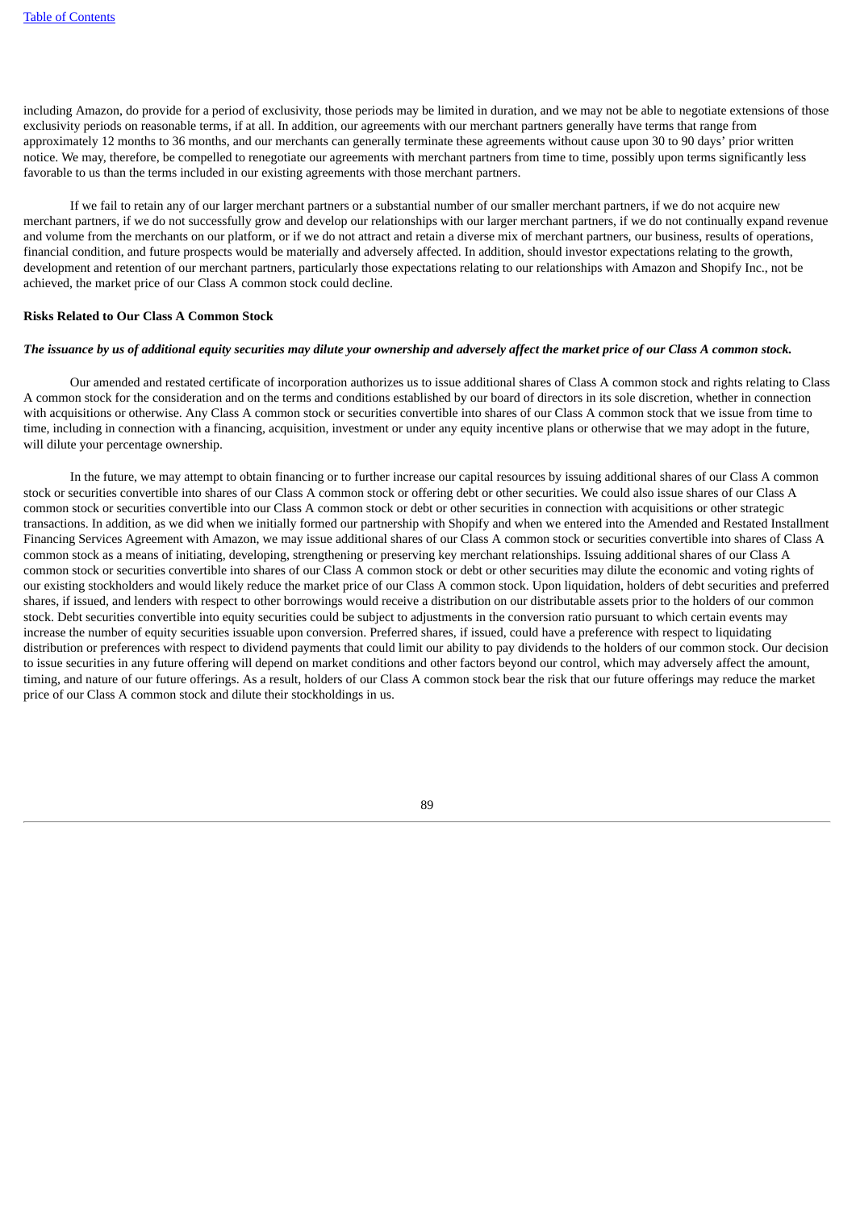including Amazon, do provide for a period of exclusivity, those periods may be limited in duration, and we may not be able to negotiate extensions of those exclusivity periods on reasonable terms, if at all. In addition, our agreements with our merchant partners generally have terms that range from approximately 12 months to 36 months, and our merchants can generally terminate these agreements without cause upon 30 to 90 days' prior written notice. We may, therefore, be compelled to renegotiate our agreements with merchant partners from time to time, possibly upon terms significantly less favorable to us than the terms included in our existing agreements with those merchant partners.

If we fail to retain any of our larger merchant partners or a substantial number of our smaller merchant partners, if we do not acquire new merchant partners, if we do not successfully grow and develop our relationships with our larger merchant partners, if we do not continually expand revenue and volume from the merchants on our platform, or if we do not attract and retain a diverse mix of merchant partners, our business, results of operations, financial condition, and future prospects would be materially and adversely affected. In addition, should investor expectations relating to the growth, development and retention of our merchant partners, particularly those expectations relating to our relationships with Amazon and Shopify Inc., not be achieved, the market price of our Class A common stock could decline.

**Risks Related to Our Class A Common Stock**

***The issuance by us of additional equity securities may dilute your ownership and adversely affect the market price of our Class A common stock.***

Our amended and restated certificate of incorporation authorizes us to issue additional shares of Class A common stock and rights relating to Class A common stock for the consideration and on the terms and conditions established by our board of directors in its sole discretion, whether in connection with acquisitions or otherwise. Any Class A common stock or securities convertible into shares of our Class A common stock that we issue from time to time, including in connection with a financing, acquisition, investment or under any equity incentive plans or otherwise that we may adopt in the future, will dilute your percentage ownership.

In the future, we may attempt to obtain financing or to further increase our capital resources by issuing additional shares of our Class A common stock or securities convertible into shares of our Class A common stock or offering debt or other securities. We could also issue shares of our Class A common stock or securities convertible into our Class A common stock or debt or other securities in connection with acquisitions or other strategic transactions. In addition, as we did when we initially formed our partnership with Shopify and when we entered into the Amended and Restated Installment Financing Services Agreement with Amazon, we may issue additional shares of our Class A common stock or securities convertible into shares of Class A common stock as a means of initiating, developing, strengthening or preserving key merchant relationships. Issuing additional shares of our Class A common stock or securities convertible into shares of our Class A common stock or debt or other securities may dilute the economic and voting rights of our existing stockholders and would likely reduce the market price of our Class A common stock. Upon liquidation, holders of debt securities and preferred shares, if issued, and lenders with respect to other borrowings would receive a distribution on our distributable assets prior to the holders of our common stock. Debt securities convertible into equity securities could be subject to adjustments in the conversion ratio pursuant to which certain events may increase the number of equity securities issuable upon conversion. Preferred shares, if issued, could have a preference with respect to liquidating distribution or preferences with respect to dividend payments that could limit our ability to pay dividends to the holders of our common stock. Our decision to issue securities in any future offering will depend on market conditions and other factors beyond our control, which may adversely affect the amount, timing, and nature of our future offerings. As a result, holders of our Class A common stock bear the risk that our future offerings may reduce the market price of our Class A common stock and dilute their stockholdings in us.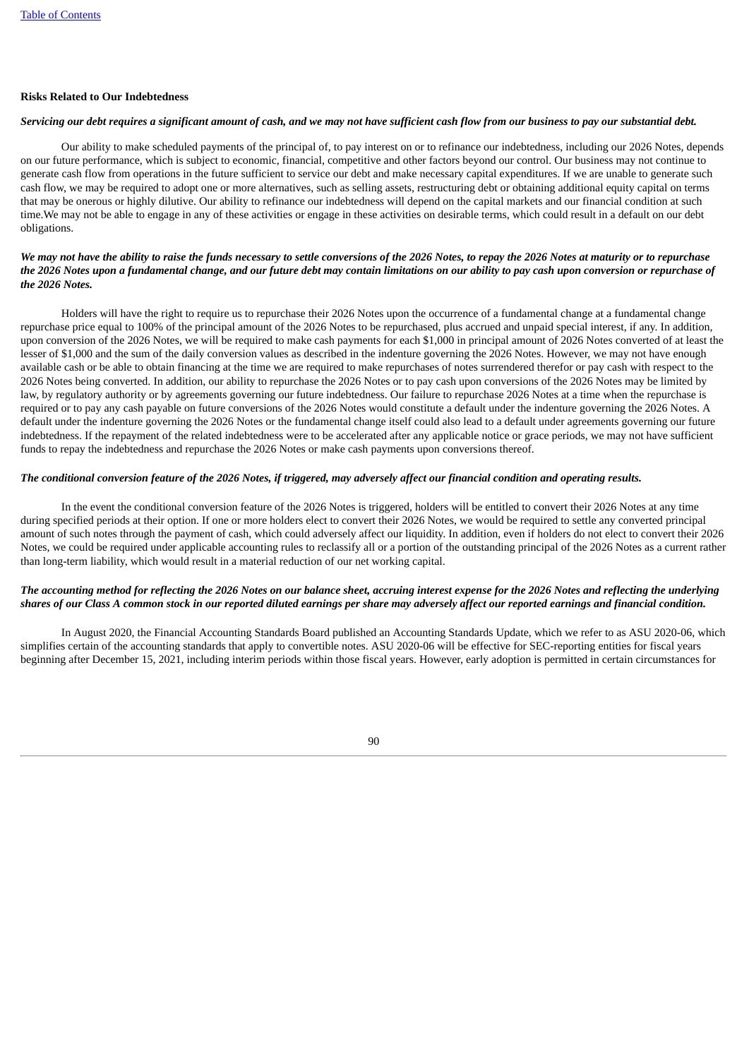**Risks Related to Our Indebtedness**

***Servicing our debt requires a significant amount of cash, and we may not have sufficient cash flow from our business to pay our substantial debt.***

Our ability to make scheduled payments of the principal of, to pay interest on or to refinance our indebtedness, including our 2026 Notes, depends on our future performance, which is subject to economic, financial, competitive and other factors beyond our control. Our business may not continue to generate cash flow from operations in the future sufficient to service our debt and make necessary capital expenditures. If we are unable to generate such cash flow, we may be required to adopt one or more alternatives, such as selling assets, restructuring debt or obtaining additional equity capital on terms that may be onerous or highly dilutive. Our ability to refinance our indebtedness will depend on the capital markets and our financial condition at such time.We may not be able to engage in any of these activities or engage in these activities on desirable terms, which could result in a default on our debt obligations.

***We may not have the ability to raise the funds necessary to settle conversions of the 2026 Notes, to repay the 2026 Notes at maturity or to repurchase the 2026 Notes upon a fundamental change, and our future debt may contain limitations on our ability to pay cash upon conversion or repurchase of the 2026 Notes.***

Holders will have the right to require us to repurchase their 2026 Notes upon the occurrence of a fundamental change at a fundamental change repurchase price equal to 100% of the principal amount of the 2026 Notes to be repurchased, plus accrued and unpaid special interest, if any. In addition, upon conversion of the 2026 Notes, we will be required to make cash payments for each $1,000 in principal amount of 2026 Notes converted of at least the lesser of $1,000 and the sum of the daily conversion values as described in the indenture governing the 2026 Notes. However, we may not have enough available cash or be able to obtain financing at the time we are required to make repurchases of notes surrendered therefor or pay cash with respect to the 2026 Notes being converted. In addition, our ability to repurchase the 2026 Notes or to pay cash upon conversions of the 2026 Notes may be limited by law, by regulatory authority or by agreements governing our future indebtedness. Our failure to repurchase 2026 Notes at a time when the repurchase is required or to pay any cash payable on future conversions of the 2026 Notes would constitute a default under the indenture governing the 2026 Notes. A default under the indenture governing the 2026 Notes or the fundamental change itself could also lead to a default under agreements governing our future indebtedness. If the repayment of the related indebtedness were to be accelerated after any applicable notice or grace periods, we may not have sufficient funds to repay the indebtedness and repurchase the 2026 Notes or make cash payments upon conversions thereof.

***The conditional conversion feature of the 2026 Notes, if triggered, may adversely affect our financial condition and operating results.***

In the event the conditional conversion feature of the 2026 Notes is triggered, holders will be entitled to convert their 2026 Notes at any time during specified periods at their option. If one or more holders elect to convert their 2026 Notes, we would be required to settle any converted principal amount of such notes through the payment of cash, which could adversely affect our liquidity. In addition, even if holders do not elect to convert their 2026 Notes, we could be required under applicable accounting rules to reclassify all or a portion of the outstanding principal of the 2026 Notes as a current rather than long-term liability, which would result in a material reduction of our net working capital.

***The accounting method for reflecting the 2026 Notes on our balance sheet, accruing interest expense for the 2026 Notes and reflecting the underlying shares of our Class A common stock in our reported diluted earnings per share may adversely affect our reported earnings and financial condition.***

In August 2020, the Financial Accounting Standards Board published an Accounting Standards Update, which we refer to as ASU 2020-06, which simplifies certain of the accounting standards that apply to convertible notes. ASU 2020-06 will be effective for SEC-reporting entities for fiscal years beginning after December 15, 2021, including interim periods within those fiscal years. However, early adoption is permitted in certain circumstances for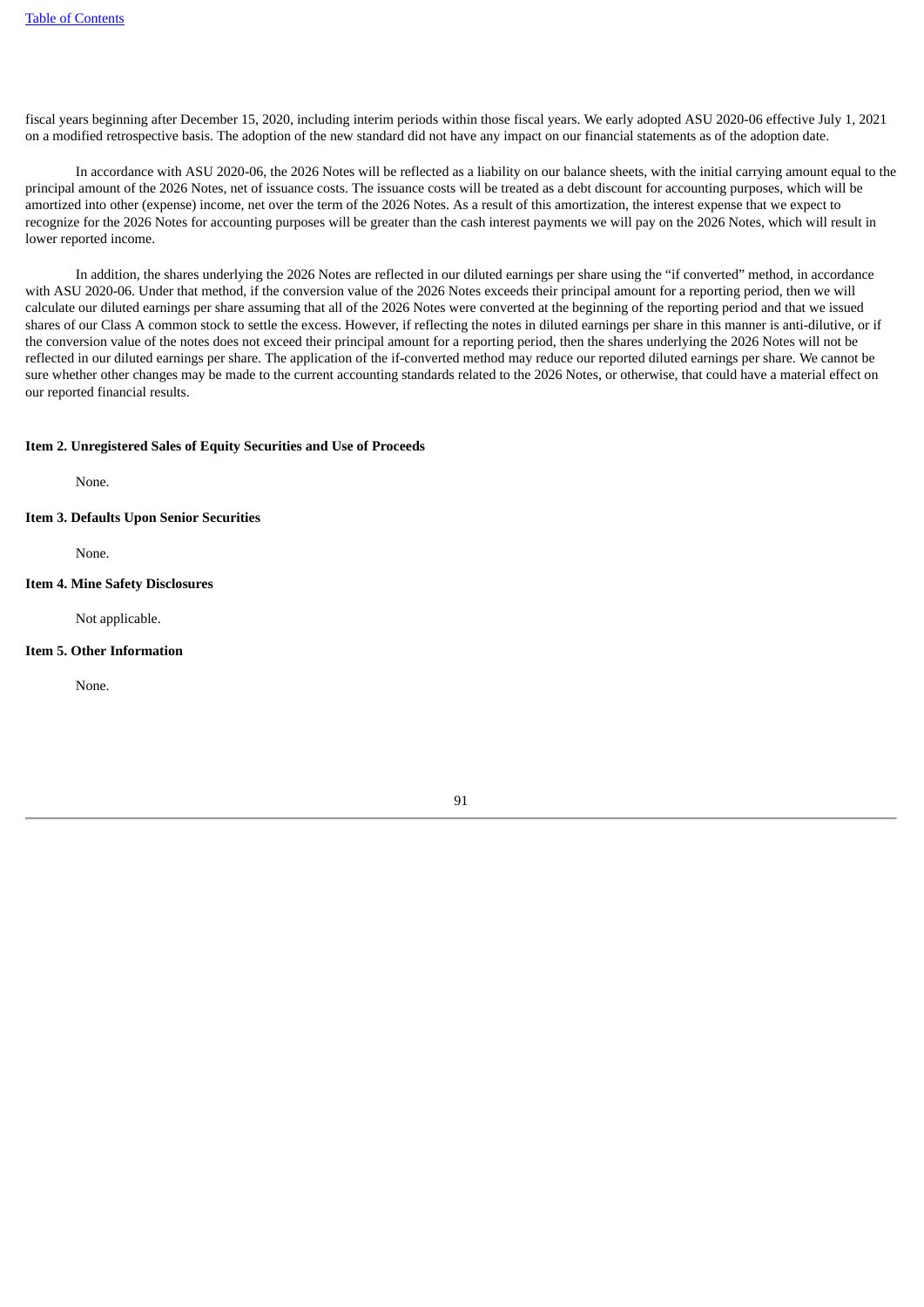fiscal years beginning after December 15, 2020, including interim periods within those fiscal years. We early adopted ASU 2020-06 effective July 1, 2021 on a modified retrospective basis. The adoption of the new standard did not have any impact on our financial statements as of the adoption date.

In accordance with ASU 2020-06, the 2026 Notes will be reflected as a liability on our balance sheets, with the initial carrying amount equal to the principal amount of the 2026 Notes, net of issuance costs. The issuance costs will be treated as a debt discount for accounting purposes, which will be amortized into other (expense) income, net over the term of the 2026 Notes. As a result of this amortization, the interest expense that we expect to recognize for the 2026 Notes for accounting purposes will be greater than the cash interest payments we will pay on the 2026 Notes, which will result in lower reported income.

In addition, the shares underlying the 2026 Notes are reflected in our diluted earnings per share using the "if converted" method, in accordance with ASU 2020-06. Under that method, if the conversion value of the 2026 Notes exceeds their principal amount for a reporting period, then we will calculate our diluted earnings per share assuming that all of the 2026 Notes were converted at the beginning of the reporting period and that we issued shares of our Class A common stock to settle the excess. However, if reflecting the notes in diluted earnings per share in this manner is anti-dilutive, or if the conversion value of the notes does not exceed their principal amount for a reporting period, then the shares underlying the 2026 Notes will not be reflected in our diluted earnings per share. The application of the if-converted method may reduce our reported diluted earnings per share. We cannot be sure whether other changes may be made to the current accounting standards related to the 2026 Notes, or otherwise, that could have a material effect on our reported financial results.

### Item 2. Unregistered Sales of Equity Securities and Use of Proceeds

None.

### Item 3. Defaults Upon Senior Securities

None.

### Item 4. Mine Safety Disclosures

Not applicable.

### Item 5. Other Information

None.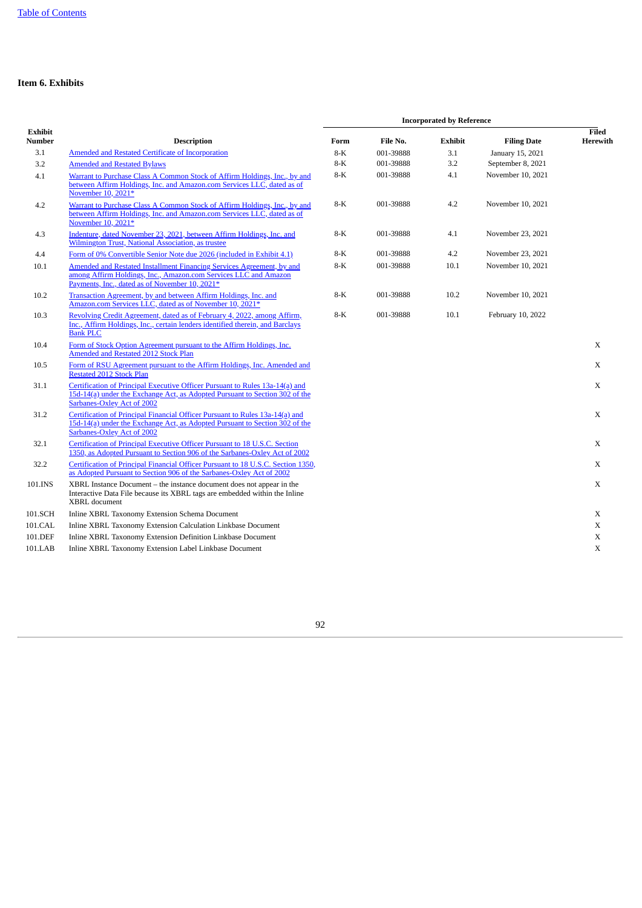## Item 6. Exhibits

| Exhibit Number | Description | Incorporated by Reference | | | | Filed Herewith |
|---|---|---|---|---|---|---|
| | | Form | File No. | Exhibit | Filing Date | |
| 3.1 | Amended and Restated Certificate of Incorporation | 8-K | 001-39888 | 3.1 | January 15, 2021 | |
| 3.2 | Amended and Restated Bylaws | 8-K | 001-39888 | 3.2 | September 8, 2021 | |
| 4.1 | Warrant to Purchase Class A Common Stock of Affirm Holdings, Inc., by and between Affirm Holdings, Inc. and Amazon.com Services LLC, dated as of November 10, 2021* | 8-K | 001-39888 | 4.1 | November 10, 2021 | |
| 4.2 | Warrant to Purchase Class A Common Stock of Affirm Holdings, Inc., by and between Affirm Holdings, Inc. and Amazon.com Services LLC, dated as of November 10, 2021* | 8-K | 001-39888 | 4.2 | November 10, 2021 | |
| 4.3 | Indenture, dated November 23, 2021, between Affirm Holdings, Inc. and Wilmington Trust, National Association, as trustee | 8-K | 001-39888 | 4.1 | November 23, 2021 | |
| 4.4 | Form of 0% Convertible Senior Note due 2026 (included in Exhibit 4.1) | 8-K | 001-39888 | 4.2 | November 23, 2021 | |
| 10.1 | Amended and Restated Installment Financing Services Agreement, by and among Affirm Holdings, Inc., Amazon.com Services LLC and Amazon Payments, Inc., dated as of November 10, 2021* | 8-K | 001-39888 | 10.1 | November 10, 2021 | |
| 10.2 | Transaction Agreement, by and between Affirm Holdings, Inc. and Amazon.com Services LLC, dated as of November 10, 2021* | 8-K | 001-39888 | 10.2 | November 10, 2021 | |
| 10.3 | Revolving Credit Agreement, dated as of February 4, 2022, among Affirm, Inc., Affirm Holdings, Inc., certain lenders identified therein, and Barclays Bank PLC | 8-K | 001-39888 | 10.1 | February 10, 2022 | |
| 10.4 | Form of Stock Option Agreement pursuant to the Affirm Holdings, Inc. Amended and Restated 2012 Stock Plan | | | | | X |
| 10.5 | Form of RSU Agreement pursuant to the Affirm Holdings, Inc. Amended and Restated 2012 Stock Plan | | | | | X |
| 31.1 | Certification of Principal Executive Officer Pursuant to Rules 13a-14(a) and 15d-14(a) under the Exchange Act, as Adopted Pursuant to Section 302 of the Sarbanes-Oxley Act of 2002 | | | | | X |
| 31.2 | Certification of Principal Financial Officer Pursuant to Rules 13a-14(a) and 15d-14(a) under the Exchange Act, as Adopted Pursuant to Section 302 of the Sarbanes-Oxley Act of 2002 | | | | | X |
| 32.1 | Certification of Principal Executive Officer Pursuant to 18 U.S.C. Section 1350, as Adopted Pursuant to Section 906 of the Sarbanes-Oxley Act of 2002 | | | | | X |
| 32.2 | Certification of Principal Financial Officer Pursuant to 18 U.S.C. Section 1350, as Adopted Pursuant to Section 906 of the Sarbanes-Oxley Act of 2002 | | | | | X |
| 101.INS | XBRL Instance Document – the instance document does not appear in the Interactive Data File because its XBRL tags are embedded within the Inline XBRL document | | | | | X |
| 101.SCH | Inline XBRL Taxonomy Extension Schema Document | | | | | X |
| 101.CAL | Inline XBRL Taxonomy Extension Calculation Linkbase Document | | | | | X |
| 101.DEF | Inline XBRL Taxonomy Extension Definition Linkbase Document | | | | | X |
| 101.LAB | Inline XBRL Taxonomy Extension Label Linkbase Document | | | | | X |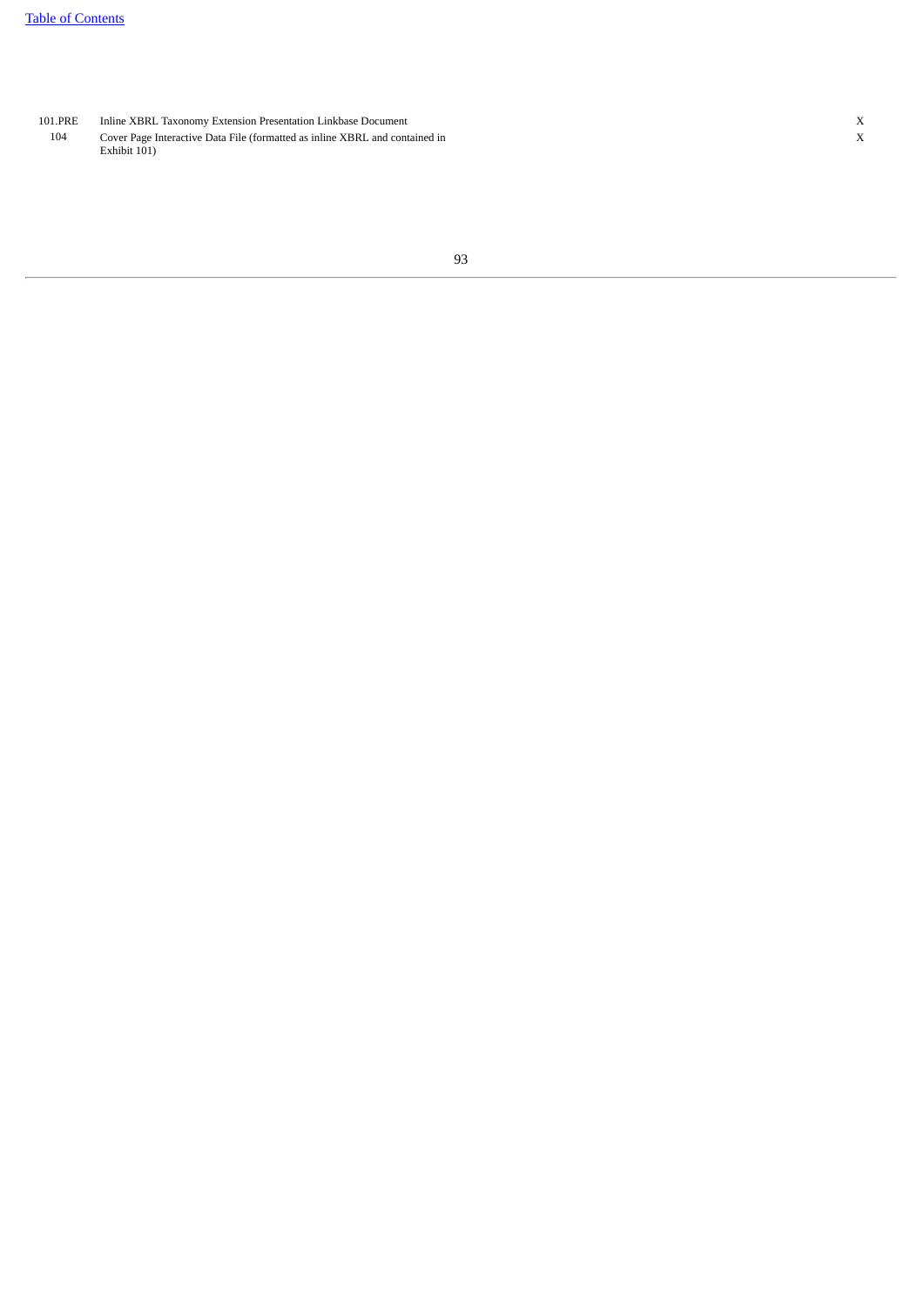| | | |
|---|---|---|
| 101.PRE | Inline XBRL Taxonomy Extension Presentation Linkbase Document | X |
| 104 | Cover Page Interactive Data File (formatted as inline XBRL and contained in Exhibit 101) | X |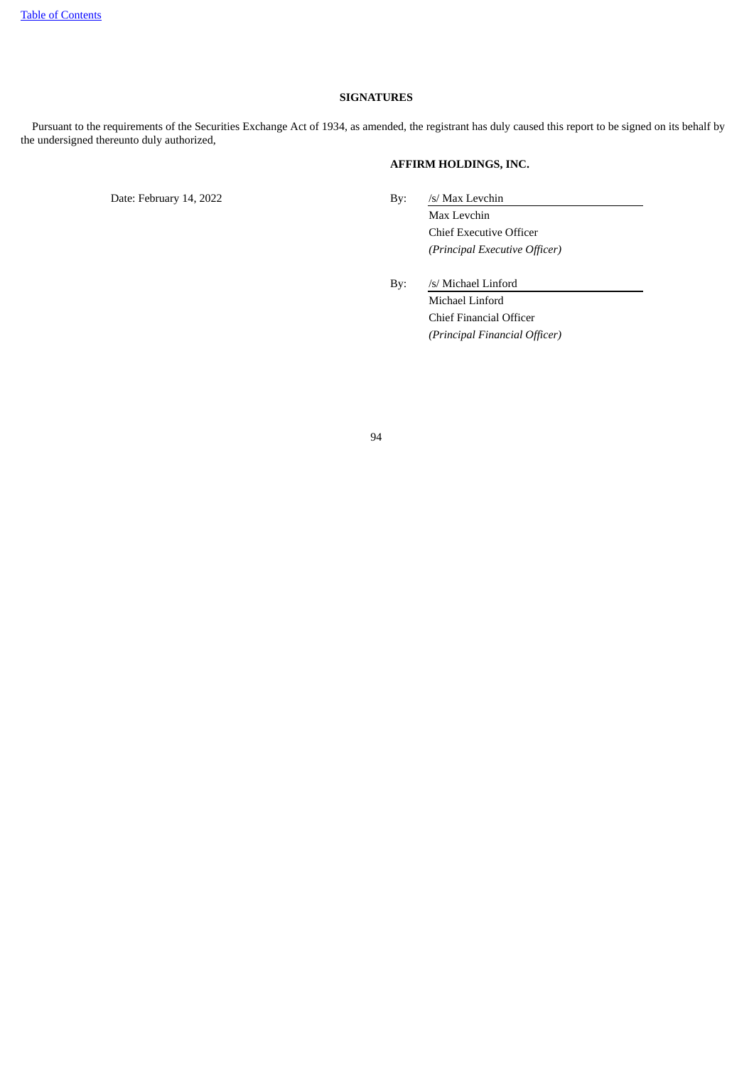## SIGNATURES

Pursuant to the requirements of the Securities Exchange Act of 1934, as amended, the registrant has duly caused this report to be signed on its behalf by the undersigned thereunto duly authorized,

**AFFIRM HOLDINGS, INC.**

Date: February 14, 2022

By: /s/ Max Levchin
Max Levchin
Chief Executive Officer
*(Principal Executive Officer)*

By: /s/ Michael Linford
Michael Linford
Chief Financial Officer
*(Principal Financial Officer)*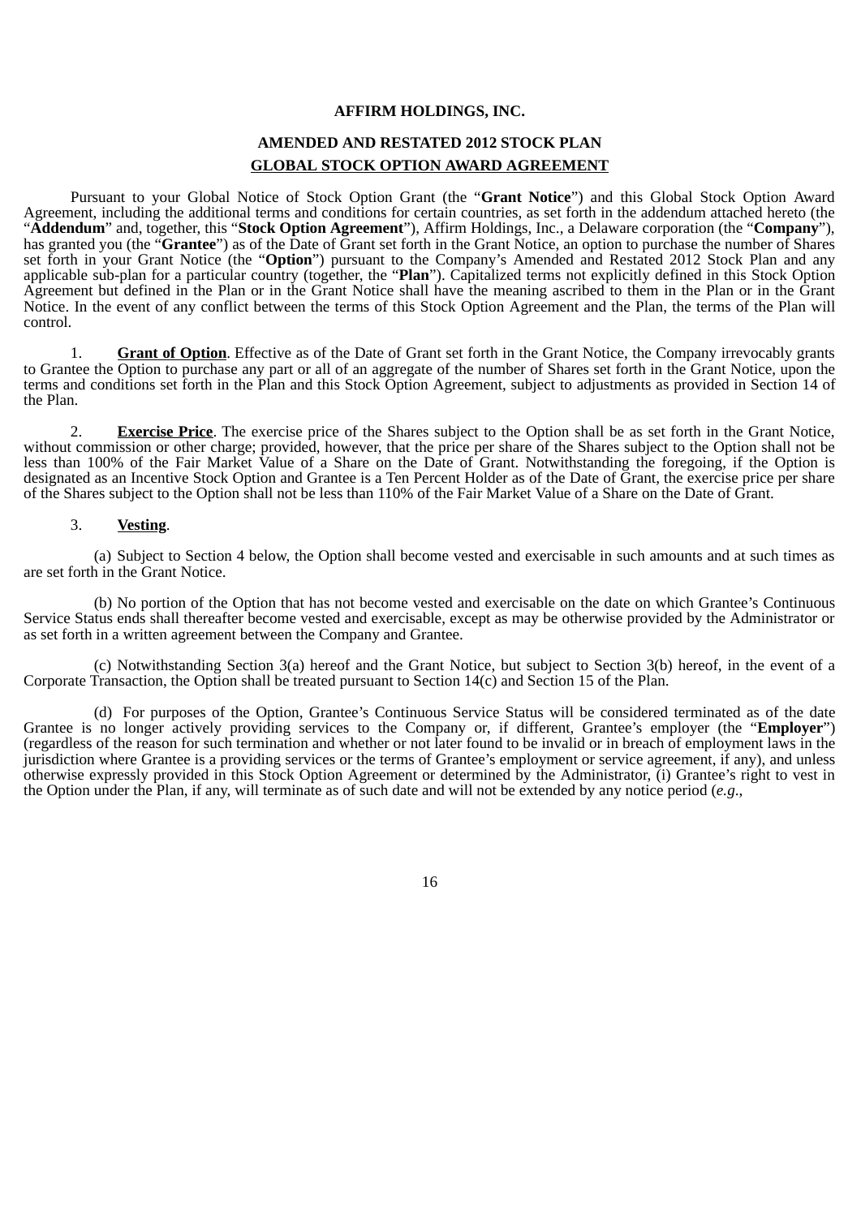**AFFIRM HOLDINGS, INC.**

**AMENDED AND RESTATED 2012 STOCK PLAN**

**GLOBAL STOCK OPTION AWARD AGREEMENT**

Pursuant to your Global Notice of Stock Option Grant (the "**Grant Notice**") and this Global Stock Option Award Agreement, including the additional terms and conditions for certain countries, as set forth in the addendum attached hereto (the "**Addendum**" and, together, this "**Stock Option Agreement**"), Affirm Holdings, Inc., a Delaware corporation (the "**Company**"), has granted you (the "**Grantee**") as of the Date of Grant set forth in the Grant Notice, an option to purchase the number of Shares set forth in your Grant Notice (the "**Option**") pursuant to the Company's Amended and Restated 2012 Stock Plan and any applicable sub-plan for a particular country (together, the "**Plan**"). Capitalized terms not explicitly defined in this Stock Option Agreement but defined in the Plan or in the Grant Notice shall have the meaning ascribed to them in the Plan or in the Grant Notice. In the event of any conflict between the terms of this Stock Option Agreement and the Plan, the terms of the Plan will control.

1. **Grant of Option**. Effective as of the Date of Grant set forth in the Grant Notice, the Company irrevocably grants to Grantee the Option to purchase any part or all of an aggregate of the number of Shares set forth in the Grant Notice, upon the terms and conditions set forth in the Plan and this Stock Option Agreement, subject to adjustments as provided in Section 14 of the Plan.

2. **Exercise Price**. The exercise price of the Shares subject to the Option shall be as set forth in the Grant Notice, without commission or other charge; provided, however, that the price per share of the Shares subject to the Option shall not be less than 100% of the Fair Market Value of a Share on the Date of Grant. Notwithstanding the foregoing, if the Option is designated as an Incentive Stock Option and Grantee is a Ten Percent Holder as of the Date of Grant, the exercise price per share of the Shares subject to the Option shall not be less than 110% of the Fair Market Value of a Share on the Date of Grant.

3. **Vesting**.

(a) Subject to Section 4 below, the Option shall become vested and exercisable in such amounts and at such times as are set forth in the Grant Notice.

(b) No portion of the Option that has not become vested and exercisable on the date on which Grantee's Continuous Service Status ends shall thereafter become vested and exercisable, except as may be otherwise provided by the Administrator or as set forth in a written agreement between the Company and Grantee.

(c) Notwithstanding Section 3(a) hereof and the Grant Notice, but subject to Section 3(b) hereof, in the event of a Corporate Transaction, the Option shall be treated pursuant to Section 14(c) and Section 15 of the Plan.

(d) For purposes of the Option, Grantee's Continuous Service Status will be considered terminated as of the date Grantee is no longer actively providing services to the Company or, if different, Grantee's employer (the "**Employer**") (regardless of the reason for such termination and whether or not later found to be invalid or in breach of employment laws in the jurisdiction where Grantee is a providing services or the terms of Grantee's employment or service agreement, if any), and unless otherwise expressly provided in this Stock Option Agreement or determined by the Administrator, (i) Grantee's right to vest in the Option under the Plan, if any, will terminate as of such date and will not be extended by any notice period (*e.g.*,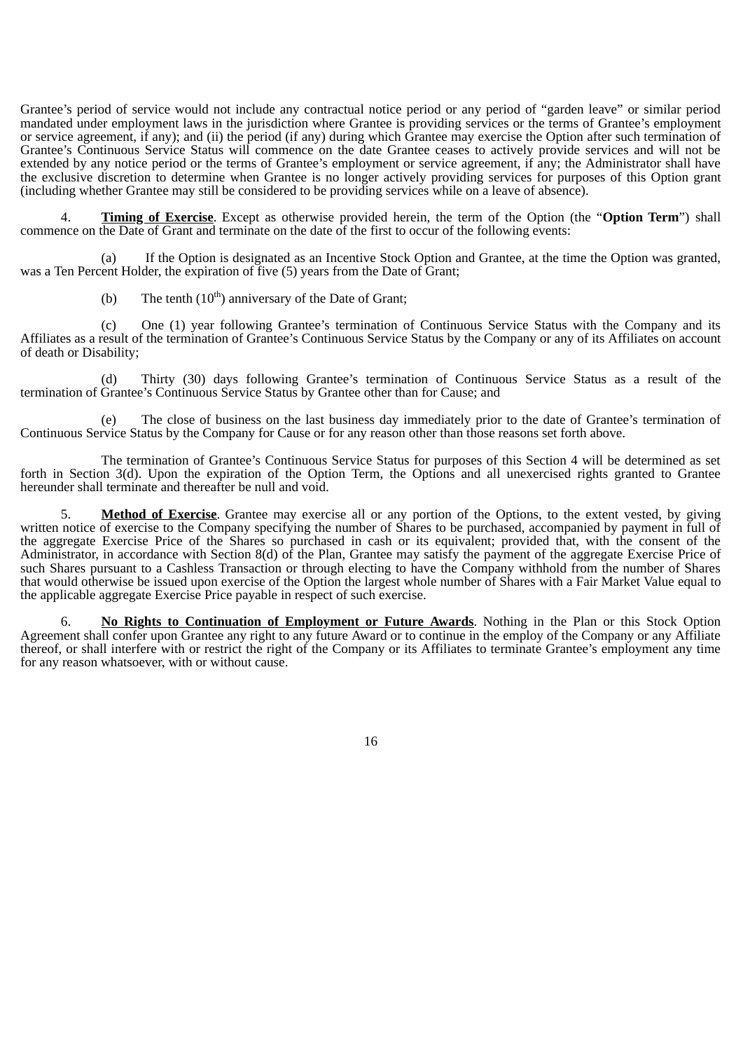Grantee's period of service would not include any contractual notice period or any period of "garden leave" or similar period mandated under employment laws in the jurisdiction where Grantee is providing services or the terms of Grantee's employment or service agreement, if any); and (ii) the period (if any) during which Grantee may exercise the Option after such termination of Grantee's Continuous Service Status will commence on the date Grantee ceases to actively provide services and will not be extended by any notice period or the terms of Grantee's employment or service agreement, if any; the Administrator shall have the exclusive discretion to determine when Grantee is no longer actively providing services for purposes of this Option grant (including whether Grantee may still be considered to be providing services while on a leave of absence).

4. **<u>Timing of Exercise</u>**. Except as otherwise provided herein, the term of the Option (the "**Option Term**") shall commence on the Date of Grant and terminate on the date of the first to occur of the following events:

(a) If the Option is designated as an Incentive Stock Option and Grantee, at the time the Option was granted, was a Ten Percent Holder, the expiration of five (5) years from the Date of Grant;

(b) The tenth ($10^{th}$) anniversary of the Date of Grant;

(c) One (1) year following Grantee's termination of Continuous Service Status with the Company and its Affiliates as a result of the termination of Grantee's Continuous Service Status by the Company or any of its Affiliates on account of death or Disability;

(d) Thirty (30) days following Grantee's termination of Continuous Service Status as a result of the termination of Grantee's Continuous Service Status by Grantee other than for Cause; and

(e) The close of business on the last business day immediately prior to the date of Grantee's termination of Continuous Service Status by the Company for Cause or for any reason other than those reasons set forth above.

The termination of Grantee's Continuous Service Status for purposes of this Section 4 will be determined as set forth in Section 3(d). Upon the expiration of the Option Term, the Options and all unexercised rights granted to Grantee hereunder shall terminate and thereafter be null and void.

5. **<u>Method of Exercise</u>**. Grantee may exercise all or any portion of the Options, to the extent vested, by giving written notice of exercise to the Company specifying the number of Shares to be purchased, accompanied by payment in full of the aggregate Exercise Price of the Shares so purchased in cash or its equivalent; provided that, with the consent of the Administrator, in accordance with Section 8(d) of the Plan, Grantee may satisfy the payment of the aggregate Exercise Price of such Shares pursuant to a Cashless Transaction or through electing to have the Company withhold from the number of Shares that would otherwise be issued upon exercise of the Option the largest whole number of Shares with a Fair Market Value equal to the applicable aggregate Exercise Price payable in respect of such exercise.

6. **<u>No Rights to Continuation of Employment or Future Awards</u>**. Nothing in the Plan or this Stock Option Agreement shall confer upon Grantee any right to any future Award or to continue in the employ of the Company or any Affiliate thereof, or shall interfere with or restrict the right of the Company or its Affiliates to terminate Grantee's employment any time for any reason whatsoever, with or without cause.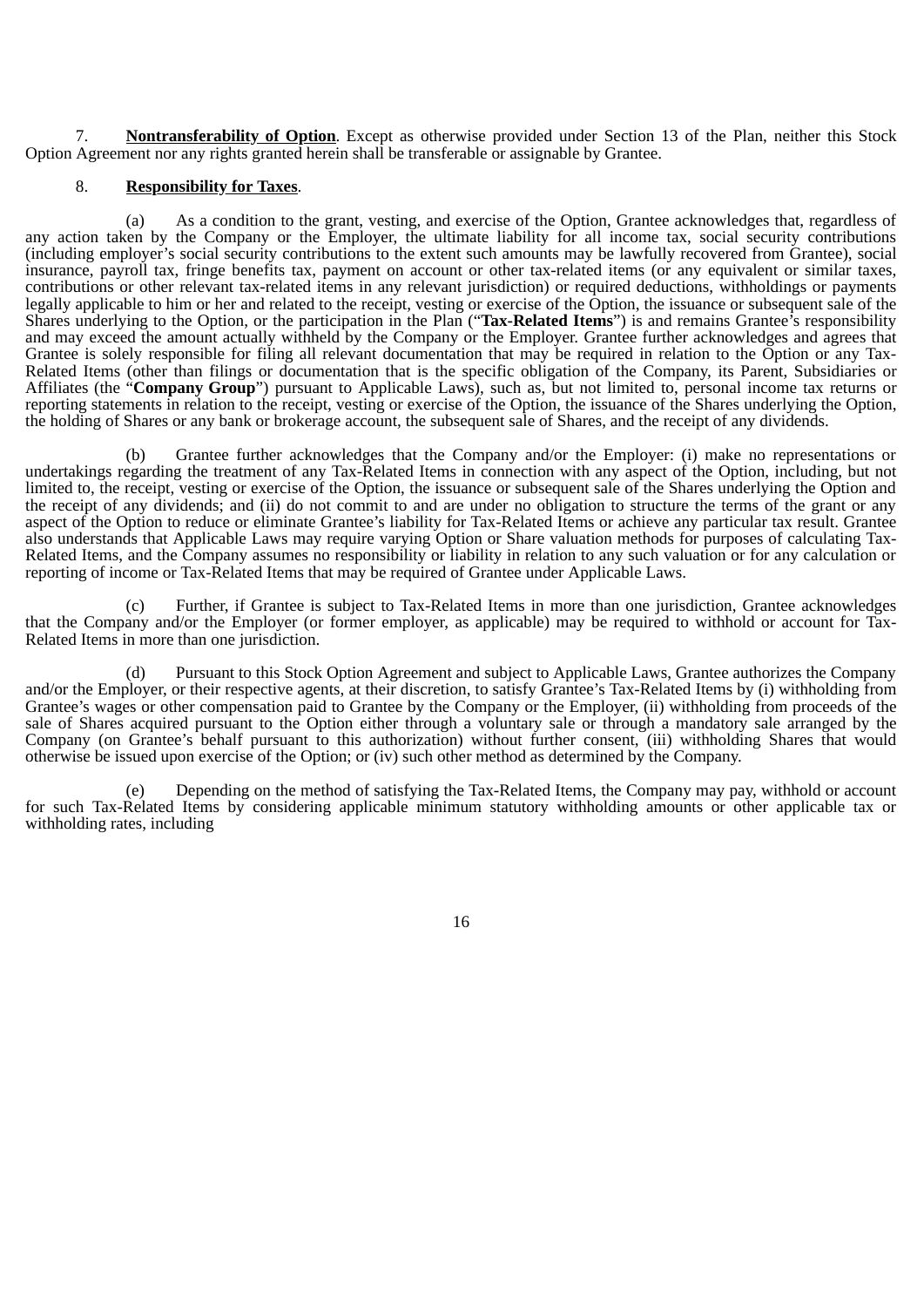7. **Nontransferability of Option**. Except as otherwise provided under Section 13 of the Plan, neither this Stock Option Agreement nor any rights granted herein shall be transferable or assignable by Grantee.

8. **Responsibility for Taxes**.

(a) As a condition to the grant, vesting, and exercise of the Option, Grantee acknowledges that, regardless of any action taken by the Company or the Employer, the ultimate liability for all income tax, social security contributions (including employer's social security contributions to the extent such amounts may be lawfully recovered from Grantee), social insurance, payroll tax, fringe benefits tax, payment on account or other tax-related items (or any equivalent or similar taxes, contributions or other relevant tax-related items in any relevant jurisdiction) or required deductions, withholdings or payments legally applicable to him or her and related to the receipt, vesting or exercise of the Option, the issuance or subsequent sale of the Shares underlying to the Option, or the participation in the Plan ("**Tax-Related Items**") is and remains Grantee's responsibility and may exceed the amount actually withheld by the Company or the Employer. Grantee further acknowledges and agrees that Grantee is solely responsible for filing all relevant documentation that may be required in relation to the Option or any Tax-Related Items (other than filings or documentation that is the specific obligation of the Company, its Parent, Subsidiaries or Affiliates (the "**Company Group**") pursuant to Applicable Laws), such as, but not limited to, personal income tax returns or reporting statements in relation to the receipt, vesting or exercise of the Option, the issuance of the Shares underlying the Option, the holding of Shares or any bank or brokerage account, the subsequent sale of Shares, and the receipt of any dividends.

(b) Grantee further acknowledges that the Company and/or the Employer: (i) make no representations or undertakings regarding the treatment of any Tax-Related Items in connection with any aspect of the Option, including, but not limited to, the receipt, vesting or exercise of the Option, the issuance or subsequent sale of the Shares underlying the Option and the receipt of any dividends; and (ii) do not commit to and are under no obligation to structure the terms of the grant or any aspect of the Option to reduce or eliminate Grantee's liability for Tax-Related Items or achieve any particular tax result. Grantee also understands that Applicable Laws may require varying Option or Share valuation methods for purposes of calculating Tax-Related Items, and the Company assumes no responsibility or liability in relation to any such valuation or for any calculation or reporting of income or Tax-Related Items that may be required of Grantee under Applicable Laws.

(c) Further, if Grantee is subject to Tax-Related Items in more than one jurisdiction, Grantee acknowledges that the Company and/or the Employer (or former employer, as applicable) may be required to withhold or account for Tax-Related Items in more than one jurisdiction.

(d) Pursuant to this Stock Option Agreement and subject to Applicable Laws, Grantee authorizes the Company and/or the Employer, or their respective agents, at their discretion, to satisfy Grantee's Tax-Related Items by (i) withholding from Grantee's wages or other compensation paid to Grantee by the Company or the Employer, (ii) withholding from proceeds of the sale of Shares acquired pursuant to the Option either through a voluntary sale or through a mandatory sale arranged by the Company (on Grantee's behalf pursuant to this authorization) without further consent, (iii) withholding Shares that would otherwise be issued upon exercise of the Option; or (iv) such other method as determined by the Company.

(e) Depending on the method of satisfying the Tax-Related Items, the Company may pay, withhold or account for such Tax-Related Items by considering applicable minimum statutory withholding amounts or other applicable tax or withholding rates, including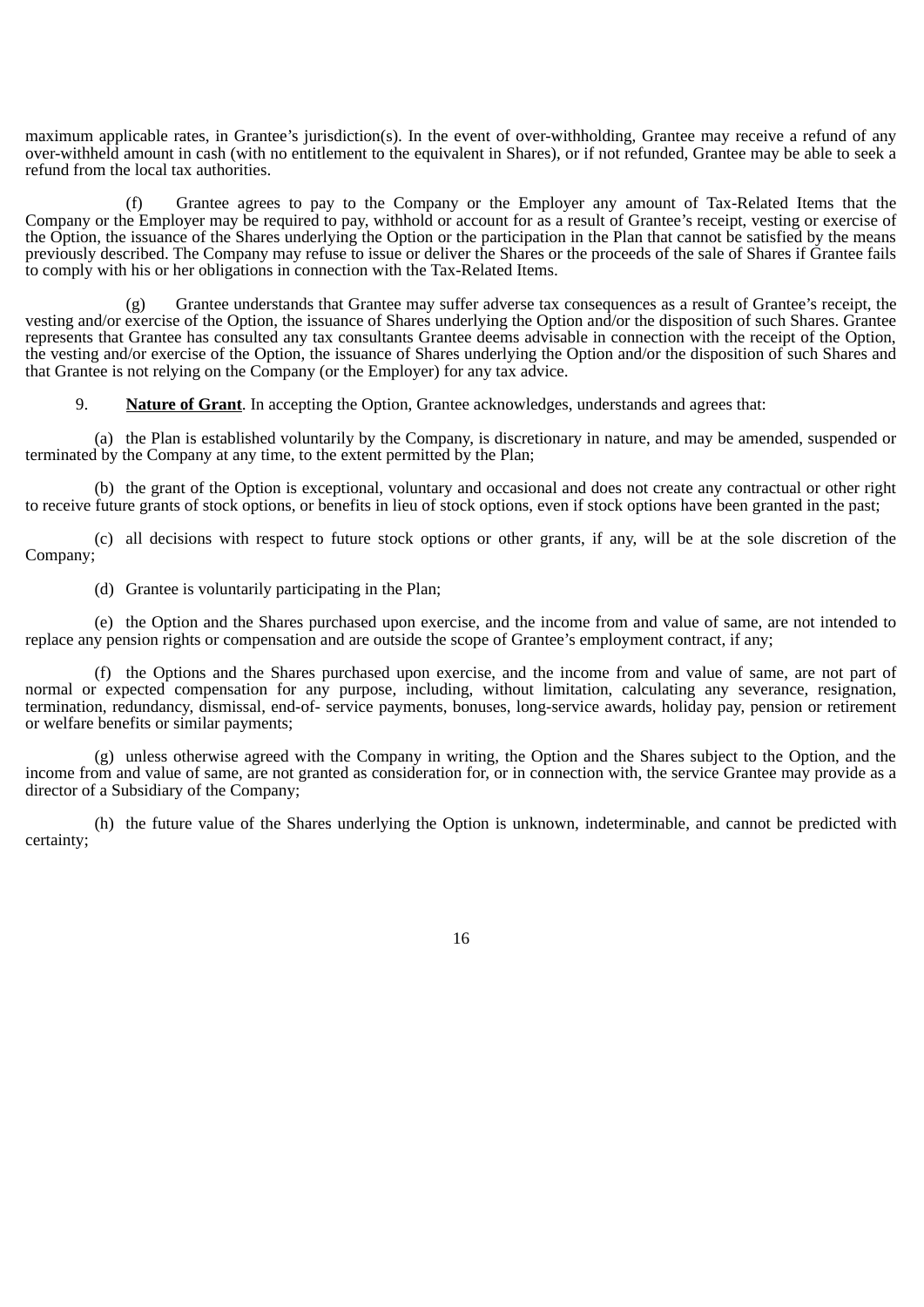maximum applicable rates, in Grantee's jurisdiction(s). In the event of over-withholding, Grantee may receive a refund of any over-withheld amount in cash (with no entitlement to the equivalent in Shares), or if not refunded, Grantee may be able to seek a refund from the local tax authorities.

(f) Grantee agrees to pay to the Company or the Employer any amount of Tax-Related Items that the Company or the Employer may be required to pay, withhold or account for as a result of Grantee's receipt, vesting or exercise of the Option, the issuance of the Shares underlying the Option or the participation in the Plan that cannot be satisfied by the means previously described. The Company may refuse to issue or deliver the Shares or the proceeds of the sale of Shares if Grantee fails to comply with his or her obligations in connection with the Tax-Related Items.

(g) Grantee understands that Grantee may suffer adverse tax consequences as a result of Grantee's receipt, the vesting and/or exercise of the Option, the issuance of Shares underlying the Option and/or the disposition of such Shares. Grantee represents that Grantee has consulted any tax consultants Grantee deems advisable in connection with the receipt of the Option, the vesting and/or exercise of the Option, the issuance of Shares underlying the Option and/or the disposition of such Shares and that Grantee is not relying on the Company (or the Employer) for any tax advice.

9. **Nature of Grant**. In accepting the Option, Grantee acknowledges, understands and agrees that:

(a) the Plan is established voluntarily by the Company, is discretionary in nature, and may be amended, suspended or terminated by the Company at any time, to the extent permitted by the Plan;

(b) the grant of the Option is exceptional, voluntary and occasional and does not create any contractual or other right to receive future grants of stock options, or benefits in lieu of stock options, even if stock options have been granted in the past;

(c) all decisions with respect to future stock options or other grants, if any, will be at the sole discretion of the Company;

(d) Grantee is voluntarily participating in the Plan;

(e) the Option and the Shares purchased upon exercise, and the income from and value of same, are not intended to replace any pension rights or compensation and are outside the scope of Grantee's employment contract, if any;

(f) the Options and the Shares purchased upon exercise, and the income from and value of same, are not part of normal or expected compensation for any purpose, including, without limitation, calculating any severance, resignation, termination, redundancy, dismissal, end-of- service payments, bonuses, long-service awards, holiday pay, pension or retirement or welfare benefits or similar payments;

(g) unless otherwise agreed with the Company in writing, the Option and the Shares subject to the Option, and the income from and value of same, are not granted as consideration for, or in connection with, the service Grantee may provide as a director of a Subsidiary of the Company;

(h) the future value of the Shares underlying the Option is unknown, indeterminable, and cannot be predicted with certainty;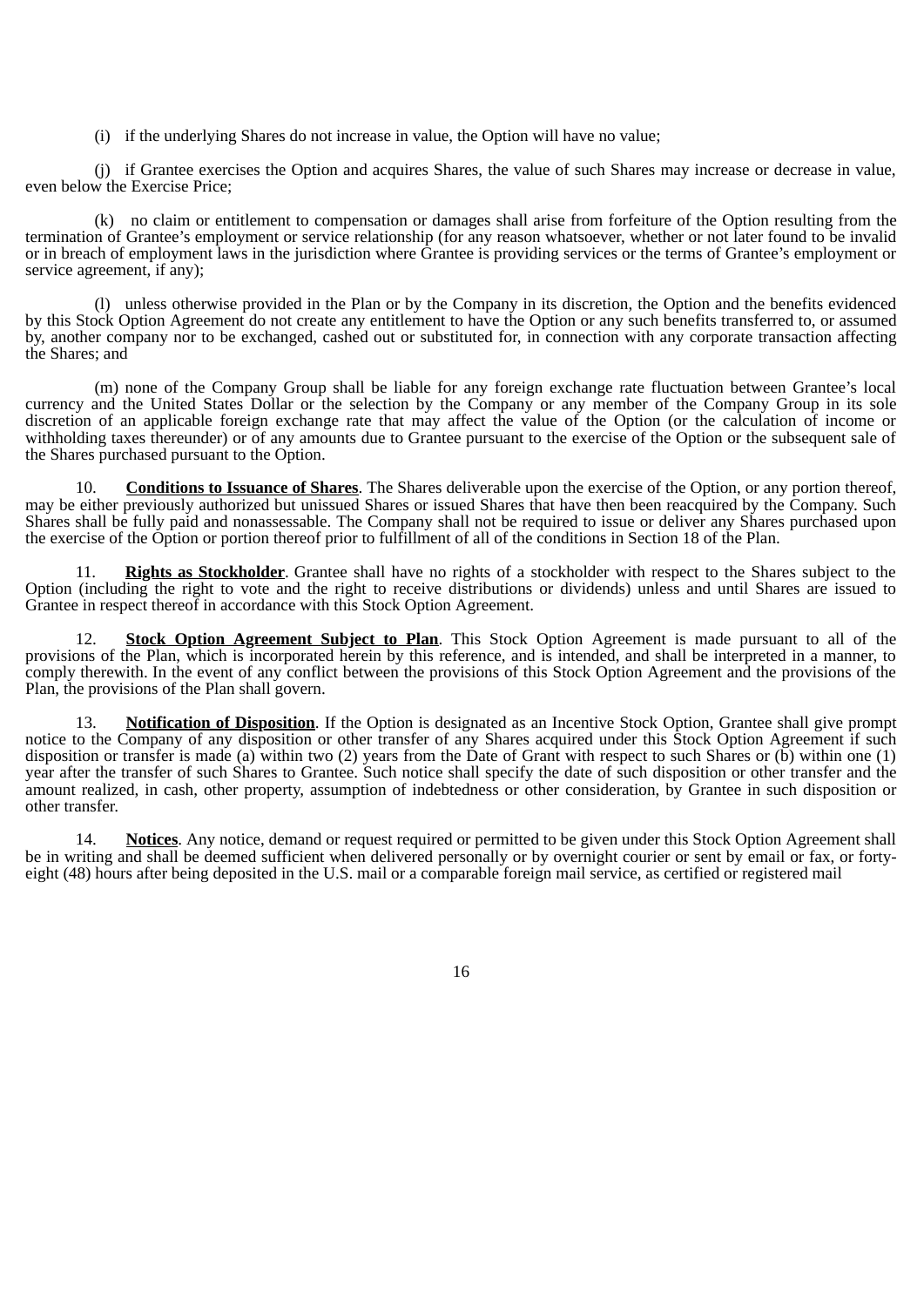(i) if the underlying Shares do not increase in value, the Option will have no value;

(j) if Grantee exercises the Option and acquires Shares, the value of such Shares may increase or decrease in value, even below the Exercise Price;

(k) no claim or entitlement to compensation or damages shall arise from forfeiture of the Option resulting from the termination of Grantee's employment or service relationship (for any reason whatsoever, whether or not later found to be invalid or in breach of employment laws in the jurisdiction where Grantee is providing services or the terms of Grantee's employment or service agreement, if any);

(l) unless otherwise provided in the Plan or by the Company in its discretion, the Option and the benefits evidenced by this Stock Option Agreement do not create any entitlement to have the Option or any such benefits transferred to, or assumed by, another company nor to be exchanged, cashed out or substituted for, in connection with any corporate transaction affecting the Shares; and

(m) none of the Company Group shall be liable for any foreign exchange rate fluctuation between Grantee's local currency and the United States Dollar or the selection by the Company or any member of the Company Group in its sole discretion of an applicable foreign exchange rate that may affect the value of the Option (or the calculation of income or withholding taxes thereunder) or of any amounts due to Grantee pursuant to the exercise of the Option or the subsequent sale of the Shares purchased pursuant to the Option.

10. **Conditions to Issuance of Shares**. The Shares deliverable upon the exercise of the Option, or any portion thereof, may be either previously authorized but unissued Shares or issued Shares that have then been reacquired by the Company. Such Shares shall be fully paid and nonassessable. The Company shall not be required to issue or deliver any Shares purchased upon the exercise of the Option or portion thereof prior to fulfillment of all of the conditions in Section 18 of the Plan.

11. **Rights as Stockholder**. Grantee shall have no rights of a stockholder with respect to the Shares subject to the Option (including the right to vote and the right to receive distributions or dividends) unless and until Shares are issued to Grantee in respect thereof in accordance with this Stock Option Agreement.

12. **Stock Option Agreement Subject to Plan**. This Stock Option Agreement is made pursuant to all of the provisions of the Plan, which is incorporated herein by this reference, and is intended, and shall be interpreted in a manner, to comply therewith. In the event of any conflict between the provisions of this Stock Option Agreement and the provisions of the Plan, the provisions of the Plan shall govern.

13. **Notification of Disposition**. If the Option is designated as an Incentive Stock Option, Grantee shall give prompt notice to the Company of any disposition or other transfer of any Shares acquired under this Stock Option Agreement if such disposition or transfer is made (a) within two (2) years from the Date of Grant with respect to such Shares or (b) within one (1) year after the transfer of such Shares to Grantee. Such notice shall specify the date of such disposition or other transfer and the amount realized, in cash, other property, assumption of indebtedness or other consideration, by Grantee in such disposition or other transfer.

14. **Notices**. Any notice, demand or request required or permitted to be given under this Stock Option Agreement shall be in writing and shall be deemed sufficient when delivered personally or by overnight courier or sent by email or fax, or forty-eight (48) hours after being deposited in the U.S. mail or a comparable foreign mail service, as certified or registered mail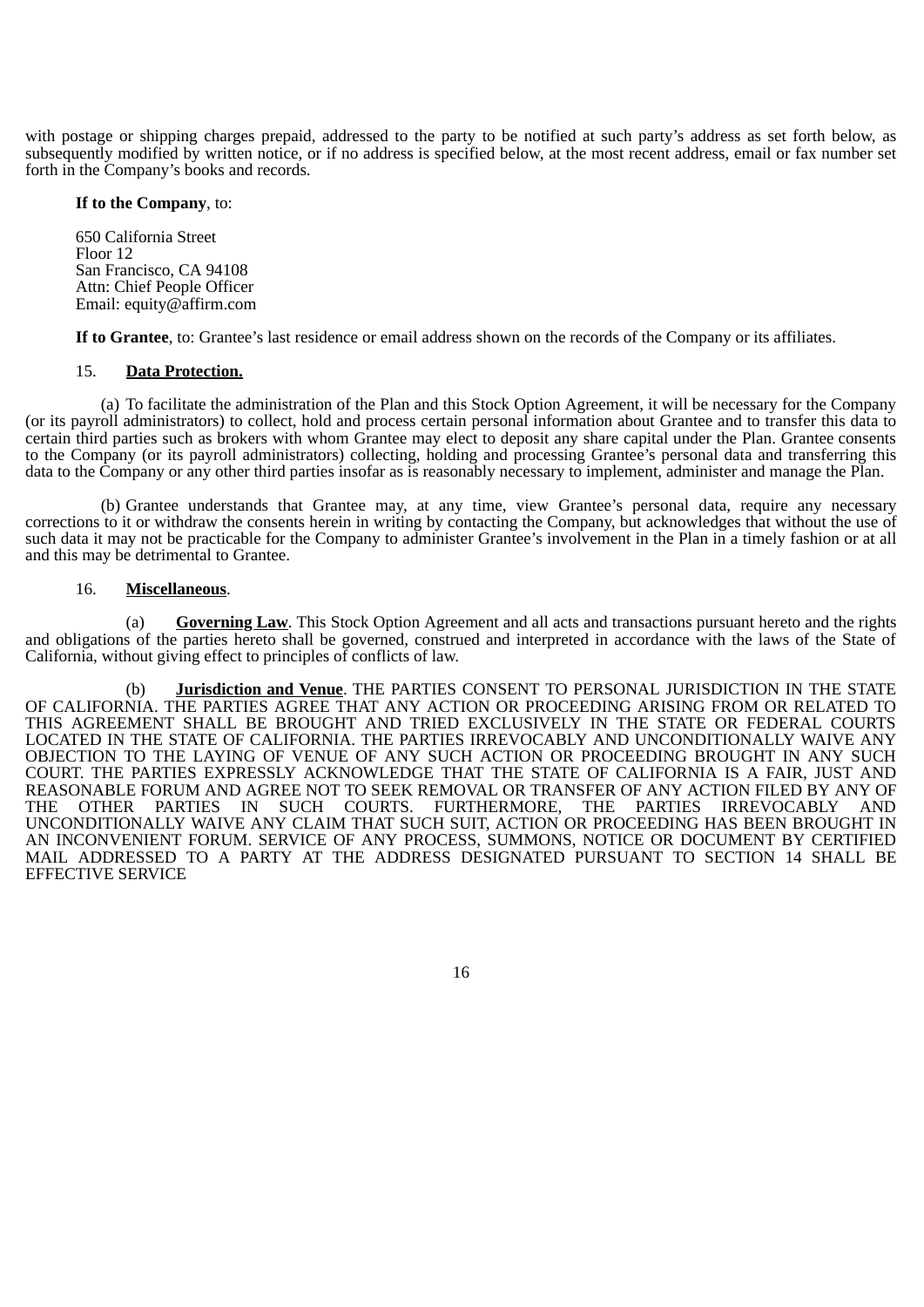with postage or shipping charges prepaid, addressed to the party to be notified at such party's address as set forth below, as subsequently modified by written notice, or if no address is specified below, at the most recent address, email or fax number set forth in the Company's books and records.

**If to the Company**, to:

650 California Street
Floor 12
San Francisco, CA 94108
Attn: Chief People Officer
Email: equity@affirm.com

**If to Grantee**, to: Grantee's last residence or email address shown on the records of the Company or its affiliates.

15. **Data Protection.**

(a) To facilitate the administration of the Plan and this Stock Option Agreement, it will be necessary for the Company (or its payroll administrators) to collect, hold and process certain personal information about Grantee and to transfer this data to certain third parties such as brokers with whom Grantee may elect to deposit any share capital under the Plan. Grantee consents to the Company (or its payroll administrators) collecting, holding and processing Grantee's personal data and transferring this data to the Company or any other third parties insofar as is reasonably necessary to implement, administer and manage the Plan.

(b) Grantee understands that Grantee may, at any time, view Grantee's personal data, require any necessary corrections to it or withdraw the consents herein in writing by contacting the Company, but acknowledges that without the use of such data it may not be practicable for the Company to administer Grantee's involvement in the Plan in a timely fashion or at all and this may be detrimental to Grantee.

16. **Miscellaneous**.

(a) **Governing Law**. This Stock Option Agreement and all acts and transactions pursuant hereto and the rights and obligations of the parties hereto shall be governed, construed and interpreted in accordance with the laws of the State of California, without giving effect to principles of conflicts of law.

(b) **Jurisdiction and Venue**. THE PARTIES CONSENT TO PERSONAL JURISDICTION IN THE STATE OF CALIFORNIA. THE PARTIES AGREE THAT ANY ACTION OR PROCEEDING ARISING FROM OR RELATED TO THIS AGREEMENT SHALL BE BROUGHT AND TRIED EXCLUSIVELY IN THE STATE OR FEDERAL COURTS LOCATED IN THE STATE OF CALIFORNIA. THE PARTIES IRREVOCABLY AND UNCONDITIONALLY WAIVE ANY OBJECTION TO THE LAYING OF VENUE OF ANY SUCH ACTION OR PROCEEDING BROUGHT IN ANY SUCH COURT. THE PARTIES EXPRESSLY ACKNOWLEDGE THAT THE STATE OF CALIFORNIA IS A FAIR, JUST AND REASONABLE FORUM AND AGREE NOT TO SEEK REMOVAL OR TRANSFER OF ANY ACTION FILED BY ANY OF THE OTHER PARTIES IN SUCH COURTS. FURTHERMORE, THE PARTIES IRREVOCABLY AND UNCONDITIONALLY WAIVE ANY CLAIM THAT SUCH SUIT, ACTION OR PROCEEDING HAS BEEN BROUGHT IN AN INCONVENIENT FORUM. SERVICE OF ANY PROCESS, SUMMONS, NOTICE OR DOCUMENT BY CERTIFIED MAIL ADDRESSED TO A PARTY AT THE ADDRESS DESIGNATED PURSUANT TO SECTION 14 SHALL BE EFFECTIVE SERVICE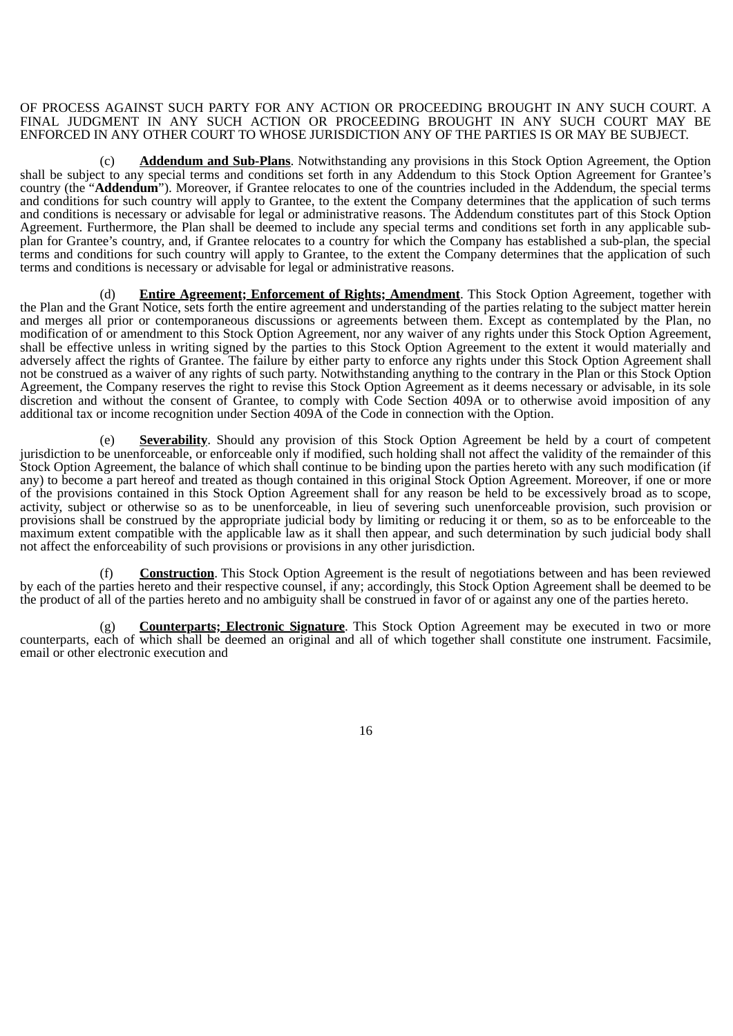OF PROCESS AGAINST SUCH PARTY FOR ANY ACTION OR PROCEEDING BROUGHT IN ANY SUCH COURT. A FINAL JUDGMENT IN ANY SUCH ACTION OR PROCEEDING BROUGHT IN ANY SUCH COURT MAY BE ENFORCED IN ANY OTHER COURT TO WHOSE JURISDICTION ANY OF THE PARTIES IS OR MAY BE SUBJECT.

(c) **Addendum and Sub-Plans**. Notwithstanding any provisions in this Stock Option Agreement, the Option shall be subject to any special terms and conditions set forth in any Addendum to this Stock Option Agreement for Grantee's country (the "**Addendum**"). Moreover, if Grantee relocates to one of the countries included in the Addendum, the special terms and conditions for such country will apply to Grantee, to the extent the Company determines that the application of such terms and conditions is necessary or advisable for legal or administrative reasons. The Addendum constitutes part of this Stock Option Agreement. Furthermore, the Plan shall be deemed to include any special terms and conditions set forth in any applicable sub-plan for Grantee's country, and, if Grantee relocates to a country for which the Company has established a sub-plan, the special terms and conditions for such country will apply to Grantee, to the extent the Company determines that the application of such terms and conditions is necessary or advisable for legal or administrative reasons.

(d) **Entire Agreement; Enforcement of Rights; Amendment**. This Stock Option Agreement, together with the Plan and the Grant Notice, sets forth the entire agreement and understanding of the parties relating to the subject matter herein and merges all prior or contemporaneous discussions or agreements between them. Except as contemplated by the Plan, no modification of or amendment to this Stock Option Agreement, nor any waiver of any rights under this Stock Option Agreement, shall be effective unless in writing signed by the parties to this Stock Option Agreement to the extent it would materially and adversely affect the rights of Grantee. The failure by either party to enforce any rights under this Stock Option Agreement shall not be construed as a waiver of any rights of such party. Notwithstanding anything to the contrary in the Plan or this Stock Option Agreement, the Company reserves the right to revise this Stock Option Agreement as it deems necessary or advisable, in its sole discretion and without the consent of Grantee, to comply with Code Section 409A or to otherwise avoid imposition of any additional tax or income recognition under Section 409A of the Code in connection with the Option.

(e) **Severability**. Should any provision of this Stock Option Agreement be held by a court of competent jurisdiction to be unenforceable, or enforceable only if modified, such holding shall not affect the validity of the remainder of this Stock Option Agreement, the balance of which shall continue to be binding upon the parties hereto with any such modification (if any) to become a part hereof and treated as though contained in this original Stock Option Agreement. Moreover, if one or more of the provisions contained in this Stock Option Agreement shall for any reason be held to be excessively broad as to scope, activity, subject or otherwise so as to be unenforceable, in lieu of severing such unenforceable provision, such provision or provisions shall be construed by the appropriate judicial body by limiting or reducing it or them, so as to be enforceable to the maximum extent compatible with the applicable law as it shall then appear, and such determination by such judicial body shall not affect the enforceability of such provisions or provisions in any other jurisdiction.

(f) **Construction**. This Stock Option Agreement is the result of negotiations between and has been reviewed by each of the parties hereto and their respective counsel, if any; accordingly, this Stock Option Agreement shall be deemed to be the product of all of the parties hereto and no ambiguity shall be construed in favor of or against any one of the parties hereto.

(g) **Counterparts; Electronic Signature**. This Stock Option Agreement may be executed in two or more counterparts, each of which shall be deemed an original and all of which together shall constitute one instrument. Facsimile, email or other electronic execution and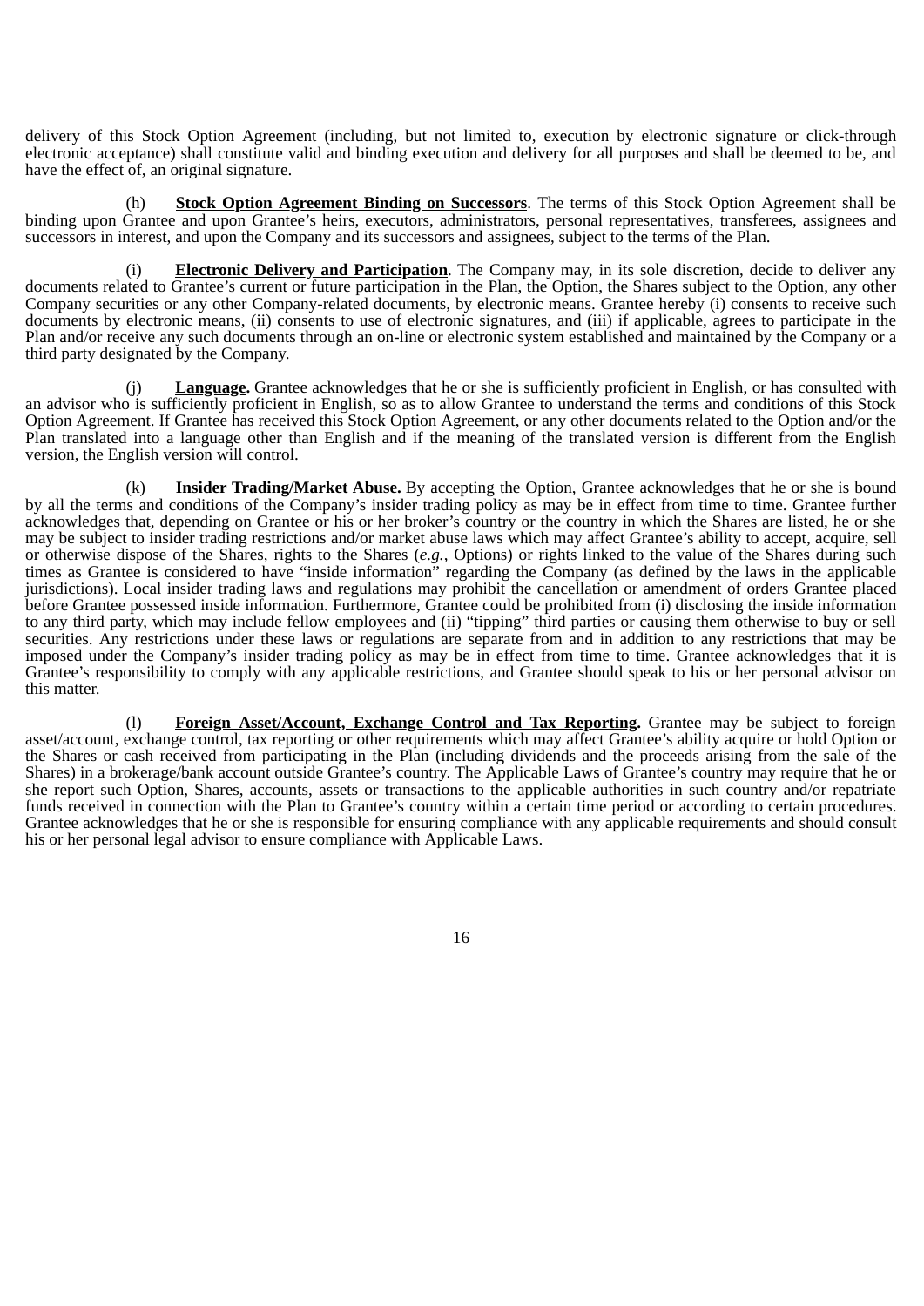delivery of this Stock Option Agreement (including, but not limited to, execution by electronic signature or click-through electronic acceptance) shall constitute valid and binding execution and delivery for all purposes and shall be deemed to be, and have the effect of, an original signature.

(h) **Stock Option Agreement Binding on Successors**. The terms of this Stock Option Agreement shall be binding upon Grantee and upon Grantee's heirs, executors, administrators, personal representatives, transferees, assignees and successors in interest, and upon the Company and its successors and assignees, subject to the terms of the Plan.

(i) **Electronic Delivery and Participation**. The Company may, in its sole discretion, decide to deliver any documents related to Grantee's current or future participation in the Plan, the Option, the Shares subject to the Option, any other Company securities or any other Company-related documents, by electronic means. Grantee hereby (i) consents to receive such documents by electronic means, (ii) consents to use of electronic signatures, and (iii) if applicable, agrees to participate in the Plan and/or receive any such documents through an on-line or electronic system established and maintained by the Company or a third party designated by the Company.

(j) **Language.** Grantee acknowledges that he or she is sufficiently proficient in English, or has consulted with an advisor who is sufficiently proficient in English, so as to allow Grantee to understand the terms and conditions of this Stock Option Agreement. If Grantee has received this Stock Option Agreement, or any other documents related to the Option and/or the Plan translated into a language other than English and if the meaning of the translated version is different from the English version, the English version will control.

(k) **Insider Trading/Market Abuse.** By accepting the Option, Grantee acknowledges that he or she is bound by all the terms and conditions of the Company's insider trading policy as may be in effect from time to time. Grantee further acknowledges that, depending on Grantee or his or her broker's country or the country in which the Shares are listed, he or she may be subject to insider trading restrictions and/or market abuse laws which may affect Grantee's ability to accept, acquire, sell or otherwise dispose of the Shares, rights to the Shares (*e.g.*, Options) or rights linked to the value of the Shares during such times as Grantee is considered to have "inside information" regarding the Company (as defined by the laws in the applicable jurisdictions). Local insider trading laws and regulations may prohibit the cancellation or amendment of orders Grantee placed before Grantee possessed inside information. Furthermore, Grantee could be prohibited from (i) disclosing the inside information to any third party, which may include fellow employees and (ii) "tipping" third parties or causing them otherwise to buy or sell securities. Any restrictions under these laws or regulations are separate from and in addition to any restrictions that may be imposed under the Company's insider trading policy as may be in effect from time to time. Grantee acknowledges that it is Grantee's responsibility to comply with any applicable restrictions, and Grantee should speak to his or her personal advisor on this matter.

(l) **Foreign Asset/Account, Exchange Control and Tax Reporting.** Grantee may be subject to foreign asset/account, exchange control, tax reporting or other requirements which may affect Grantee's ability acquire or hold Option or the Shares or cash received from participating in the Plan (including dividends and the proceeds arising from the sale of the Shares) in a brokerage/bank account outside Grantee's country. The Applicable Laws of Grantee's country may require that he or she report such Option, Shares, accounts, assets or transactions to the applicable authorities in such country and/or repatriate funds received in connection with the Plan to Grantee's country within a certain time period or according to certain procedures. Grantee acknowledges that he or she is responsible for ensuring compliance with any applicable requirements and should consult his or her personal legal advisor to ensure compliance with Applicable Laws.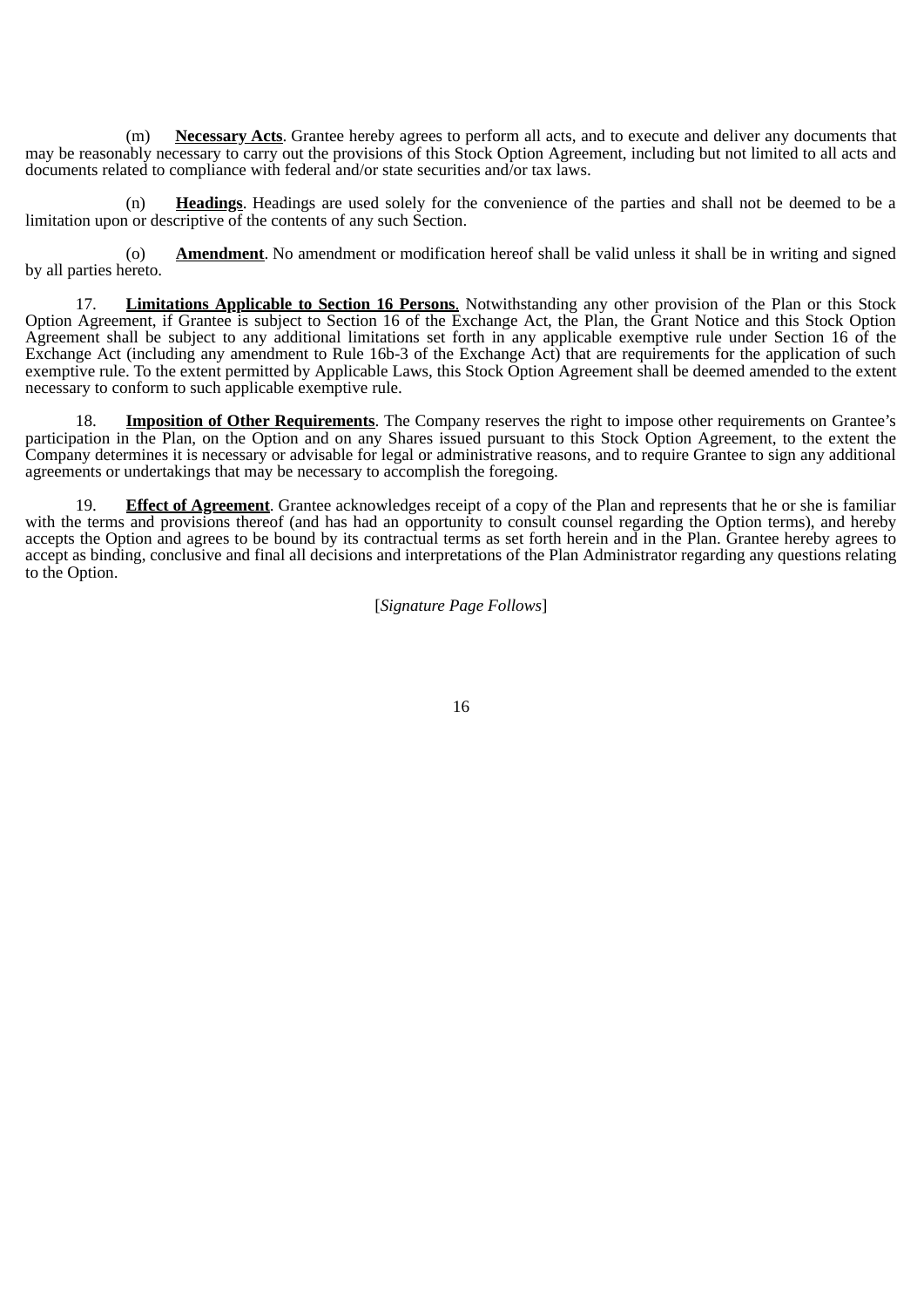(m) **Necessary Acts**. Grantee hereby agrees to perform all acts, and to execute and deliver any documents that may be reasonably necessary to carry out the provisions of this Stock Option Agreement, including but not limited to all acts and documents related to compliance with federal and/or state securities and/or tax laws.

(n) **Headings**. Headings are used solely for the convenience of the parties and shall not be deemed to be a limitation upon or descriptive of the contents of any such Section.

(o) **Amendment**. No amendment or modification hereof shall be valid unless it shall be in writing and signed by all parties hereto.

17. **Limitations Applicable to Section 16 Persons**. Notwithstanding any other provision of the Plan or this Stock Option Agreement, if Grantee is subject to Section 16 of the Exchange Act, the Plan, the Grant Notice and this Stock Option Agreement shall be subject to any additional limitations set forth in any applicable exemptive rule under Section 16 of the Exchange Act (including any amendment to Rule 16b-3 of the Exchange Act) that are requirements for the application of such exemptive rule. To the extent permitted by Applicable Laws, this Stock Option Agreement shall be deemed amended to the extent necessary to conform to such applicable exemptive rule.

18. **Imposition of Other Requirements**. The Company reserves the right to impose other requirements on Grantee's participation in the Plan, on the Option and on any Shares issued pursuant to this Stock Option Agreement, to the extent the Company determines it is necessary or advisable for legal or administrative reasons, and to require Grantee to sign any additional agreements or undertakings that may be necessary to accomplish the foregoing.

19. **Effect of Agreement**. Grantee acknowledges receipt of a copy of the Plan and represents that he or she is familiar with the terms and provisions thereof (and has had an opportunity to consult counsel regarding the Option terms), and hereby accepts the Option and agrees to be bound by its contractual terms as set forth herein and in the Plan. Grantee hereby agrees to accept as binding, conclusive and final all decisions and interpretations of the Plan Administrator regarding any questions relating to the Option.

[*Signature Page Follows*]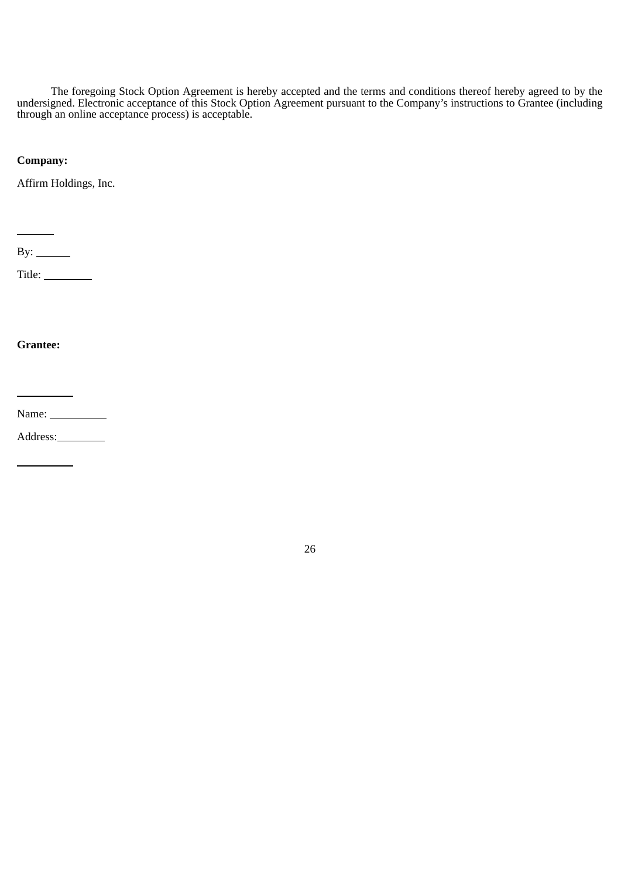The foregoing Stock Option Agreement is hereby accepted and the terms and conditions thereof hereby agreed to by the undersigned. Electronic acceptance of this Stock Option Agreement pursuant to the Company's instructions to Grantee (including through an online acceptance process) is acceptable.

**Company:**

Affirm Holdings, Inc.

\_\_\_\_\_\_

By: \_\_\_\_\_\_

Title: \_\_\_\_\_\_\_\_

**Grantee:**

\_\_\_\_\_\_\_\_\_\_

Name: \_\_\_\_\_\_\_\_\_\_

Address:\_\_\_\_\_\_\_\_

\_\_\_\_\_\_\_\_\_\_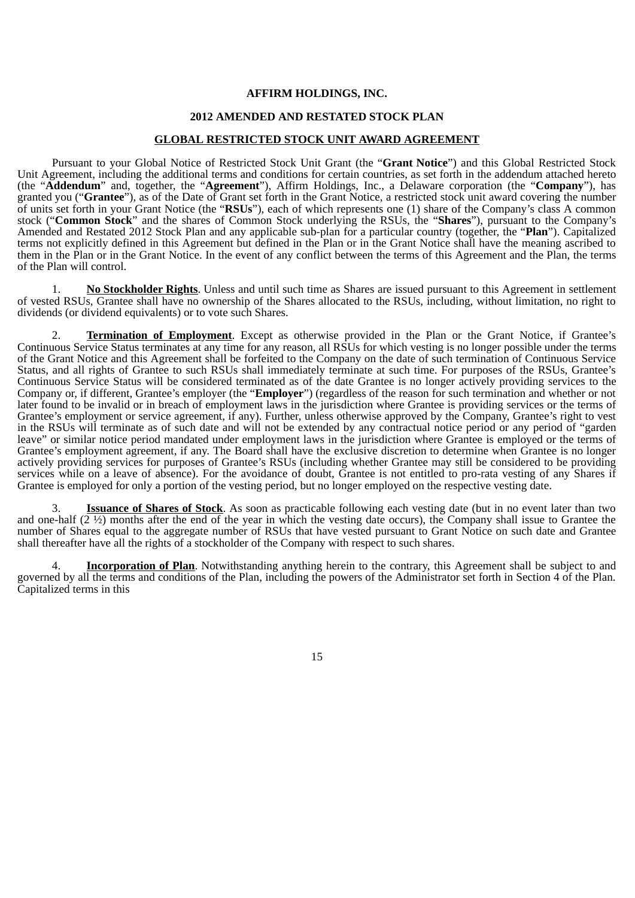**AFFIRM HOLDINGS, INC.**

**2012 AMENDED AND RESTATED STOCK PLAN**

**GLOBAL RESTRICTED STOCK UNIT AWARD AGREEMENT**

Pursuant to your Global Notice of Restricted Stock Unit Grant (the "**Grant Notice**") and this Global Restricted Stock Unit Agreement, including the additional terms and conditions for certain countries, as set forth in the addendum attached hereto (the "**Addendum**" and, together, the "**Agreement**"), Affirm Holdings, Inc., a Delaware corporation (the "**Company**"), has granted you ("**Grantee**"), as of the Date of Grant set forth in the Grant Notice, a restricted stock unit award covering the number of units set forth in your Grant Notice (the "**RSUs**"), each of which represents one (1) share of the Company's class A common stock ("**Common Stock**" and the shares of Common Stock underlying the RSUs, the "**Shares**"), pursuant to the Company's Amended and Restated 2012 Stock Plan and any applicable sub-plan for a particular country (together, the "**Plan**"). Capitalized terms not explicitly defined in this Agreement but defined in the Plan or in the Grant Notice shall have the meaning ascribed to them in the Plan or in the Grant Notice. In the event of any conflict between the terms of this Agreement and the Plan, the terms of the Plan will control.

1. **No Stockholder Rights**. Unless and until such time as Shares are issued pursuant to this Agreement in settlement of vested RSUs, Grantee shall have no ownership of the Shares allocated to the RSUs, including, without limitation, no right to dividends (or dividend equivalents) or to vote such Shares.

2. **Termination of Employment**. Except as otherwise provided in the Plan or the Grant Notice, if Grantee's Continuous Service Status terminates at any time for any reason, all RSUs for which vesting is no longer possible under the terms of the Grant Notice and this Agreement shall be forfeited to the Company on the date of such termination of Continuous Service Status, and all rights of Grantee to such RSUs shall immediately terminate at such time. For purposes of the RSUs, Grantee's Continuous Service Status will be considered terminated as of the date Grantee is no longer actively providing services to the Company or, if different, Grantee's employer (the "**Employer**") (regardless of the reason for such termination and whether or not later found to be invalid or in breach of employment laws in the jurisdiction where Grantee is providing services or the terms of Grantee's employment or service agreement, if any). Further, unless otherwise approved by the Company, Grantee's right to vest in the RSUs will terminate as of such date and will not be extended by any contractual notice period or any period of "garden leave" or similar notice period mandated under employment laws in the jurisdiction where Grantee is employed or the terms of Grantee's employment agreement, if any. The Board shall have the exclusive discretion to determine when Grantee is no longer actively providing services for purposes of Grantee's RSUs (including whether Grantee may still be considered to be providing services while on a leave of absence). For the avoidance of doubt, Grantee is not entitled to pro-rata vesting of any Shares if Grantee is employed for only a portion of the vesting period, but no longer employed on the respective vesting date.

3. **Issuance of Shares of Stock**. As soon as practicable following each vesting date (but in no event later than two and one-half (2 ½) months after the end of the year in which the vesting date occurs), the Company shall issue to Grantee the number of Shares equal to the aggregate number of RSUs that have vested pursuant to Grant Notice on such date and Grantee shall thereafter have all the rights of a stockholder of the Company with respect to such shares.

4. **Incorporation of Plan**. Notwithstanding anything herein to the contrary, this Agreement shall be subject to and governed by all the terms and conditions of the Plan, including the powers of the Administrator set forth in Section 4 of the Plan. Capitalized terms in this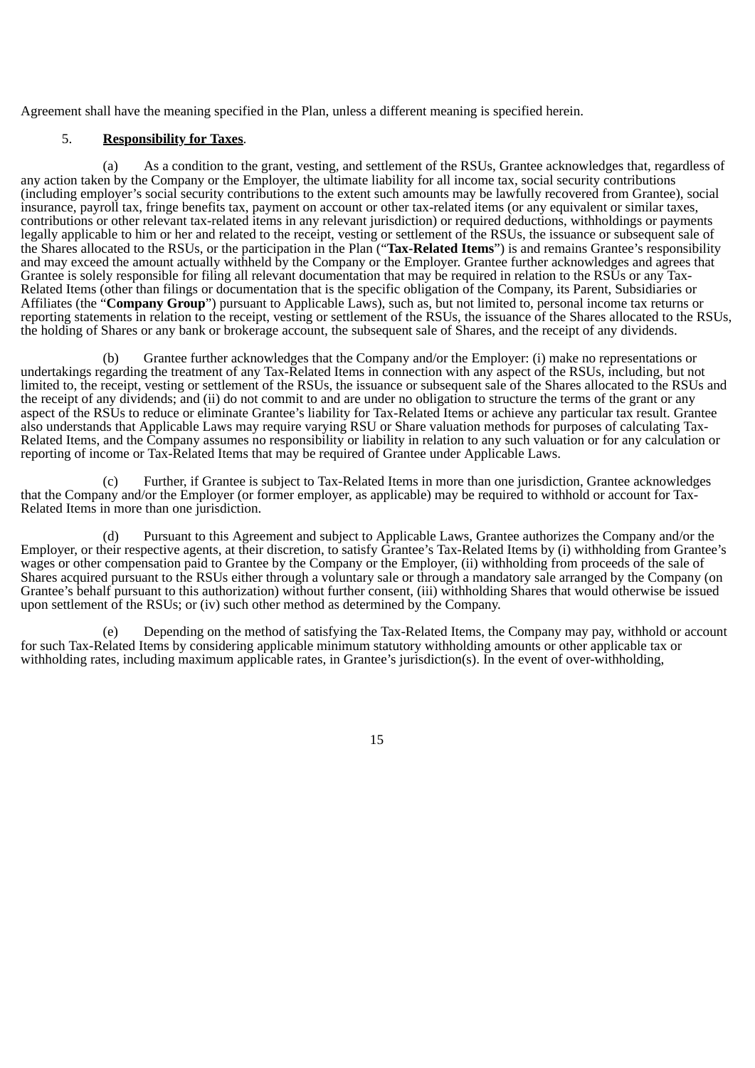Agreement shall have the meaning specified in the Plan, unless a different meaning is specified herein.

5. **Responsibility for Taxes**.

(a) As a condition to the grant, vesting, and settlement of the RSUs, Grantee acknowledges that, regardless of any action taken by the Company or the Employer, the ultimate liability for all income tax, social security contributions (including employer's social security contributions to the extent such amounts may be lawfully recovered from Grantee), social insurance, payroll tax, fringe benefits tax, payment on account or other tax-related items (or any equivalent or similar taxes, contributions or other relevant tax-related items in any relevant jurisdiction) or required deductions, withholdings or payments legally applicable to him or her and related to the receipt, vesting or settlement of the RSUs, the issuance or subsequent sale of the Shares allocated to the RSUs, or the participation in the Plan ("**Tax-Related Items**") is and remains Grantee's responsibility and may exceed the amount actually withheld by the Company or the Employer. Grantee further acknowledges and agrees that Grantee is solely responsible for filing all relevant documentation that may be required in relation to the RSUs or any Tax-Related Items (other than filings or documentation that is the specific obligation of the Company, its Parent, Subsidiaries or Affiliates (the "**Company Group**") pursuant to Applicable Laws), such as, but not limited to, personal income tax returns or reporting statements in relation to the receipt, vesting or settlement of the RSUs, the issuance of the Shares allocated to the RSUs, the holding of Shares or any bank or brokerage account, the subsequent sale of Shares, and the receipt of any dividends.

(b) Grantee further acknowledges that the Company and/or the Employer: (i) make no representations or undertakings regarding the treatment of any Tax-Related Items in connection with any aspect of the RSUs, including, but not limited to, the receipt, vesting or settlement of the RSUs, the issuance or subsequent sale of the Shares allocated to the RSUs and the receipt of any dividends; and (ii) do not commit to and are under no obligation to structure the terms of the grant or any aspect of the RSUs to reduce or eliminate Grantee's liability for Tax-Related Items or achieve any particular tax result. Grantee also understands that Applicable Laws may require varying RSU or Share valuation methods for purposes of calculating Tax-Related Items, and the Company assumes no responsibility or liability in relation to any such valuation or for any calculation or reporting of income or Tax-Related Items that may be required of Grantee under Applicable Laws.

(c) Further, if Grantee is subject to Tax-Related Items in more than one jurisdiction, Grantee acknowledges that the Company and/or the Employer (or former employer, as applicable) may be required to withhold or account for Tax-Related Items in more than one jurisdiction.

(d) Pursuant to this Agreement and subject to Applicable Laws, Grantee authorizes the Company and/or the Employer, or their respective agents, at their discretion, to satisfy Grantee's Tax-Related Items by (i) withholding from Grantee's wages or other compensation paid to Grantee by the Company or the Employer, (ii) withholding from proceeds of the sale of Shares acquired pursuant to the RSUs either through a voluntary sale or through a mandatory sale arranged by the Company (on Grantee's behalf pursuant to this authorization) without further consent, (iii) withholding Shares that would otherwise be issued upon settlement of the RSUs; or (iv) such other method as determined by the Company.

(e) Depending on the method of satisfying the Tax-Related Items, the Company may pay, withhold or account for such Tax-Related Items by considering applicable minimum statutory withholding amounts or other applicable tax or withholding rates, including maximum applicable rates, in Grantee's jurisdiction(s). In the event of over-withholding,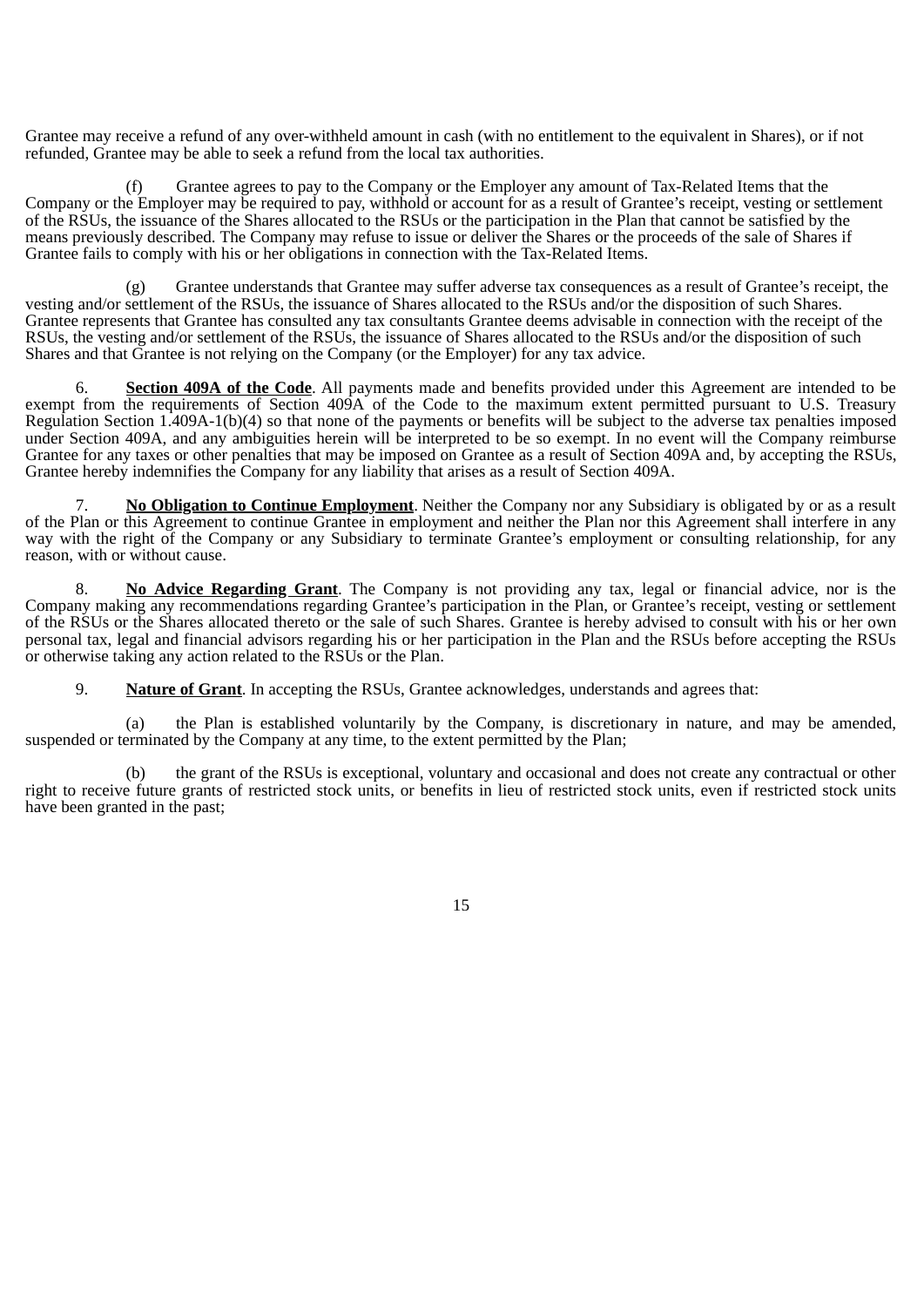Grantee may receive a refund of any over-withheld amount in cash (with no entitlement to the equivalent in Shares), or if not refunded, Grantee may be able to seek a refund from the local tax authorities.

(f) Grantee agrees to pay to the Company or the Employer any amount of Tax-Related Items that the Company or the Employer may be required to pay, withhold or account for as a result of Grantee's receipt, vesting or settlement of the RSUs, the issuance of the Shares allocated to the RSUs or the participation in the Plan that cannot be satisfied by the means previously described. The Company may refuse to issue or deliver the Shares or the proceeds of the sale of Shares if Grantee fails to comply with his or her obligations in connection with the Tax-Related Items.

(g) Grantee understands that Grantee may suffer adverse tax consequences as a result of Grantee's receipt, the vesting and/or settlement of the RSUs, the issuance of Shares allocated to the RSUs and/or the disposition of such Shares. Grantee represents that Grantee has consulted any tax consultants Grantee deems advisable in connection with the receipt of the RSUs, the vesting and/or settlement of the RSUs, the issuance of Shares allocated to the RSUs and/or the disposition of such Shares and that Grantee is not relying on the Company (or the Employer) for any tax advice.

6. **Section 409A of the Code**. All payments made and benefits provided under this Agreement are intended to be exempt from the requirements of Section 409A of the Code to the maximum extent permitted pursuant to U.S. Treasury Regulation Section 1.409A-1(b)(4) so that none of the payments or benefits will be subject to the adverse tax penalties imposed under Section 409A, and any ambiguities herein will be interpreted to be so exempt. In no event will the Company reimburse Grantee for any taxes or other penalties that may be imposed on Grantee as a result of Section 409A and, by accepting the RSUs, Grantee hereby indemnifies the Company for any liability that arises as a result of Section 409A.

7. **No Obligation to Continue Employment**. Neither the Company nor any Subsidiary is obligated by or as a result of the Plan or this Agreement to continue Grantee in employment and neither the Plan nor this Agreement shall interfere in any way with the right of the Company or any Subsidiary to terminate Grantee's employment or consulting relationship, for any reason, with or without cause.

8. **No Advice Regarding Grant**. The Company is not providing any tax, legal or financial advice, nor is the Company making any recommendations regarding Grantee's participation in the Plan, or Grantee's receipt, vesting or settlement of the RSUs or the Shares allocated thereto or the sale of such Shares. Grantee is hereby advised to consult with his or her own personal tax, legal and financial advisors regarding his or her participation in the Plan and the RSUs before accepting the RSUs or otherwise taking any action related to the RSUs or the Plan.

9. **Nature of Grant**. In accepting the RSUs, Grantee acknowledges, understands and agrees that:

(a) the Plan is established voluntarily by the Company, is discretionary in nature, and may be amended, suspended or terminated by the Company at any time, to the extent permitted by the Plan;

(b) the grant of the RSUs is exceptional, voluntary and occasional and does not create any contractual or other right to receive future grants of restricted stock units, or benefits in lieu of restricted stock units, even if restricted stock units have been granted in the past;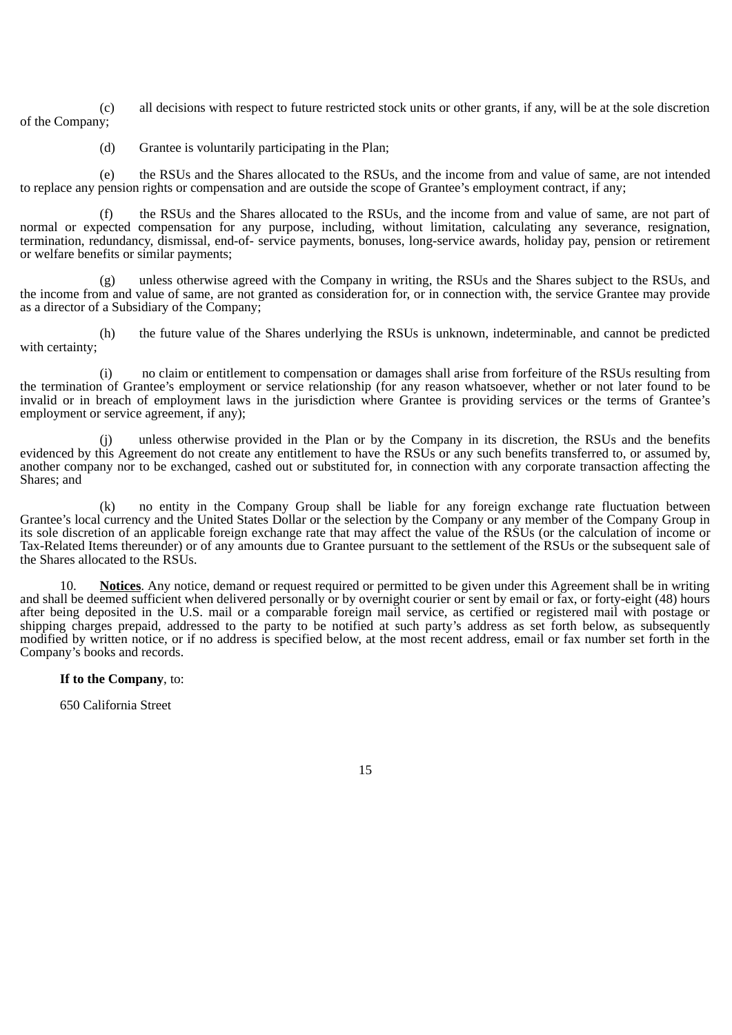(c) all decisions with respect to future restricted stock units or other grants, if any, will be at the sole discretion of the Company;

(d) Grantee is voluntarily participating in the Plan;

(e) the RSUs and the Shares allocated to the RSUs, and the income from and value of same, are not intended to replace any pension rights or compensation and are outside the scope of Grantee's employment contract, if any;

(f) the RSUs and the Shares allocated to the RSUs, and the income from and value of same, are not part of normal or expected compensation for any purpose, including, without limitation, calculating any severance, resignation, termination, redundancy, dismissal, end-of- service payments, bonuses, long-service awards, holiday pay, pension or retirement or welfare benefits or similar payments;

(g) unless otherwise agreed with the Company in writing, the RSUs and the Shares subject to the RSUs, and the income from and value of same, are not granted as consideration for, or in connection with, the service Grantee may provide as a director of a Subsidiary of the Company;

(h) the future value of the Shares underlying the RSUs is unknown, indeterminable, and cannot be predicted with certainty;

(i) no claim or entitlement to compensation or damages shall arise from forfeiture of the RSUs resulting from the termination of Grantee's employment or service relationship (for any reason whatsoever, whether or not later found to be invalid or in breach of employment laws in the jurisdiction where Grantee is providing services or the terms of Grantee's employment or service agreement, if any);

(j) unless otherwise provided in the Plan or by the Company in its discretion, the RSUs and the benefits evidenced by this Agreement do not create any entitlement to have the RSUs or any such benefits transferred to, or assumed by, another company nor to be exchanged, cashed out or substituted for, in connection with any corporate transaction affecting the Shares; and

(k) no entity in the Company Group shall be liable for any foreign exchange rate fluctuation between Grantee's local currency and the United States Dollar or the selection by the Company or any member of the Company Group in its sole discretion of an applicable foreign exchange rate that may affect the value of the RSUs (or the calculation of income or Tax-Related Items thereunder) or of any amounts due to Grantee pursuant to the settlement of the RSUs or the subsequent sale of the Shares allocated to the RSUs.

10. **Notices**. Any notice, demand or request required or permitted to be given under this Agreement shall be in writing and shall be deemed sufficient when delivered personally or by overnight courier or sent by email or fax, or forty-eight (48) hours after being deposited in the U.S. mail or a comparable foreign mail service, as certified or registered mail with postage or shipping charges prepaid, addressed to the party to be notified at such party's address as set forth below, as subsequently modified by written notice, or if no address is specified below, at the most recent address, email or fax number set forth in the Company's books and records.

**If to the Company**, to:

650 California Street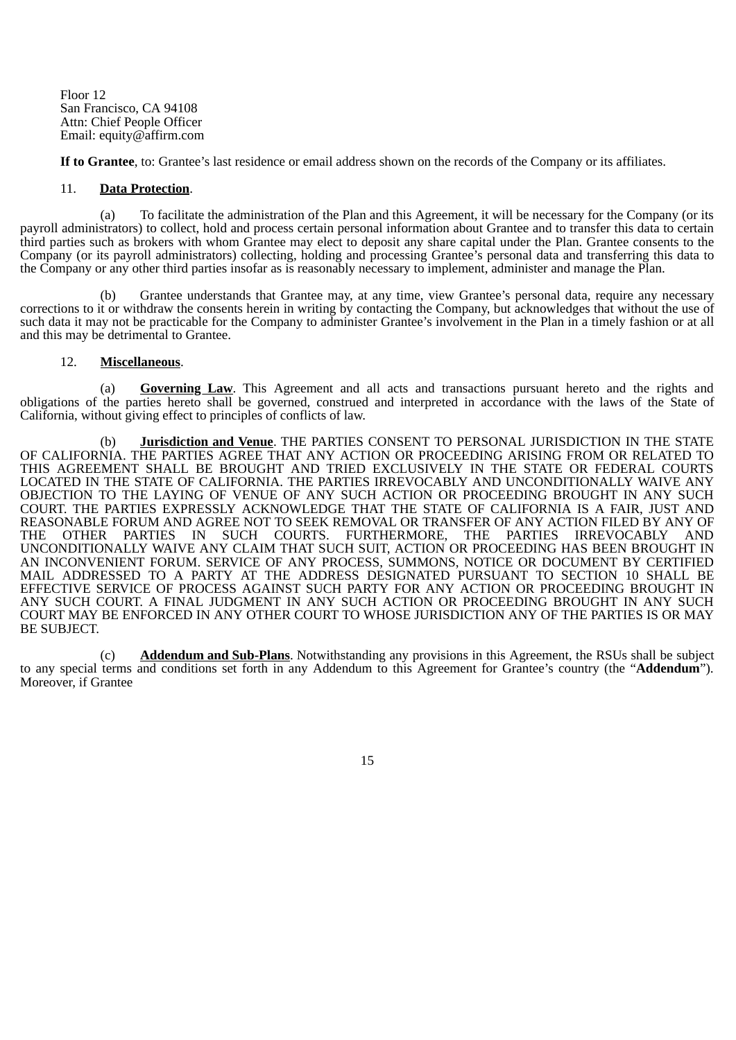Floor 12
San Francisco, CA 94108
Attn: Chief People Officer
Email: equity@affirm.com

**If to Grantee**, to: Grantee's last residence or email address shown on the records of the Company or its affiliates.

11. **Data Protection**.

(a) To facilitate the administration of the Plan and this Agreement, it will be necessary for the Company (or its payroll administrators) to collect, hold and process certain personal information about Grantee and to transfer this data to certain third parties such as brokers with whom Grantee may elect to deposit any share capital under the Plan. Grantee consents to the Company (or its payroll administrators) collecting, holding and processing Grantee's personal data and transferring this data to the Company or any other third parties insofar as is reasonably necessary to implement, administer and manage the Plan.

(b) Grantee understands that Grantee may, at any time, view Grantee's personal data, require any necessary corrections to it or withdraw the consents herein in writing by contacting the Company, but acknowledges that without the use of such data it may not be practicable for the Company to administer Grantee's involvement in the Plan in a timely fashion or at all and this may be detrimental to Grantee.

12. **Miscellaneous**.

(a) **Governing Law**. This Agreement and all acts and transactions pursuant hereto and the rights and obligations of the parties hereto shall be governed, construed and interpreted in accordance with the laws of the State of California, without giving effect to principles of conflicts of law.

(b) **Jurisdiction and Venue**. THE PARTIES CONSENT TO PERSONAL JURISDICTION IN THE STATE OF CALIFORNIA. THE PARTIES AGREE THAT ANY ACTION OR PROCEEDING ARISING FROM OR RELATED TO THIS AGREEMENT SHALL BE BROUGHT AND TRIED EXCLUSIVELY IN THE STATE OR FEDERAL COURTS LOCATED IN THE STATE OF CALIFORNIA. THE PARTIES IRREVOCABLY AND UNCONDITIONALLY WAIVE ANY OBJECTION TO THE LAYING OF VENUE OF ANY SUCH ACTION OR PROCEEDING BROUGHT IN ANY SUCH COURT. THE PARTIES EXPRESSLY ACKNOWLEDGE THAT THE STATE OF CALIFORNIA IS A FAIR, JUST AND REASONABLE FORUM AND AGREE NOT TO SEEK REMOVAL OR TRANSFER OF ANY ACTION FILED BY ANY OF THE OTHER PARTIES IN SUCH COURTS. FURTHERMORE, THE PARTIES IRREVOCABLY AND UNCONDITIONALLY WAIVE ANY CLAIM THAT SUCH SUIT, ACTION OR PROCEEDING HAS BEEN BROUGHT IN AN INCONVENIENT FORUM. SERVICE OF ANY PROCESS, SUMMONS, NOTICE OR DOCUMENT BY CERTIFIED MAIL ADDRESSED TO A PARTY AT THE ADDRESS DESIGNATED PURSUANT TO SECTION 10 SHALL BE EFFECTIVE SERVICE OF PROCESS AGAINST SUCH PARTY FOR ANY ACTION OR PROCEEDING BROUGHT IN ANY SUCH COURT. A FINAL JUDGMENT IN ANY SUCH ACTION OR PROCEEDING BROUGHT IN ANY SUCH COURT MAY BE ENFORCED IN ANY OTHER COURT TO WHOSE JURISDICTION ANY OF THE PARTIES IS OR MAY BE SUBJECT.

(c) **Addendum and Sub-Plans**. Notwithstanding any provisions in this Agreement, the RSUs shall be subject to any special terms and conditions set forth in any Addendum to this Agreement for Grantee's country (the "**Addendum**"). Moreover, if Grantee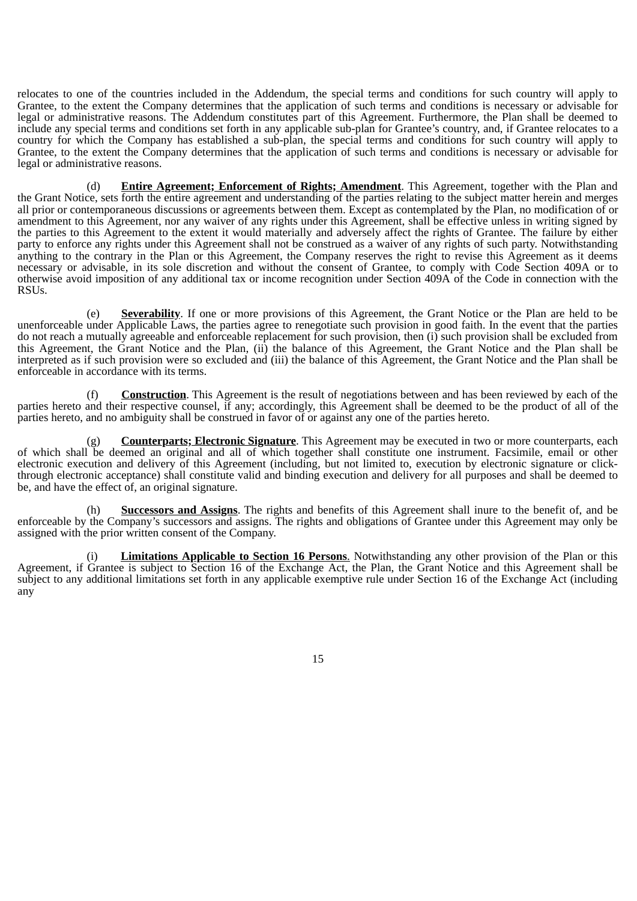relocates to one of the countries included in the Addendum, the special terms and conditions for such country will apply to Grantee, to the extent the Company determines that the application of such terms and conditions is necessary or advisable for legal or administrative reasons. The Addendum constitutes part of this Agreement. Furthermore, the Plan shall be deemed to include any special terms and conditions set forth in any applicable sub-plan for Grantee's country, and, if Grantee relocates to a country for which the Company has established a sub-plan, the special terms and conditions for such country will apply to Grantee, to the extent the Company determines that the application of such terms and conditions is necessary or advisable for legal or administrative reasons.

(d) **Entire Agreement; Enforcement of Rights; Amendment**. This Agreement, together with the Plan and the Grant Notice, sets forth the entire agreement and understanding of the parties relating to the subject matter herein and merges all prior or contemporaneous discussions or agreements between them. Except as contemplated by the Plan, no modification of or amendment to this Agreement, nor any waiver of any rights under this Agreement, shall be effective unless in writing signed by the parties to this Agreement to the extent it would materially and adversely affect the rights of Grantee. The failure by either party to enforce any rights under this Agreement shall not be construed as a waiver of any rights of such party. Notwithstanding anything to the contrary in the Plan or this Agreement, the Company reserves the right to revise this Agreement as it deems necessary or advisable, in its sole discretion and without the consent of Grantee, to comply with Code Section 409A or to otherwise avoid imposition of any additional tax or income recognition under Section 409A of the Code in connection with the RSUs.

(e) **Severability**. If one or more provisions of this Agreement, the Grant Notice or the Plan are held to be unenforceable under Applicable Laws, the parties agree to renegotiate such provision in good faith. In the event that the parties do not reach a mutually agreeable and enforceable replacement for such provision, then (i) such provision shall be excluded from this Agreement, the Grant Notice and the Plan, (ii) the balance of this Agreement, the Grant Notice and the Plan shall be interpreted as if such provision were so excluded and (iii) the balance of this Agreement, the Grant Notice and the Plan shall be enforceable in accordance with its terms.

(f) **Construction**. This Agreement is the result of negotiations between and has been reviewed by each of the parties hereto and their respective counsel, if any; accordingly, this Agreement shall be deemed to be the product of all of the parties hereto, and no ambiguity shall be construed in favor of or against any one of the parties hereto.

(g) **Counterparts; Electronic Signature**. This Agreement may be executed in two or more counterparts, each of which shall be deemed an original and all of which together shall constitute one instrument. Facsimile, email or other electronic execution and delivery of this Agreement (including, but not limited to, execution by electronic signature or click-through electronic acceptance) shall constitute valid and binding execution and delivery for all purposes and shall be deemed to be, and have the effect of, an original signature.

(h) **Successors and Assigns**. The rights and benefits of this Agreement shall inure to the benefit of, and be enforceable by the Company's successors and assigns. The rights and obligations of Grantee under this Agreement may only be assigned with the prior written consent of the Company.

(i) **Limitations Applicable to Section 16 Persons**. Notwithstanding any other provision of the Plan or this Agreement, if Grantee is subject to Section 16 of the Exchange Act, the Plan, the Grant Notice and this Agreement shall be subject to any additional limitations set forth in any applicable exemptive rule under Section 16 of the Exchange Act (including any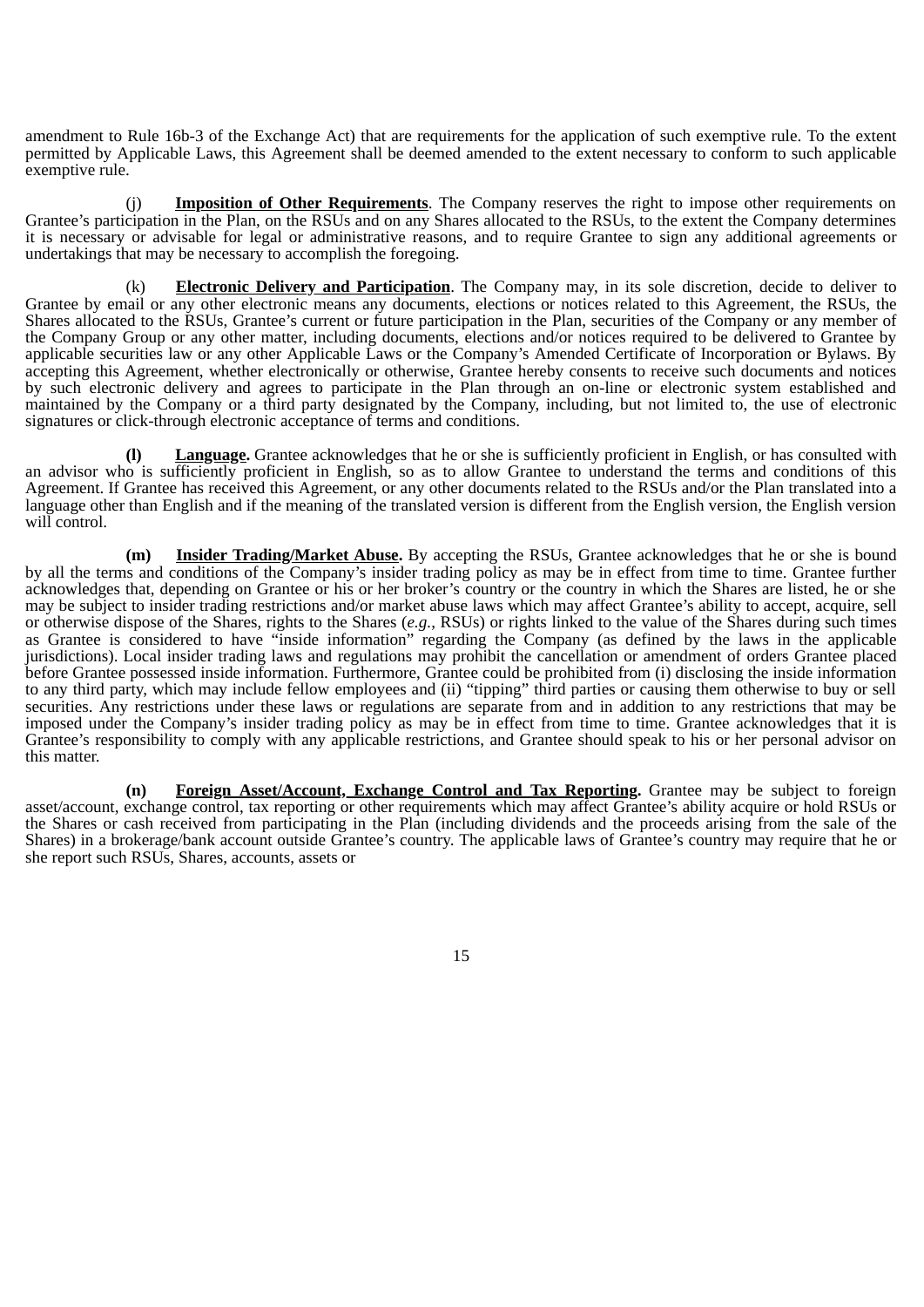amendment to Rule 16b-3 of the Exchange Act) that are requirements for the application of such exemptive rule. To the extent permitted by Applicable Laws, this Agreement shall be deemed amended to the extent necessary to conform to such applicable exemptive rule.

(j) **Imposition of Other Requirements**. The Company reserves the right to impose other requirements on Grantee's participation in the Plan, on the RSUs and on any Shares allocated to the RSUs, to the extent the Company determines it is necessary or advisable for legal or administrative reasons, and to require Grantee to sign any additional agreements or undertakings that may be necessary to accomplish the foregoing.

(k) **Electronic Delivery and Participation**. The Company may, in its sole discretion, decide to deliver to Grantee by email or any other electronic means any documents, elections or notices related to this Agreement, the RSUs, the Shares allocated to the RSUs, Grantee's current or future participation in the Plan, securities of the Company or any member of the Company Group or any other matter, including documents, elections and/or notices required to be delivered to Grantee by applicable securities law or any other Applicable Laws or the Company's Amended Certificate of Incorporation or Bylaws. By accepting this Agreement, whether electronically or otherwise, Grantee hereby consents to receive such documents and notices by such electronic delivery and agrees to participate in the Plan through an on-line or electronic system established and maintained by the Company or a third party designated by the Company, including, but not limited to, the use of electronic signatures or click-through electronic acceptance of terms and conditions.

**(l) Language.** Grantee acknowledges that he or she is sufficiently proficient in English, or has consulted with an advisor who is sufficiently proficient in English, so as to allow Grantee to understand the terms and conditions of this Agreement. If Grantee has received this Agreement, or any other documents related to the RSUs and/or the Plan translated into a language other than English and if the meaning of the translated version is different from the English version, the English version will control.

**(m) Insider Trading/Market Abuse.** By accepting the RSUs, Grantee acknowledges that he or she is bound by all the terms and conditions of the Company's insider trading policy as may be in effect from time to time. Grantee further acknowledges that, depending on Grantee or his or her broker's country or the country in which the Shares are listed, he or she may be subject to insider trading restrictions and/or market abuse laws which may affect Grantee's ability to accept, acquire, sell or otherwise dispose of the Shares, rights to the Shares (*e.g.*, RSUs) or rights linked to the value of the Shares during such times as Grantee is considered to have "inside information" regarding the Company (as defined by the laws in the applicable jurisdictions). Local insider trading laws and regulations may prohibit the cancellation or amendment of orders Grantee placed before Grantee possessed inside information. Furthermore, Grantee could be prohibited from (i) disclosing the inside information to any third party, which may include fellow employees and (ii) "tipping" third parties or causing them otherwise to buy or sell securities. Any restrictions under these laws or regulations are separate from and in addition to any restrictions that may be imposed under the Company's insider trading policy as may be in effect from time to time. Grantee acknowledges that it is Grantee's responsibility to comply with any applicable restrictions, and Grantee should speak to his or her personal advisor on this matter.

**(n) Foreign Asset/Account, Exchange Control and Tax Reporting.** Grantee may be subject to foreign asset/account, exchange control, tax reporting or other requirements which may affect Grantee's ability acquire or hold RSUs or the Shares or cash received from participating in the Plan (including dividends and the proceeds arising from the sale of the Shares) in a brokerage/bank account outside Grantee's country. The applicable laws of Grantee's country may require that he or she report such RSUs, Shares, accounts, assets or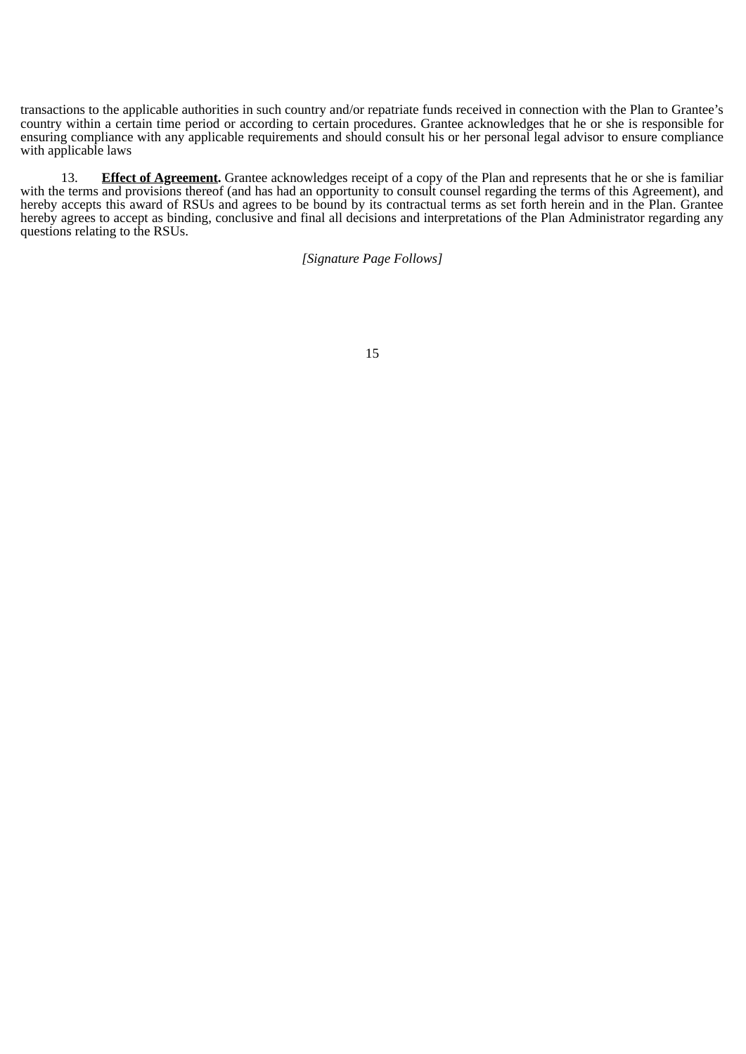transactions to the applicable authorities in such country and/or repatriate funds received in connection with the Plan to Grantee's country within a certain time period or according to certain procedures. Grantee acknowledges that he or she is responsible for ensuring compliance with any applicable requirements and should consult his or her personal legal advisor to ensure compliance with applicable laws

13. **Effect of Agreement.** Grantee acknowledges receipt of a copy of the Plan and represents that he or she is familiar with the terms and provisions thereof (and has had an opportunity to consult counsel regarding the terms of this Agreement), and hereby accepts this award of RSUs and agrees to be bound by its contractual terms as set forth herein and in the Plan. Grantee hereby agrees to accept as binding, conclusive and final all decisions and interpretations of the Plan Administrator regarding any questions relating to the RSUs.

*[Signature Page Follows]*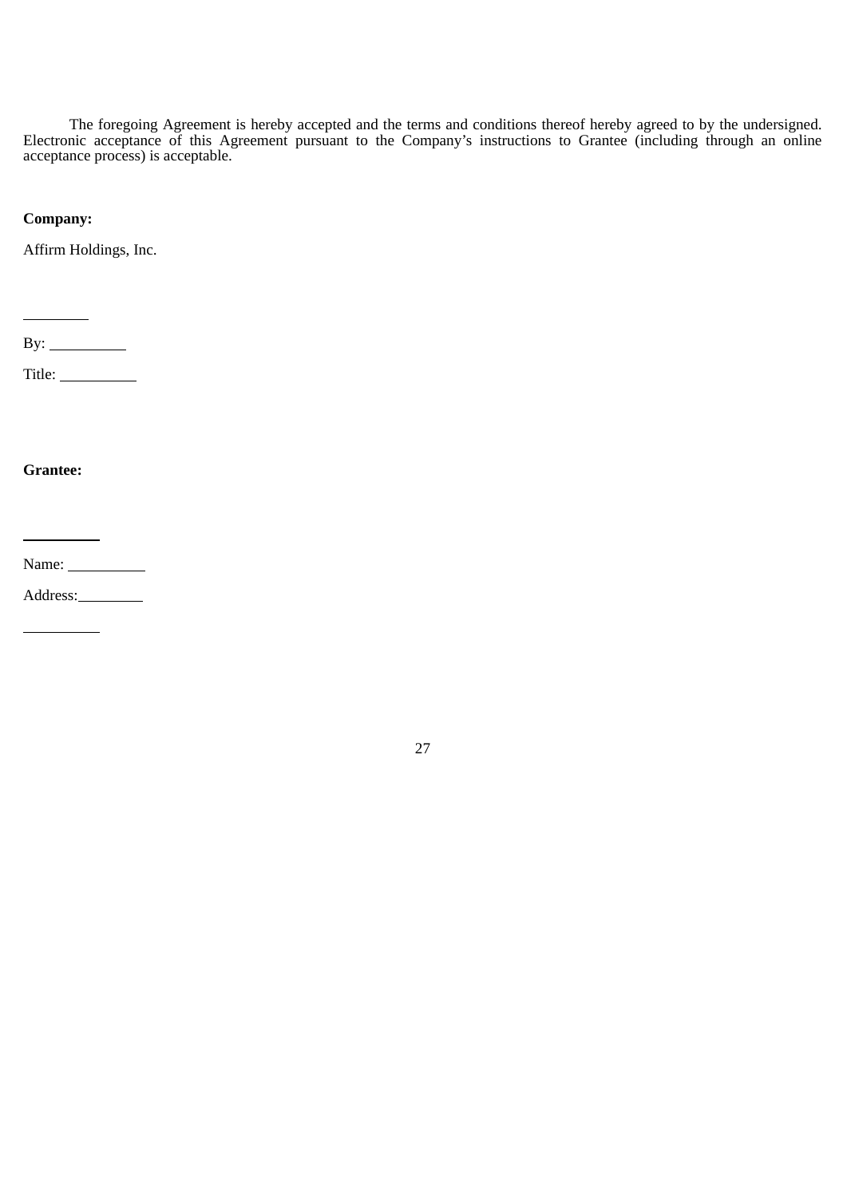The foregoing Agreement is hereby accepted and the terms and conditions thereof hereby agreed to by the undersigned. Electronic acceptance of this Agreement pursuant to the Company's instructions to Grantee (including through an online acceptance process) is acceptable.

**Company:**

Affirm Holdings, Inc.

\_\_\_\_\_\_\_\_\_\_

By: \_\_\_\_\_\_\_\_\_\_

Title: \_\_\_\_\_\_\_\_\_\_

**Grantee:**

\_\_\_\_\_\_\_\_\_\_

Name: \_\_\_\_\_\_\_\_\_\_

Address: \_\_\_\_\_\_\_\_\_\_

\_\_\_\_\_\_\_\_\_\_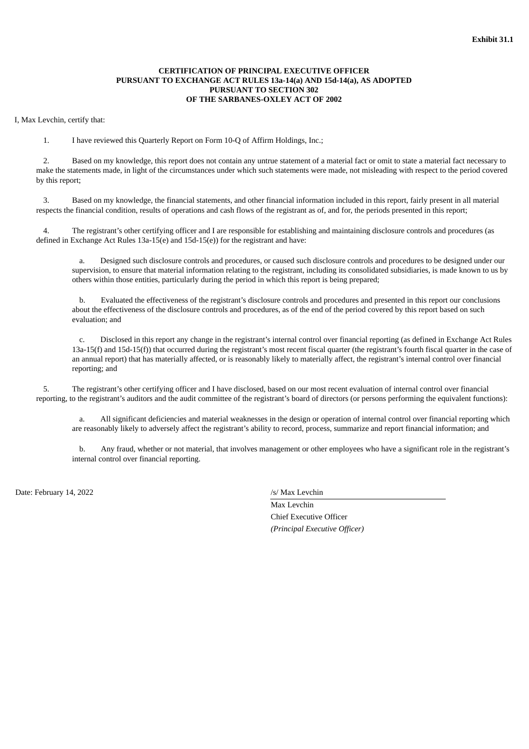**Exhibit 31.1**

**CERTIFICATION OF PRINCIPAL EXECUTIVE OFFICER**
**PURSUANT TO EXCHANGE ACT RULES 13a-14(a) AND 15d-14(a), AS ADOPTED**
**PURSUANT TO SECTION 302**
**OF THE SARBANES-OXLEY ACT OF 2002**

I, Max Levchin, certify that:

1. I have reviewed this Quarterly Report on Form 10-Q of Affirm Holdings, Inc.;

2. Based on my knowledge, this report does not contain any untrue statement of a material fact or omit to state a material fact necessary to make the statements made, in light of the circumstances under which such statements were made, not misleading with respect to the period covered by this report;

3. Based on my knowledge, the financial statements, and other financial information included in this report, fairly present in all material respects the financial condition, results of operations and cash flows of the registrant as of, and for, the periods presented in this report;

4. The registrant's other certifying officer and I are responsible for establishing and maintaining disclosure controls and procedures (as defined in Exchange Act Rules 13a-15(e) and 15d-15(e)) for the registrant and have:

   a. Designed such disclosure controls and procedures, or caused such disclosure controls and procedures to be designed under our supervision, to ensure that material information relating to the registrant, including its consolidated subsidiaries, is made known to us by others within those entities, particularly during the period in which this report is being prepared;

   b. Evaluated the effectiveness of the registrant's disclosure controls and procedures and presented in this report our conclusions about the effectiveness of the disclosure controls and procedures, as of the end of the period covered by this report based on such evaluation; and

   c. Disclosed in this report any change in the registrant's internal control over financial reporting (as defined in Exchange Act Rules 13a-15(f) and 15d-15(f)) that occurred during the registrant's most recent fiscal quarter (the registrant's fourth fiscal quarter in the case of an annual report) that has materially affected, or is reasonably likely to materially affect, the registrant's internal control over financial reporting; and

5. The registrant's other certifying officer and I have disclosed, based on our most recent evaluation of internal control over financial reporting, to the registrant's auditors and the audit committee of the registrant's board of directors (or persons performing the equivalent functions):

   a. All significant deficiencies and material weaknesses in the design or operation of internal control over financial reporting which are reasonably likely to adversely affect the registrant's ability to record, process, summarize and report financial information; and

   b. Any fraud, whether or not material, that involves management or other employees who have a significant role in the registrant's internal control over financial reporting.

Date: February 14, 2022

/s/ Max Levchin

Max Levchin
Chief Executive Officer
*(Principal Executive Officer)*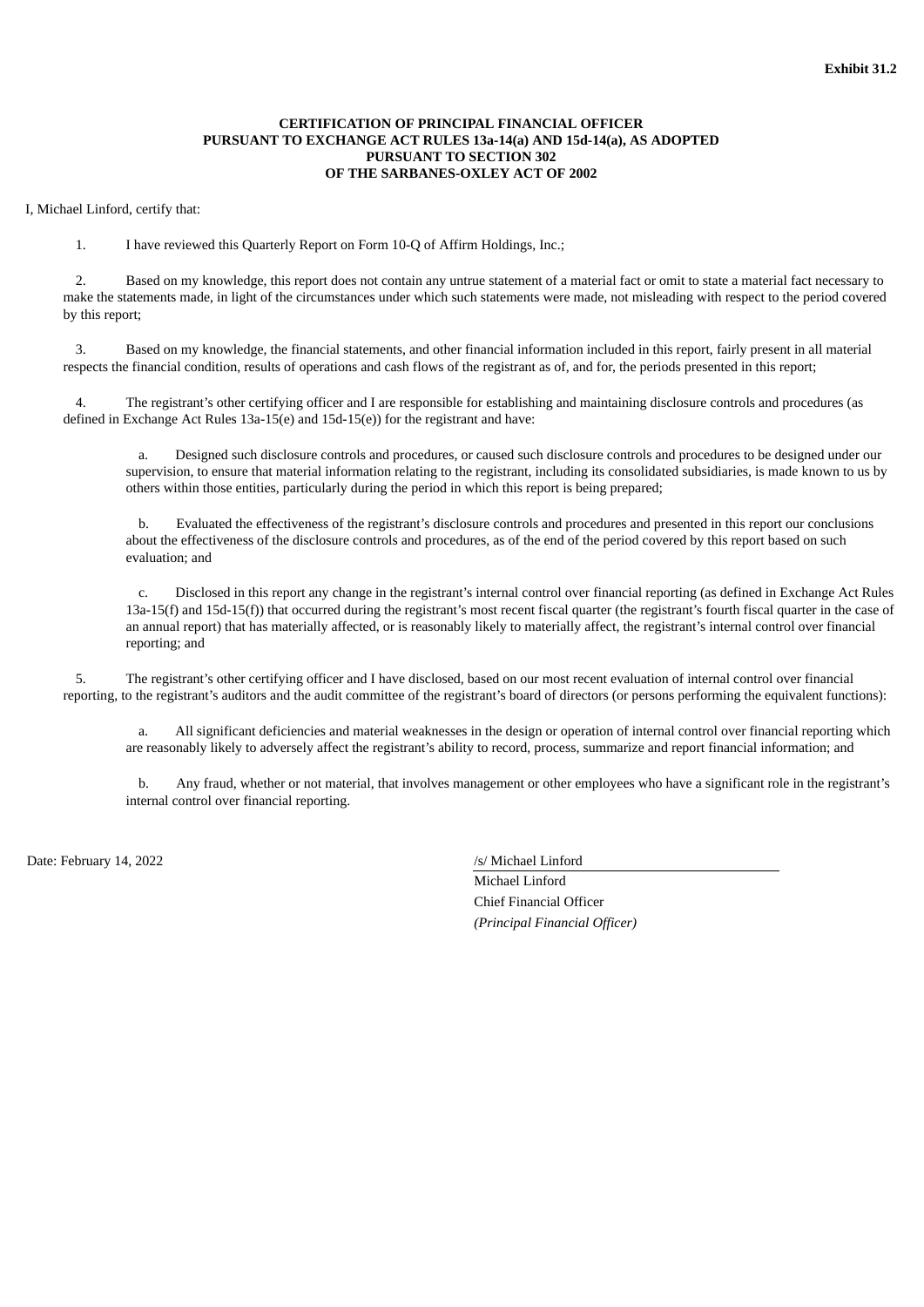**Exhibit 31.2**

**CERTIFICATION OF PRINCIPAL FINANCIAL OFFICER PURSUANT TO EXCHANGE ACT RULES 13a-14(a) AND 15d-14(a), AS ADOPTED PURSUANT TO SECTION 302 OF THE SARBANES-OXLEY ACT OF 2002**

I, Michael Linford, certify that:

1. I have reviewed this Quarterly Report on Form 10-Q of Affirm Holdings, Inc.;

2. Based on my knowledge, this report does not contain any untrue statement of a material fact or omit to state a material fact necessary to make the statements made, in light of the circumstances under which such statements were made, not misleading with respect to the period covered by this report;

3. Based on my knowledge, the financial statements, and other financial information included in this report, fairly present in all material respects the financial condition, results of operations and cash flows of the registrant as of, and for, the periods presented in this report;

4. The registrant's other certifying officer and I are responsible for establishing and maintaining disclosure controls and procedures (as defined in Exchange Act Rules 13a-15(e) and 15d-15(e)) for the registrant and have:

   a. Designed such disclosure controls and procedures, or caused such disclosure controls and procedures to be designed under our supervision, to ensure that material information relating to the registrant, including its consolidated subsidiaries, is made known to us by others within those entities, particularly during the period in which this report is being prepared;

   b. Evaluated the effectiveness of the registrant's disclosure controls and procedures and presented in this report our conclusions about the effectiveness of the disclosure controls and procedures, as of the end of the period covered by this report based on such evaluation; and

   c. Disclosed in this report any change in the registrant's internal control over financial reporting (as defined in Exchange Act Rules 13a-15(f) and 15d-15(f)) that occurred during the registrant's most recent fiscal quarter (the registrant's fourth fiscal quarter in the case of an annual report) that has materially affected, or is reasonably likely to materially affect, the registrant's internal control over financial reporting; and

5. The registrant's other certifying officer and I have disclosed, based on our most recent evaluation of internal control over financial reporting, to the registrant's auditors and the audit committee of the registrant's board of directors (or persons performing the equivalent functions):

   a. All significant deficiencies and material weaknesses in the design or operation of internal control over financial reporting which are reasonably likely to adversely affect the registrant's ability to record, process, summarize and report financial information; and

   b. Any fraud, whether or not material, that involves management or other employees who have a significant role in the registrant's internal control over financial reporting.

Date: February 14, 2022

/s/ Michael Linford
Michael Linford
Chief Financial Officer
*(Principal Financial Officer)*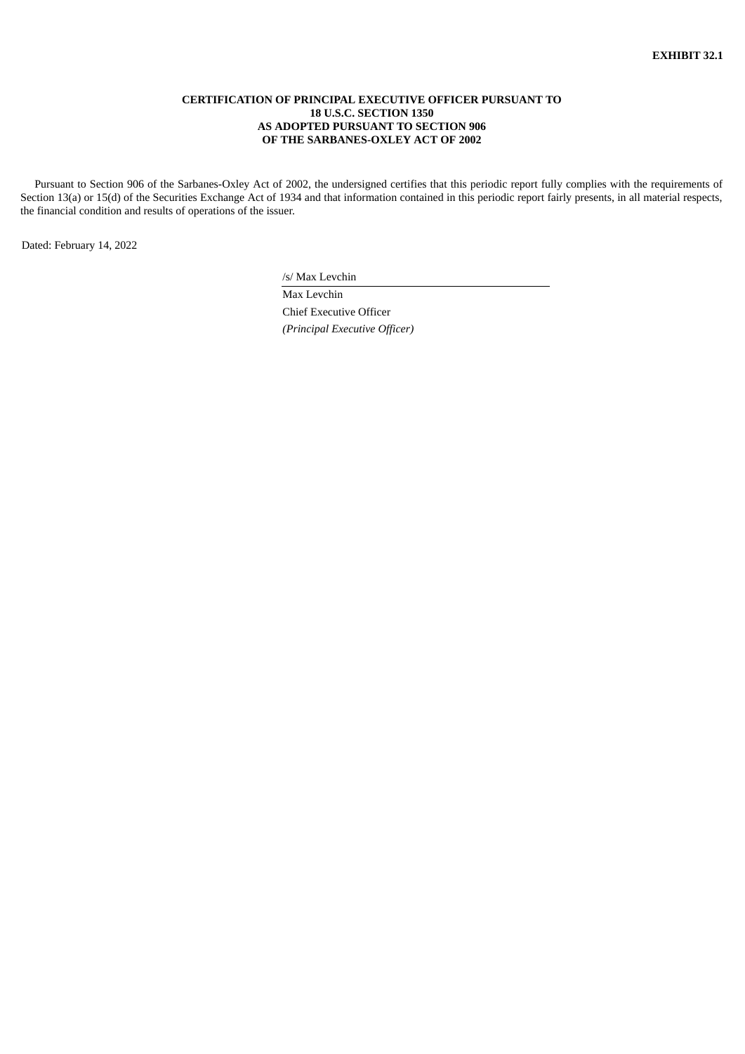**EXHIBIT 32.1**

**CERTIFICATION OF PRINCIPAL EXECUTIVE OFFICER PURSUANT TO 18 U.S.C. SECTION 1350 AS ADOPTED PURSUANT TO SECTION 906 OF THE SARBANES-OXLEY ACT OF 2002**

Pursuant to Section 906 of the Sarbanes-Oxley Act of 2002, the undersigned certifies that this periodic report fully complies with the requirements of Section 13(a) or 15(d) of the Securities Exchange Act of 1934 and that information contained in this periodic report fairly presents, in all material respects, the financial condition and results of operations of the issuer.

Dated: February 14, 2022

/s/ Max Levchin

Max Levchin

Chief Executive Officer

*(Principal Executive Officer)*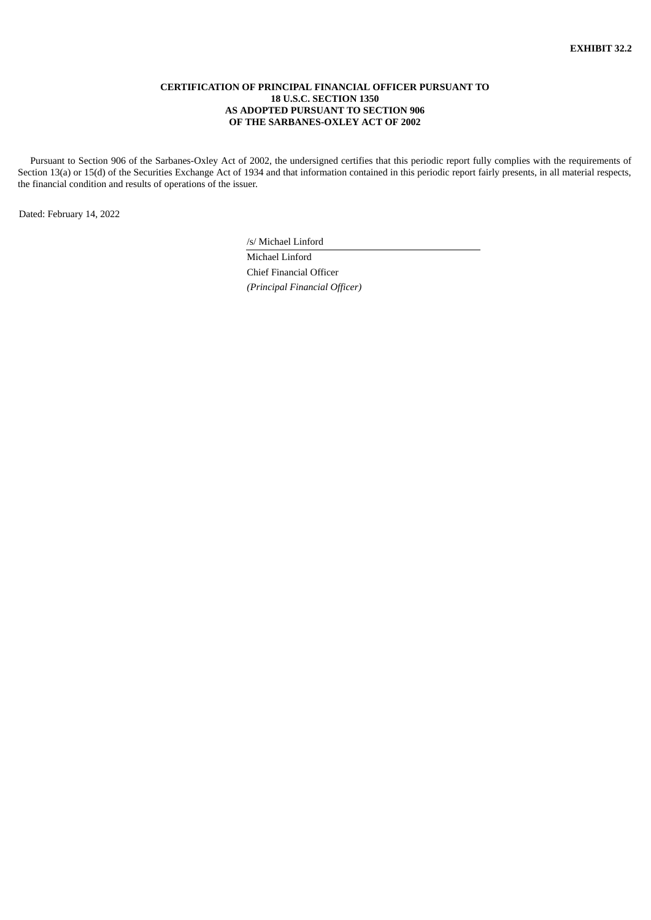**EXHIBIT 32.2**

**CERTIFICATION OF PRINCIPAL FINANCIAL OFFICER PURSUANT TO 18 U.S.C. SECTION 1350 AS ADOPTED PURSUANT TO SECTION 906 OF THE SARBANES-OXLEY ACT OF 2002**

Pursuant to Section 906 of the Sarbanes-Oxley Act of 2002, the undersigned certifies that this periodic report fully complies with the requirements of Section 13(a) or 15(d) of the Securities Exchange Act of 1934 and that information contained in this periodic report fairly presents, in all material respects, the financial condition and results of operations of the issuer.

Dated: February 14, 2022

/s/ Michael Linford
Michael Linford
Chief Financial Officer
*(Principal Financial Officer)*